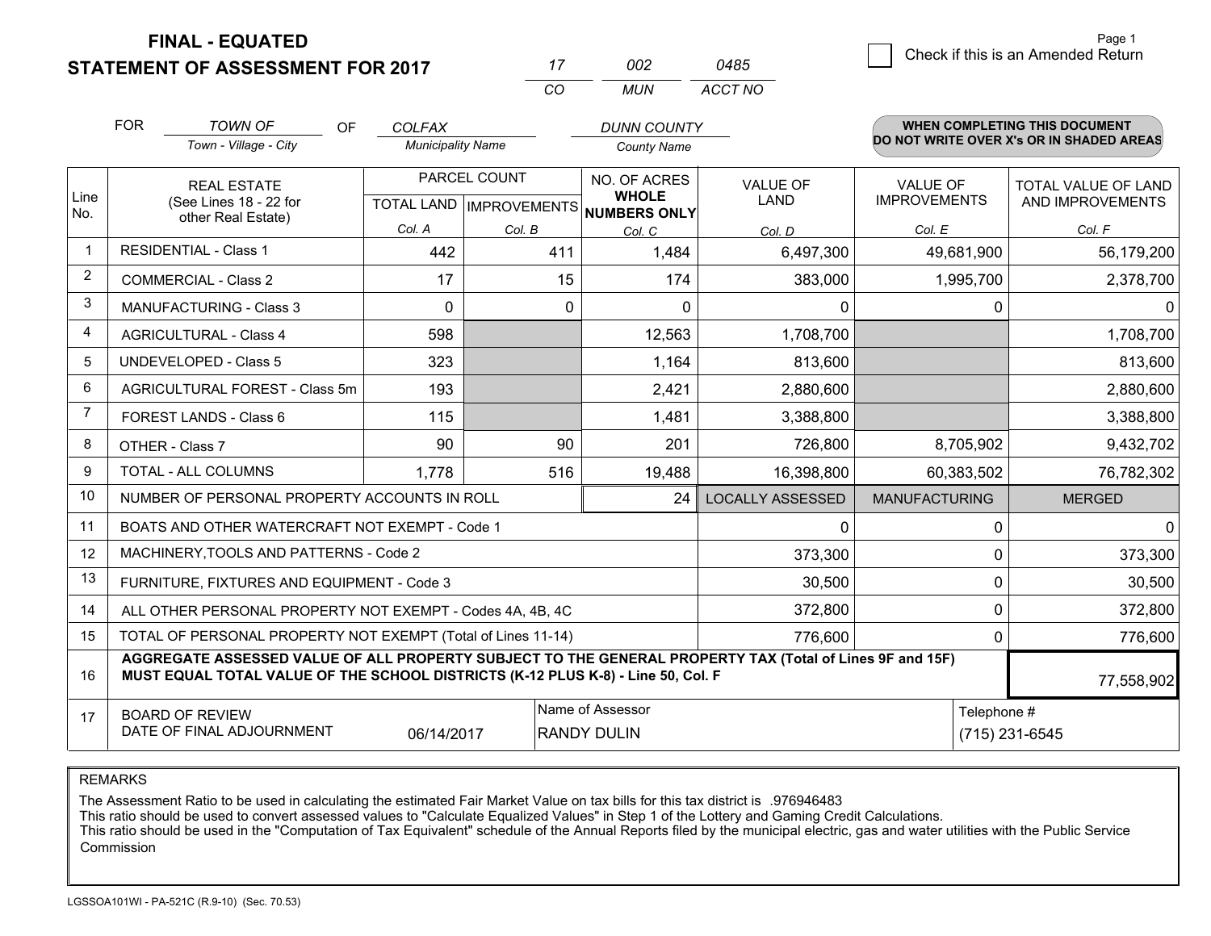# FINAL - EQUATED
## STATEMENT OF ASSESSMENT FOR 2017

| 17 | 002 | 0485 |
|---|---|---|
| CO | MUN | ACCT NO |

Page 1

☐ Check if this is an Amended Return

FOR *TOWN OF* (Town - Village - City) OF *COLFAX* (Municipality Name) *DUNN COUNTY* (County Name)

**WHEN COMPLETING THIS DOCUMENT DO NOT WRITE OVER X's OR IN SHADED AREAS**

| Line No. | REAL ESTATE (See Lines 18 - 22 for other Real Estate) | PARCEL COUNT | | NO. OF ACRES WHOLE NUMBERS ONLY | VALUE OF LAND | VALUE OF IMPROVEMENTS | TOTAL VALUE OF LAND AND IMPROVEMENTS |
|---|---|---|---|---|---|---|---|
| | | TOTAL LAND | IMPROVEMENTS | | | | |
| | | Col. A | Col. B | Col. C | Col. D | Col. E | Col. F |
| 1 | RESIDENTIAL - Class 1 | 442 | 411 | 1,484 | 6,497,300 | 49,681,900 | 56,179,200 |
| 2 | COMMERCIAL - Class 2 | 17 | 15 | 174 | 383,000 | 1,995,700 | 2,378,700 |
| 3 | MANUFACTURING - Class 3 | 0 | 0 | 0 | 0 | 0 | 0 |
| 4 | AGRICULTURAL - Class 4 | 598 | | 12,563 | 1,708,700 | | 1,708,700 |
| 5 | UNDEVELOPED - Class 5 | 323 | | 1,164 | 813,600 | | 813,600 |
| 6 | AGRICULTURAL FOREST - Class 5m | 193 | | 2,421 | 2,880,600 | | 2,880,600 |
| 7 | FOREST LANDS - Class 6 | 115 | | 1,481 | 3,388,800 | | 3,388,800 |
| 8 | OTHER - Class 7 | 90 | 90 | 201 | 726,800 | 8,705,902 | 9,432,702 |
| 9 | TOTAL - ALL COLUMNS | 1,778 | 516 | 19,488 | 16,398,800 | 60,383,502 | 76,782,302 |
| 10 | NUMBER OF PERSONAL PROPERTY ACCOUNTS IN ROLL | | | 24 | LOCALLY ASSESSED | MANUFACTURING | MERGED |
| 11 | BOATS AND OTHER WATERCRAFT NOT EXEMPT - Code 1 | | | | 0 | 0 | 0 |
| 12 | MACHINERY,TOOLS AND PATTERNS - Code 2 | | | | 373,300 | 0 | 373,300 |
| 13 | FURNITURE, FIXTURES AND EQUIPMENT - Code 3 | | | | 30,500 | 0 | 30,500 |
| 14 | ALL OTHER PERSONAL PROPERTY NOT EXEMPT - Codes 4A, 4B, 4C | | | | 372,800 | 0 | 372,800 |
| 15 | TOTAL OF PERSONAL PROPERTY NOT EXEMPT (Total of Lines 11-14) | | | | 776,600 | 0 | 776,600 |
| 16 | **AGGREGATE ASSESSED VALUE OF ALL PROPERTY SUBJECT TO THE GENERAL PROPERTY TAX (Total of Lines 9F and 15F) MUST EQUAL TOTAL VALUE OF THE SCHOOL DISTRICTS (K-12 PLUS K-8) - Line 50, Col. F** | | | | | | 77,558,902 |
| 17 | BOARD OF REVIEW DATE OF FINAL ADJOURNMENT | 06/14/2017 | Name of Assessor: RANDY DULIN | | | Telephone #: (715) 231-6545 | |

REMARKS

The Assessment Ratio to be used in calculating the estimated Fair Market Value on tax bills for this tax district is .976946483
This ratio should be used to convert assessed values to "Calculate Equalized Values" in Step 1 of the Lottery and Gaming Credit Calculations.
This ratio should be used in the "Computation of Tax Equivalent" schedule of the Annual Reports filed by the municipal electric, gas and water utilities with the Public Service Commission

LGSSOA101WI - PA-521C (R.9-10) (Sec. 70.53)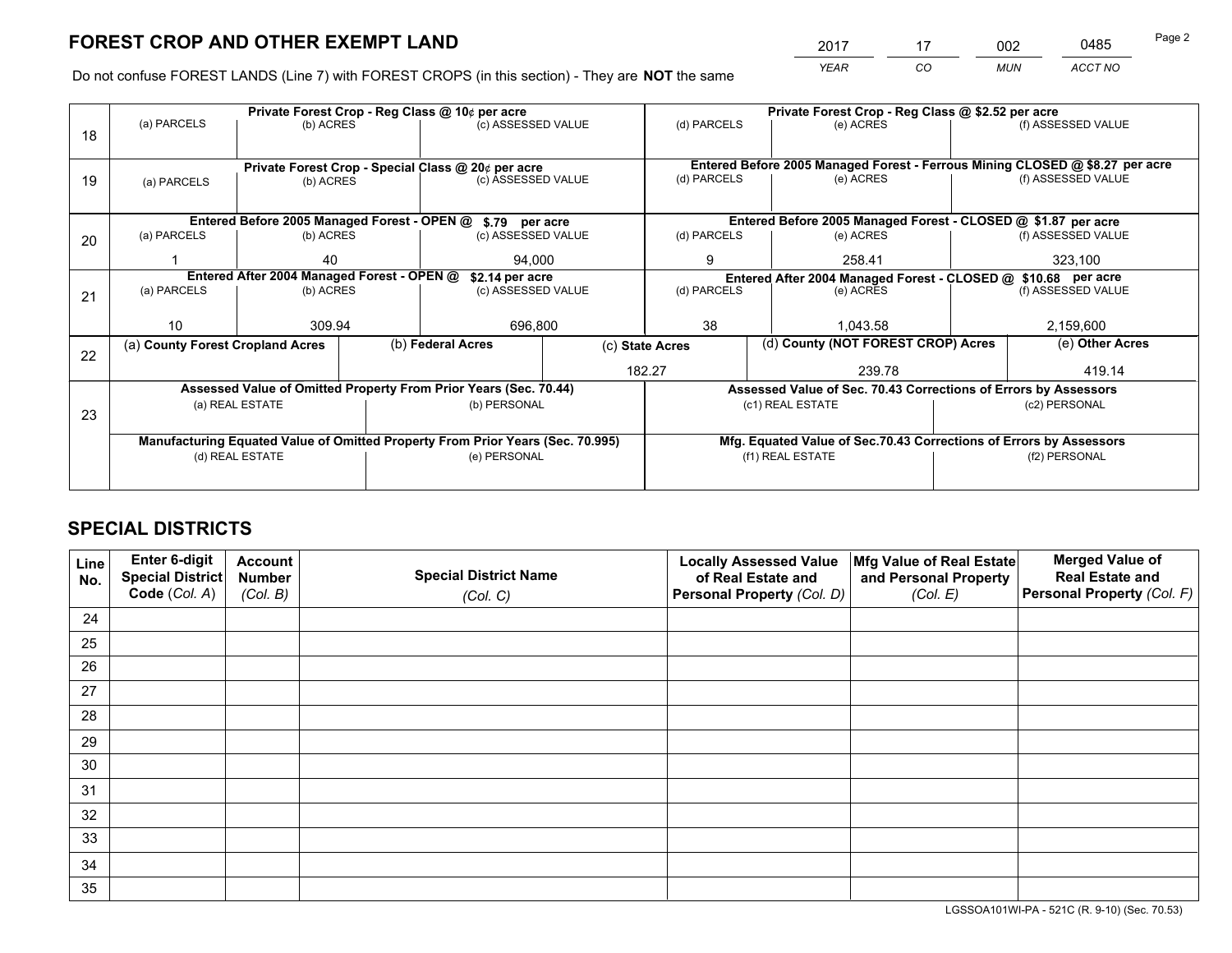# FOREST CROP AND OTHER EXEMPT LAND

| 2017 | 17 | 002 | 0485 |
|---|---|---|---|
| *YEAR* | *CO* | *MUN* | *ACCT NO* |

Do not confuse FOREST LANDS (Line 7) with FOREST CROPS (in this section) - They are **NOT** the same

| Line | Private Forest Crop - Reg Class @ 10¢ per acre | | | Private Forest Crop - Reg Class @ $2.52 per acre | | |
|---|---|---|---|---|---|---|
| | (a) PARCELS | (b) ACRES | (c) ASSESSED VALUE | (d) PARCELS | (e) ACRES | (f) ASSESSED VALUE |
| 18 | | | | | | |
| | **Private Forest Crop - Special Class @ 20¢ per acre** | | | **Entered Before 2005 Managed Forest - Ferrous Mining CLOSED @ $8.27 per acre** | | |
| | (a) PARCELS | (b) ACRES | (c) ASSESSED VALUE | (d) PARCELS | (e) ACRES | (f) ASSESSED VALUE |
| 19 | | | | | | |
| | **Entered Before 2005 Managed Forest - OPEN @ $.79 per acre** | | | **Entered Before 2005 Managed Forest - CLOSED @ $1.87 per acre** | | |
| | (a) PARCELS | (b) ACRES | (c) ASSESSED VALUE | (d) PARCELS | (e) ACRES | (f) ASSESSED VALUE |
| 20 | 1 | 40 | 94,000 | 9 | 258.41 | 323,100 |
| | **Entered After 2004 Managed Forest - OPEN @ $2.14 per acre** | | | **Entered After 2004 Managed Forest - CLOSED @ $10.68 per acre** | | |
| | (a) PARCELS | (b) ACRES | (c) ASSESSED VALUE | (d) PARCELS | (e) ACRES | (f) ASSESSED VALUE |
| 21 | 10 | 309.94 | 696,800 | 38 | 1,043.58 | 2,159,600 |

| Line | (a) **County Forest Cropland Acres** | (b) **Federal Acres** | (c) **State Acres** | (d) **County (NOT FOREST CROP) Acres** | (e) **Other Acres** |
|---|---|---|---|---|---|
| 22 | | | 182.27 | 239.78 | 419.14 |

| Line | **Assessed Value of Omitted Property From Prior Years (Sec. 70.44)** | | **Assessed Value of Sec. 70.43 Corrections of Errors by Assessors** | |
|---|---|---|---|---|
| | (a) REAL ESTATE | (b) PERSONAL | (c1) REAL ESTATE | (c2) PERSONAL |
| 23 | | | | |
| | **Manufacturing Equated Value of Omitted Property From Prior Years (Sec. 70.995)** | | **Mfg. Equated Value of Sec.70.43 Corrections of Errors by Assessors** | |
| | (d) REAL ESTATE | (e) PERSONAL | (f1) REAL ESTATE | (f2) PERSONAL |
| | | | | |

# SPECIAL DISTRICTS

| Line No. | Enter 6-digit Special District Code (*Col. A*) | Account Number (*Col. B*) | Special District Name (*Col. C*) | Locally Assessed Value of Real Estate and Personal Property (*Col. D*) | Mfg Value of Real Estate and Personal Property (*Col. E*) | Merged Value of Real Estate and Personal Property (*Col. F*) |
|---|---|---|---|---|---|---|
| 24 | | | | | | |
| 25 | | | | | | |
| 26 | | | | | | |
| 27 | | | | | | |
| 28 | | | | | | |
| 29 | | | | | | |
| 30 | | | | | | |
| 31 | | | | | | |
| 32 | | | | | | |
| 33 | | | | | | |
| 34 | | | | | | |
| 35 | | | | | | |

LGSSOA101WI-PA - 521C (R. 9-10) (Sec. 70.53)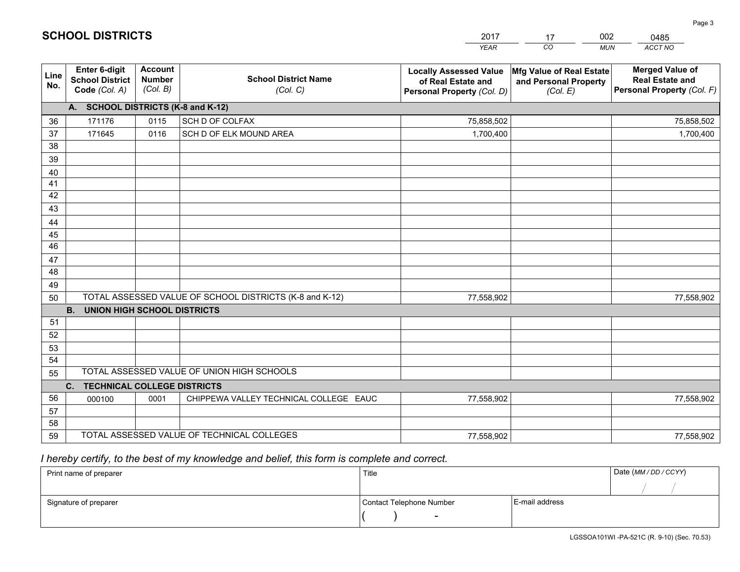# SCHOOL DISTRICTS

| 2017 | 17 | 002 | 0485 |
|---|---|---|---|
| *YEAR* | *CO* | *MUN* | *ACCT NO* |

| Line No. | Enter 6-digit School District Code *(Col. A)* | Account Number *(Col. B)* | School District Name *(Col. C)* | Locally Assessed Value of Real Estate and Personal Property *(Col. D)* | Mfg Value of Real Estate and Personal Property *(Col. E)* | Merged Value of Real Estate and Personal Property *(Col. F)* |
|---|---|---|---|---|---|---|
| | **A. SCHOOL DISTRICTS (K-8 and K-12)** | | | | | |
| 36 | 171176 | 0115 | SCH D OF COLFAX | 75,858,502 | | 75,858,502 |
| 37 | 171645 | 0116 | SCH D OF ELK MOUND AREA | 1,700,400 | | 1,700,400 |
| 38 | | | | | | |
| 39 | | | | | | |
| 40 | | | | | | |
| 41 | | | | | | |
| 42 | | | | | | |
| 43 | | | | | | |
| 44 | | | | | | |
| 45 | | | | | | |
| 46 | | | | | | |
| 47 | | | | | | |
| 48 | | | | | | |
| 49 | | | | | | |
| 50 | TOTAL ASSESSED VALUE OF SCHOOL DISTRICTS (K-8 and K-12) | | | 77,558,902 | | 77,558,902 |
| | **B. UNION HIGH SCHOOL DISTRICTS** | | | | | |
| 51 | | | | | | |
| 52 | | | | | | |
| 53 | | | | | | |
| 54 | | | | | | |
| 55 | TOTAL ASSESSED VALUE OF UNION HIGH SCHOOLS | | | | | |
| | **C. TECHNICAL COLLEGE DISTRICTS** | | | | | |
| 56 | 000100 | 0001 | CHIPPEWA VALLEY TECHNICAL COLLEGE EAUC | 77,558,902 | | 77,558,902 |
| 57 | | | | | | |
| 58 | | | | | | |
| 59 | TOTAL ASSESSED VALUE OF TECHNICAL COLLEGES | | | 77,558,902 | | 77,558,902 |

*I hereby certify, to the best of my knowledge and belief, this form is complete and correct.*

| Print name of preparer | Title | | Date *(MM / DD / CCYY)* |
|---|---|---|---|
| | | | / / |
| Signature of preparer | Contact Telephone Number | E-mail address | |
| | ( ) - | | |

LGSSOA101WI -PA-521C (R. 9-10) (Sec. 70.53)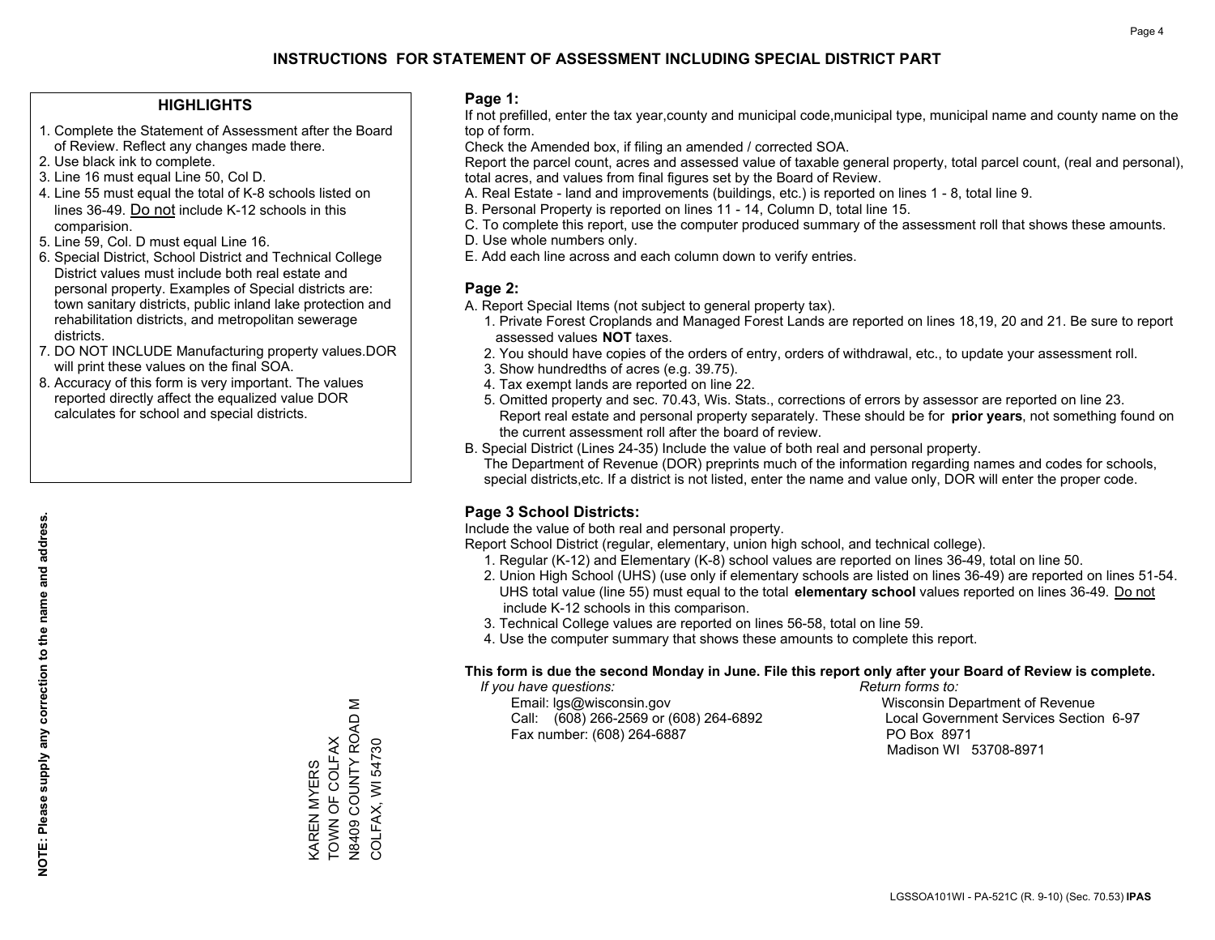# INSTRUCTIONS FOR STATEMENT OF ASSESSMENT INCLUDING SPECIAL DISTRICT PART

## HIGHLIGHTS

1. Complete the Statement of Assessment after the Board of Review. Reflect any changes made there.
2. Use black ink to complete.
3. Line 16 must equal Line 50, Col D.
4. Line 55 must equal the total of K-8 schools listed on lines 36-49. Do not include K-12 schools in this comparision.
5. Line 59, Col. D must equal Line 16.
6. Special District, School District and Technical College District values must include both real estate and personal property. Examples of Special districts are: town sanitary districts, public inland lake protection and rehabilitation districts, and metropolitan sewerage districts.
7. DO NOT INCLUDE Manufacturing property values.DOR will print these values on the final SOA.
8. Accuracy of this form is very important. The values reported directly affect the equalized value DOR calculates for school and special districts.

**NOTE: Please supply any correction to the name and address.**

KAREN MYERS
TOWN OF COLFAX
N8409 COUNTY ROAD M
COLFAX, WI 54730

## Page 1:

If not prefilled, enter the tax year,county and municipal code,municipal type, municipal name and county name on the top of form.

Check the Amended box, if filing an amended / corrected SOA.

Report the parcel count, acres and assessed value of taxable general property, total parcel count, (real and personal), total acres, and values from final figures set by the Board of Review.

A. Real Estate - land and improvements (buildings, etc.) is reported on lines 1 - 8, total line 9.
B. Personal Property is reported on lines 11 - 14, Column D, total line 15.
C. To complete this report, use the computer produced summary of the assessment roll that shows these amounts.
D. Use whole numbers only.
E. Add each line across and each column down to verify entries.

## Page 2:

A. Report Special Items (not subject to general property tax).
   1. Private Forest Croplands and Managed Forest Lands are reported on lines 18,19, 20 and 21. Be sure to report assessed values **NOT** taxes.
   2. You should have copies of the orders of entry, orders of withdrawal, etc., to update your assessment roll.
   3. Show hundredths of acres (e.g. 39.75).
   4. Tax exempt lands are reported on line 22.
   5. Omitted property and sec. 70.43, Wis. Stats., corrections of errors by assessor are reported on line 23. Report real estate and personal property separately. These should be for **prior years**, not something found on the current assessment roll after the board of review.
B. Special District (Lines 24-35) Include the value of both real and personal property.
   The Department of Revenue (DOR) preprints much of the information regarding names and codes for schools, special districts,etc. If a district is not listed, enter the name and value only, DOR will enter the proper code.

## Page 3 School Districts:

Include the value of both real and personal property.

Report School District (regular, elementary, union high school, and technical college).

1. Regular (K-12) and Elementary (K-8) school values are reported on lines 36-49, total on line 50.
2. Union High School (UHS) (use only if elementary schools are listed on lines 36-49) are reported on lines 51-54. UHS total value (line 55) must equal to the total **elementary school** values reported on lines 36-49. Do not include K-12 schools in this comparison.
3. Technical College values are reported on lines 56-58, total on line 59.
4. Use the computer summary that shows these amounts to complete this report.

**This form is due the second Monday in June. File this report only after your Board of Review is complete.**

*If you have questions:*
Email: lgs@wisconsin.gov
Call: (608) 266-2569 or (608) 264-6892
Fax number: (608) 264-6887

*Return forms to:*
Wisconsin Department of Revenue
Local Government Services Section 6-97
PO Box 8971
Madison WI 53708-8971

LGSSOA101WI - PA-521C (R. 9-10) (Sec. 70.53) **IPAS**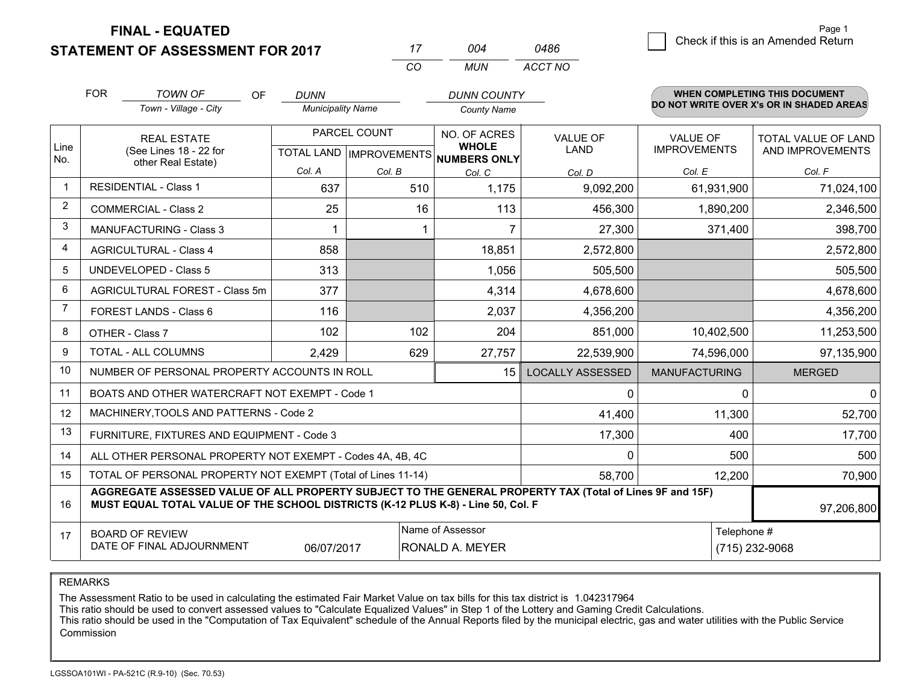# FINAL - EQUATED
## STATEMENT OF ASSESSMENT FOR 2017

| 17 | 004 | 0486 |
|---|---|---|
| CO | MUN | ACCT NO |

☐ Check if this is an Amended Return

FOR *TOWN OF* (Town - Village - City) OF *DUNN* (Municipality Name) *DUNN COUNTY* (County Name)

**WHEN COMPLETING THIS DOCUMENT DO NOT WRITE OVER X's OR IN SHADED AREAS**

| Line No. | REAL ESTATE (See Lines 18 - 22 for other Real Estate) | PARCEL COUNT TOTAL LAND Col. A | PARCEL COUNT IMPROVEMENTS Col. B | NO. OF ACRES WHOLE NUMBERS ONLY Col. C | VALUE OF LAND Col. D | VALUE OF IMPROVEMENTS Col. E | TOTAL VALUE OF LAND AND IMPROVEMENTS Col. F |
|---|---|---|---|---|---|---|---|
| 1 | RESIDENTIAL - Class 1 | 637 | 510 | 1,175 | 9,092,200 | 61,931,900 | 71,024,100 |
| 2 | COMMERCIAL - Class 2 | 25 | 16 | 113 | 456,300 | 1,890,200 | 2,346,500 |
| 3 | MANUFACTURING - Class 3 | 1 | 1 | 7 | 27,300 | 371,400 | 398,700 |
| 4 | AGRICULTURAL - Class 4 | 858 | | 18,851 | 2,572,800 | | 2,572,800 |
| 5 | UNDEVELOPED - Class 5 | 313 | | 1,056 | 505,500 | | 505,500 |
| 6 | AGRICULTURAL FOREST - Class 5m | 377 | | 4,314 | 4,678,600 | | 4,678,600 |
| 7 | FOREST LANDS - Class 6 | 116 | | 2,037 | 4,356,200 | | 4,356,200 |
| 8 | OTHER - Class 7 | 102 | 102 | 204 | 851,000 | 10,402,500 | 11,253,500 |
| 9 | TOTAL - ALL COLUMNS | 2,429 | 629 | 27,757 | 22,539,900 | 74,596,000 | 97,135,900 |
| 10 | NUMBER OF PERSONAL PROPERTY ACCOUNTS IN ROLL | | | 15 | LOCALLY ASSESSED | MANUFACTURING | MERGED |
| 11 | BOATS AND OTHER WATERCRAFT NOT EXEMPT - Code 1 | | | | 0 | 0 | 0 |
| 12 | MACHINERY,TOOLS AND PATTERNS - Code 2 | | | | 41,400 | 11,300 | 52,700 |
| 13 | FURNITURE, FIXTURES AND EQUIPMENT - Code 3 | | | | 17,300 | 400 | 17,700 |
| 14 | ALL OTHER PERSONAL PROPERTY NOT EXEMPT - Codes 4A, 4B, 4C | | | | 0 | 500 | 500 |
| 15 | TOTAL OF PERSONAL PROPERTY NOT EXEMPT (Total of Lines 11-14) | | | | 58,700 | 12,200 | 70,900 |
| 16 | **AGGREGATE ASSESSED VALUE OF ALL PROPERTY SUBJECT TO THE GENERAL PROPERTY TAX (Total of Lines 9F and 15F) MUST EQUAL TOTAL VALUE OF THE SCHOOL DISTRICTS (K-12 PLUS K-8) - Line 50, Col. F** | | | | | | 97,206,800 |
| 17 | BOARD OF REVIEW DATE OF FINAL ADJOURNMENT | 06/07/2017 | | Name of Assessor: RONALD A. MEYER | | Telephone #: (715) 232-9068 | |

REMARKS

The Assessment Ratio to be used in calculating the estimated Fair Market Value on tax bills for this tax district is 1.042317964
This ratio should be used to convert assessed values to "Calculate Equalized Values" in Step 1 of the Lottery and Gaming Credit Calculations.
This ratio should be used in the "Computation of Tax Equivalent" schedule of the Annual Reports filed by the municipal electric, gas and water utilities with the Public Service Commission

LGSSOA101WI - PA-521C (R.9-10) (Sec. 70.53)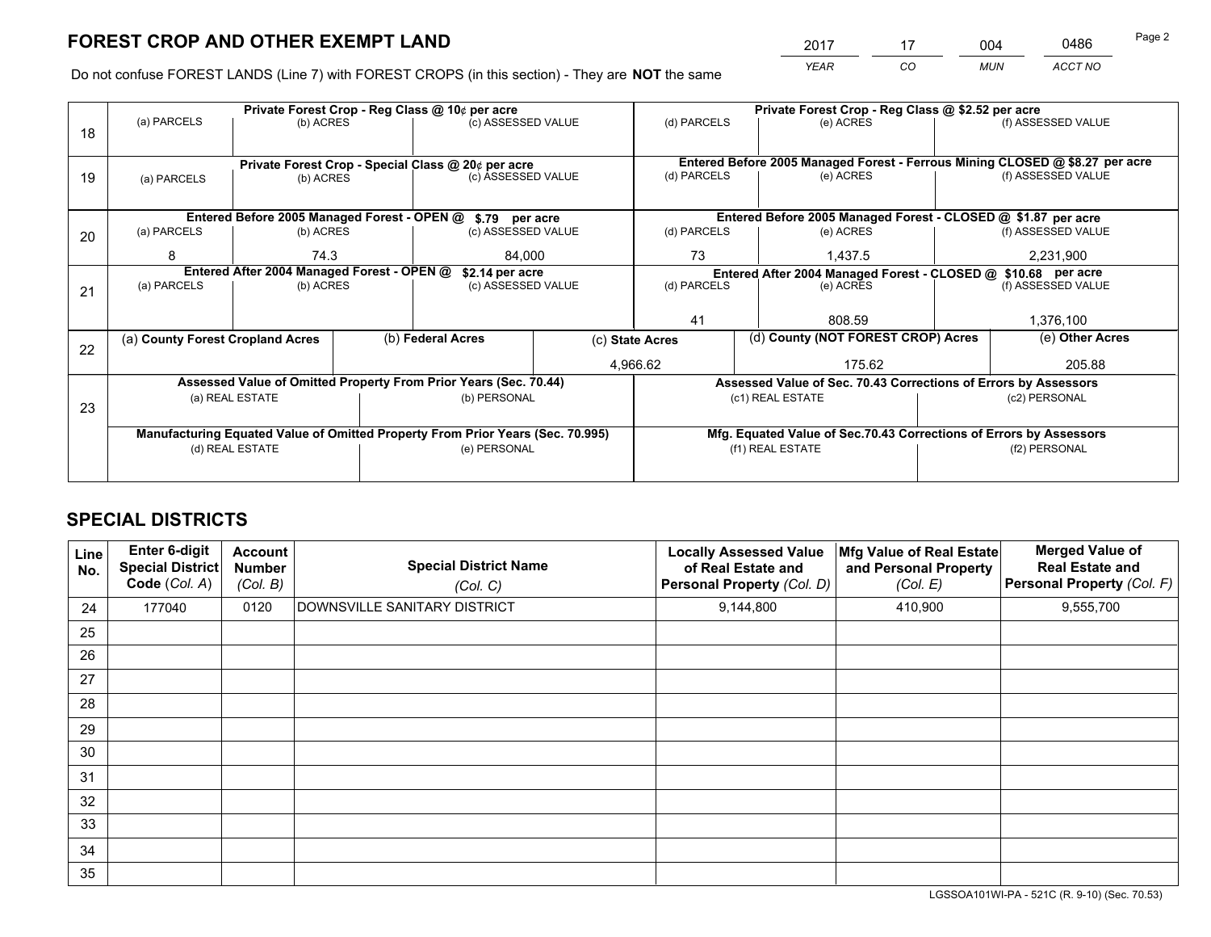# FOREST CROP AND OTHER EXEMPT LAND

| 2017 | 17 | 004 | 0486 |
|---|---|---|---|
| *YEAR* | *CO* | *MUN* | *ACCT NO* |

Do not confuse FOREST LANDS (Line 7) with FOREST CROPS (in this section) - They are **NOT** the same

| Line | Private Forest Crop - Reg Class @ 10¢ per acre | | | Private Forest Crop - Reg Class @ $2.52 per acre | | |
|---|---|---|---|---|---|---|
| 18 | (a) PARCELS | (b) ACRES | (c) ASSESSED VALUE | (d) PARCELS | (e) ACRES | (f) ASSESSED VALUE |
| | | | | | | |
| | **Private Forest Crop - Special Class @ 20¢ per acre** | | | **Entered Before 2005 Managed Forest - Ferrous Mining CLOSED @ $8.27 per acre** | | |
| 19 | (a) PARCELS | (b) ACRES | (c) ASSESSED VALUE | (d) PARCELS | (e) ACRES | (f) ASSESSED VALUE |
| | | | | | | |
| | **Entered Before 2005 Managed Forest - OPEN @ $.79 per acre** | | | **Entered Before 2005 Managed Forest - CLOSED @ $1.87 per acre** | | |
| 20 | (a) PARCELS | (b) ACRES | (c) ASSESSED VALUE | (d) PARCELS | (e) ACRES | (f) ASSESSED VALUE |
| | 8 | 74.3 | 84,000 | 73 | 1,437.5 | 2,231,900 |
| | **Entered After 2004 Managed Forest - OPEN @ $2.14 per acre** | | | **Entered After 2004 Managed Forest - CLOSED @ $10.68 per acre** | | |
| 21 | (a) PARCELS | (b) ACRES | (c) ASSESSED VALUE | (d) PARCELS | (e) ACRES | (f) ASSESSED VALUE |
| | | | | 41 | 808.59 | 1,376,100 |

| Line | (a) County Forest Cropland Acres | (b) Federal Acres | (c) State Acres | (d) County (NOT FOREST CROP) Acres | (e) Other Acres |
|---|---|---|---|---|---|
| 22 | | | 4,966.62 | 175.62 | 205.88 |

| Line | Assessed Value of Omitted Property From Prior Years (Sec. 70.44) | | Assessed Value of Sec. 70.43 Corrections of Errors by Assessors | |
|---|---|---|---|---|
| 23 | (a) REAL ESTATE | (b) PERSONAL | (c1) REAL ESTATE | (c2) PERSONAL |
| | | | | |
| | **Manufacturing Equated Value of Omitted Property From Prior Years (Sec. 70.995)** | | **Mfg. Equated Value of Sec.70.43 Corrections of Errors by Assessors** | |
| | (d) REAL ESTATE | (e) PERSONAL | (f1) REAL ESTATE | (f2) PERSONAL |
| | | | | |

# SPECIAL DISTRICTS

| Line No. | Enter 6-digit Special District Code (Col. A) | Account Number (Col. B) | Special District Name (Col. C) | Locally Assessed Value of Real Estate and Personal Property (Col. D) | Mfg Value of Real Estate and Personal Property (Col. E) | Merged Value of Real Estate and Personal Property (Col. F) |
|---|---|---|---|---|---|---|
| 24 | 177040 | 0120 | DOWNSVILLE SANITARY DISTRICT | 9,144,800 | 410,900 | 9,555,700 |
| 25 | | | | | | |
| 26 | | | | | | |
| 27 | | | | | | |
| 28 | | | | | | |
| 29 | | | | | | |
| 30 | | | | | | |
| 31 | | | | | | |
| 32 | | | | | | |
| 33 | | | | | | |
| 34 | | | | | | |
| 35 | | | | | | |

LGSSOA101WI-PA - 521C (R. 9-10) (Sec. 70.53)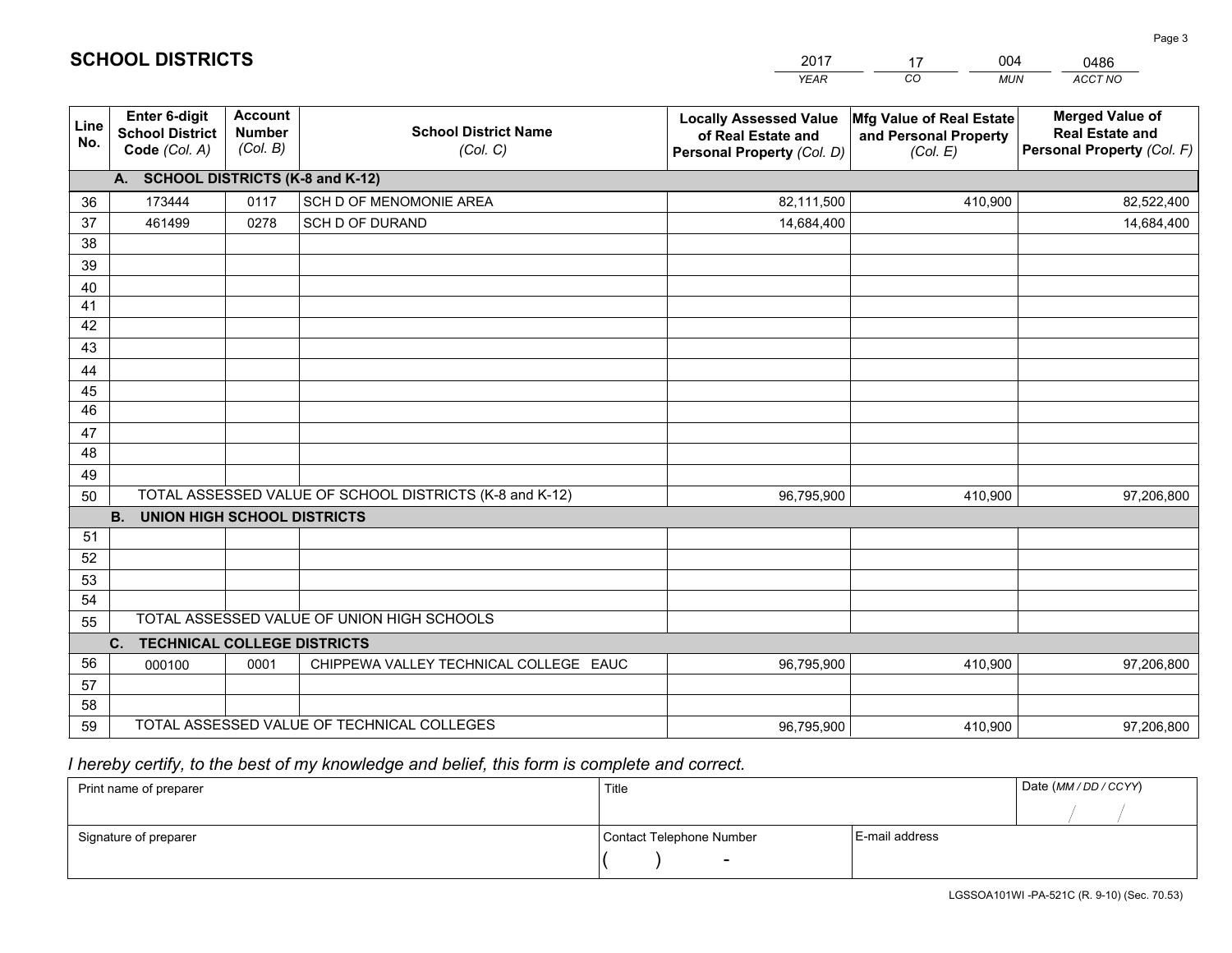# SCHOOL DISTRICTS

| 2017 | 17 | 004 | 0486 |
|---|---|---|---|
| *YEAR* | *CO* | *MUN* | *ACCT NO* |

| Line No. | Enter 6-digit School District Code *(Col. A)* | Account Number *(Col. B)* | School District Name *(Col. C)* | Locally Assessed Value of Real Estate and Personal Property *(Col. D)* | Mfg Value of Real Estate and Personal Property *(Col. E)* | Merged Value of Real Estate and Personal Property *(Col. F)* |
|---|---|---|---|---|---|---|
| **A. SCHOOL DISTRICTS (K-8 and K-12)** | | | | | | |
| 36 | 173444 | 0117 | SCH D OF MENOMONIE AREA | 82,111,500 | 410,900 | 82,522,400 |
| 37 | 461499 | 0278 | SCH D OF DURAND | 14,684,400 | | 14,684,400 |
| 38 | | | | | | |
| 39 | | | | | | |
| 40 | | | | | | |
| 41 | | | | | | |
| 42 | | | | | | |
| 43 | | | | | | |
| 44 | | | | | | |
| 45 | | | | | | |
| 46 | | | | | | |
| 47 | | | | | | |
| 48 | | | | | | |
| 49 | | | | | | |
| 50 | TOTAL ASSESSED VALUE OF SCHOOL DISTRICTS (K-8 and K-12) | | | 96,795,900 | 410,900 | 97,206,800 |
| **B. UNION HIGH SCHOOL DISTRICTS** | | | | | | |
| 51 | | | | | | |
| 52 | | | | | | |
| 53 | | | | | | |
| 54 | | | | | | |
| 55 | TOTAL ASSESSED VALUE OF UNION HIGH SCHOOLS | | | | | |
| **C. TECHNICAL COLLEGE DISTRICTS** | | | | | | |
| 56 | 000100 | 0001 | CHIPPEWA VALLEY TECHNICAL COLLEGE EAUC | 96,795,900 | 410,900 | 97,206,800 |
| 57 | | | | | | |
| 58 | | | | | | |
| 59 | TOTAL ASSESSED VALUE OF TECHNICAL COLLEGES | | | 96,795,900 | 410,900 | 97,206,800 |

*I hereby certify, to the best of my knowledge and belief, this form is complete and correct.*

| Print name of preparer | Title | | Date *(MM / DD / CCYY)* |
|---|---|---|---|
| | | | / / |
| Signature of preparer | Contact Telephone Number | E-mail address | |
| | ( ) - | | |

LGSSOA101WI -PA-521C (R. 9-10) (Sec. 70.53)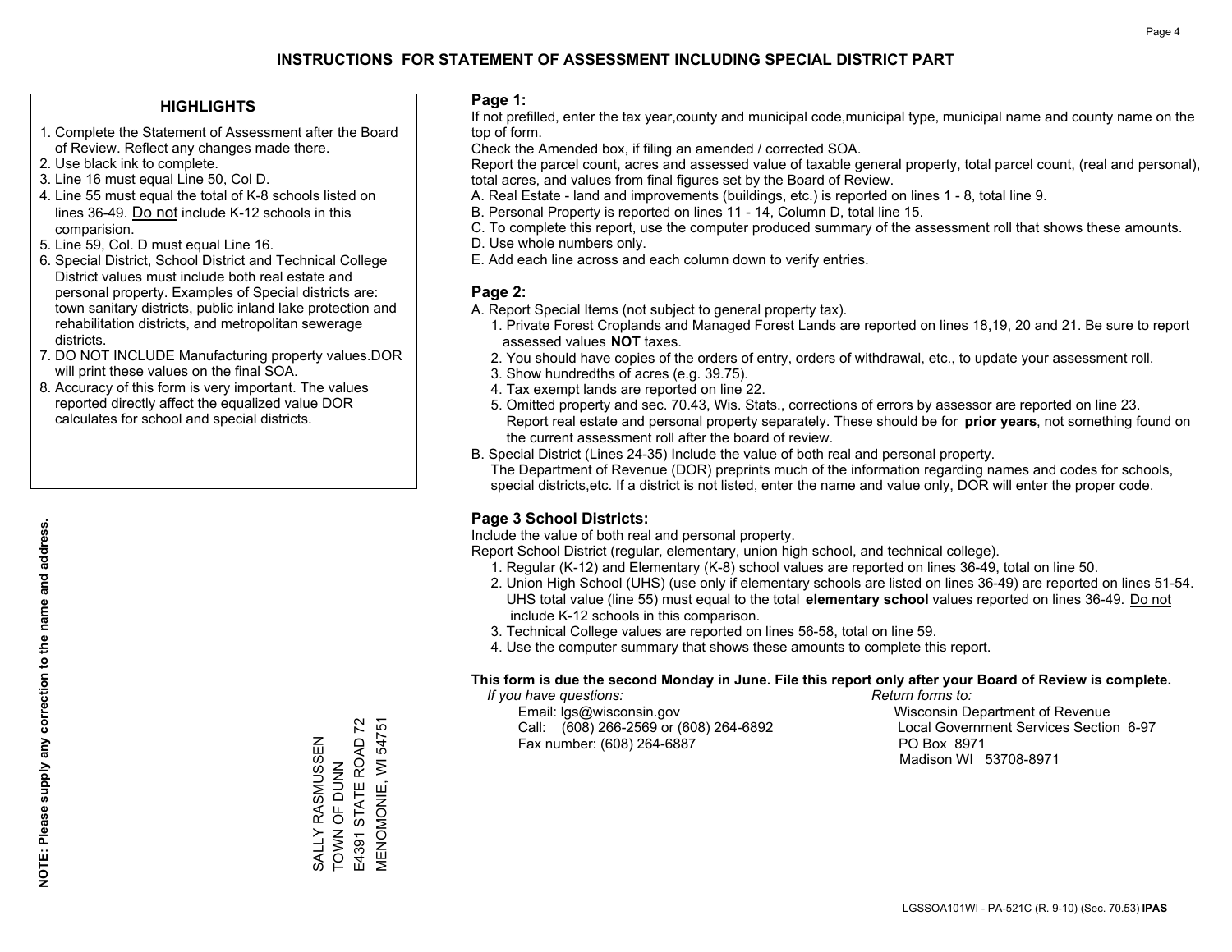# INSTRUCTIONS FOR STATEMENT OF ASSESSMENT INCLUDING SPECIAL DISTRICT PART

## HIGHLIGHTS

1. Complete the Statement of Assessment after the Board of Review. Reflect any changes made there.
2. Use black ink to complete.
3. Line 16 must equal Line 50, Col D.
4. Line 55 must equal the total of K-8 schools listed on lines 36-49. Do not include K-12 schools in this comparision.
5. Line 59, Col. D must equal Line 16.
6. Special District, School District and Technical College District values must include both real estate and personal property. Examples of Special districts are: town sanitary districts, public inland lake protection and rehabilitation districts, and metropolitan sewerage districts.
7. DO NOT INCLUDE Manufacturing property values.DOR will print these values on the final SOA.
8. Accuracy of this form is very important. The values reported directly affect the equalized value DOR calculates for school and special districts.

**NOTE: Please supply any correction to the name and address.**

SALLY RASMUSSEN
TOWN OF DUNN
E4391 STATE ROAD 72
MENOMONIE, WI 54751

## Page 1:

If not prefilled, enter the tax year,county and municipal code,municipal type, municipal name and county name on the top of form.

Check the Amended box, if filing an amended / corrected SOA.

Report the parcel count, acres and assessed value of taxable general property, total parcel count, (real and personal), total acres, and values from final figures set by the Board of Review.

A. Real Estate - land and improvements (buildings, etc.) is reported on lines 1 - 8, total line 9.
B. Personal Property is reported on lines 11 - 14, Column D, total line 15.
C. To complete this report, use the computer produced summary of the assessment roll that shows these amounts.
D. Use whole numbers only.
E. Add each line across and each column down to verify entries.

## Page 2:

A. Report Special Items (not subject to general property tax).
   1. Private Forest Croplands and Managed Forest Lands are reported on lines 18,19, 20 and 21. Be sure to report assessed values **NOT** taxes.
   2. You should have copies of the orders of entry, orders of withdrawal, etc., to update your assessment roll.
   3. Show hundredths of acres (e.g. 39.75).
   4. Tax exempt lands are reported on line 22.
   5. Omitted property and sec. 70.43, Wis. Stats., corrections of errors by assessor are reported on line 23. Report real estate and personal property separately. These should be for **prior years**, not something found on the current assessment roll after the board of review.
B. Special District (Lines 24-35) Include the value of both real and personal property.
   The Department of Revenue (DOR) preprints much of the information regarding names and codes for schools, special districts,etc. If a district is not listed, enter the name and value only, DOR will enter the proper code.

## Page 3 School Districts:

Include the value of both real and personal property.

Report School District (regular, elementary, union high school, and technical college).

1. Regular (K-12) and Elementary (K-8) school values are reported on lines 36-49, total on line 50.
2. Union High School (UHS) (use only if elementary schools are listed on lines 36-49) are reported on lines 51-54. UHS total value (line 55) must equal to the total **elementary school** values reported on lines 36-49. Do not include K-12 schools in this comparison.
3. Technical College values are reported on lines 56-58, total on line 59.
4. Use the computer summary that shows these amounts to complete this report.

**This form is due the second Monday in June. File this report only after your Board of Review is complete.**

*If you have questions:*
Email: lgs@wisconsin.gov
Call: (608) 266-2569 or (608) 264-6892
Fax number: (608) 264-6887

*Return forms to:*
Wisconsin Department of Revenue
Local Government Services Section 6-97
PO Box 8971
Madison WI 53708-8971

LGSSOA101WI - PA-521C (R. 9-10) (Sec. 70.53) **IPAS**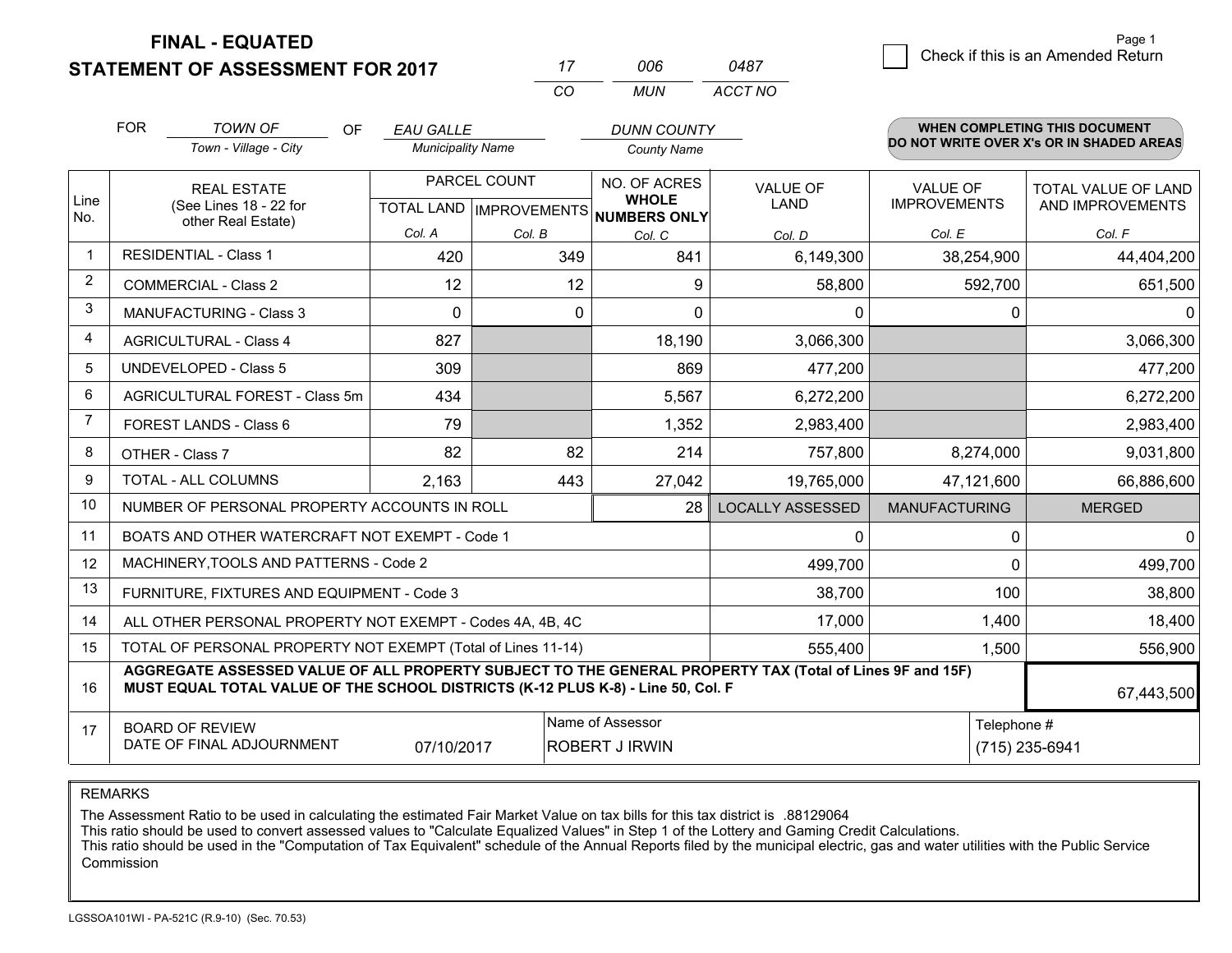# FINAL - EQUATED
## STATEMENT OF ASSESSMENT FOR 2017

| 17 | 006 | 0487 |
|---|---|---|
| CO | MUN | ACCT NO |

Page 1

☐ Check if this is an Amended Return

FOR *TOWN OF* (Town - Village - City) OF *EAU GALLE* (Municipality Name) *DUNN COUNTY* (County Name)

**WHEN COMPLETING THIS DOCUMENT DO NOT WRITE OVER X's OR IN SHADED AREAS**

| Line No. | REAL ESTATE (See Lines 18 - 22 for other Real Estate) | PARCEL COUNT TOTAL LAND Col. A | PARCEL COUNT IMPROVEMENTS Col. B | NO. OF ACRES WHOLE NUMBERS ONLY Col. C | VALUE OF LAND Col. D | VALUE OF IMPROVEMENTS Col. E | TOTAL VALUE OF LAND AND IMPROVEMENTS Col. F |
|---|---|---|---|---|---|---|---|
| 1 | RESIDENTIAL - Class 1 | 420 | 349 | 841 | 6,149,300 | 38,254,900 | 44,404,200 |
| 2 | COMMERCIAL - Class 2 | 12 | 12 | 9 | 58,800 | 592,700 | 651,500 |
| 3 | MANUFACTURING - Class 3 | 0 | 0 | 0 | 0 | 0 | 0 |
| 4 | AGRICULTURAL - Class 4 | 827 | | 18,190 | 3,066,300 | | 3,066,300 |
| 5 | UNDEVELOPED - Class 5 | 309 | | 869 | 477,200 | | 477,200 |
| 6 | AGRICULTURAL FOREST - Class 5m | 434 | | 5,567 | 6,272,200 | | 6,272,200 |
| 7 | FOREST LANDS - Class 6 | 79 | | 1,352 | 2,983,400 | | 2,983,400 |
| 8 | OTHER - Class 7 | 82 | 82 | 214 | 757,800 | 8,274,000 | 9,031,800 |
| 9 | TOTAL - ALL COLUMNS | 2,163 | 443 | 27,042 | 19,765,000 | 47,121,600 | 66,886,600 |
| 10 | NUMBER OF PERSONAL PROPERTY ACCOUNTS IN ROLL | | | 28 | LOCALLY ASSESSED | MANUFACTURING | MERGED |
| 11 | BOATS AND OTHER WATERCRAFT NOT EXEMPT - Code 1 | | | | 0 | 0 | 0 |
| 12 | MACHINERY,TOOLS AND PATTERNS - Code 2 | | | | 499,700 | 0 | 499,700 |
| 13 | FURNITURE, FIXTURES AND EQUIPMENT - Code 3 | | | | 38,700 | 100 | 38,800 |
| 14 | ALL OTHER PERSONAL PROPERTY NOT EXEMPT - Codes 4A, 4B, 4C | | | | 17,000 | 1,400 | 18,400 |
| 15 | TOTAL OF PERSONAL PROPERTY NOT EXEMPT (Total of Lines 11-14) | | | | 555,400 | 1,500 | 556,900 |
| 16 | **AGGREGATE ASSESSED VALUE OF ALL PROPERTY SUBJECT TO THE GENERAL PROPERTY TAX (Total of Lines 9F and 15F) MUST EQUAL TOTAL VALUE OF THE SCHOOL DISTRICTS (K-12 PLUS K-8) - Line 50, Col. F** | | | | | | 67,443,500 |
| 17 | BOARD OF REVIEW DATE OF FINAL ADJOURNMENT | 07/10/2017 | | Name of Assessor: ROBERT J IRWIN | | Telephone #: (715) 235-6941 | |

REMARKS

The Assessment Ratio to be used in calculating the estimated Fair Market Value on tax bills for this tax district is .88129064
This ratio should be used to convert assessed values to "Calculate Equalized Values" in Step 1 of the Lottery and Gaming Credit Calculations.
This ratio should be used in the "Computation of Tax Equivalent" schedule of the Annual Reports filed by the municipal electric, gas and water utilities with the Public Service Commission

LGSSOA101WI - PA-521C (R.9-10) (Sec. 70.53)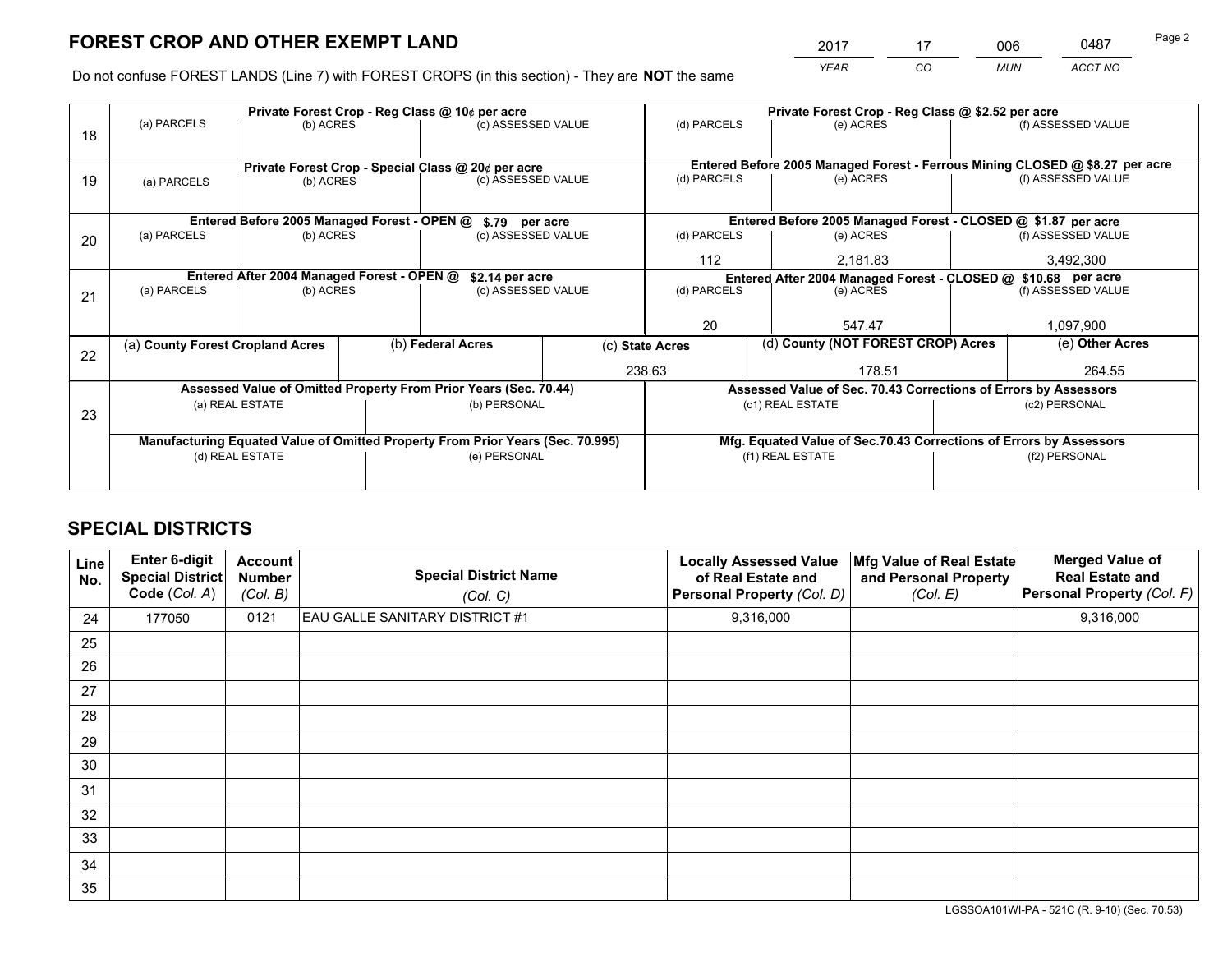# FOREST CROP AND OTHER EXEMPT LAND

| 2017 | 17 | 006 | 0487 |
|---|---|---|---|
| *YEAR* | *CO* | *MUN* | *ACCT NO* |

Do not confuse FOREST LANDS (Line 7) with FOREST CROPS (in this section) - They are **NOT** the same

| Line | Private Forest Crop - Reg Class @ 10¢ per acre | | | Private Forest Crop - Reg Class @ $2.52 per acre | | |
|---|---|---|---|---|---|---|
| 18 | (a) PARCELS | (b) ACRES | (c) ASSESSED VALUE | (d) PARCELS | (e) ACRES | (f) ASSESSED VALUE |
| | | | | | | |
| | **Private Forest Crop - Special Class @ 20¢ per acre** | | | **Entered Before 2005 Managed Forest - Ferrous Mining CLOSED @ $8.27 per acre** | | |
| 19 | (a) PARCELS | (b) ACRES | (c) ASSESSED VALUE | (d) PARCELS | (e) ACRES | (f) ASSESSED VALUE |
| | | | | | | |
| | **Entered Before 2005 Managed Forest - OPEN @ $.79 per acre** | | | **Entered Before 2005 Managed Forest - CLOSED @ $1.87 per acre** | | |
| 20 | (a) PARCELS | (b) ACRES | (c) ASSESSED VALUE | (d) PARCELS | (e) ACRES | (f) ASSESSED VALUE |
| | | | | 112 | 2,181.83 | 3,492,300 |
| | **Entered After 2004 Managed Forest - OPEN @ $2.14 per acre** | | | **Entered After 2004 Managed Forest - CLOSED @ $10.68 per acre** | | |
| 21 | (a) PARCELS | (b) ACRES | (c) ASSESSED VALUE | (d) PARCELS | (e) ACRES | (f) ASSESSED VALUE |
| | | | | 20 | 547.47 | 1,097,900 |

| Line | (a) County Forest Cropland Acres | (b) Federal Acres | (c) State Acres | (d) County (NOT FOREST CROP) Acres | (e) Other Acres |
|---|---|---|---|---|---|
| 22 | | | 238.63 | 178.51 | 264.55 |

| Line | Assessed Value of Omitted Property From Prior Years (Sec. 70.44) | | Assessed Value of Sec. 70.43 Corrections of Errors by Assessors | |
|---|---|---|---|---|
| 23 | (a) REAL ESTATE | (b) PERSONAL | (c1) REAL ESTATE | (c2) PERSONAL |
| | | | | |
| | **Manufacturing Equated Value of Omitted Property From Prior Years (Sec. 70.995)** | | **Mfg. Equated Value of Sec.70.43 Corrections of Errors by Assessors** | |
| | (d) REAL ESTATE | (e) PERSONAL | (f1) REAL ESTATE | (f2) PERSONAL |
| | | | | |

# SPECIAL DISTRICTS

| Line No. | Enter 6-digit Special District Code (*Col. A*) | Account Number (*Col. B*) | Special District Name (*Col. C*) | Locally Assessed Value of Real Estate and Personal Property (*Col. D*) | Mfg Value of Real Estate and Personal Property (*Col. E*) | Merged Value of Real Estate and Personal Property (*Col. F*) |
|---|---|---|---|---|---|---|
| 24 | 177050 | 0121 | EAU GALLE SANITARY DISTRICT #1 | 9,316,000 | | 9,316,000 |
| 25 | | | | | | |
| 26 | | | | | | |
| 27 | | | | | | |
| 28 | | | | | | |
| 29 | | | | | | |
| 30 | | | | | | |
| 31 | | | | | | |
| 32 | | | | | | |
| 33 | | | | | | |
| 34 | | | | | | |
| 35 | | | | | | |

LGSSOA101WI-PA - 521C (R. 9-10) (Sec. 70.53)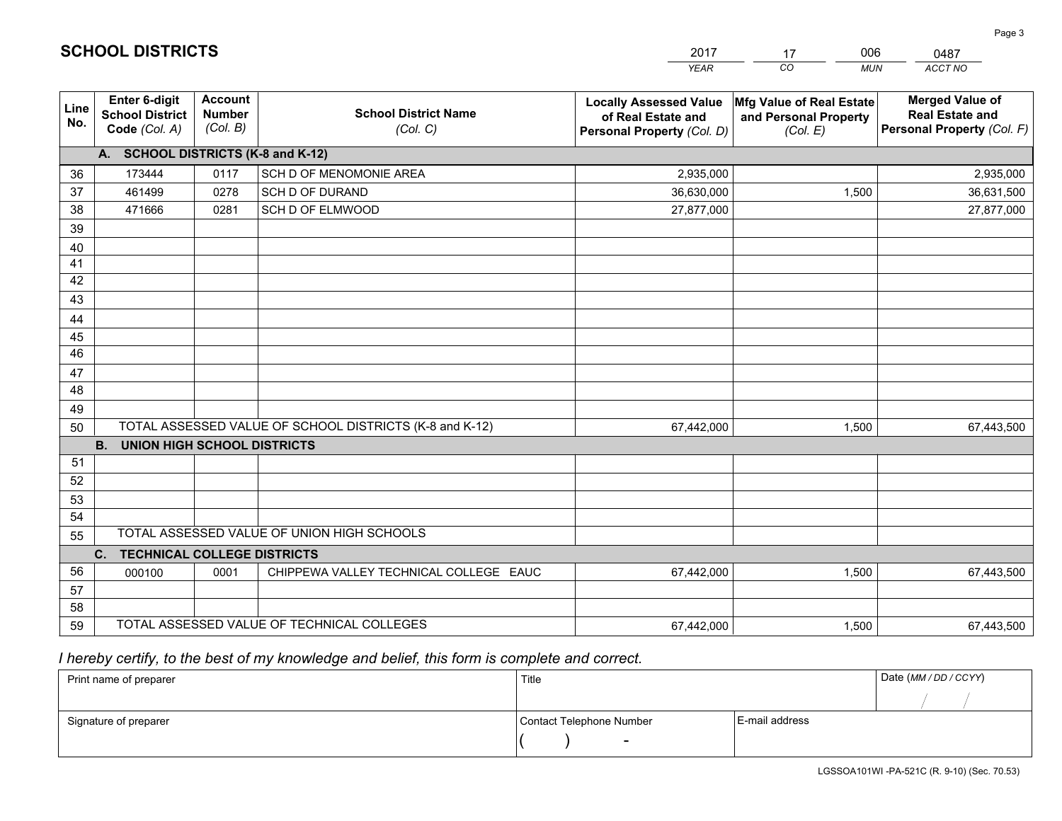# SCHOOL DISTRICTS

| 2017 | 17 | 006 | 0487 |
|---|---|---|---|
| *YEAR* | *CO* | *MUN* | *ACCT NO* |

| Line No. | Enter 6-digit School District Code *(Col. A)* | Account Number *(Col. B)* | School District Name *(Col. C)* | Locally Assessed Value of Real Estate and Personal Property *(Col. D)* | Mfg Value of Real Estate and Personal Property *(Col. E)* | Merged Value of Real Estate and Personal Property *(Col. F)* |
|---|---|---|---|---|---|---|
| | **A. SCHOOL DISTRICTS (K-8 and K-12)** | | | | | |
| 36 | 173444 | 0117 | SCH D OF MENOMONIE AREA | 2,935,000 | | 2,935,000 |
| 37 | 461499 | 0278 | SCH D OF DURAND | 36,630,000 | 1,500 | 36,631,500 |
| 38 | 471666 | 0281 | SCH D OF ELMWOOD | 27,877,000 | | 27,877,000 |
| 39 | | | | | | |
| 40 | | | | | | |
| 41 | | | | | | |
| 42 | | | | | | |
| 43 | | | | | | |
| 44 | | | | | | |
| 45 | | | | | | |
| 46 | | | | | | |
| 47 | | | | | | |
| 48 | | | | | | |
| 49 | | | | | | |
| 50 | TOTAL ASSESSED VALUE OF SCHOOL DISTRICTS (K-8 and K-12) | | | 67,442,000 | 1,500 | 67,443,500 |
| | **B. UNION HIGH SCHOOL DISTRICTS** | | | | | |
| 51 | | | | | | |
| 52 | | | | | | |
| 53 | | | | | | |
| 54 | | | | | | |
| 55 | TOTAL ASSESSED VALUE OF UNION HIGH SCHOOLS | | | | | |
| | **C. TECHNICAL COLLEGE DISTRICTS** | | | | | |
| 56 | 000100 | 0001 | CHIPPEWA VALLEY TECHNICAL COLLEGE EAUC | 67,442,000 | 1,500 | 67,443,500 |
| 57 | | | | | | |
| 58 | | | | | | |
| 59 | TOTAL ASSESSED VALUE OF TECHNICAL COLLEGES | | | 67,442,000 | 1,500 | 67,443,500 |

*I hereby certify, to the best of my knowledge and belief, this form is complete and correct.*

| Print name of preparer | Title | | Date *(MM / DD / CCYY)* |
|---|---|---|---|
| | | | / / |
| Signature of preparer | Contact Telephone Number | E-mail address | |
| | ( ) - | | |

LGSSOA101WI -PA-521C (R. 9-10) (Sec. 70.53)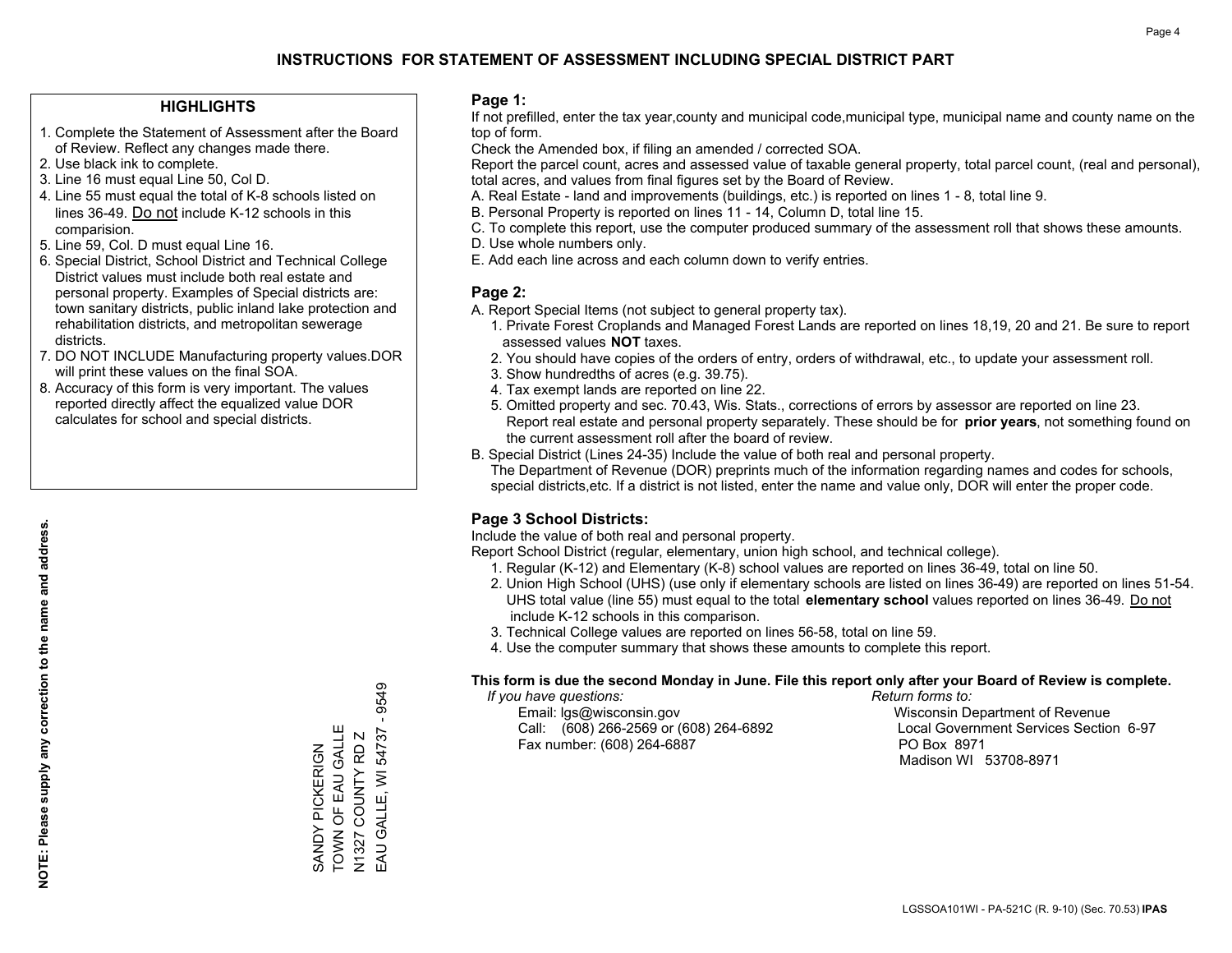# INSTRUCTIONS FOR STATEMENT OF ASSESSMENT INCLUDING SPECIAL DISTRICT PART

## HIGHLIGHTS

1. Complete the Statement of Assessment after the Board of Review. Reflect any changes made there.
2. Use black ink to complete.
3. Line 16 must equal Line 50, Col D.
4. Line 55 must equal the total of K-8 schools listed on lines 36-49. Do not include K-12 schools in this comparision.
5. Line 59, Col. D must equal Line 16.
6. Special District, School District and Technical College District values must include both real estate and personal property. Examples of Special districts are: town sanitary districts, public inland lake protection and rehabilitation districts, and metropolitan sewerage districts.
7. DO NOT INCLUDE Manufacturing property values.DOR will print these values on the final SOA.
8. Accuracy of this form is very important. The values reported directly affect the equalized value DOR calculates for school and special districts.

**NOTE: Please supply any correction to the name and address.**

SANDY PICKERIGN
TOWN OF EAU GALLE
N1327 COUNTY RD Z
EAU GALLE, WI 54737 - 9549

## Page 1:

If not prefilled, enter the tax year,county and municipal code,municipal type, municipal name and county name on the top of form.

Check the Amended box, if filing an amended / corrected SOA.

Report the parcel count, acres and assessed value of taxable general property, total parcel count, (real and personal), total acres, and values from final figures set by the Board of Review.

A. Real Estate - land and improvements (buildings, etc.) is reported on lines 1 - 8, total line 9.
B. Personal Property is reported on lines 11 - 14, Column D, total line 15.
C. To complete this report, use the computer produced summary of the assessment roll that shows these amounts.
D. Use whole numbers only.
E. Add each line across and each column down to verify entries.

## Page 2:

A. Report Special Items (not subject to general property tax).
   1. Private Forest Croplands and Managed Forest Lands are reported on lines 18,19, 20 and 21. Be sure to report assessed values **NOT** taxes.
   2. You should have copies of the orders of entry, orders of withdrawal, etc., to update your assessment roll.
   3. Show hundredths of acres (e.g. 39.75).
   4. Tax exempt lands are reported on line 22.
   5. Omitted property and sec. 70.43, Wis. Stats., corrections of errors by assessor are reported on line 23. Report real estate and personal property separately. These should be for **prior years**, not something found on the current assessment roll after the board of review.
B. Special District (Lines 24-35) Include the value of both real and personal property.
   The Department of Revenue (DOR) preprints much of the information regarding names and codes for schools, special districts,etc. If a district is not listed, enter the name and value only, DOR will enter the proper code.

## Page 3 School Districts:

Include the value of both real and personal property.

Report School District (regular, elementary, union high school, and technical college).

1. Regular (K-12) and Elementary (K-8) school values are reported on lines 36-49, total on line 50.
2. Union High School (UHS) (use only if elementary schools are listed on lines 36-49) are reported on lines 51-54. UHS total value (line 55) must equal to the total **elementary school** values reported on lines 36-49. Do not include K-12 schools in this comparison.
3. Technical College values are reported on lines 56-58, total on line 59.
4. Use the computer summary that shows these amounts to complete this report.

**This form is due the second Monday in June. File this report only after your Board of Review is complete.**

*If you have questions:*
Email: lgs@wisconsin.gov
Call: (608) 266-2569 or (608) 264-6892
Fax number: (608) 264-6887

*Return forms to:*
Wisconsin Department of Revenue
Local Government Services Section 6-97
PO Box 8971
Madison WI 53708-8971

LGSSOA101WI - PA-521C (R. 9-10) (Sec. 70.53) **IPAS**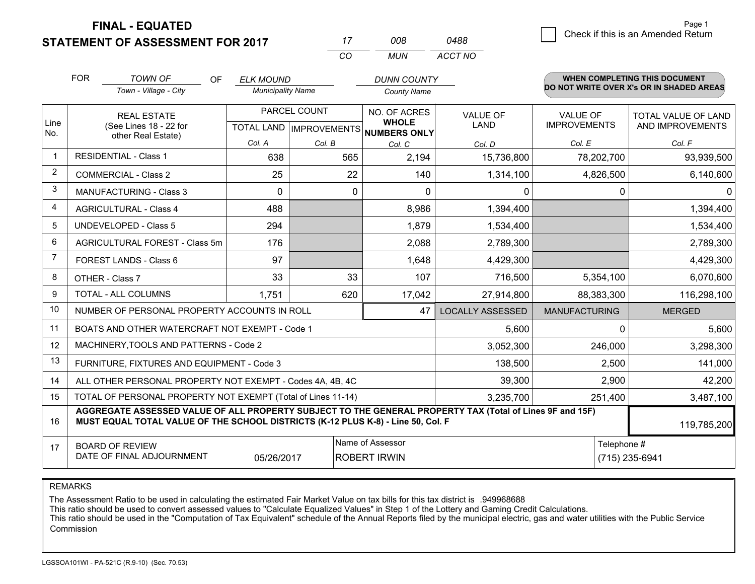# FINAL - EQUATED
## STATEMENT OF ASSESSMENT FOR 2017

| 17 | 008 | 0488 |
|---|---|---|
| CO | MUN | ACCT NO |

Check if this is an Amended Return

FOR *TOWN OF* (Town - Village - City) OF *ELK MOUND* (Municipality Name) *DUNN COUNTY* (County Name)

**WHEN COMPLETING THIS DOCUMENT DO NOT WRITE OVER X's OR IN SHADED AREAS**

| Line No. | REAL ESTATE (See Lines 18 - 22 for other Real Estate) | PARCEL COUNT TOTAL LAND Col. A | PARCEL COUNT IMPROVEMENTS Col. B | NO. OF ACRES WHOLE NUMBERS ONLY Col. C | VALUE OF LAND Col. D | VALUE OF IMPROVEMENTS Col. E | TOTAL VALUE OF LAND AND IMPROVEMENTS Col. F |
|---|---|---|---|---|---|---|---|
| 1 | RESIDENTIAL - Class 1 | 638 | 565 | 2,194 | 15,736,800 | 78,202,700 | 93,939,500 |
| 2 | COMMERCIAL - Class 2 | 25 | 22 | 140 | 1,314,100 | 4,826,500 | 6,140,600 |
| 3 | MANUFACTURING - Class 3 | 0 | 0 | 0 | 0 | 0 | 0 |
| 4 | AGRICULTURAL - Class 4 | 488 | | 8,986 | 1,394,400 | | 1,394,400 |
| 5 | UNDEVELOPED - Class 5 | 294 | | 1,879 | 1,534,400 | | 1,534,400 |
| 6 | AGRICULTURAL FOREST - Class 5m | 176 | | 2,088 | 2,789,300 | | 2,789,300 |
| 7 | FOREST LANDS - Class 6 | 97 | | 1,648 | 4,429,300 | | 4,429,300 |
| 8 | OTHER - Class 7 | 33 | 33 | 107 | 716,500 | 5,354,100 | 6,070,600 |
| 9 | TOTAL - ALL COLUMNS | 1,751 | 620 | 17,042 | 27,914,800 | 88,383,300 | 116,298,100 |
| 10 | NUMBER OF PERSONAL PROPERTY ACCOUNTS IN ROLL | | | 47 | LOCALLY ASSESSED | MANUFACTURING | MERGED |
| 11 | BOATS AND OTHER WATERCRAFT NOT EXEMPT - Code 1 | | | | 5,600 | 0 | 5,600 |
| 12 | MACHINERY,TOOLS AND PATTERNS - Code 2 | | | | 3,052,300 | 246,000 | 3,298,300 |
| 13 | FURNITURE, FIXTURES AND EQUIPMENT - Code 3 | | | | 138,500 | 2,500 | 141,000 |
| 14 | ALL OTHER PERSONAL PROPERTY NOT EXEMPT - Codes 4A, 4B, 4C | | | | 39,300 | 2,900 | 42,200 |
| 15 | TOTAL OF PERSONAL PROPERTY NOT EXEMPT (Total of Lines 11-14) | | | | 3,235,700 | 251,400 | 3,487,100 |
| 16 | **AGGREGATE ASSESSED VALUE OF ALL PROPERTY SUBJECT TO THE GENERAL PROPERTY TAX (Total of Lines 9F and 15F) MUST EQUAL TOTAL VALUE OF THE SCHOOL DISTRICTS (K-12 PLUS K-8) - Line 50, Col. F** | | | | | | 119,785,200 |
| 17 | BOARD OF REVIEW DATE OF FINAL ADJOURNMENT | 05/26/2017 | | Name of Assessor: ROBERT IRWIN | | Telephone #: (715) 235-6941 | |

REMARKS

The Assessment Ratio to be used in calculating the estimated Fair Market Value on tax bills for this tax district is .949968688
This ratio should be used to convert assessed values to "Calculate Equalized Values" in Step 1 of the Lottery and Gaming Credit Calculations.
This ratio should be used in the "Computation of Tax Equivalent" schedule of the Annual Reports filed by the municipal electric, gas and water utilities with the Public Service Commission

LGSSOA101WI - PA-521C (R.9-10) (Sec. 70.53)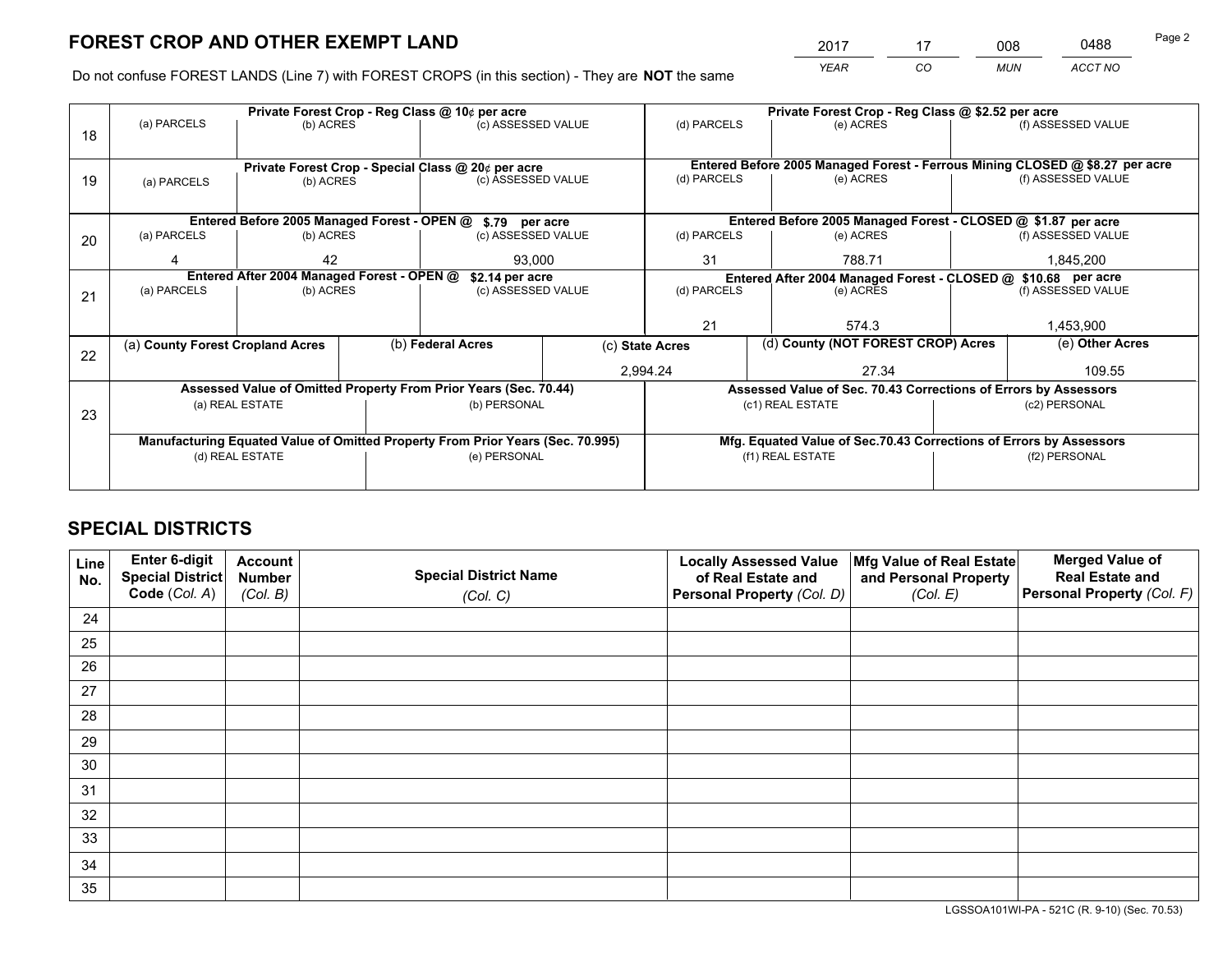# FOREST CROP AND OTHER EXEMPT LAND

| 2017 | 17 | 008 | 0488 |
|---|---|---|---|
| *YEAR* | *CO* | *MUN* | *ACCT NO* |

Do not confuse FOREST LANDS (Line 7) with FOREST CROPS (in this section) - They are **NOT** the same

| Line | Private Forest Crop - Reg Class @ 10¢ per acre | | | Private Forest Crop - Reg Class @ $2.52 per acre | | |
|---|---|---|---|---|---|---|
| | (a) PARCELS | (b) ACRES | (c) ASSESSED VALUE | (d) PARCELS | (e) ACRES | (f) ASSESSED VALUE |
| 18 | | | | | | |
| | **Private Forest Crop - Special Class @ 20¢ per acre** | | | **Entered Before 2005 Managed Forest - Ferrous Mining CLOSED @ $8.27 per acre** | | |
| | (a) PARCELS | (b) ACRES | (c) ASSESSED VALUE | (d) PARCELS | (e) ACRES | (f) ASSESSED VALUE |
| 19 | | | | | | |
| | **Entered Before 2005 Managed Forest - OPEN @ $.79 per acre** | | | **Entered Before 2005 Managed Forest - CLOSED @ $1.87 per acre** | | |
| | (a) PARCELS | (b) ACRES | (c) ASSESSED VALUE | (d) PARCELS | (e) ACRES | (f) ASSESSED VALUE |
| 20 | 4 | 42 | 93,000 | 31 | 788.71 | 1,845,200 |
| | **Entered After 2004 Managed Forest - OPEN @ $2.14 per acre** | | | **Entered After 2004 Managed Forest - CLOSED @ $10.68 per acre** | | |
| | (a) PARCELS | (b) ACRES | (c) ASSESSED VALUE | (d) PARCELS | (e) ACRES | (f) ASSESSED VALUE |
| 21 | | | | 21 | 574.3 | 1,453,900 |

| Line | (a) County Forest Cropland Acres | (b) Federal Acres | (c) State Acres | (d) County (NOT FOREST CROP) Acres | (e) Other Acres |
|---|---|---|---|---|---|
| 22 | | | 2,994.24 | 27.34 | 109.55 |

| Line | Assessed Value of Omitted Property From Prior Years (Sec. 70.44) | | Assessed Value of Sec. 70.43 Corrections of Errors by Assessors | |
|---|---|---|---|---|
| | (a) REAL ESTATE | (b) PERSONAL | (c1) REAL ESTATE | (c2) PERSONAL |
| 23 | | | | |
| | **Manufacturing Equated Value of Omitted Property From Prior Years (Sec. 70.995)** | | **Mfg. Equated Value of Sec.70.43 Corrections of Errors by Assessors** | |
| | (d) REAL ESTATE | (e) PERSONAL | (f1) REAL ESTATE | (f2) PERSONAL |
| | | | | |

# SPECIAL DISTRICTS

| Line No. | Enter 6-digit Special District Code (*Col. A*) | Account Number (*Col. B*) | Special District Name (*Col. C*) | Locally Assessed Value of Real Estate and Personal Property (*Col. D*) | Mfg Value of Real Estate and Personal Property (*Col. E*) | Merged Value of Real Estate and Personal Property (*Col. F*) |
|---|---|---|---|---|---|---|
| 24 | | | | | | |
| 25 | | | | | | |
| 26 | | | | | | |
| 27 | | | | | | |
| 28 | | | | | | |
| 29 | | | | | | |
| 30 | | | | | | |
| 31 | | | | | | |
| 32 | | | | | | |
| 33 | | | | | | |
| 34 | | | | | | |
| 35 | | | | | | |

LGSSOA101WI-PA - 521C (R. 9-10) (Sec. 70.53)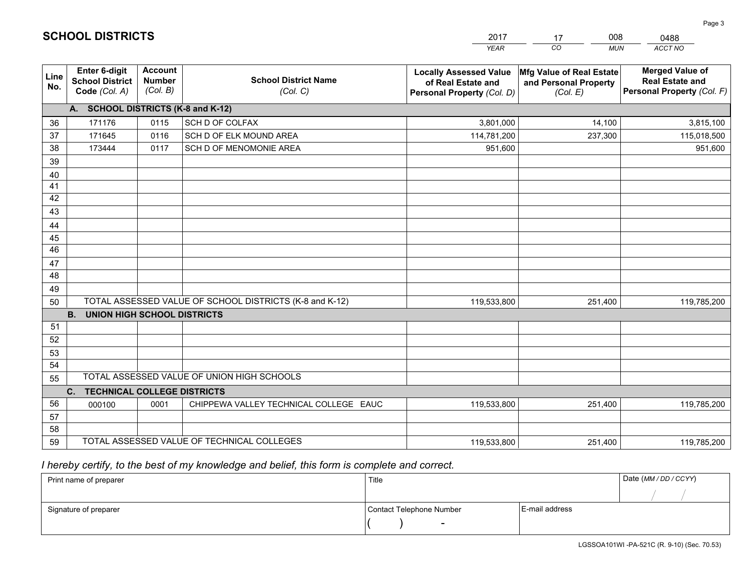# SCHOOL DISTRICTS

| 2017 | 17 | 008 | 0488 |
|---|---|---|---|
| *YEAR* | *CO* | *MUN* | *ACCT NO* |

| Line No. | Enter 6-digit School District Code *(Col. A)* | Account Number *(Col. B)* | School District Name *(Col. C)* | Locally Assessed Value of Real Estate and Personal Property *(Col. D)* | Mfg Value of Real Estate and Personal Property *(Col. E)* | Merged Value of Real Estate and Personal Property *(Col. F)* |
|---|---|---|---|---|---|---|
| | **A. SCHOOL DISTRICTS (K-8 and K-12)** | | | | | |
| 36 | 171176 | 0115 | SCH D OF COLFAX | 3,801,000 | 14,100 | 3,815,100 |
| 37 | 171645 | 0116 | SCH D OF ELK MOUND AREA | 114,781,200 | 237,300 | 115,018,500 |
| 38 | 173444 | 0117 | SCH D OF MENOMONIE AREA | 951,600 | | 951,600 |
| 39 | | | | | | |
| 40 | | | | | | |
| 41 | | | | | | |
| 42 | | | | | | |
| 43 | | | | | | |
| 44 | | | | | | |
| 45 | | | | | | |
| 46 | | | | | | |
| 47 | | | | | | |
| 48 | | | | | | |
| 49 | | | | | | |
| 50 | TOTAL ASSESSED VALUE OF SCHOOL DISTRICTS (K-8 and K-12) | | | 119,533,800 | 251,400 | 119,785,200 |
| | **B. UNION HIGH SCHOOL DISTRICTS** | | | | | |
| 51 | | | | | | |
| 52 | | | | | | |
| 53 | | | | | | |
| 54 | | | | | | |
| 55 | TOTAL ASSESSED VALUE OF UNION HIGH SCHOOLS | | | | | |
| | **C. TECHNICAL COLLEGE DISTRICTS** | | | | | |
| 56 | 000100 | 0001 | CHIPPEWA VALLEY TECHNICAL COLLEGE EAUC | 119,533,800 | 251,400 | 119,785,200 |
| 57 | | | | | | |
| 58 | | | | | | |
| 59 | TOTAL ASSESSED VALUE OF TECHNICAL COLLEGES | | | 119,533,800 | 251,400 | 119,785,200 |

*I hereby certify, to the best of my knowledge and belief, this form is complete and correct.*

| Print name of preparer | Title | | Date *(MM / DD / CCYY)* |
|---|---|---|---|
| | | | / / |
| Signature of preparer | Contact Telephone Number | E-mail address | |
| | ( ) - | | |

LGSSOA101WI -PA-521C (R. 9-10) (Sec. 70.53)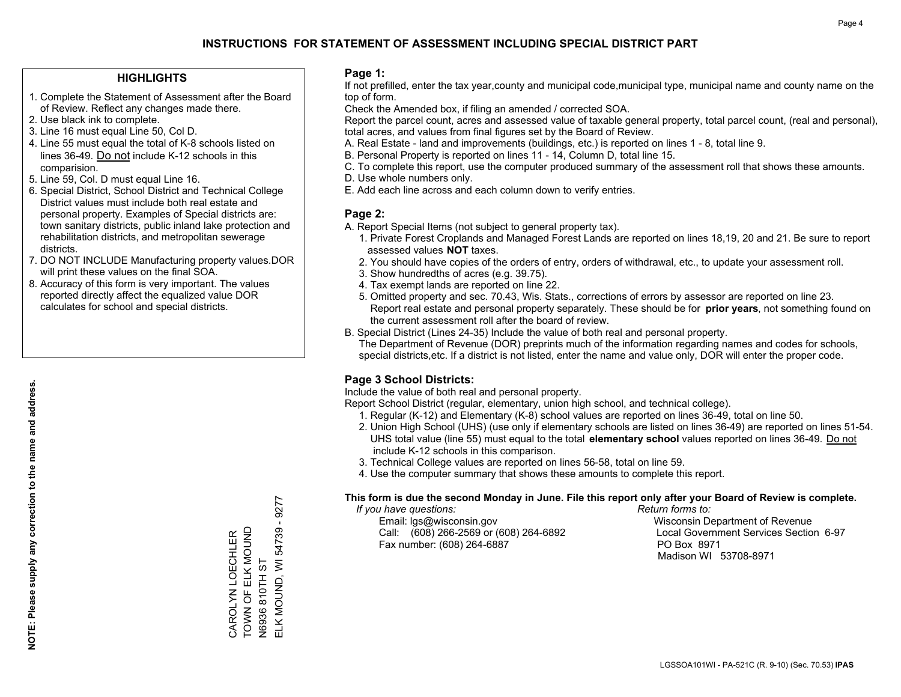# INSTRUCTIONS FOR STATEMENT OF ASSESSMENT INCLUDING SPECIAL DISTRICT PART

## HIGHLIGHTS

1. Complete the Statement of Assessment after the Board of Review. Reflect any changes made there.
2. Use black ink to complete.
3. Line 16 must equal Line 50, Col D.
4. Line 55 must equal the total of K-8 schools listed on lines 36-49. Do not include K-12 schools in this comparision.
5. Line 59, Col. D must equal Line 16.
6. Special District, School District and Technical College District values must include both real estate and personal property. Examples of Special districts are: town sanitary districts, public inland lake protection and rehabilitation districts, and metropolitan sewerage districts.
7. DO NOT INCLUDE Manufacturing property values.DOR will print these values on the final SOA.
8. Accuracy of this form is very important. The values reported directly affect the equalized value DOR calculates for school and special districts.

**NOTE: Please supply any correction to the name and address.**

CAROLYN LOECHLER
TOWN OF ELK MOUND
N6936 810TH ST
ELK MOUND, WI 54739 - 9277

## Page 1:

If not prefilled, enter the tax year,county and municipal code,municipal type, municipal name and county name on the top of form.

Check the Amended box, if filing an amended / corrected SOA.

Report the parcel count, acres and assessed value of taxable general property, total parcel count, (real and personal), total acres, and values from final figures set by the Board of Review.

A. Real Estate - land and improvements (buildings, etc.) is reported on lines 1 - 8, total line 9.
B. Personal Property is reported on lines 11 - 14, Column D, total line 15.
C. To complete this report, use the computer produced summary of the assessment roll that shows these amounts.
D. Use whole numbers only.
E. Add each line across and each column down to verify entries.

## Page 2:

A. Report Special Items (not subject to general property tax).
   1. Private Forest Croplands and Managed Forest Lands are reported on lines 18,19, 20 and 21. Be sure to report assessed values **NOT** taxes.
   2. You should have copies of the orders of entry, orders of withdrawal, etc., to update your assessment roll.
   3. Show hundredths of acres (e.g. 39.75).
   4. Tax exempt lands are reported on line 22.
   5. Omitted property and sec. 70.43, Wis. Stats., corrections of errors by assessor are reported on line 23. Report real estate and personal property separately. These should be for **prior years**, not something found on the current assessment roll after the board of review.
B. Special District (Lines 24-35) Include the value of both real and personal property.
   The Department of Revenue (DOR) preprints much of the information regarding names and codes for schools, special districts,etc. If a district is not listed, enter the name and value only, DOR will enter the proper code.

## Page 3 School Districts:

Include the value of both real and personal property.

Report School District (regular, elementary, union high school, and technical college).

1. Regular (K-12) and Elementary (K-8) school values are reported on lines 36-49, total on line 50.
2. Union High School (UHS) (use only if elementary schools are listed on lines 36-49) are reported on lines 51-54. UHS total value (line 55) must equal to the total **elementary school** values reported on lines 36-49. Do not include K-12 schools in this comparison.
3. Technical College values are reported on lines 56-58, total on line 59.
4. Use the computer summary that shows these amounts to complete this report.

**This form is due the second Monday in June. File this report only after your Board of Review is complete.**

*If you have questions:*
Email: lgs@wisconsin.gov
Call: (608) 266-2569 or (608) 264-6892
Fax number: (608) 264-6887

*Return forms to:*
Wisconsin Department of Revenue
Local Government Services Section 6-97
PO Box 8971
Madison WI 53708-8971

LGSSOA101WI - PA-521C (R. 9-10) (Sec. 70.53) **IPAS**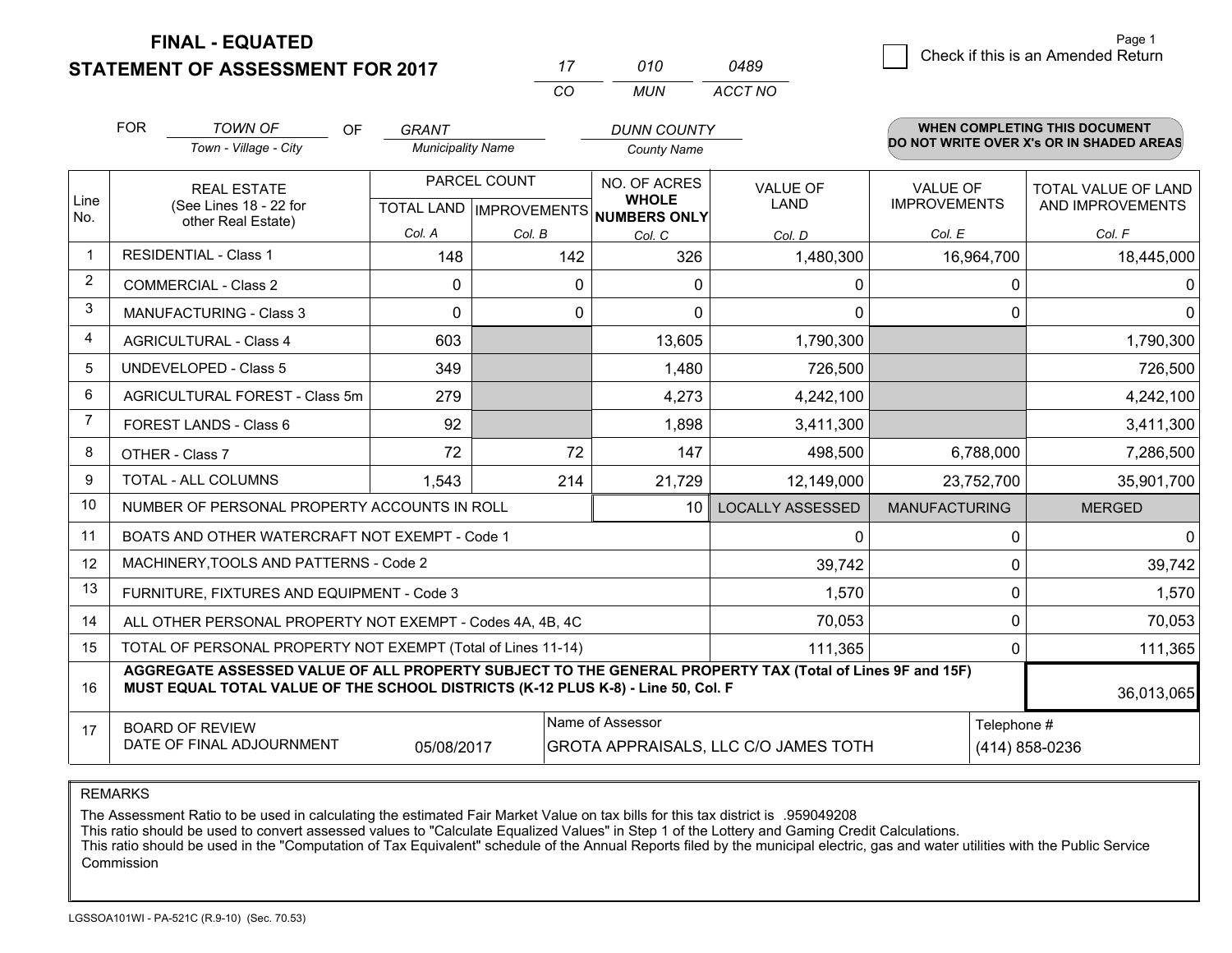**FINAL - EQUATED**
**STATEMENT OF ASSESSMENT FOR 2017**

| 17 | 010 | 0489 |
|---|---|---|
| CO | MUN | ACCT NO |

Page 1

☐ Check if this is an Amended Return

FOR *TOWN OF* (Town - Village - City) OF *GRANT* (Municipality Name) *DUNN COUNTY* (County Name)

**WHEN COMPLETING THIS DOCUMENT DO NOT WRITE OVER X's OR IN SHADED AREAS**

| Line No. | REAL ESTATE (See Lines 18 - 22 for other Real Estate) | PARCEL COUNT | | NO. OF ACRES **WHOLE NUMBERS ONLY** | VALUE OF LAND | VALUE OF IMPROVEMENTS | TOTAL VALUE OF LAND AND IMPROVEMENTS |
|---|---|---|---|---|---|---|---|
| | | TOTAL LAND | IMPROVEMENTS | | | | |
| | | Col. A | Col. B | Col. C | Col. D | Col. E | Col. F |
| 1 | RESIDENTIAL - Class 1 | 148 | 142 | 326 | 1,480,300 | 16,964,700 | 18,445,000 |
| 2 | COMMERCIAL - Class 2 | 0 | 0 | 0 | 0 | 0 | 0 |
| 3 | MANUFACTURING - Class 3 | 0 | 0 | 0 | 0 | 0 | 0 |
| 4 | AGRICULTURAL - Class 4 | 603 | | 13,605 | 1,790,300 | | 1,790,300 |
| 5 | UNDEVELOPED - Class 5 | 349 | | 1,480 | 726,500 | | 726,500 |
| 6 | AGRICULTURAL FOREST - Class 5m | 279 | | 4,273 | 4,242,100 | | 4,242,100 |
| 7 | FOREST LANDS - Class 6 | 92 | | 1,898 | 3,411,300 | | 3,411,300 |
| 8 | OTHER - Class 7 | 72 | 72 | 147 | 498,500 | 6,788,000 | 7,286,500 |
| 9 | TOTAL - ALL COLUMNS | 1,543 | 214 | 21,729 | 12,149,000 | 23,752,700 | 35,901,700 |
| 10 | NUMBER OF PERSONAL PROPERTY ACCOUNTS IN ROLL | | | 10 | LOCALLY ASSESSED | MANUFACTURING | MERGED |
| 11 | BOATS AND OTHER WATERCRAFT NOT EXEMPT - Code 1 | | | | 0 | 0 | 0 |
| 12 | MACHINERY,TOOLS AND PATTERNS - Code 2 | | | | 39,742 | 0 | 39,742 |
| 13 | FURNITURE, FIXTURES AND EQUIPMENT - Code 3 | | | | 1,570 | 0 | 1,570 |
| 14 | ALL OTHER PERSONAL PROPERTY NOT EXEMPT - Codes 4A, 4B, 4C | | | | 70,053 | 0 | 70,053 |
| 15 | TOTAL OF PERSONAL PROPERTY NOT EXEMPT (Total of Lines 11-14) | | | | 111,365 | 0 | 111,365 |
| 16 | **AGGREGATE ASSESSED VALUE OF ALL PROPERTY SUBJECT TO THE GENERAL PROPERTY TAX (Total of Lines 9F and 15F) MUST EQUAL TOTAL VALUE OF THE SCHOOL DISTRICTS (K-12 PLUS K-8) - Line 50, Col. F** | | | | | | 36,013,065 |
| 17 | BOARD OF REVIEW DATE OF FINAL ADJOURNMENT | 05/08/2017 | | Name of Assessor: GROTA APPRAISALS, LLC C/O JAMES TOTH | | Telephone #: (414) 858-0236 | |

REMARKS

The Assessment Ratio to be used in calculating the estimated Fair Market Value on tax bills for this tax district is .959049208
This ratio should be used to convert assessed values to "Calculate Equalized Values" in Step 1 of the Lottery and Gaming Credit Calculations.
This ratio should be used in the "Computation of Tax Equivalent" schedule of the Annual Reports filed by the municipal electric, gas and water utilities with the Public Service Commission

LGSSOA101WI - PA-521C (R.9-10) (Sec. 70.53)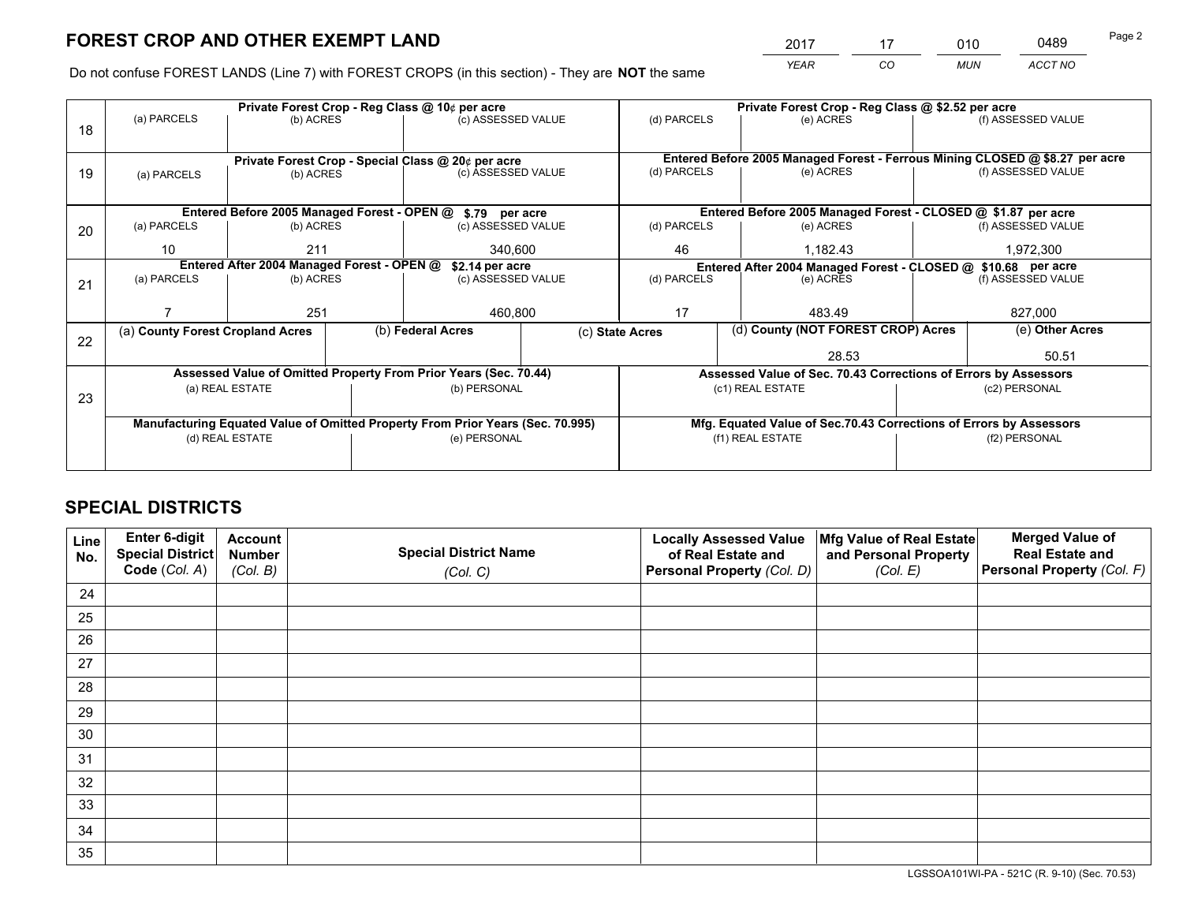# FOREST CROP AND OTHER EXEMPT LAND

| 2017 | 17 | 010 | 0489 |
|---|---|---|---|
| *YEAR* | *CO* | *MUN* | *ACCT NO* |

Do not confuse FOREST LANDS (Line 7) with FOREST CROPS (in this section) - They are **NOT** the same

| Line | (a) PARCELS | (b) ACRES | (c) ASSESSED VALUE | (d) PARCELS | (e) ACRES | (f) ASSESSED VALUE |
|---|---|---|---|---|---|---|
| 18 | Private Forest Crop - Reg Class @ 10¢ per acre | | | Private Forest Crop - Reg Class @ $2.52 per acre | | |
| | | | | | | |
| 19 | Private Forest Crop - Special Class @ 20¢ per acre | | | Entered Before 2005 Managed Forest - Ferrous Mining CLOSED @ $8.27 per acre | | |
| | | | | | | |
| 20 | Entered Before 2005 Managed Forest - OPEN @ $.79 per acre | | | Entered Before 2005 Managed Forest - CLOSED @ $1.87 per acre | | |
| | 10 | 211 | 340,600 | 46 | 1,182.43 | 1,972,300 |
| 21 | Entered After 2004 Managed Forest - OPEN @ $2.14 per acre | | | Entered After 2004 Managed Forest - CLOSED @ $10.68 per acre | | |
| | 7 | 251 | 460,800 | 17 | 483.49 | 827,000 |

| Line | (a) County Forest Cropland Acres | (b) Federal Acres | (c) State Acres | (d) County (NOT FOREST CROP) Acres | (e) Other Acres |
|---|---|---|---|---|---|
| 22 | | | | 28.53 | 50.51 |

| Line | Assessed Value of Omitted Property From Prior Years (Sec. 70.44) | | Assessed Value of Sec. 70.43 Corrections of Errors by Assessors | |
|---|---|---|---|---|
| 23 | (a) REAL ESTATE | (b) PERSONAL | (c1) REAL ESTATE | (c2) PERSONAL |
| | | | | |
| | **Manufacturing Equated Value of Omitted Property From Prior Years (Sec. 70.995)** | | **Mfg. Equated Value of Sec.70.43 Corrections of Errors by Assessors** | |
| | (d) REAL ESTATE | (e) PERSONAL | (f1) REAL ESTATE | (f2) PERSONAL |
| | | | | |

# SPECIAL DISTRICTS

| Line No. | Enter 6-digit Special District Code (Col. A) | Account Number (Col. B) | Special District Name (Col. C) | Locally Assessed Value of Real Estate and Personal Property (Col. D) | Mfg Value of Real Estate and Personal Property (Col. E) | Merged Value of Real Estate and Personal Property (Col. F) |
|---|---|---|---|---|---|---|
| 24 | | | | | | |
| 25 | | | | | | |
| 26 | | | | | | |
| 27 | | | | | | |
| 28 | | | | | | |
| 29 | | | | | | |
| 30 | | | | | | |
| 31 | | | | | | |
| 32 | | | | | | |
| 33 | | | | | | |
| 34 | | | | | | |
| 35 | | | | | | |

LGSSOA101WI-PA - 521C (R. 9-10) (Sec. 70.53)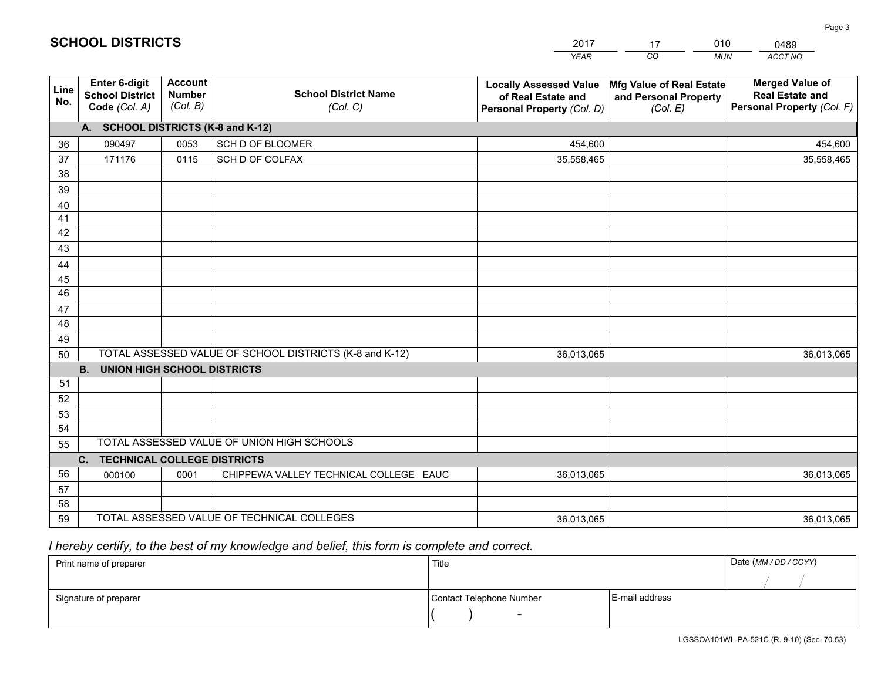# SCHOOL DISTRICTS

| 2017 | 17 | 010 | 0489 |
|---|---|---|---|
| *YEAR* | *CO* | *MUN* | *ACCT NO* |

| Line No. | Enter 6-digit School District Code *(Col. A)* | Account Number *(Col. B)* | School District Name *(Col. C)* | Locally Assessed Value of Real Estate and Personal Property *(Col. D)* | Mfg Value of Real Estate and Personal Property *(Col. E)* | Merged Value of Real Estate and Personal Property *(Col. F)* |
|---|---|---|---|---|---|---|
| | **A. SCHOOL DISTRICTS (K-8 and K-12)** | | | | | |
| 36 | 090497 | 0053 | SCH D OF BLOOMER | 454,600 | | 454,600 |
| 37 | 171176 | 0115 | SCH D OF COLFAX | 35,558,465 | | 35,558,465 |
| 38 | | | | | | |
| 39 | | | | | | |
| 40 | | | | | | |
| 41 | | | | | | |
| 42 | | | | | | |
| 43 | | | | | | |
| 44 | | | | | | |
| 45 | | | | | | |
| 46 | | | | | | |
| 47 | | | | | | |
| 48 | | | | | | |
| 49 | | | | | | |
| 50 | TOTAL ASSESSED VALUE OF SCHOOL DISTRICTS (K-8 and K-12) | | | 36,013,065 | | 36,013,065 |
| | **B. UNION HIGH SCHOOL DISTRICTS** | | | | | |
| 51 | | | | | | |
| 52 | | | | | | |
| 53 | | | | | | |
| 54 | | | | | | |
| 55 | TOTAL ASSESSED VALUE OF UNION HIGH SCHOOLS | | | | | |
| | **C. TECHNICAL COLLEGE DISTRICTS** | | | | | |
| 56 | 000100 | 0001 | CHIPPEWA VALLEY TECHNICAL COLLEGE EAUC | 36,013,065 | | 36,013,065 |
| 57 | | | | | | |
| 58 | | | | | | |
| 59 | TOTAL ASSESSED VALUE OF TECHNICAL COLLEGES | | | 36,013,065 | | 36,013,065 |

*I hereby certify, to the best of my knowledge and belief, this form is complete and correct.*

| Print name of preparer | Title | | Date *(MM / DD / CCYY)* |
|---|---|---|---|
| | | | / / |
| Signature of preparer | Contact Telephone Number | E-mail address | |
| | ( ) - | | |

LGSSOA101WI -PA-521C (R. 9-10) (Sec. 70.53)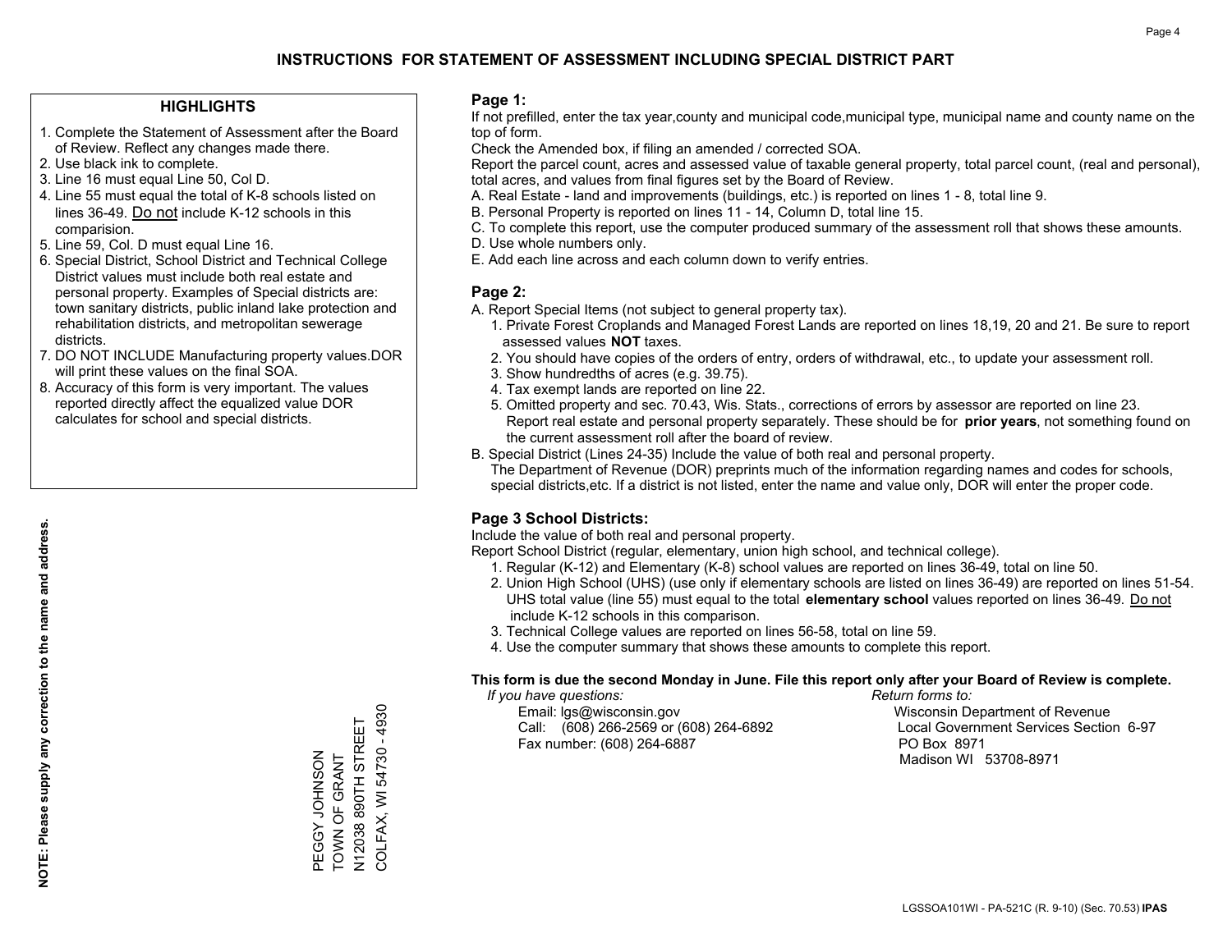# INSTRUCTIONS FOR STATEMENT OF ASSESSMENT INCLUDING SPECIAL DISTRICT PART

## HIGHLIGHTS

1. Complete the Statement of Assessment after the Board of Review. Reflect any changes made there.
2. Use black ink to complete.
3. Line 16 must equal Line 50, Col D.
4. Line 55 must equal the total of K-8 schools listed on lines 36-49. Do not include K-12 schools in this comparision.
5. Line 59, Col. D must equal Line 16.
6. Special District, School District and Technical College District values must include both real estate and personal property. Examples of Special districts are: town sanitary districts, public inland lake protection and rehabilitation districts, and metropolitan sewerage districts.
7. DO NOT INCLUDE Manufacturing property values.DOR will print these values on the final SOA.
8. Accuracy of this form is very important. The values reported directly affect the equalized value DOR calculates for school and special districts.

**NOTE: Please supply any correction to the name and address.**

PEGGY JOHNSON
TOWN OF GRANT
N12038 890TH STREET
COLFAX, WI 54730 - 4930

## Page 1:

If not prefilled, enter the tax year,county and municipal code,municipal type, municipal name and county name on the top of form.

Check the Amended box, if filing an amended / corrected SOA.

Report the parcel count, acres and assessed value of taxable general property, total parcel count, (real and personal), total acres, and values from final figures set by the Board of Review.

A. Real Estate - land and improvements (buildings, etc.) is reported on lines 1 - 8, total line 9.
B. Personal Property is reported on lines 11 - 14, Column D, total line 15.
C. To complete this report, use the computer produced summary of the assessment roll that shows these amounts.
D. Use whole numbers only.
E. Add each line across and each column down to verify entries.

## Page 2:

A. Report Special Items (not subject to general property tax).
   1. Private Forest Croplands and Managed Forest Lands are reported on lines 18,19, 20 and 21. Be sure to report assessed values **NOT** taxes.
   2. You should have copies of the orders of entry, orders of withdrawal, etc., to update your assessment roll.
   3. Show hundredths of acres (e.g. 39.75).
   4. Tax exempt lands are reported on line 22.
   5. Omitted property and sec. 70.43, Wis. Stats., corrections of errors by assessor are reported on line 23. Report real estate and personal property separately. These should be for **prior years**, not something found on the current assessment roll after the board of review.
B. Special District (Lines 24-35) Include the value of both real and personal property.
   The Department of Revenue (DOR) preprints much of the information regarding names and codes for schools, special districts,etc. If a district is not listed, enter the name and value only, DOR will enter the proper code.

## Page 3 School Districts:

Include the value of both real and personal property.

Report School District (regular, elementary, union high school, and technical college).

1. Regular (K-12) and Elementary (K-8) school values are reported on lines 36-49, total on line 50.
2. Union High School (UHS) (use only if elementary schools are listed on lines 36-49) are reported on lines 51-54. UHS total value (line 55) must equal to the total **elementary school** values reported on lines 36-49. Do not include K-12 schools in this comparison.
3. Technical College values are reported on lines 56-58, total on line 59.
4. Use the computer summary that shows these amounts to complete this report.

**This form is due the second Monday in June. File this report only after your Board of Review is complete.**

*If you have questions:*
Email: lgs@wisconsin.gov
Call: (608) 266-2569 or (608) 264-6892
Fax number: (608) 264-6887

*Return forms to:*
Wisconsin Department of Revenue
Local Government Services Section 6-97
PO Box 8971
Madison WI 53708-8971

LGSSOA101WI - PA-521C (R. 9-10) (Sec. 70.53) **IPAS**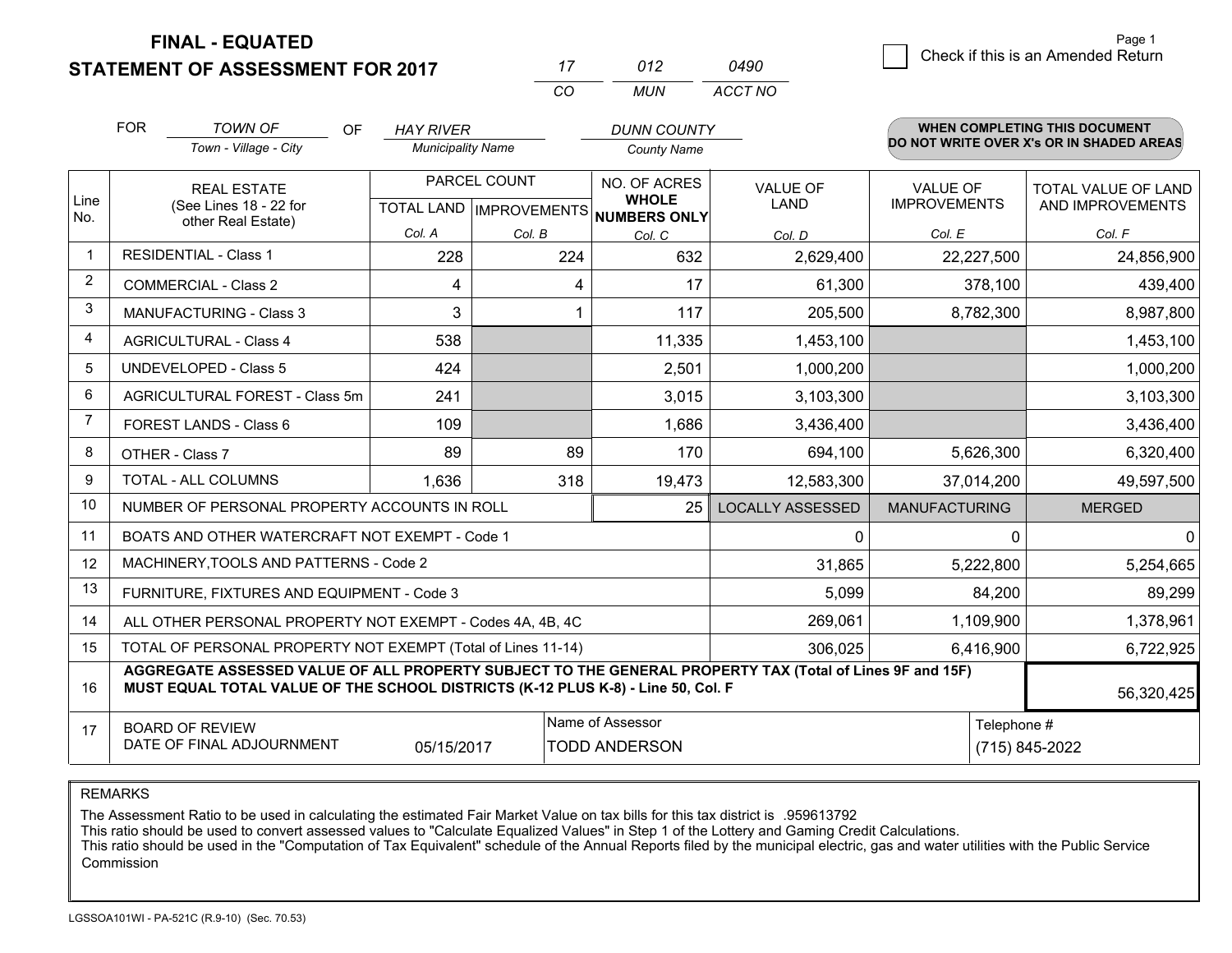**FINAL - EQUATED**
**STATEMENT OF ASSESSMENT FOR 2017**

| 17 | 012 | 0490 |
|---|---|---|
| CO | MUN | ACCT NO |

Check if this is an Amended Return

FOR *TOWN OF* (Town - Village - City) OF *HAY RIVER* (Municipality Name) *DUNN COUNTY* (County Name)

**WHEN COMPLETING THIS DOCUMENT DO NOT WRITE OVER X's OR IN SHADED AREAS**

| Line No. | REAL ESTATE (See Lines 18 - 22 for other Real Estate) | PARCEL COUNT TOTAL LAND Col. A | PARCEL COUNT IMPROVEMENTS Col. B | NO. OF ACRES WHOLE NUMBERS ONLY Col. C | VALUE OF LAND Col. D | VALUE OF IMPROVEMENTS Col. E | TOTAL VALUE OF LAND AND IMPROVEMENTS Col. F |
|---|---|---|---|---|---|---|---|
| 1 | RESIDENTIAL - Class 1 | 228 | 224 | 632 | 2,629,400 | 22,227,500 | 24,856,900 |
| 2 | COMMERCIAL - Class 2 | 4 | 4 | 17 | 61,300 | 378,100 | 439,400 |
| 3 | MANUFACTURING - Class 3 | 3 | 1 | 117 | 205,500 | 8,782,300 | 8,987,800 |
| 4 | AGRICULTURAL - Class 4 | 538 | | 11,335 | 1,453,100 | | 1,453,100 |
| 5 | UNDEVELOPED - Class 5 | 424 | | 2,501 | 1,000,200 | | 1,000,200 |
| 6 | AGRICULTURAL FOREST - Class 5m | 241 | | 3,015 | 3,103,300 | | 3,103,300 |
| 7 | FOREST LANDS - Class 6 | 109 | | 1,686 | 3,436,400 | | 3,436,400 |
| 8 | OTHER - Class 7 | 89 | 89 | 170 | 694,100 | 5,626,300 | 6,320,400 |
| 9 | TOTAL - ALL COLUMNS | 1,636 | 318 | 19,473 | 12,583,300 | 37,014,200 | 49,597,500 |
| 10 | NUMBER OF PERSONAL PROPERTY ACCOUNTS IN ROLL | | | 25 | LOCALLY ASSESSED | MANUFACTURING | MERGED |
| 11 | BOATS AND OTHER WATERCRAFT NOT EXEMPT - Code 1 | | | | 0 | 0 | 0 |
| 12 | MACHINERY,TOOLS AND PATTERNS - Code 2 | | | | 31,865 | 5,222,800 | 5,254,665 |
| 13 | FURNITURE, FIXTURES AND EQUIPMENT - Code 3 | | | | 5,099 | 84,200 | 89,299 |
| 14 | ALL OTHER PERSONAL PROPERTY NOT EXEMPT - Codes 4A, 4B, 4C | | | | 269,061 | 1,109,900 | 1,378,961 |
| 15 | TOTAL OF PERSONAL PROPERTY NOT EXEMPT (Total of Lines 11-14) | | | | 306,025 | 6,416,900 | 6,722,925 |
| 16 | **AGGREGATE ASSESSED VALUE OF ALL PROPERTY SUBJECT TO THE GENERAL PROPERTY TAX (Total of Lines 9F and 15F) MUST EQUAL TOTAL VALUE OF THE SCHOOL DISTRICTS (K-12 PLUS K-8) - Line 50, Col. F** | | | | | | 56,320,425 |
| 17 | BOARD OF REVIEW DATE OF FINAL ADJOURNMENT | 05/15/2017 | Name of Assessor: TODD ANDERSON | | | Telephone #: (715) 845-2022 | |

REMARKS

The Assessment Ratio to be used in calculating the estimated Fair Market Value on tax bills for this tax district is .959613792
This ratio should be used to convert assessed values to "Calculate Equalized Values" in Step 1 of the Lottery and Gaming Credit Calculations.
This ratio should be used in the "Computation of Tax Equivalent" schedule of the Annual Reports filed by the municipal electric, gas and water utilities with the Public Service Commission

LGSSOA101WI - PA-521C (R.9-10) (Sec. 70.53)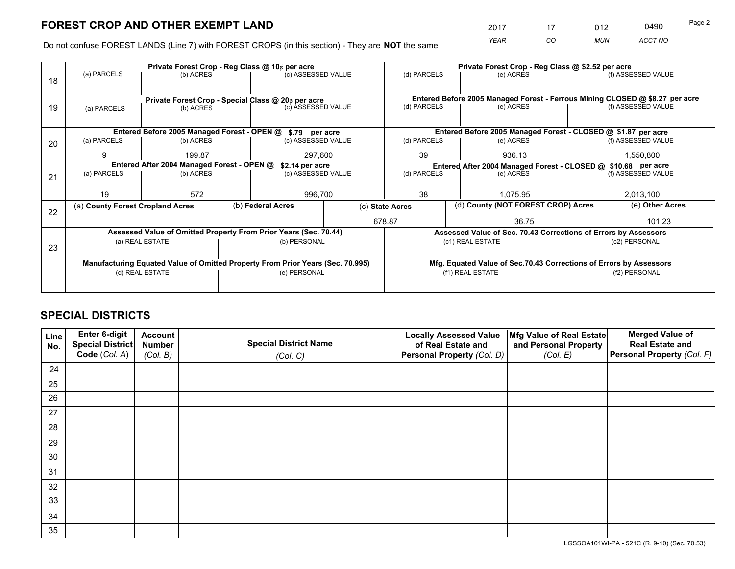# FOREST CROP AND OTHER EXEMPT LAND

| 2017 | 17 | 012 | 0490 |
|---|---|---|---|
| YEAR | CO | MUN | ACCT NO |

Do not confuse FOREST LANDS (Line 7) with FOREST CROPS (in this section) - They are **NOT** the same

| Line | Private Forest Crop - Reg Class @ 10¢ per acre | | | Private Forest Crop - Reg Class @ $2.52 per acre | | |
|---|---|---|---|---|---|---|
| 18 | (a) PARCELS | (b) ACRES | (c) ASSESSED VALUE | (d) PARCELS | (e) ACRES | (f) ASSESSED VALUE |
| | | | | | | |
| | **Private Forest Crop - Special Class @ 20¢ per acre** | | | **Entered Before 2005 Managed Forest - Ferrous Mining CLOSED @ $8.27 per acre** | | |
| 19 | (a) PARCELS | (b) ACRES | (c) ASSESSED VALUE | (d) PARCELS | (e) ACRES | (f) ASSESSED VALUE |
| | | | | | | |
| | **Entered Before 2005 Managed Forest - OPEN @ $.79 per acre** | | | **Entered Before 2005 Managed Forest - CLOSED @ $1.87 per acre** | | |
| 20 | (a) PARCELS | (b) ACRES | (c) ASSESSED VALUE | (d) PARCELS | (e) ACRES | (f) ASSESSED VALUE |
| | 9 | 199.87 | 297,600 | 39 | 936.13 | 1,550,800 |
| | **Entered After 2004 Managed Forest - OPEN @ $2.14 per acre** | | | **Entered After 2004 Managed Forest - CLOSED @ $10.68 per acre** | | |
| 21 | (a) PARCELS | (b) ACRES | (c) ASSESSED VALUE | (d) PARCELS | (e) ACRES | (f) ASSESSED VALUE |
| | 19 | 572 | 996,700 | 38 | 1,075.95 | 2,013,100 |

| Line | (a) County Forest Cropland Acres | (b) Federal Acres | (c) State Acres | (d) County (NOT FOREST CROP) Acres | (e) Other Acres |
|---|---|---|---|---|---|
| 22 | | | 678.87 | 36.75 | 101.23 |

| Line | Assessed Value of Omitted Property From Prior Years (Sec. 70.44) | | Assessed Value of Sec. 70.43 Corrections of Errors by Assessors | |
|---|---|---|---|---|
| 23 | (a) REAL ESTATE | (b) PERSONAL | (c1) REAL ESTATE | (c2) PERSONAL |
| | | | | |
| | **Manufacturing Equated Value of Omitted Property From Prior Years (Sec. 70.995)** | | **Mfg. Equated Value of Sec.70.43 Corrections of Errors by Assessors** | |
| | (d) REAL ESTATE | (e) PERSONAL | (f1) REAL ESTATE | (f2) PERSONAL |
| | | | | |

# SPECIAL DISTRICTS

| Line No. | Enter 6-digit Special District Code (Col. A) | Account Number (Col. B) | Special District Name (Col. C) | Locally Assessed Value of Real Estate and Personal Property (Col. D) | Mfg Value of Real Estate and Personal Property (Col. E) | Merged Value of Real Estate and Personal Property (Col. F) |
|---|---|---|---|---|---|---|
| 24 | | | | | | |
| 25 | | | | | | |
| 26 | | | | | | |
| 27 | | | | | | |
| 28 | | | | | | |
| 29 | | | | | | |
| 30 | | | | | | |
| 31 | | | | | | |
| 32 | | | | | | |
| 33 | | | | | | |
| 34 | | | | | | |
| 35 | | | | | | |

LGSSOA101WI-PA - 521C (R. 9-10) (Sec. 70.53)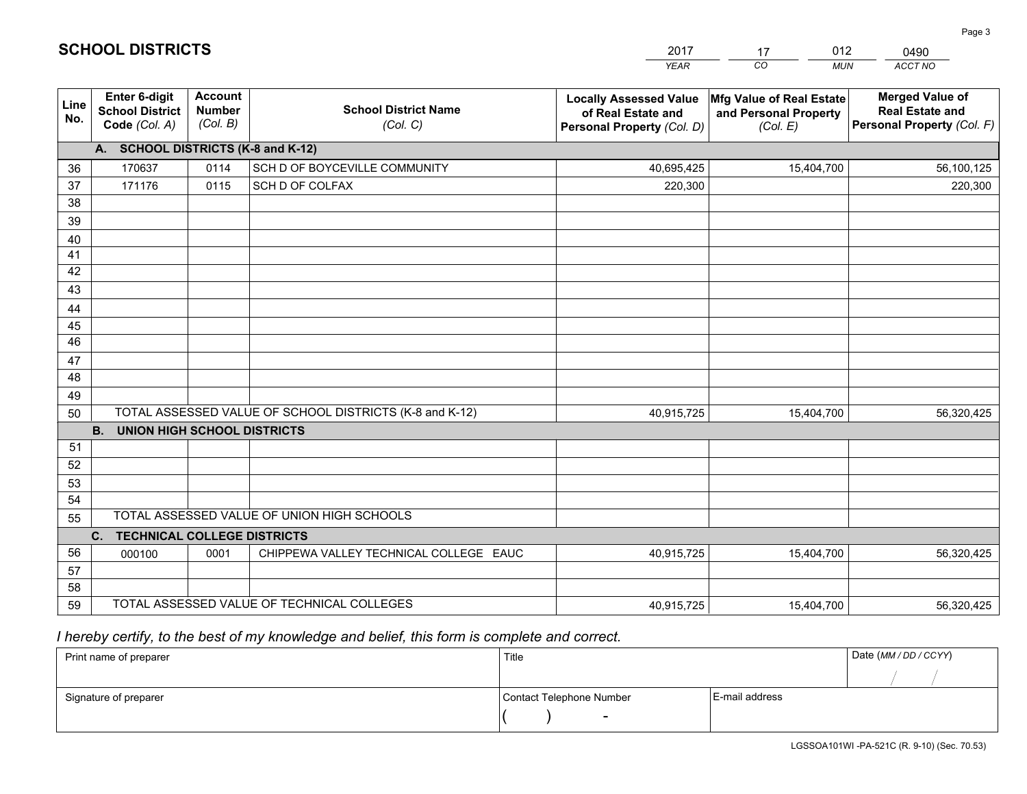# SCHOOL DISTRICTS

| 2017 | 17 | 012 | 0490 |
|---|---|---|---|
| *YEAR* | *CO* | *MUN* | *ACCT NO* |

| Line No. | Enter 6-digit School District Code *(Col. A)* | Account Number *(Col. B)* | School District Name *(Col. C)* | Locally Assessed Value of Real Estate and Personal Property *(Col. D)* | Mfg Value of Real Estate and Personal Property *(Col. E)* | Merged Value of Real Estate and Personal Property *(Col. F)* |
|---|---|---|---|---|---|---|
| **A. SCHOOL DISTRICTS (K-8 and K-12)** | | | | | | |
| 36 | 170637 | 0114 | SCH D OF BOYCEVILLE COMMUNITY | 40,695,425 | 15,404,700 | 56,100,125 |
| 37 | 171176 | 0115 | SCH D OF COLFAX | 220,300 | | 220,300 |
| 38 | | | | | | |
| 39 | | | | | | |
| 40 | | | | | | |
| 41 | | | | | | |
| 42 | | | | | | |
| 43 | | | | | | |
| 44 | | | | | | |
| 45 | | | | | | |
| 46 | | | | | | |
| 47 | | | | | | |
| 48 | | | | | | |
| 49 | | | | | | |
| 50 | TOTAL ASSESSED VALUE OF SCHOOL DISTRICTS (K-8 and K-12) | | | 40,915,725 | 15,404,700 | 56,320,425 |
| **B. UNION HIGH SCHOOL DISTRICTS** | | | | | | |
| 51 | | | | | | |
| 52 | | | | | | |
| 53 | | | | | | |
| 54 | | | | | | |
| 55 | TOTAL ASSESSED VALUE OF UNION HIGH SCHOOLS | | | | | |
| **C. TECHNICAL COLLEGE DISTRICTS** | | | | | | |
| 56 | 000100 | 0001 | CHIPPEWA VALLEY TECHNICAL COLLEGE EAUC | 40,915,725 | 15,404,700 | 56,320,425 |
| 57 | | | | | | |
| 58 | | | | | | |
| 59 | TOTAL ASSESSED VALUE OF TECHNICAL COLLEGES | | | 40,915,725 | 15,404,700 | 56,320,425 |

*I hereby certify, to the best of my knowledge and belief, this form is complete and correct.*

| Print name of preparer | Title | | Date *(MM / DD / CCYY)* |
|---|---|---|---|
| | | | / / |
| Signature of preparer | Contact Telephone Number | E-mail address | |
| | ( ) - | | |

LGSSOA101WI -PA-521C (R. 9-10) (Sec. 70.53)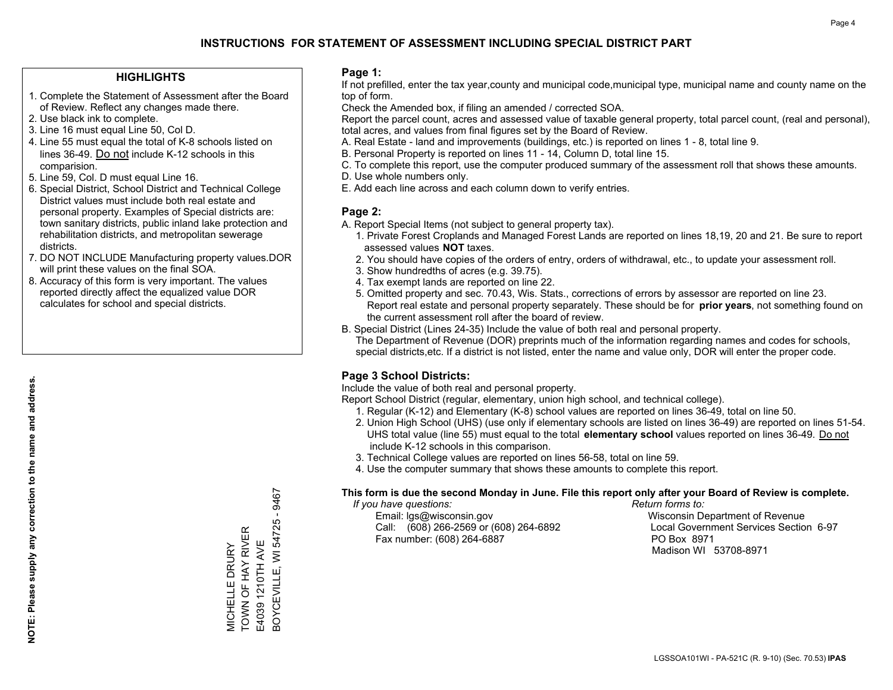# INSTRUCTIONS FOR STATEMENT OF ASSESSMENT INCLUDING SPECIAL DISTRICT PART

## HIGHLIGHTS

1. Complete the Statement of Assessment after the Board of Review. Reflect any changes made there.
2. Use black ink to complete.
3. Line 16 must equal Line 50, Col D.
4. Line 55 must equal the total of K-8 schools listed on lines 36-49. Do not include K-12 schools in this comparision.
5. Line 59, Col. D must equal Line 16.
6. Special District, School District and Technical College District values must include both real estate and personal property. Examples of Special districts are: town sanitary districts, public inland lake protection and rehabilitation districts, and metropolitan sewerage districts.
7. DO NOT INCLUDE Manufacturing property values.DOR will print these values on the final SOA.
8. Accuracy of this form is very important. The values reported directly affect the equalized value DOR calculates for school and special districts.

**NOTE: Please supply any correction to the name and address.**

MICHELLE DRURY
TOWN OF HAY RIVER
E4039 1210TH AVE
BOYCEVILLE, WI 54725 - 9467

## Page 1:

If not prefilled, enter the tax year,county and municipal code,municipal type, municipal name and county name on the top of form.

Check the Amended box, if filing an amended / corrected SOA.

Report the parcel count, acres and assessed value of taxable general property, total parcel count, (real and personal), total acres, and values from final figures set by the Board of Review.

A. Real Estate - land and improvements (buildings, etc.) is reported on lines 1 - 8, total line 9.
B. Personal Property is reported on lines 11 - 14, Column D, total line 15.
C. To complete this report, use the computer produced summary of the assessment roll that shows these amounts.
D. Use whole numbers only.
E. Add each line across and each column down to verify entries.

## Page 2:

A. Report Special Items (not subject to general property tax).
   1. Private Forest Croplands and Managed Forest Lands are reported on lines 18,19, 20 and 21. Be sure to report assessed values **NOT** taxes.
   2. You should have copies of the orders of entry, orders of withdrawal, etc., to update your assessment roll.
   3. Show hundredths of acres (e.g. 39.75).
   4. Tax exempt lands are reported on line 22.
   5. Omitted property and sec. 70.43, Wis. Stats., corrections of errors by assessor are reported on line 23. Report real estate and personal property separately. These should be for **prior years**, not something found on the current assessment roll after the board of review.
B. Special District (Lines 24-35) Include the value of both real and personal property.
   The Department of Revenue (DOR) preprints much of the information regarding names and codes for schools, special districts,etc. If a district is not listed, enter the name and value only, DOR will enter the proper code.

## Page 3 School Districts:

Include the value of both real and personal property.

Report School District (regular, elementary, union high school, and technical college).

1. Regular (K-12) and Elementary (K-8) school values are reported on lines 36-49, total on line 50.
2. Union High School (UHS) (use only if elementary schools are listed on lines 36-49) are reported on lines 51-54. UHS total value (line 55) must equal to the total **elementary school** values reported on lines 36-49. Do not include K-12 schools in this comparison.
3. Technical College values are reported on lines 56-58, total on line 59.
4. Use the computer summary that shows these amounts to complete this report.

**This form is due the second Monday in June. File this report only after your Board of Review is complete.**

*If you have questions:*
Email: lgs@wisconsin.gov
Call: (608) 266-2569 or (608) 264-6892
Fax number: (608) 264-6887

*Return forms to:*
Wisconsin Department of Revenue
Local Government Services Section 6-97
PO Box 8971
Madison WI 53708-8971

LGSSOA101WI - PA-521C (R. 9-10) (Sec. 70.53) **IPAS**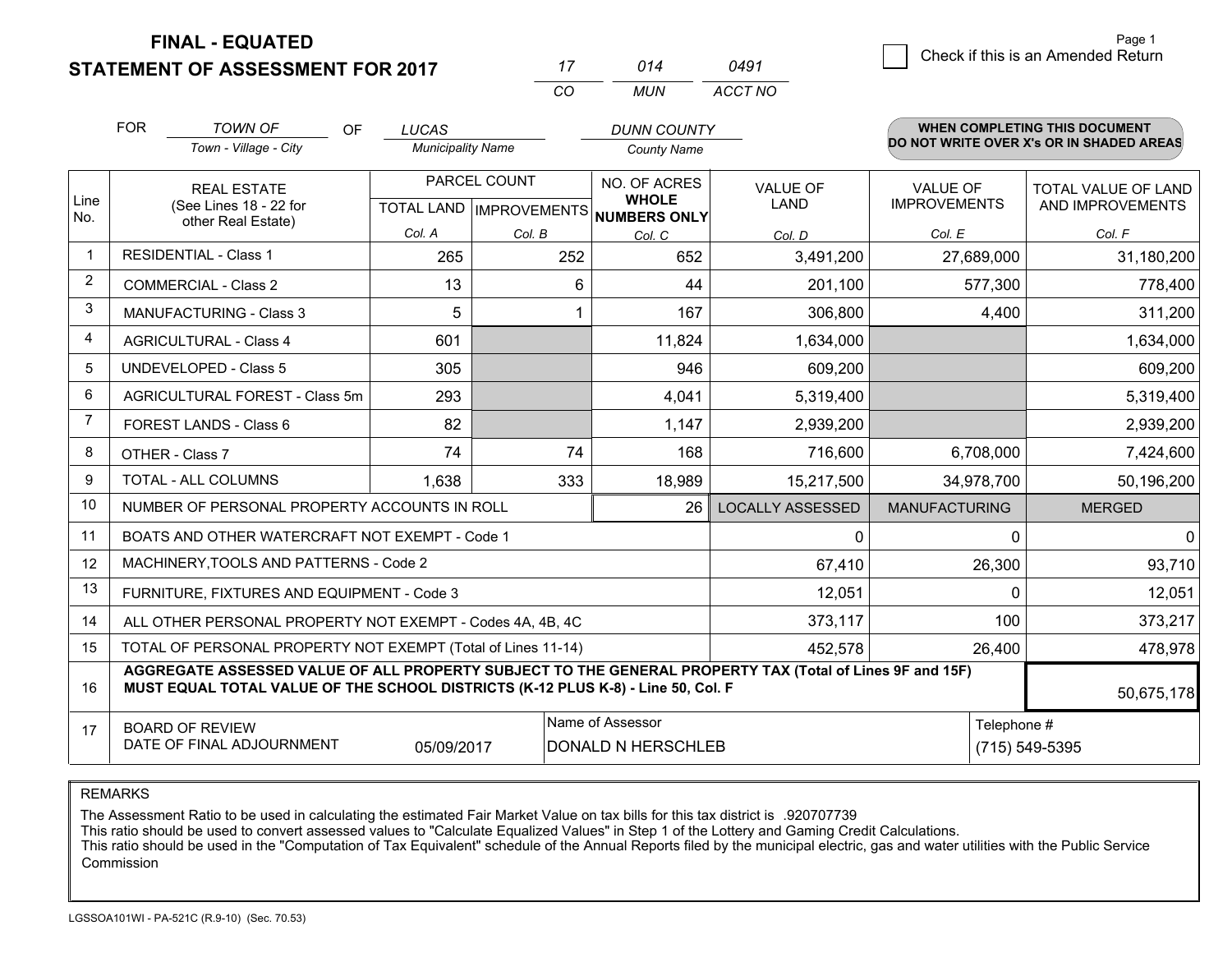**FINAL - EQUATED**
**STATEMENT OF ASSESSMENT FOR 2017**

| 17 | 014 | 0491 |
|---|---|---|
| CO | MUN | ACCT NO |

Page 1

☐ Check if this is an Amended Return

FOR *TOWN OF* (Town - Village - City) OF *LUCAS* (Municipality Name) *DUNN COUNTY* (County Name)

**WHEN COMPLETING THIS DOCUMENT DO NOT WRITE OVER X's OR IN SHADED AREAS**

| Line No. | REAL ESTATE (See Lines 18 - 22 for other Real Estate) | PARCEL COUNT TOTAL LAND Col. A | PARCEL COUNT IMPROVEMENTS Col. B | NO. OF ACRES WHOLE NUMBERS ONLY Col. C | VALUE OF LAND Col. D | VALUE OF IMPROVEMENTS Col. E | TOTAL VALUE OF LAND AND IMPROVEMENTS Col. F |
|---|---|---|---|---|---|---|---|
| 1 | RESIDENTIAL - Class 1 | 265 | 252 | 652 | 3,491,200 | 27,689,000 | 31,180,200 |
| 2 | COMMERCIAL - Class 2 | 13 | 6 | 44 | 201,100 | 577,300 | 778,400 |
| 3 | MANUFACTURING - Class 3 | 5 | 1 | 167 | 306,800 | 4,400 | 311,200 |
| 4 | AGRICULTURAL - Class 4 | 601 | | 11,824 | 1,634,000 | | 1,634,000 |
| 5 | UNDEVELOPED - Class 5 | 305 | | 946 | 609,200 | | 609,200 |
| 6 | AGRICULTURAL FOREST - Class 5m | 293 | | 4,041 | 5,319,400 | | 5,319,400 |
| 7 | FOREST LANDS - Class 6 | 82 | | 1,147 | 2,939,200 | | 2,939,200 |
| 8 | OTHER - Class 7 | 74 | 74 | 168 | 716,600 | 6,708,000 | 7,424,600 |
| 9 | TOTAL - ALL COLUMNS | 1,638 | 333 | 18,989 | 15,217,500 | 34,978,700 | 50,196,200 |
| 10 | NUMBER OF PERSONAL PROPERTY ACCOUNTS IN ROLL | | | 26 | LOCALLY ASSESSED | MANUFACTURING | MERGED |
| 11 | BOATS AND OTHER WATERCRAFT NOT EXEMPT - Code 1 | | | | 0 | 0 | 0 |
| 12 | MACHINERY,TOOLS AND PATTERNS - Code 2 | | | | 67,410 | 26,300 | 93,710 |
| 13 | FURNITURE, FIXTURES AND EQUIPMENT - Code 3 | | | | 12,051 | 0 | 12,051 |
| 14 | ALL OTHER PERSONAL PROPERTY NOT EXEMPT - Codes 4A, 4B, 4C | | | | 373,117 | 100 | 373,217 |
| 15 | TOTAL OF PERSONAL PROPERTY NOT EXEMPT (Total of Lines 11-14) | | | | 452,578 | 26,400 | 478,978 |
| 16 | **AGGREGATE ASSESSED VALUE OF ALL PROPERTY SUBJECT TO THE GENERAL PROPERTY TAX (Total of Lines 9F and 15F) MUST EQUAL TOTAL VALUE OF THE SCHOOL DISTRICTS (K-12 PLUS K-8) - Line 50, Col. F** | | | | | | 50,675,178 |
| 17 | BOARD OF REVIEW DATE OF FINAL ADJOURNMENT | 05/09/2017 | Name of Assessor: DONALD N HERSCHLEB | | | Telephone #: (715) 549-5395 | |

REMARKS

The Assessment Ratio to be used in calculating the estimated Fair Market Value on tax bills for this tax district is .920707739
This ratio should be used to convert assessed values to "Calculate Equalized Values" in Step 1 of the Lottery and Gaming Credit Calculations.
This ratio should be used in the "Computation of Tax Equivalent" schedule of the Annual Reports filed by the municipal electric, gas and water utilities with the Public Service Commission

LGSSOA101WI - PA-521C (R.9-10) (Sec. 70.53)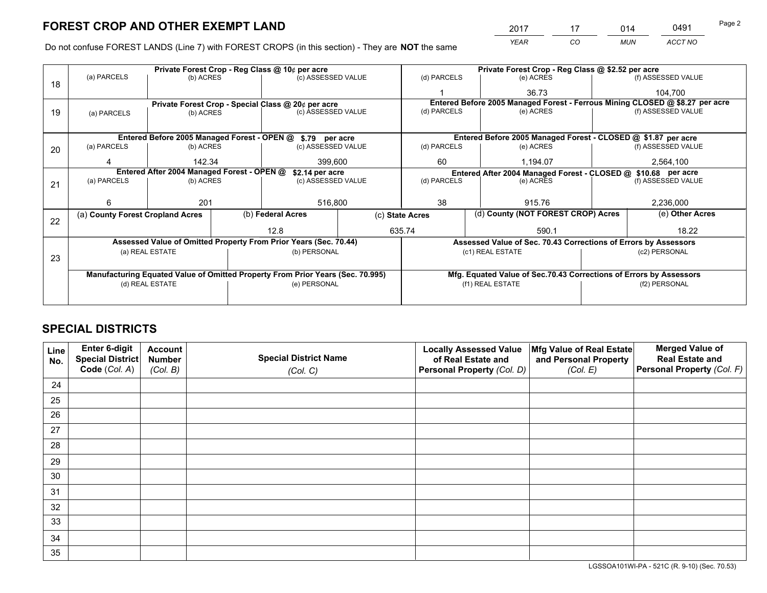# FOREST CROP AND OTHER EXEMPT LAND

| 2017 | 17 | 014 | 0491 |
|---|---|---|---|
| *YEAR* | *CO* | *MUN* | *ACCT NO* |

Do not confuse FOREST LANDS (Line 7) with FOREST CROPS (in this section) - They are **NOT** the same

| Line | Private Forest Crop - Reg Class @ 10¢ per acre | | | Private Forest Crop - Reg Class @ $2.52 per acre | | |
|---|---|---|---|---|---|---|
| 18 | (a) PARCELS | (b) ACRES | (c) ASSESSED VALUE | (d) PARCELS | (e) ACRES | (f) ASSESSED VALUE |
| | | | | 1 | 36.73 | 104,700 |
| | **Private Forest Crop - Special Class @ 20¢ per acre** | | | **Entered Before 2005 Managed Forest - Ferrous Mining CLOSED @ $8.27 per acre** | | |
| 19 | (a) PARCELS | (b) ACRES | (c) ASSESSED VALUE | (d) PARCELS | (e) ACRES | (f) ASSESSED VALUE |
| | | | | | | |
| | **Entered Before 2005 Managed Forest - OPEN @ $.79 per acre** | | | **Entered Before 2005 Managed Forest - CLOSED @ $1.87 per acre** | | |
| 20 | (a) PARCELS | (b) ACRES | (c) ASSESSED VALUE | (d) PARCELS | (e) ACRES | (f) ASSESSED VALUE |
| | 4 | 142.34 | 399,600 | 60 | 1,194.07 | 2,564,100 |
| | **Entered After 2004 Managed Forest - OPEN @ $2.14 per acre** | | | **Entered After 2004 Managed Forest - CLOSED @ $10.68 per acre** | | |
| 21 | (a) PARCELS | (b) ACRES | (c) ASSESSED VALUE | (d) PARCELS | (e) ACRES | (f) ASSESSED VALUE |
| | 6 | 201 | 516,800 | 38 | 915.76 | 2,236,000 |

| Line | (a) County Forest Cropland Acres | (b) Federal Acres | (c) State Acres | (d) County (NOT FOREST CROP) Acres | (e) Other Acres |
|---|---|---|---|---|---|
| 22 | | 12.8 | 635.74 | 590.1 | 18.22 |

| Line | Assessed Value of Omitted Property From Prior Years (Sec. 70.44) | | Assessed Value of Sec. 70.43 Corrections of Errors by Assessors | |
|---|---|---|---|---|
| 23 | (a) REAL ESTATE | (b) PERSONAL | (c1) REAL ESTATE | (c2) PERSONAL |
| | | | | |
| | **Manufacturing Equated Value of Omitted Property From Prior Years (Sec. 70.995)** | | **Mfg. Equated Value of Sec.70.43 Corrections of Errors by Assessors** | |
| | (d) REAL ESTATE | (e) PERSONAL | (f1) REAL ESTATE | (f2) PERSONAL |
| | | | | |

# SPECIAL DISTRICTS

| Line No. | Enter 6-digit Special District Code (Col. A) | Account Number (Col. B) | Special District Name (Col. C) | Locally Assessed Value of Real Estate and Personal Property (Col. D) | Mfg Value of Real Estate and Personal Property (Col. E) | Merged Value of Real Estate and Personal Property (Col. F) |
|---|---|---|---|---|---|---|
| 24 | | | | | | |
| 25 | | | | | | |
| 26 | | | | | | |
| 27 | | | | | | |
| 28 | | | | | | |
| 29 | | | | | | |
| 30 | | | | | | |
| 31 | | | | | | |
| 32 | | | | | | |
| 33 | | | | | | |
| 34 | | | | | | |
| 35 | | | | | | |

LGSSOA101WI-PA - 521C (R. 9-10) (Sec. 70.53)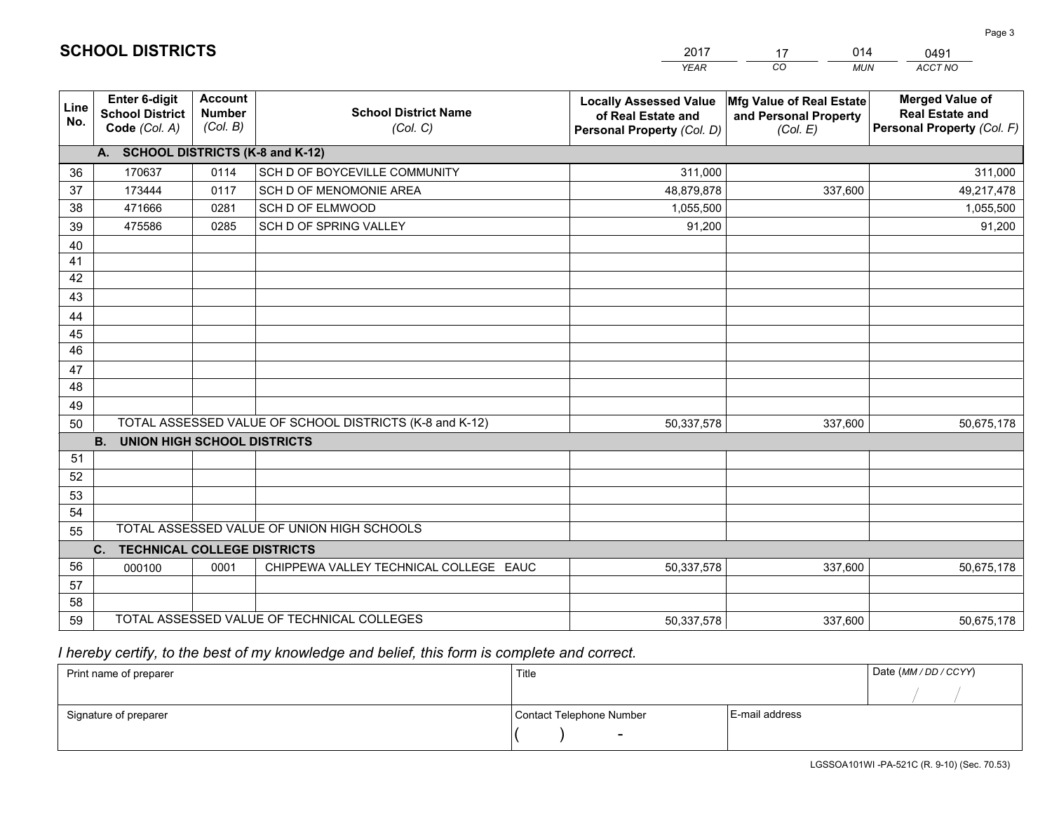# SCHOOL DISTRICTS

| 2017 | 17 | 014 | 0491 |
|---|---|---|---|
| YEAR | CO | MUN | ACCT NO |

| Line No. | Enter 6-digit School District Code (Col. A) | Account Number (Col. B) | School District Name (Col. C) | Locally Assessed Value of Real Estate and Personal Property (Col. D) | Mfg Value of Real Estate and Personal Property (Col. E) | Merged Value of Real Estate and Personal Property (Col. F) |
|---|---|---|---|---|---|---|
| | **A. SCHOOL DISTRICTS (K-8 and K-12)** | | | | | |
| 36 | 170637 | 0114 | SCH D OF BOYCEVILLE COMMUNITY | 311,000 | | 311,000 |
| 37 | 173444 | 0117 | SCH D OF MENOMONIE AREA | 48,879,878 | 337,600 | 49,217,478 |
| 38 | 471666 | 0281 | SCH D OF ELMWOOD | 1,055,500 | | 1,055,500 |
| 39 | 475586 | 0285 | SCH D OF SPRING VALLEY | 91,200 | | 91,200 |
| 40 | | | | | | |
| 41 | | | | | | |
| 42 | | | | | | |
| 43 | | | | | | |
| 44 | | | | | | |
| 45 | | | | | | |
| 46 | | | | | | |
| 47 | | | | | | |
| 48 | | | | | | |
| 49 | | | | | | |
| 50 | TOTAL ASSESSED VALUE OF SCHOOL DISTRICTS (K-8 and K-12) | | | 50,337,578 | 337,600 | 50,675,178 |
| | **B. UNION HIGH SCHOOL DISTRICTS** | | | | | |
| 51 | | | | | | |
| 52 | | | | | | |
| 53 | | | | | | |
| 54 | | | | | | |
| 55 | TOTAL ASSESSED VALUE OF UNION HIGH SCHOOLS | | | | | |
| | **C. TECHNICAL COLLEGE DISTRICTS** | | | | | |
| 56 | 000100 | 0001 | CHIPPEWA VALLEY TECHNICAL COLLEGE EAUC | 50,337,578 | 337,600 | 50,675,178 |
| 57 | | | | | | |
| 58 | | | | | | |
| 59 | TOTAL ASSESSED VALUE OF TECHNICAL COLLEGES | | | 50,337,578 | 337,600 | 50,675,178 |

*I hereby certify, to the best of my knowledge and belief, this form is complete and correct.*

| Print name of preparer | Title | | Date (MM / DD / CCYY) |
|---|---|---|---|
| | | | / / |
| Signature of preparer | Contact Telephone Number | E-mail address | |
| | ( ) - | | |

LGSSOA101WI -PA-521C (R. 9-10) (Sec. 70.53)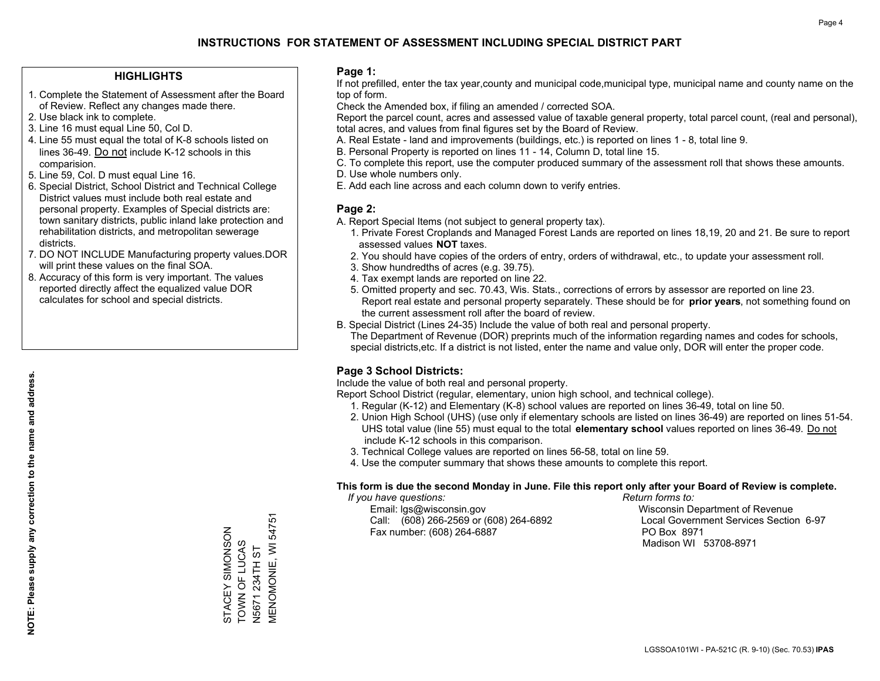# INSTRUCTIONS FOR STATEMENT OF ASSESSMENT INCLUDING SPECIAL DISTRICT PART

## HIGHLIGHTS

1. Complete the Statement of Assessment after the Board of Review. Reflect any changes made there.
2. Use black ink to complete.
3. Line 16 must equal Line 50, Col D.
4. Line 55 must equal the total of K-8 schools listed on lines 36-49. Do not include K-12 schools in this comparision.
5. Line 59, Col. D must equal Line 16.
6. Special District, School District and Technical College District values must include both real estate and personal property. Examples of Special districts are: town sanitary districts, public inland lake protection and rehabilitation districts, and metropolitan sewerage districts.
7. DO NOT INCLUDE Manufacturing property values.DOR will print these values on the final SOA.
8. Accuracy of this form is very important. The values reported directly affect the equalized value DOR calculates for school and special districts.

**NOTE: Please supply any correction to the name and address.**

STACEY SIMONSON
TOWN OF LUCAS
N5671 234TH ST
MENOMONIE, WI 54751

## Page 1:

If not prefilled, enter the tax year,county and municipal code,municipal type, municipal name and county name on the top of form.

Check the Amended box, if filing an amended / corrected SOA.

Report the parcel count, acres and assessed value of taxable general property, total parcel count, (real and personal), total acres, and values from final figures set by the Board of Review.

A. Real Estate - land and improvements (buildings, etc.) is reported on lines 1 - 8, total line 9.
B. Personal Property is reported on lines 11 - 14, Column D, total line 15.
C. To complete this report, use the computer produced summary of the assessment roll that shows these amounts.
D. Use whole numbers only.
E. Add each line across and each column down to verify entries.

## Page 2:

A. Report Special Items (not subject to general property tax).
   1. Private Forest Croplands and Managed Forest Lands are reported on lines 18,19, 20 and 21. Be sure to report assessed values **NOT** taxes.
   2. You should have copies of the orders of entry, orders of withdrawal, etc., to update your assessment roll.
   3. Show hundredths of acres (e.g. 39.75).
   4. Tax exempt lands are reported on line 22.
   5. Omitted property and sec. 70.43, Wis. Stats., corrections of errors by assessor are reported on line 23. Report real estate and personal property separately. These should be for **prior years**, not something found on the current assessment roll after the board of review.

B. Special District (Lines 24-35) Include the value of both real and personal property.
   The Department of Revenue (DOR) preprints much of the information regarding names and codes for schools, special districts,etc. If a district is not listed, enter the name and value only, DOR will enter the proper code.

## Page 3 School Districts:

Include the value of both real and personal property.

Report School District (regular, elementary, union high school, and technical college).

1. Regular (K-12) and Elementary (K-8) school values are reported on lines 36-49, total on line 50.
2. Union High School (UHS) (use only if elementary schools are listed on lines 36-49) are reported on lines 51-54. UHS total value (line 55) must equal to the total **elementary school** values reported on lines 36-49. Do not include K-12 schools in this comparison.
3. Technical College values are reported on lines 56-58, total on line 59.
4. Use the computer summary that shows these amounts to complete this report.

**This form is due the second Monday in June. File this report only after your Board of Review is complete.**

*If you have questions:*
Email: lgs@wisconsin.gov
Call: (608) 266-2569 or (608) 264-6892
Fax number: (608) 264-6887

*Return forms to:*
Wisconsin Department of Revenue
Local Government Services Section 6-97
PO Box 8971
Madison WI 53708-8971

LGSSOA101WI - PA-521C (R. 9-10) (Sec. 70.53) **IPAS**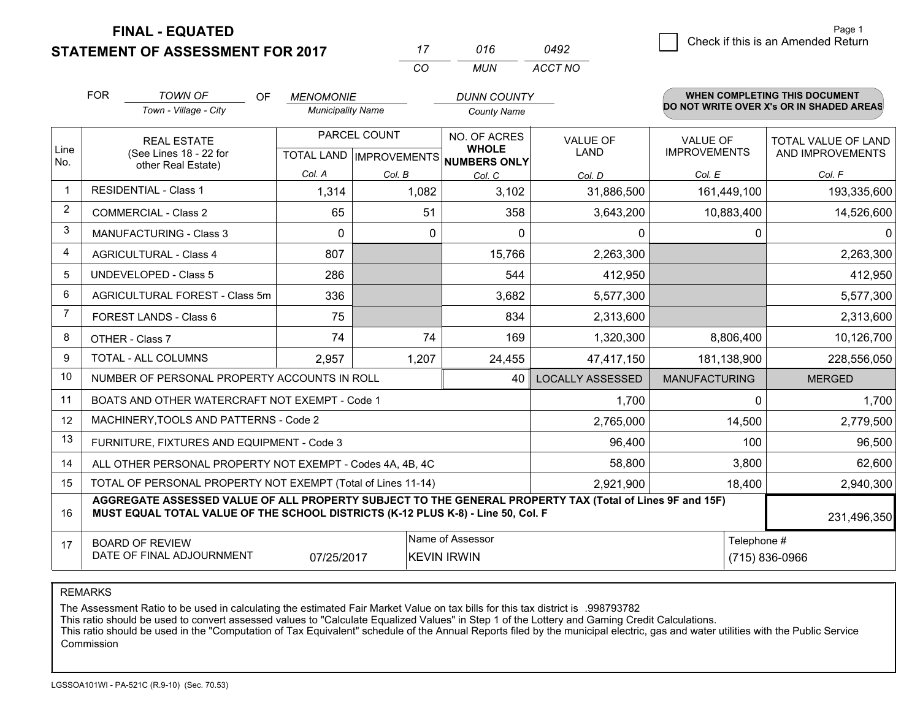**FINAL - EQUATED**

**STATEMENT OF ASSESSMENT FOR 2017**

| 17 | 016 | 0492 |
|---|---|---|
| CO | MUN | ACCT NO |

☐ Check if this is an Amended Return

FOR *TOWN OF* (Town - Village - City) OF *MENOMONIE* (Municipality Name) *DUNN COUNTY* (County Name)

**WHEN COMPLETING THIS DOCUMENT DO NOT WRITE OVER X's OR IN SHADED AREAS**

| Line No. | REAL ESTATE (See Lines 18 - 22 for other Real Estate) | PARCEL COUNT TOTAL LAND Col. A | PARCEL COUNT IMPROVEMENTS Col. B | NO. OF ACRES WHOLE NUMBERS ONLY Col. C | VALUE OF LAND Col. D | VALUE OF IMPROVEMENTS Col. E | TOTAL VALUE OF LAND AND IMPROVEMENTS Col. F |
|---|---|---|---|---|---|---|---|
| 1 | RESIDENTIAL - Class 1 | 1,314 | 1,082 | 3,102 | 31,886,500 | 161,449,100 | 193,335,600 |
| 2 | COMMERCIAL - Class 2 | 65 | 51 | 358 | 3,643,200 | 10,883,400 | 14,526,600 |
| 3 | MANUFACTURING - Class 3 | 0 | 0 | 0 | 0 | 0 | 0 |
| 4 | AGRICULTURAL - Class 4 | 807 | | 15,766 | 2,263,300 | | 2,263,300 |
| 5 | UNDEVELOPED - Class 5 | 286 | | 544 | 412,950 | | 412,950 |
| 6 | AGRICULTURAL FOREST - Class 5m | 336 | | 3,682 | 5,577,300 | | 5,577,300 |
| 7 | FOREST LANDS - Class 6 | 75 | | 834 | 2,313,600 | | 2,313,600 |
| 8 | OTHER - Class 7 | 74 | 74 | 169 | 1,320,300 | 8,806,400 | 10,126,700 |
| 9 | TOTAL - ALL COLUMNS | 2,957 | 1,207 | 24,455 | 47,417,150 | 181,138,900 | 228,556,050 |
| 10 | NUMBER OF PERSONAL PROPERTY ACCOUNTS IN ROLL | | | 40 | LOCALLY ASSESSED | MANUFACTURING | MERGED |
| 11 | BOATS AND OTHER WATERCRAFT NOT EXEMPT - Code 1 | | | | 1,700 | 0 | 1,700 |
| 12 | MACHINERY,TOOLS AND PATTERNS - Code 2 | | | | 2,765,000 | 14,500 | 2,779,500 |
| 13 | FURNITURE, FIXTURES AND EQUIPMENT - Code 3 | | | | 96,400 | 100 | 96,500 |
| 14 | ALL OTHER PERSONAL PROPERTY NOT EXEMPT - Codes 4A, 4B, 4C | | | | 58,800 | 3,800 | 62,600 |
| 15 | TOTAL OF PERSONAL PROPERTY NOT EXEMPT (Total of Lines 11-14) | | | | 2,921,900 | 18,400 | 2,940,300 |
| 16 | **AGGREGATE ASSESSED VALUE OF ALL PROPERTY SUBJECT TO THE GENERAL PROPERTY TAX (Total of Lines 9F and 15F) MUST EQUAL TOTAL VALUE OF THE SCHOOL DISTRICTS (K-12 PLUS K-8) - Line 50, Col. F** | | | | | | 231,496,350 |
| 17 | BOARD OF REVIEW DATE OF FINAL ADJOURNMENT | 07/25/2017 | Name of Assessor: KEVIN IRWIN | | | Telephone #: (715) 836-0966 | |

REMARKS

The Assessment Ratio to be used in calculating the estimated Fair Market Value on tax bills for this tax district is .998793782

This ratio should be used to convert assessed values to "Calculate Equalized Values" in Step 1 of the Lottery and Gaming Credit Calculations.

This ratio should be used in the "Computation of Tax Equivalent" schedule of the Annual Reports filed by the municipal electric, gas and water utilities with the Public Service Commission

LGSSOA101WI - PA-521C (R.9-10) (Sec. 70.53)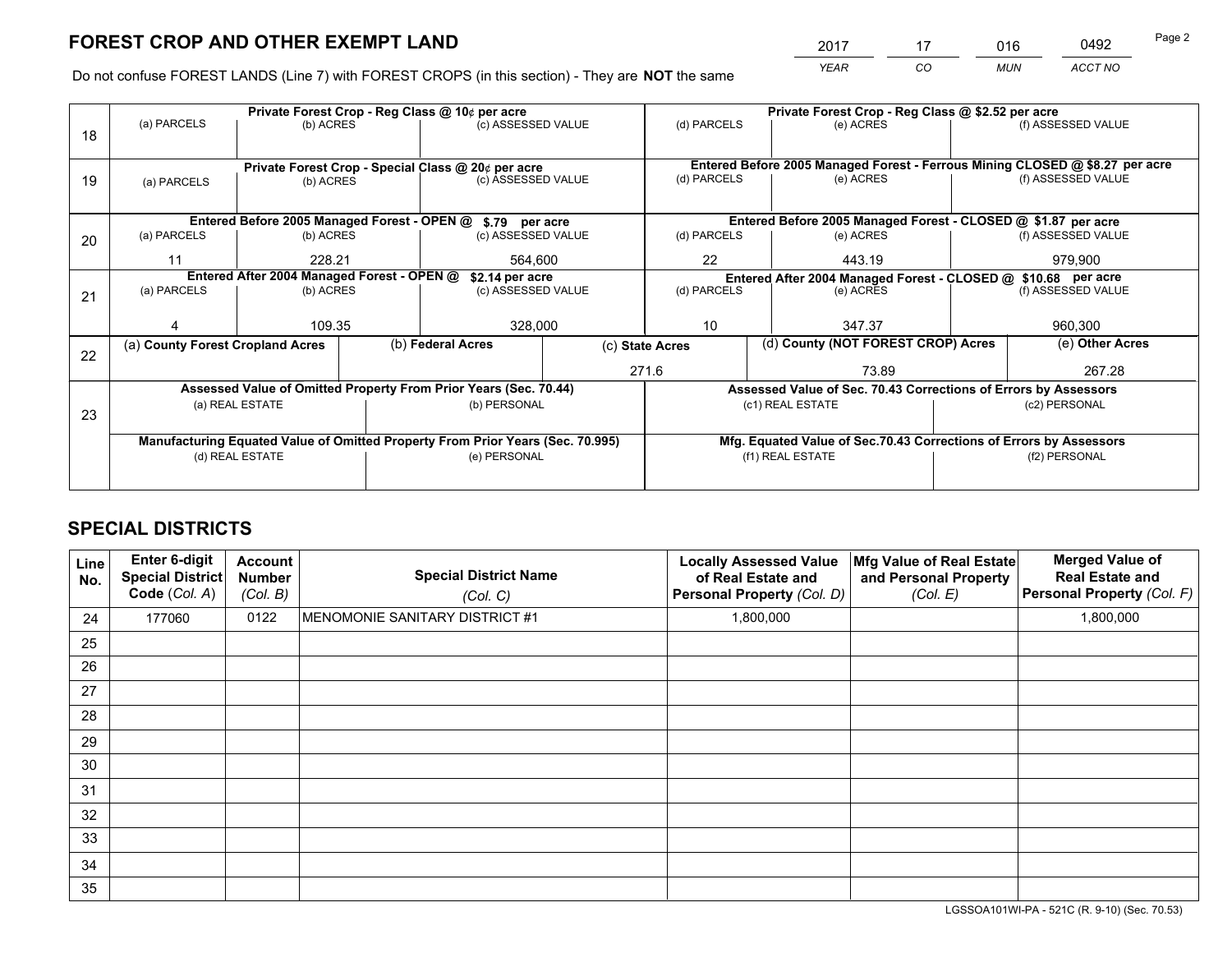# FOREST CROP AND OTHER EXEMPT LAND

| 2017 | 17 | 016 | 0492 |
|---|---|---|---|
| *YEAR* | *CO* | *MUN* | *ACCT NO* |

Do not confuse FOREST LANDS (Line 7) with FOREST CROPS (in this section) - They are **NOT** the same

| Line | Private Forest Crop - Reg Class @ 10¢ per acre | | | Private Forest Crop - Reg Class @ $2.52 per acre | | |
|---|---|---|---|---|---|---|
| 18 | (a) PARCELS | (b) ACRES | (c) ASSESSED VALUE | (d) PARCELS | (e) ACRES | (f) ASSESSED VALUE |
| | | | | | | |
| | **Private Forest Crop - Special Class @ 20¢ per acre** | | | **Entered Before 2005 Managed Forest - Ferrous Mining CLOSED @ $8.27 per acre** | | |
| 19 | (a) PARCELS | (b) ACRES | (c) ASSESSED VALUE | (d) PARCELS | (e) ACRES | (f) ASSESSED VALUE |
| | | | | | | |
| | **Entered Before 2005 Managed Forest - OPEN @ $.79 per acre** | | | **Entered Before 2005 Managed Forest - CLOSED @ $1.87 per acre** | | |
| 20 | (a) PARCELS | (b) ACRES | (c) ASSESSED VALUE | (d) PARCELS | (e) ACRES | (f) ASSESSED VALUE |
| | 11 | 228.21 | 564,600 | 22 | 443.19 | 979,900 |
| | **Entered After 2004 Managed Forest - OPEN @ $2.14 per acre** | | | **Entered After 2004 Managed Forest - CLOSED @ $10.68 per acre** | | |
| 21 | (a) PARCELS | (b) ACRES | (c) ASSESSED VALUE | (d) PARCELS | (e) ACRES | (f) ASSESSED VALUE |
| | 4 | 109.35 | 328,000 | 10 | 347.37 | 960,300 |

| Line | (a) County Forest Cropland Acres | (b) Federal Acres | (c) State Acres | (d) County (NOT FOREST CROP) Acres | (e) Other Acres |
|---|---|---|---|---|---|
| 22 | | | 271.6 | 73.89 | 267.28 |

| Line | Assessed Value of Omitted Property From Prior Years (Sec. 70.44) | | Assessed Value of Sec. 70.43 Corrections of Errors by Assessors | |
|---|---|---|---|---|
| 23 | (a) REAL ESTATE | (b) PERSONAL | (c1) REAL ESTATE | (c2) PERSONAL |
| | | | | |
| | **Manufacturing Equated Value of Omitted Property From Prior Years (Sec. 70.995)** | | **Mfg. Equated Value of Sec.70.43 Corrections of Errors by Assessors** | |
| | (d) REAL ESTATE | (e) PERSONAL | (f1) REAL ESTATE | (f2) PERSONAL |
| | | | | |

# SPECIAL DISTRICTS

| Line No. | Enter 6-digit Special District Code (*Col. A*) | Account Number (*Col. B*) | Special District Name (*Col. C*) | Locally Assessed Value of Real Estate and Personal Property (*Col. D*) | Mfg Value of Real Estate and Personal Property (*Col. E*) | Merged Value of Real Estate and Personal Property (*Col. F*) |
|---|---|---|---|---|---|---|
| 24 | 177060 | 0122 | MENOMONIE SANITARY DISTRICT #1 | 1,800,000 | | 1,800,000 |
| 25 | | | | | | |
| 26 | | | | | | |
| 27 | | | | | | |
| 28 | | | | | | |
| 29 | | | | | | |
| 30 | | | | | | |
| 31 | | | | | | |
| 32 | | | | | | |
| 33 | | | | | | |
| 34 | | | | | | |
| 35 | | | | | | |

LGSSOA101WI-PA - 521C (R. 9-10) (Sec. 70.53)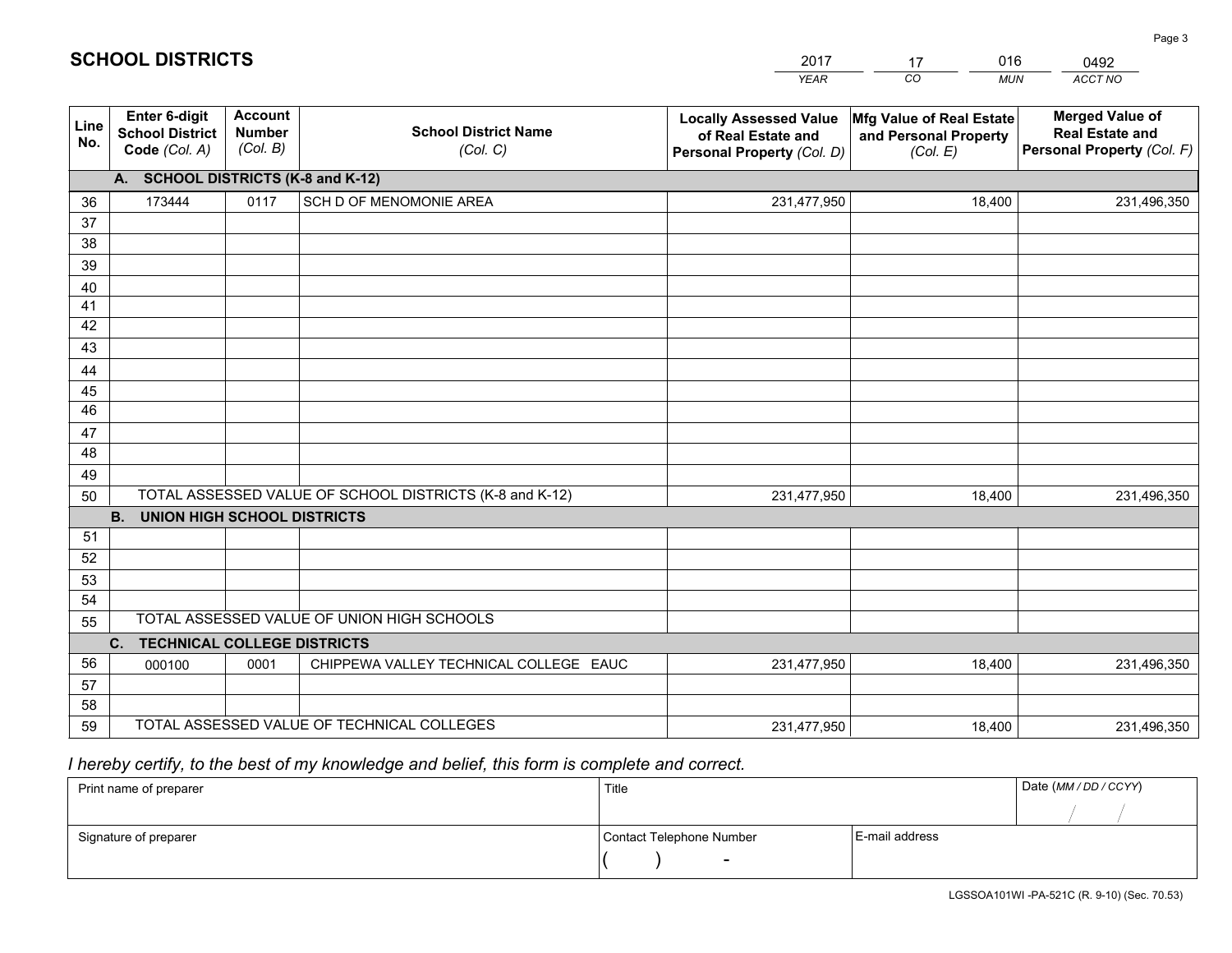# SCHOOL DISTRICTS

| 2017 | 17 | 016 | 0492 |
|---|---|---|---|
| *YEAR* | *CO* | *MUN* | *ACCT NO* |

| Line No. | Enter 6-digit School District Code (Col. A) | Account Number (Col. B) | School District Name (Col. C) | Locally Assessed Value of Real Estate and Personal Property (Col. D) | Mfg Value of Real Estate and Personal Property (Col. E) | Merged Value of Real Estate and Personal Property (Col. F) |
|---|---|---|---|---|---|---|
| | **A. SCHOOL DISTRICTS (K-8 and K-12)** | | | | | |
| 36 | 173444 | 0117 | SCH D OF MENOMONIE AREA | 231,477,950 | 18,400 | 231,496,350 |
| 37 | | | | | | |
| 38 | | | | | | |
| 39 | | | | | | |
| 40 | | | | | | |
| 41 | | | | | | |
| 42 | | | | | | |
| 43 | | | | | | |
| 44 | | | | | | |
| 45 | | | | | | |
| 46 | | | | | | |
| 47 | | | | | | |
| 48 | | | | | | |
| 49 | | | | | | |
| 50 | TOTAL ASSESSED VALUE OF SCHOOL DISTRICTS (K-8 and K-12) | | | 231,477,950 | 18,400 | 231,496,350 |
| | **B. UNION HIGH SCHOOL DISTRICTS** | | | | | |
| 51 | | | | | | |
| 52 | | | | | | |
| 53 | | | | | | |
| 54 | | | | | | |
| 55 | TOTAL ASSESSED VALUE OF UNION HIGH SCHOOLS | | | | | |
| | **C. TECHNICAL COLLEGE DISTRICTS** | | | | | |
| 56 | 000100 | 0001 | CHIPPEWA VALLEY TECHNICAL COLLEGE EAUC | 231,477,950 | 18,400 | 231,496,350 |
| 57 | | | | | | |
| 58 | | | | | | |
| 59 | TOTAL ASSESSED VALUE OF TECHNICAL COLLEGES | | | 231,477,950 | 18,400 | 231,496,350 |

*I hereby certify, to the best of my knowledge and belief, this form is complete and correct.*

| Print name of preparer | Title | | Date (MM / DD / CCYY) |
|---|---|---|---|
| | | | / / |
| Signature of preparer | Contact Telephone Number | E-mail address | |
| | ( ) - | | |

LGSSOA101WI -PA-521C (R. 9-10) (Sec. 70.53)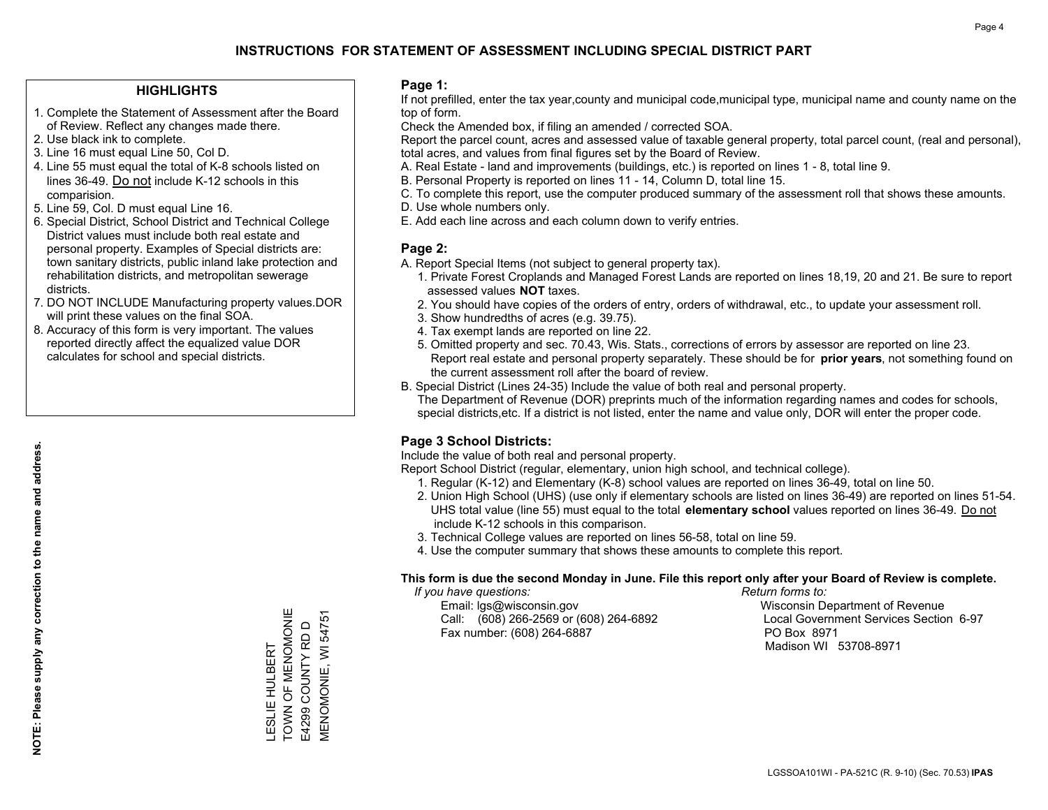# INSTRUCTIONS FOR STATEMENT OF ASSESSMENT INCLUDING SPECIAL DISTRICT PART

## HIGHLIGHTS

1. Complete the Statement of Assessment after the Board of Review. Reflect any changes made there.
2. Use black ink to complete.
3. Line 16 must equal Line 50, Col D.
4. Line 55 must equal the total of K-8 schools listed on lines 36-49. Do not include K-12 schools in this comparision.
5. Line 59, Col. D must equal Line 16.
6. Special District, School District and Technical College District values must include both real estate and personal property. Examples of Special districts are: town sanitary districts, public inland lake protection and rehabilitation districts, and metropolitan sewerage districts.
7. DO NOT INCLUDE Manufacturing property values.DOR will print these values on the final SOA.
8. Accuracy of this form is very important. The values reported directly affect the equalized value DOR calculates for school and special districts.

**NOTE: Please supply any correction to the name and address.**

LESLIE HULBERT
TOWN OF MENOMONIE
E4299 COUNTY RD D
MENOMONIE, WI 54751

## Page 1:

If not prefilled, enter the tax year,county and municipal code,municipal type, municipal name and county name on the top of form.

Check the Amended box, if filing an amended / corrected SOA.

Report the parcel count, acres and assessed value of taxable general property, total parcel count, (real and personal), total acres, and values from final figures set by the Board of Review.

A. Real Estate - land and improvements (buildings, etc.) is reported on lines 1 - 8, total line 9.
B. Personal Property is reported on lines 11 - 14, Column D, total line 15.
C. To complete this report, use the computer produced summary of the assessment roll that shows these amounts.
D. Use whole numbers only.
E. Add each line across and each column down to verify entries.

## Page 2:

A. Report Special Items (not subject to general property tax).
   1. Private Forest Croplands and Managed Forest Lands are reported on lines 18,19, 20 and 21. Be sure to report assessed values **NOT** taxes.
   2. You should have copies of the orders of entry, orders of withdrawal, etc., to update your assessment roll.
   3. Show hundredths of acres (e.g. 39.75).
   4. Tax exempt lands are reported on line 22.
   5. Omitted property and sec. 70.43, Wis. Stats., corrections of errors by assessor are reported on line 23. Report real estate and personal property separately. These should be for **prior years**, not something found on the current assessment roll after the board of review.
B. Special District (Lines 24-35) Include the value of both real and personal property.
   The Department of Revenue (DOR) preprints much of the information regarding names and codes for schools, special districts,etc. If a district is not listed, enter the name and value only, DOR will enter the proper code.

## Page 3 School Districts:

Include the value of both real and personal property.

Report School District (regular, elementary, union high school, and technical college).

1. Regular (K-12) and Elementary (K-8) school values are reported on lines 36-49, total on line 50.
2. Union High School (UHS) (use only if elementary schools are listed on lines 36-49) are reported on lines 51-54. UHS total value (line 55) must equal to the total **elementary school** values reported on lines 36-49. Do not include K-12 schools in this comparison.
3. Technical College values are reported on lines 56-58, total on line 59.
4. Use the computer summary that shows these amounts to complete this report.

**This form is due the second Monday in June. File this report only after your Board of Review is complete.**

*If you have questions:*
Email: lgs@wisconsin.gov
Call: (608) 266-2569 or (608) 264-6892
Fax number: (608) 264-6887

*Return forms to:*
Wisconsin Department of Revenue
Local Government Services Section 6-97
PO Box 8971
Madison WI 53708-8971

LGSSOA101WI - PA-521C (R. 9-10) (Sec. 70.53) **IPAS**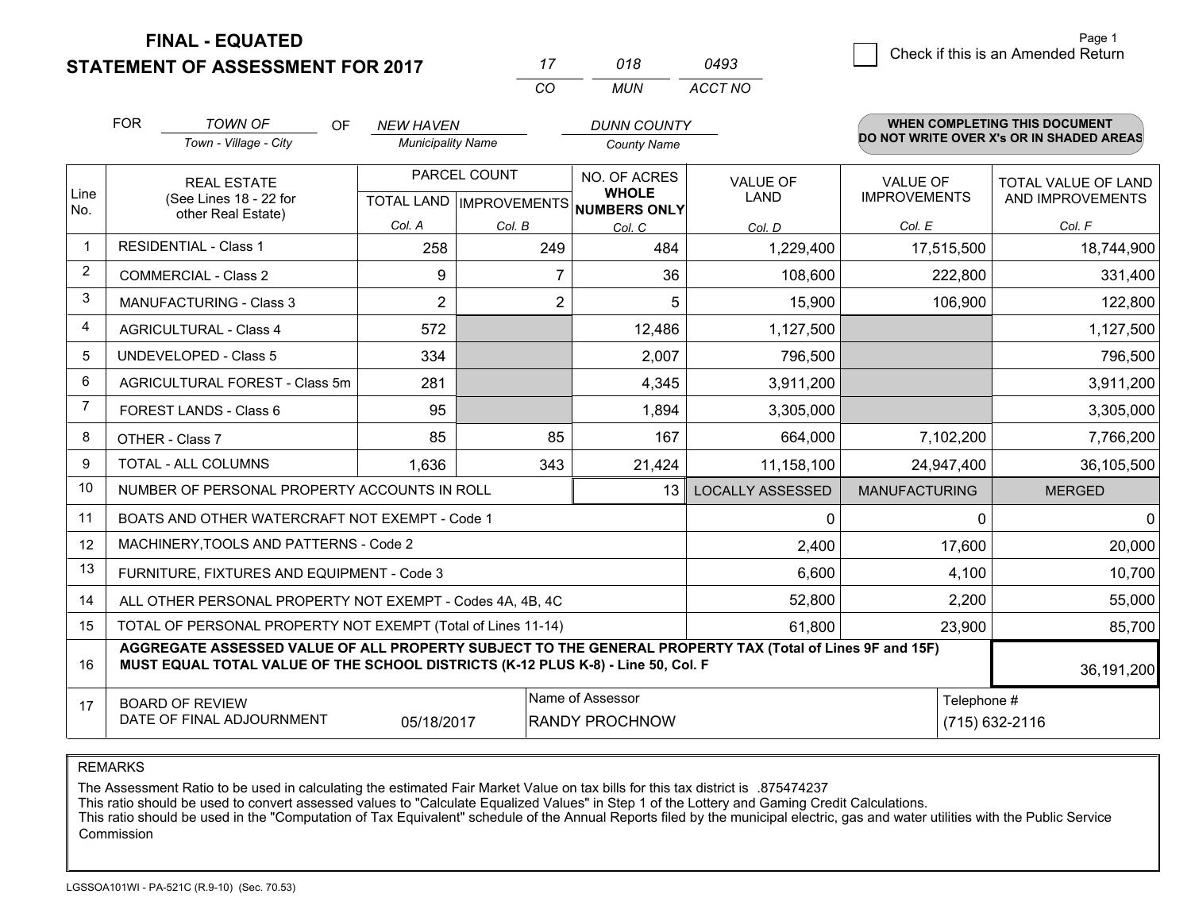**FINAL - EQUATED**

**STATEMENT OF ASSESSMENT FOR 2017**

| 17 | 018 | 0493 |
|---|---|---|
| CO | MUN | ACCT NO |

☐ Check if this is an Amended Return

Page 1

FOR *TOWN OF* (Town - Village - City) OF *NEW HAVEN* (Municipality Name) *DUNN COUNTY* (County Name)

**WHEN COMPLETING THIS DOCUMENT DO NOT WRITE OVER X's OR IN SHADED AREAS**

| Line No. | REAL ESTATE (See Lines 18 - 22 for other Real Estate) | PARCEL COUNT TOTAL LAND Col. A | PARCEL COUNT IMPROVEMENTS Col. B | NO. OF ACRES WHOLE NUMBERS ONLY Col. C | VALUE OF LAND Col. D | VALUE OF IMPROVEMENTS Col. E | TOTAL VALUE OF LAND AND IMPROVEMENTS Col. F |
|---|---|---|---|---|---|---|---|
| 1 | RESIDENTIAL - Class 1 | 258 | 249 | 484 | 1,229,400 | 17,515,500 | 18,744,900 |
| 2 | COMMERCIAL - Class 2 | 9 | 7 | 36 | 108,600 | 222,800 | 331,400 |
| 3 | MANUFACTURING - Class 3 | 2 | 2 | 5 | 15,900 | 106,900 | 122,800 |
| 4 | AGRICULTURAL - Class 4 | 572 | | 12,486 | 1,127,500 | | 1,127,500 |
| 5 | UNDEVELOPED - Class 5 | 334 | | 2,007 | 796,500 | | 796,500 |
| 6 | AGRICULTURAL FOREST - Class 5m | 281 | | 4,345 | 3,911,200 | | 3,911,200 |
| 7 | FOREST LANDS - Class 6 | 95 | | 1,894 | 3,305,000 | | 3,305,000 |
| 8 | OTHER - Class 7 | 85 | 85 | 167 | 664,000 | 7,102,200 | 7,766,200 |
| 9 | TOTAL - ALL COLUMNS | 1,636 | 343 | 21,424 | 11,158,100 | 24,947,400 | 36,105,500 |
| 10 | NUMBER OF PERSONAL PROPERTY ACCOUNTS IN ROLL | | | 13 | LOCALLY ASSESSED | MANUFACTURING | MERGED |
| 11 | BOATS AND OTHER WATERCRAFT NOT EXEMPT - Code 1 | | | | 0 | 0 | 0 |
| 12 | MACHINERY,TOOLS AND PATTERNS - Code 2 | | | | 2,400 | 17,600 | 20,000 |
| 13 | FURNITURE, FIXTURES AND EQUIPMENT - Code 3 | | | | 6,600 | 4,100 | 10,700 |
| 14 | ALL OTHER PERSONAL PROPERTY NOT EXEMPT - Codes 4A, 4B, 4C | | | | 52,800 | 2,200 | 55,000 |
| 15 | TOTAL OF PERSONAL PROPERTY NOT EXEMPT (Total of Lines 11-14) | | | | 61,800 | 23,900 | 85,700 |
| 16 | **AGGREGATE ASSESSED VALUE OF ALL PROPERTY SUBJECT TO THE GENERAL PROPERTY TAX (Total of Lines 9F and 15F) MUST EQUAL TOTAL VALUE OF THE SCHOOL DISTRICTS (K-12 PLUS K-8) - Line 50, Col. F** | | | | | | 36,191,200 |
| 17 | BOARD OF REVIEW DATE OF FINAL ADJOURNMENT | 05/18/2017 | Name of Assessor: RANDY PROCHNOW | | | Telephone #: (715) 632-2116 | |

REMARKS

The Assessment Ratio to be used in calculating the estimated Fair Market Value on tax bills for this tax district is .875474237
This ratio should be used to convert assessed values to "Calculate Equalized Values" in Step 1 of the Lottery and Gaming Credit Calculations.
This ratio should be used in the "Computation of Tax Equivalent" schedule of the Annual Reports filed by the municipal electric, gas and water utilities with the Public Service Commission

LGSSOA101WI - PA-521C (R.9-10) (Sec. 70.53)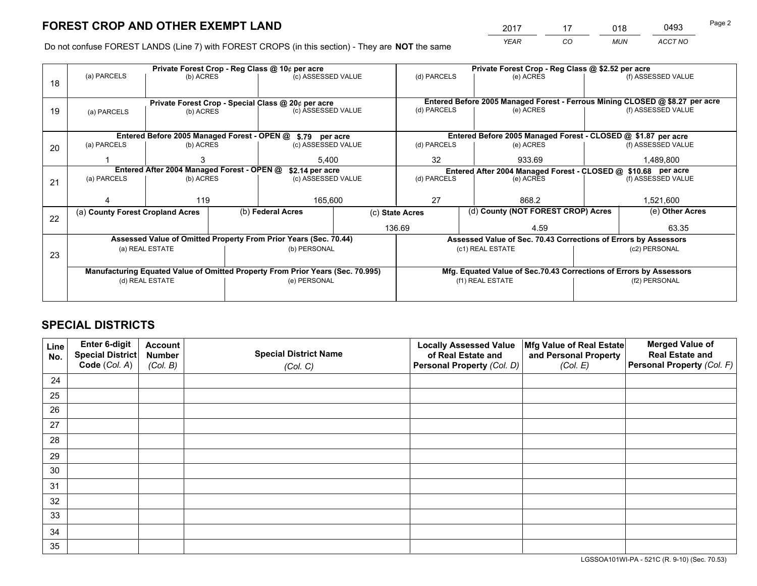# FOREST CROP AND OTHER EXEMPT LAND

| 2017 | 17 | 018 | 0493 |
|---|---|---|---|
| *YEAR* | *CO* | *MUN* | *ACCT NO* |

Do not confuse FOREST LANDS (Line 7) with FOREST CROPS (in this section) - They are **NOT** the same

| Line | Private Forest Crop - Reg Class @ 10¢ per acre | | | Private Forest Crop - Reg Class @ $2.52 per acre | | |
|---|---|---|---|---|---|---|
| 18 | (a) PARCELS | (b) ACRES | (c) ASSESSED VALUE | (d) PARCELS | (e) ACRES | (f) ASSESSED VALUE |
| | | | | | | |
| | **Private Forest Crop - Special Class @ 20¢ per acre** | | | **Entered Before 2005 Managed Forest - Ferrous Mining CLOSED @ $8.27 per acre** | | |
| 19 | (a) PARCELS | (b) ACRES | (c) ASSESSED VALUE | (d) PARCELS | (e) ACRES | (f) ASSESSED VALUE |
| | | | | | | |
| | **Entered Before 2005 Managed Forest - OPEN @ $.79 per acre** | | | **Entered Before 2005 Managed Forest - CLOSED @ $1.87 per acre** | | |
| 20 | (a) PARCELS | (b) ACRES | (c) ASSESSED VALUE | (d) PARCELS | (e) ACRES | (f) ASSESSED VALUE |
| | 1 | 3 | 5,400 | 32 | 933.69 | 1,489,800 |
| | **Entered After 2004 Managed Forest - OPEN @ $2.14 per acre** | | | **Entered After 2004 Managed Forest - CLOSED @ $10.68 per acre** | | |
| 21 | (a) PARCELS | (b) ACRES | (c) ASSESSED VALUE | (d) PARCELS | (e) ACRES | (f) ASSESSED VALUE |
| | 4 | 119 | 165,600 | 27 | 868.2 | 1,521,600 |

| Line | (a) County Forest Cropland Acres | (b) Federal Acres | (c) State Acres | (d) County (NOT FOREST CROP) Acres | (e) Other Acres |
|---|---|---|---|---|---|
| 22 | | | 136.69 | 4.59 | 63.35 |

| Line | Assessed Value of Omitted Property From Prior Years (Sec. 70.44) | | Assessed Value of Sec. 70.43 Corrections of Errors by Assessors | |
|---|---|---|---|---|
| 23 | (a) REAL ESTATE | (b) PERSONAL | (c1) REAL ESTATE | (c2) PERSONAL |
| | | | | |
| | **Manufacturing Equated Value of Omitted Property From Prior Years (Sec. 70.995)** | | **Mfg. Equated Value of Sec.70.43 Corrections of Errors by Assessors** | |
| | (d) REAL ESTATE | (e) PERSONAL | (f1) REAL ESTATE | (f2) PERSONAL |
| | | | | |

# SPECIAL DISTRICTS

| Line No. | Enter 6-digit Special District Code (*Col. A*) | Account Number (*Col. B*) | Special District Name (*Col. C*) | Locally Assessed Value of Real Estate and Personal Property (*Col. D*) | Mfg Value of Real Estate and Personal Property (*Col. E*) | Merged Value of Real Estate and Personal Property (*Col. F*) |
|---|---|---|---|---|---|---|
| 24 | | | | | | |
| 25 | | | | | | |
| 26 | | | | | | |
| 27 | | | | | | |
| 28 | | | | | | |
| 29 | | | | | | |
| 30 | | | | | | |
| 31 | | | | | | |
| 32 | | | | | | |
| 33 | | | | | | |
| 34 | | | | | | |
| 35 | | | | | | |

LGSSOA101WI-PA - 521C (R. 9-10) (Sec. 70.53)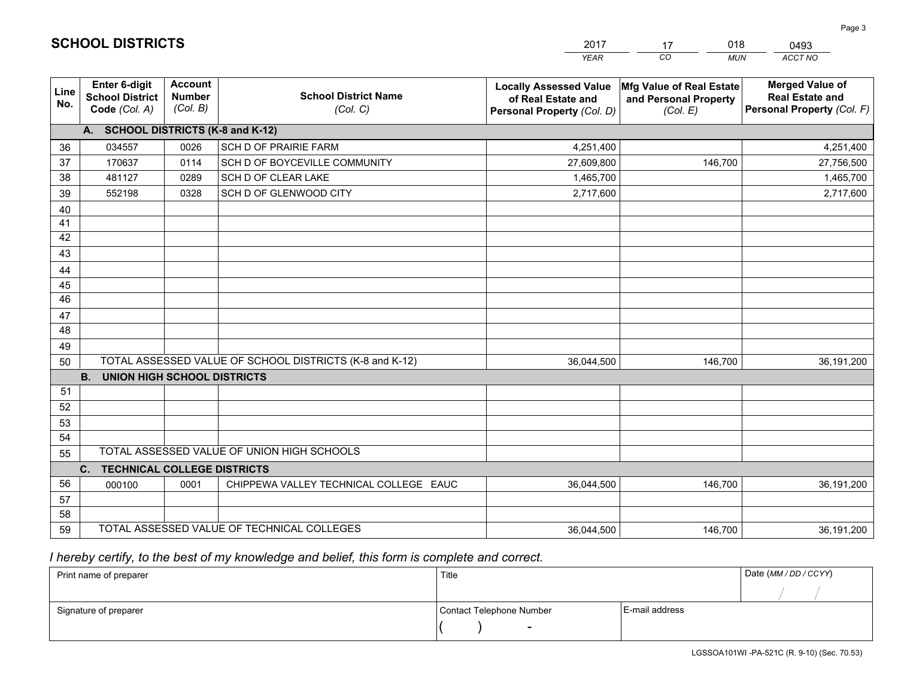## SCHOOL DISTRICTS

| 2017 | 17 | 018 | 0493 |
|---|---|---|---|
| *YEAR* | *CO* | *MUN* | *ACCT NO* |

| Line No. | Enter 6-digit School District Code *(Col. A)* | Account Number *(Col. B)* | School District Name *(Col. C)* | Locally Assessed Value of Real Estate and Personal Property *(Col. D)* | Mfg Value of Real Estate and Personal Property *(Col. E)* | Merged Value of Real Estate and Personal Property *(Col. F)* |
|---|---|---|---|---|---|---|
| | **A. SCHOOL DISTRICTS (K-8 and K-12)** | | | | | |
| 36 | 034557 | 0026 | SCH D OF PRAIRIE FARM | 4,251,400 | | 4,251,400 |
| 37 | 170637 | 0114 | SCH D OF BOYCEVILLE COMMUNITY | 27,609,800 | 146,700 | 27,756,500 |
| 38 | 481127 | 0289 | SCH D OF CLEAR LAKE | 1,465,700 | | 1,465,700 |
| 39 | 552198 | 0328 | SCH D OF GLENWOOD CITY | 2,717,600 | | 2,717,600 |
| 40 | | | | | | |
| 41 | | | | | | |
| 42 | | | | | | |
| 43 | | | | | | |
| 44 | | | | | | |
| 45 | | | | | | |
| 46 | | | | | | |
| 47 | | | | | | |
| 48 | | | | | | |
| 49 | | | | | | |
| 50 | TOTAL ASSESSED VALUE OF SCHOOL DISTRICTS (K-8 and K-12) | | | 36,044,500 | 146,700 | 36,191,200 |
| | **B. UNION HIGH SCHOOL DISTRICTS** | | | | | |
| 51 | | | | | | |
| 52 | | | | | | |
| 53 | | | | | | |
| 54 | | | | | | |
| 55 | TOTAL ASSESSED VALUE OF UNION HIGH SCHOOLS | | | | | |
| | **C. TECHNICAL COLLEGE DISTRICTS** | | | | | |
| 56 | 000100 | 0001 | CHIPPEWA VALLEY TECHNICAL COLLEGE EAUC | 36,044,500 | 146,700 | 36,191,200 |
| 57 | | | | | | |
| 58 | | | | | | |
| 59 | TOTAL ASSESSED VALUE OF TECHNICAL COLLEGES | | | 36,044,500 | 146,700 | 36,191,200 |

*I hereby certify, to the best of my knowledge and belief, this form is complete and correct.*

| Print name of preparer | Title | | Date *(MM / DD / CCYY)* |
|---|---|---|---|
| | | | / / |
| Signature of preparer | Contact Telephone Number | E-mail address | |
| | ( ) - | | |

LGSSOA101WI -PA-521C (R. 9-10) (Sec. 70.53)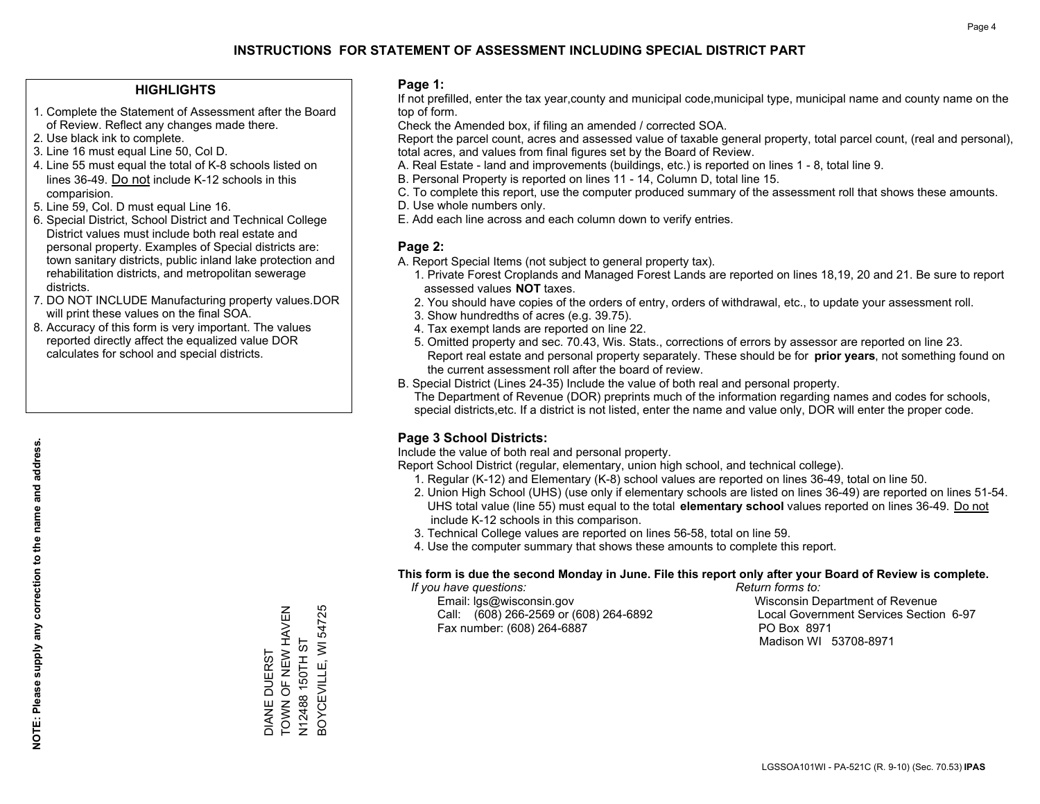# INSTRUCTIONS FOR STATEMENT OF ASSESSMENT INCLUDING SPECIAL DISTRICT PART

## HIGHLIGHTS

1. Complete the Statement of Assessment after the Board of Review. Reflect any changes made there.
2. Use black ink to complete.
3. Line 16 must equal Line 50, Col D.
4. Line 55 must equal the total of K-8 schools listed on lines 36-49. Do not include K-12 schools in this comparision.
5. Line 59, Col. D must equal Line 16.
6. Special District, School District and Technical College District values must include both real estate and personal property. Examples of Special districts are: town sanitary districts, public inland lake protection and rehabilitation districts, and metropolitan sewerage districts.
7. DO NOT INCLUDE Manufacturing property values.DOR will print these values on the final SOA.
8. Accuracy of this form is very important. The values reported directly affect the equalized value DOR calculates for school and special districts.

**NOTE: Please supply any correction to the name and address.**

DIANE DUERST
TOWN OF NEW HAVEN
N12488 150TH ST
BOYCEVILLE, WI 54725

## Page 1:

If not prefilled, enter the tax year,county and municipal code,municipal type, municipal name and county name on the top of form.

Check the Amended box, if filing an amended / corrected SOA.

Report the parcel count, acres and assessed value of taxable general property, total parcel count, (real and personal), total acres, and values from final figures set by the Board of Review.

A. Real Estate - land and improvements (buildings, etc.) is reported on lines 1 - 8, total line 9.
B. Personal Property is reported on lines 11 - 14, Column D, total line 15.
C. To complete this report, use the computer produced summary of the assessment roll that shows these amounts.
D. Use whole numbers only.
E. Add each line across and each column down to verify entries.

## Page 2:

A. Report Special Items (not subject to general property tax).
   1. Private Forest Croplands and Managed Forest Lands are reported on lines 18,19, 20 and 21. Be sure to report assessed values **NOT** taxes.
   2. You should have copies of the orders of entry, orders of withdrawal, etc., to update your assessment roll.
   3. Show hundredths of acres (e.g. 39.75).
   4. Tax exempt lands are reported on line 22.
   5. Omitted property and sec. 70.43, Wis. Stats., corrections of errors by assessor are reported on line 23. Report real estate and personal property separately. These should be for **prior years**, not something found on the current assessment roll after the board of review.
B. Special District (Lines 24-35) Include the value of both real and personal property.
   The Department of Revenue (DOR) preprints much of the information regarding names and codes for schools, special districts,etc. If a district is not listed, enter the name and value only, DOR will enter the proper code.

## Page 3 School Districts:

Include the value of both real and personal property.

Report School District (regular, elementary, union high school, and technical college).

1. Regular (K-12) and Elementary (K-8) school values are reported on lines 36-49, total on line 50.
2. Union High School (UHS) (use only if elementary schools are listed on lines 36-49) are reported on lines 51-54. UHS total value (line 55) must equal to the total **elementary school** values reported on lines 36-49. Do not include K-12 schools in this comparison.
3. Technical College values are reported on lines 56-58, total on line 59.
4. Use the computer summary that shows these amounts to complete this report.

**This form is due the second Monday in June. File this report only after your Board of Review is complete.**

*If you have questions:*
Email: lgs@wisconsin.gov
Call: (608) 266-2569 or (608) 264-6892
Fax number: (608) 264-6887

*Return forms to:*
Wisconsin Department of Revenue
Local Government Services Section 6-97
PO Box 8971
Madison WI 53708-8971

LGSSOA101WI - PA-521C (R. 9-10) (Sec. 70.53) **IPAS**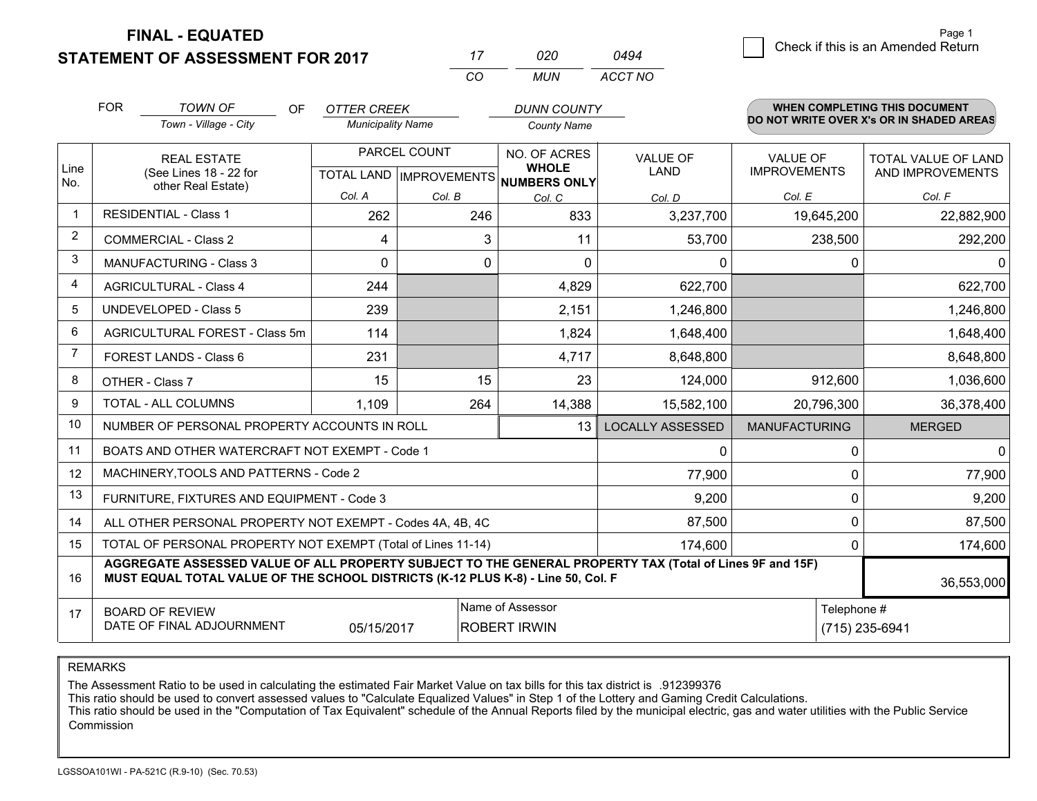**FINAL - EQUATED**
**STATEMENT OF ASSESSMENT FOR 2017**

| 17 | 020 | 0494 |
|---|---|---|
| CO | MUN | ACCT NO |

Page 1

☐ Check if this is an Amended Return

FOR *TOWN OF* (Town - Village - City) OF *OTTER CREEK* (Municipality Name) *DUNN COUNTY* (County Name)

**WHEN COMPLETING THIS DOCUMENT DO NOT WRITE OVER X's OR IN SHADED AREAS**

| Line No. | REAL ESTATE (See Lines 18 - 22 for other Real Estate) | PARCEL COUNT | | NO. OF ACRES WHOLE NUMBERS ONLY | VALUE OF LAND | VALUE OF IMPROVEMENTS | TOTAL VALUE OF LAND AND IMPROVEMENTS |
|---|---|---|---|---|---|---|---|
| | | TOTAL LAND Col. A | IMPROVEMENTS Col. B | Col. C | Col. D | Col. E | Col. F |
| 1 | RESIDENTIAL - Class 1 | 262 | 246 | 833 | 3,237,700 | 19,645,200 | 22,882,900 |
| 2 | COMMERCIAL - Class 2 | 4 | 3 | 11 | 53,700 | 238,500 | 292,200 |
| 3 | MANUFACTURING - Class 3 | 0 | 0 | 0 | 0 | 0 | 0 |
| 4 | AGRICULTURAL - Class 4 | 244 | | 4,829 | 622,700 | | 622,700 |
| 5 | UNDEVELOPED - Class 5 | 239 | | 2,151 | 1,246,800 | | 1,246,800 |
| 6 | AGRICULTURAL FOREST - Class 5m | 114 | | 1,824 | 1,648,400 | | 1,648,400 |
| 7 | FOREST LANDS - Class 6 | 231 | | 4,717 | 8,648,800 | | 8,648,800 |
| 8 | OTHER - Class 7 | 15 | 15 | 23 | 124,000 | 912,600 | 1,036,600 |
| 9 | TOTAL - ALL COLUMNS | 1,109 | 264 | 14,388 | 15,582,100 | 20,796,300 | 36,378,400 |
| 10 | NUMBER OF PERSONAL PROPERTY ACCOUNTS IN ROLL | | | 13 | LOCALLY ASSESSED | MANUFACTURING | MERGED |
| 11 | BOATS AND OTHER WATERCRAFT NOT EXEMPT - Code 1 | | | | 0 | 0 | 0 |
| 12 | MACHINERY,TOOLS AND PATTERNS - Code 2 | | | | 77,900 | 0 | 77,900 |
| 13 | FURNITURE, FIXTURES AND EQUIPMENT - Code 3 | | | | 9,200 | 0 | 9,200 |
| 14 | ALL OTHER PERSONAL PROPERTY NOT EXEMPT - Codes 4A, 4B, 4C | | | | 87,500 | 0 | 87,500 |
| 15 | TOTAL OF PERSONAL PROPERTY NOT EXEMPT (Total of Lines 11-14) | | | | 174,600 | 0 | 174,600 |
| 16 | **AGGREGATE ASSESSED VALUE OF ALL PROPERTY SUBJECT TO THE GENERAL PROPERTY TAX (Total of Lines 9F and 15F) MUST EQUAL TOTAL VALUE OF THE SCHOOL DISTRICTS (K-12 PLUS K-8) - Line 50, Col. F** | | | | | | 36,553,000 |
| 17 | BOARD OF REVIEW DATE OF FINAL ADJOURNMENT | 05/15/2017 | | Name of Assessor ROBERT IRWIN | | Telephone # (715) 235-6941 | |

REMARKS

The Assessment Ratio to be used in calculating the estimated Fair Market Value on tax bills for this tax district is .912399376
This ratio should be used to convert assessed values to "Calculate Equalized Values" in Step 1 of the Lottery and Gaming Credit Calculations.
This ratio should be used in the "Computation of Tax Equivalent" schedule of the Annual Reports filed by the municipal electric, gas and water utilities with the Public Service Commission

LGSSOA101WI - PA-521C (R.9-10) (Sec. 70.53)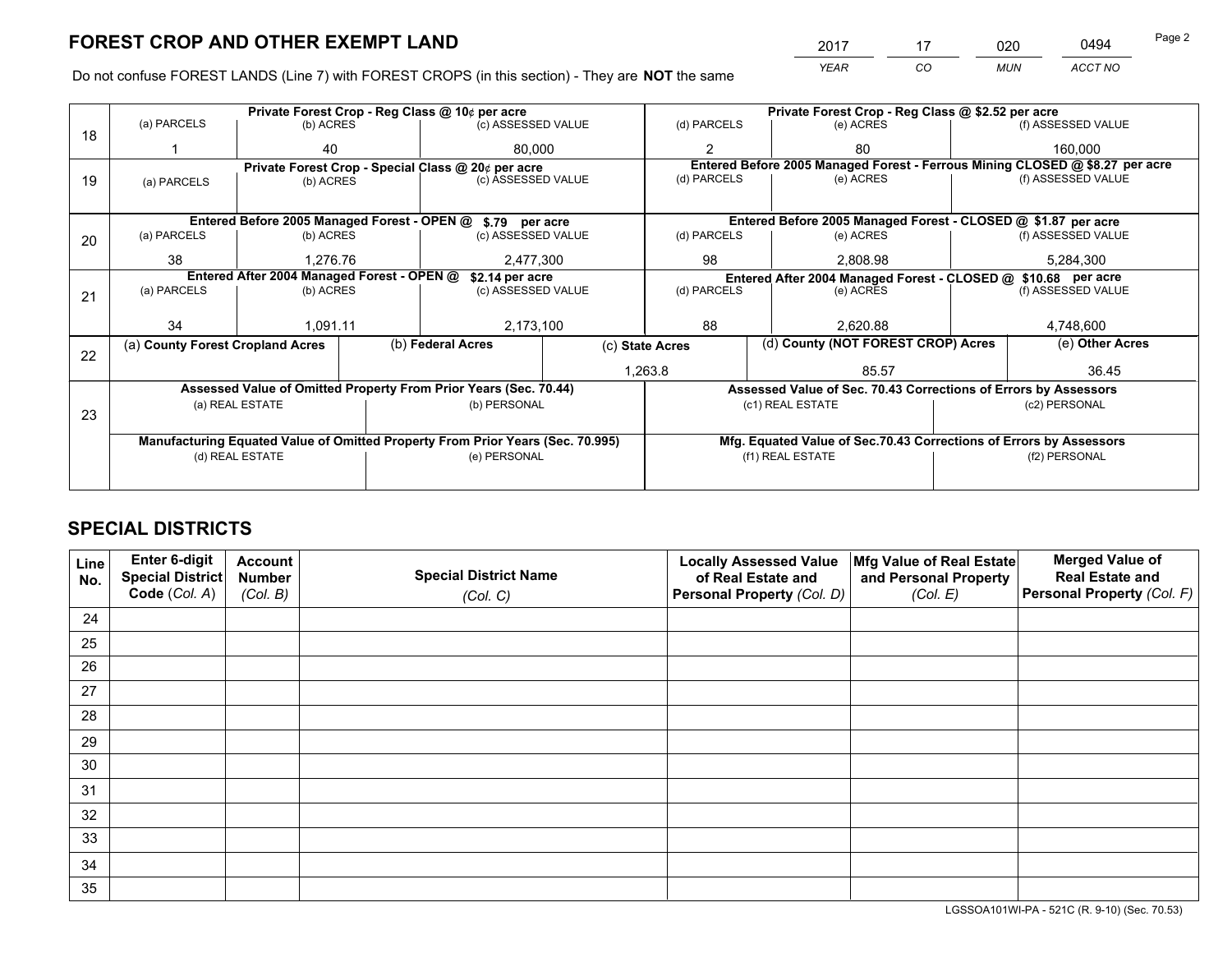# FOREST CROP AND OTHER EXEMPT LAND

| 2017 | 17 | 020 | 0494 |
|---|---|---|---|
| *YEAR* | *CO* | *MUN* | *ACCT NO* |

Do not confuse FOREST LANDS (Line 7) with FOREST CROPS (in this section) - They are **NOT** the same

| Line | | | | | | |
|---|---|---|---|---|---|---|
| 18 | Private Forest Crop - Reg Class @ 10¢ per acre | | | Private Forest Crop - Reg Class @ $2.52 per acre | | |
| | (a) PARCELS | (b) ACRES | (c) ASSESSED VALUE | (d) PARCELS | (e) ACRES | (f) ASSESSED VALUE |
| | 1 | 40 | 80,000 | 2 | 80 | 160,000 |
| 19 | Private Forest Crop - Special Class @ 20¢ per acre | | | Entered Before 2005 Managed Forest - Ferrous Mining CLOSED @ $8.27 per acre | | |
| | (a) PARCELS | (b) ACRES | (c) ASSESSED VALUE | (d) PARCELS | (e) ACRES | (f) ASSESSED VALUE |
| | | | | | | |
| 20 | Entered Before 2005 Managed Forest - OPEN @ $.79 per acre | | | Entered Before 2005 Managed Forest - CLOSED @ $1.87 per acre | | |
| | (a) PARCELS | (b) ACRES | (c) ASSESSED VALUE | (d) PARCELS | (e) ACRES | (f) ASSESSED VALUE |
| | 38 | 1,276.76 | 2,477,300 | 98 | 2,808.98 | 5,284,300 |
| 21 | Entered After 2004 Managed Forest - OPEN @ $2.14 per acre | | | Entered After 2004 Managed Forest - CLOSED @ $10.68 per acre | | |
| | (a) PARCELS | (b) ACRES | (c) ASSESSED VALUE | (d) PARCELS | (e) ACRES | (f) ASSESSED VALUE |
| | 34 | 1,091.11 | 2,173,100 | 88 | 2,620.88 | 4,748,600 |

| Line | (a) County Forest Cropland Acres | (b) Federal Acres | (c) State Acres | (d) County (NOT FOREST CROP) Acres | (e) Other Acres |
|---|---|---|---|---|---|
| 22 | | | 1,263.8 | 85.57 | 36.45 |

| Line | Assessed Value of Omitted Property From Prior Years (Sec. 70.44) | | Assessed Value of Sec. 70.43 Corrections of Errors by Assessors | |
|---|---|---|---|---|
| 23 | (a) REAL ESTATE | (b) PERSONAL | (c1) REAL ESTATE | (c2) PERSONAL |
| | | | | |
| | **Manufacturing Equated Value of Omitted Property From Prior Years (Sec. 70.995)** | | **Mfg. Equated Value of Sec.70.43 Corrections of Errors by Assessors** | |
| | (d) REAL ESTATE | (e) PERSONAL | (f1) REAL ESTATE | (f2) PERSONAL |
| | | | | |

# SPECIAL DISTRICTS

| Line No. | Enter 6-digit Special District Code (*Col. A*) | Account Number (*Col. B*) | Special District Name (*Col. C*) | Locally Assessed Value of Real Estate and Personal Property (*Col. D*) | Mfg Value of Real Estate and Personal Property (*Col. E*) | Merged Value of Real Estate and Personal Property (*Col. F*) |
|---|---|---|---|---|---|---|
| 24 | | | | | | |
| 25 | | | | | | |
| 26 | | | | | | |
| 27 | | | | | | |
| 28 | | | | | | |
| 29 | | | | | | |
| 30 | | | | | | |
| 31 | | | | | | |
| 32 | | | | | | |
| 33 | | | | | | |
| 34 | | | | | | |
| 35 | | | | | | |

LGSSOA101WI-PA - 521C (R. 9-10) (Sec. 70.53)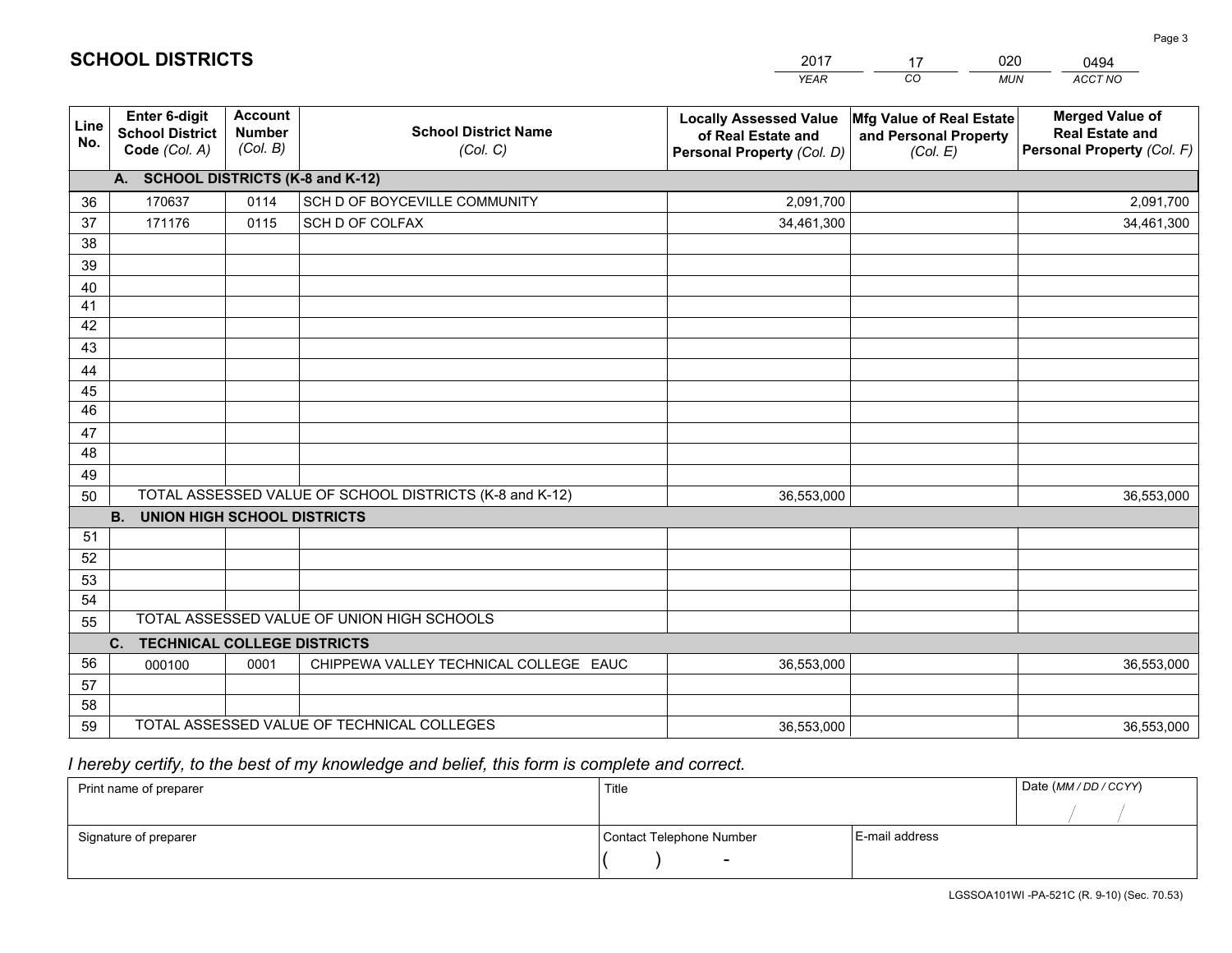## SCHOOL DISTRICTS

| 2017 | 17 | 020 | 0494 |
|---|---|---|---|
| *YEAR* | *CO* | *MUN* | *ACCT NO* |

| Line No. | Enter 6-digit School District Code *(Col. A)* | Account Number *(Col. B)* | School District Name *(Col. C)* | Locally Assessed Value of Real Estate and Personal Property *(Col. D)* | Mfg Value of Real Estate and Personal Property *(Col. E)* | Merged Value of Real Estate and Personal Property *(Col. F)* |
|---|---|---|---|---|---|---|
| | **A. SCHOOL DISTRICTS (K-8 and K-12)** | | | | | |
| 36 | 170637 | 0114 | SCH D OF BOYCEVILLE COMMUNITY | 2,091,700 | | 2,091,700 |
| 37 | 171176 | 0115 | SCH D OF COLFAX | 34,461,300 | | 34,461,300 |
| 38 | | | | | | |
| 39 | | | | | | |
| 40 | | | | | | |
| 41 | | | | | | |
| 42 | | | | | | |
| 43 | | | | | | |
| 44 | | | | | | |
| 45 | | | | | | |
| 46 | | | | | | |
| 47 | | | | | | |
| 48 | | | | | | |
| 49 | | | | | | |
| 50 | TOTAL ASSESSED VALUE OF SCHOOL DISTRICTS (K-8 and K-12) | | | 36,553,000 | | 36,553,000 |
| | **B. UNION HIGH SCHOOL DISTRICTS** | | | | | |
| 51 | | | | | | |
| 52 | | | | | | |
| 53 | | | | | | |
| 54 | | | | | | |
| 55 | TOTAL ASSESSED VALUE OF UNION HIGH SCHOOLS | | | | | |
| | **C. TECHNICAL COLLEGE DISTRICTS** | | | | | |
| 56 | 000100 | 0001 | CHIPPEWA VALLEY TECHNICAL COLLEGE EAUC | 36,553,000 | | 36,553,000 |
| 57 | | | | | | |
| 58 | | | | | | |
| 59 | TOTAL ASSESSED VALUE OF TECHNICAL COLLEGES | | | 36,553,000 | | 36,553,000 |

*I hereby certify, to the best of my knowledge and belief, this form is complete and correct.*

| Print name of preparer | Title | | Date *(MM / DD / CCYY)* |
|---|---|---|---|
| | | | / / |
| Signature of preparer | Contact Telephone Number | E-mail address | |
| | ( ) - | | |

LGSSOA101WI -PA-521C (R. 9-10) (Sec. 70.53)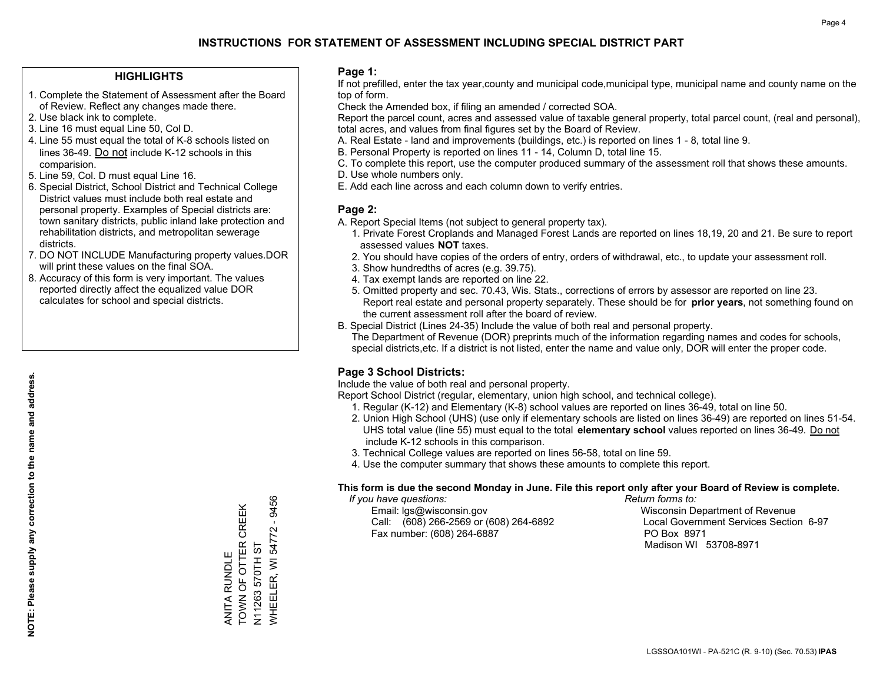# INSTRUCTIONS FOR STATEMENT OF ASSESSMENT INCLUDING SPECIAL DISTRICT PART

## HIGHLIGHTS

1. Complete the Statement of Assessment after the Board of Review. Reflect any changes made there.
2. Use black ink to complete.
3. Line 16 must equal Line 50, Col D.
4. Line 55 must equal the total of K-8 schools listed on lines 36-49. Do not include K-12 schools in this comparision.
5. Line 59, Col. D must equal Line 16.
6. Special District, School District and Technical College District values must include both real estate and personal property. Examples of Special districts are: town sanitary districts, public inland lake protection and rehabilitation districts, and metropolitan sewerage districts.
7. DO NOT INCLUDE Manufacturing property values.DOR will print these values on the final SOA.
8. Accuracy of this form is very important. The values reported directly affect the equalized value DOR calculates for school and special districts.

**NOTE: Please supply any correction to the name and address.**

ANITA RUNDLE
TOWN OF OTTER CREEK
N11263 570TH ST
WHEELER, WI 54772 - 9456

## Page 1:

If not prefilled, enter the tax year,county and municipal code,municipal type, municipal name and county name on the top of form.

Check the Amended box, if filing an amended / corrected SOA.

Report the parcel count, acres and assessed value of taxable general property, total parcel count, (real and personal), total acres, and values from final figures set by the Board of Review.

A. Real Estate - land and improvements (buildings, etc.) is reported on lines 1 - 8, total line 9.
B. Personal Property is reported on lines 11 - 14, Column D, total line 15.
C. To complete this report, use the computer produced summary of the assessment roll that shows these amounts.
D. Use whole numbers only.
E. Add each line across and each column down to verify entries.

## Page 2:

A. Report Special Items (not subject to general property tax).
   1. Private Forest Croplands and Managed Forest Lands are reported on lines 18,19, 20 and 21. Be sure to report assessed values **NOT** taxes.
   2. You should have copies of the orders of entry, orders of withdrawal, etc., to update your assessment roll.
   3. Show hundredths of acres (e.g. 39.75).
   4. Tax exempt lands are reported on line 22.
   5. Omitted property and sec. 70.43, Wis. Stats., corrections of errors by assessor are reported on line 23. Report real estate and personal property separately. These should be for **prior years**, not something found on the current assessment roll after the board of review.
B. Special District (Lines 24-35) Include the value of both real and personal property.
   The Department of Revenue (DOR) preprints much of the information regarding names and codes for schools, special districts,etc. If a district is not listed, enter the name and value only, DOR will enter the proper code.

## Page 3 School Districts:

Include the value of both real and personal property.

Report School District (regular, elementary, union high school, and technical college).

1. Regular (K-12) and Elementary (K-8) school values are reported on lines 36-49, total on line 50.
2. Union High School (UHS) (use only if elementary schools are listed on lines 36-49) are reported on lines 51-54. UHS total value (line 55) must equal to the total **elementary school** values reported on lines 36-49. Do not include K-12 schools in this comparison.
3. Technical College values are reported on lines 56-58, total on line 59.
4. Use the computer summary that shows these amounts to complete this report.

**This form is due the second Monday in June. File this report only after your Board of Review is complete.**

*If you have questions:*
Email: lgs@wisconsin.gov
Call: (608) 266-2569 or (608) 264-6892
Fax number: (608) 264-6887

*Return forms to:*
Wisconsin Department of Revenue
Local Government Services Section 6-97
PO Box 8971
Madison WI 53708-8971

LGSSOA101WI - PA-521C (R. 9-10) (Sec. 70.53) **IPAS**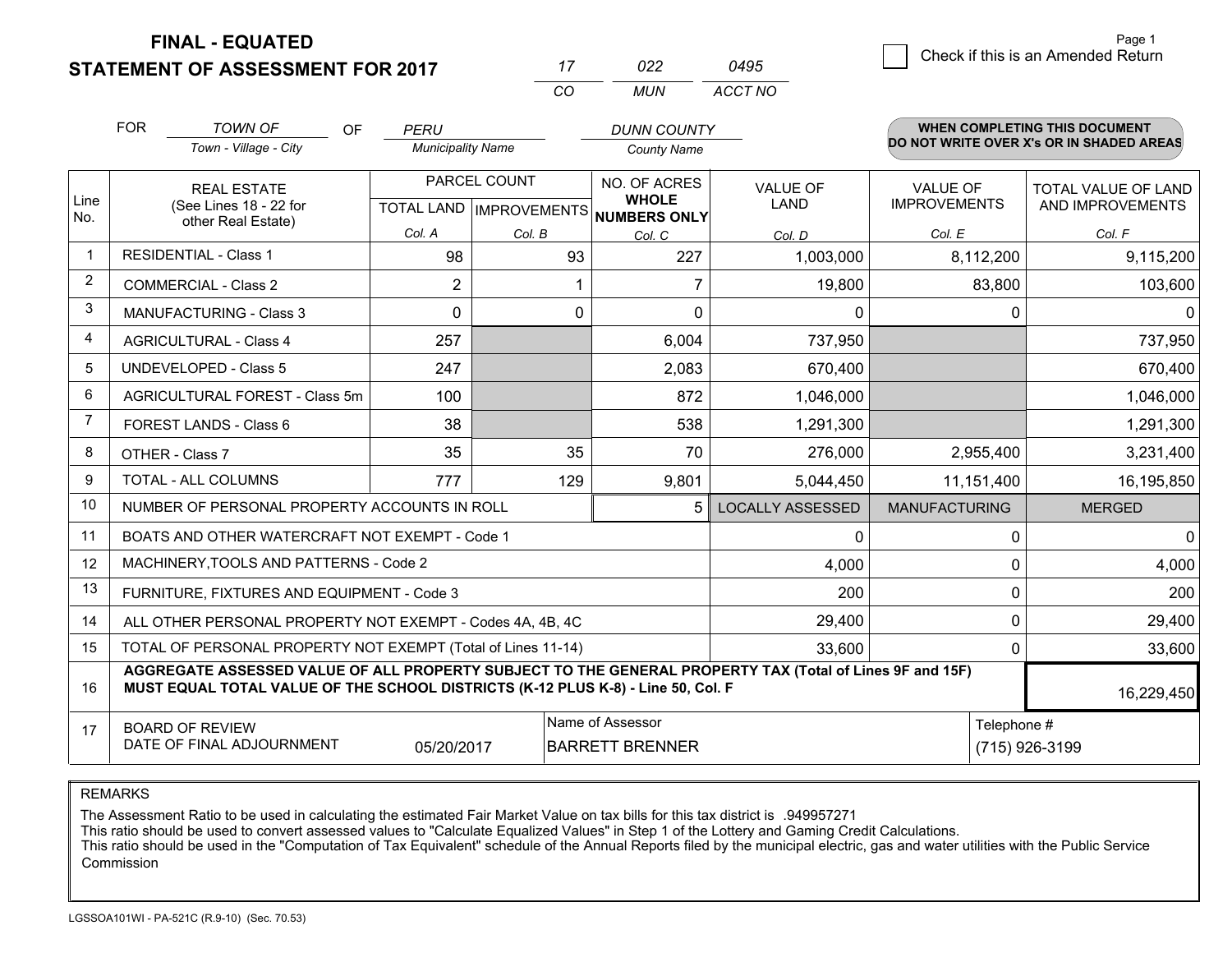**FINAL - EQUATED**
**STATEMENT OF ASSESSMENT FOR 2017**

| 17 | 022 | 0495 |
|---|---|---|
| CO | MUN | ACCT NO |

Page 1

☐ Check if this is an Amended Return

FOR *TOWN OF* (Town - Village - City) OF *PERU* (Municipality Name) *DUNN COUNTY* (County Name)

**WHEN COMPLETING THIS DOCUMENT DO NOT WRITE OVER X's OR IN SHADED AREAS**

| Line No. | REAL ESTATE (See Lines 18 - 22 for other Real Estate) | PARCEL COUNT TOTAL LAND Col. A | PARCEL COUNT IMPROVEMENTS Col. B | NO. OF ACRES WHOLE NUMBERS ONLY Col. C | VALUE OF LAND Col. D | VALUE OF IMPROVEMENTS Col. E | TOTAL VALUE OF LAND AND IMPROVEMENTS Col. F |
|---|---|---|---|---|---|---|---|
| 1 | RESIDENTIAL - Class 1 | 98 | 93 | 227 | 1,003,000 | 8,112,200 | 9,115,200 |
| 2 | COMMERCIAL - Class 2 | 2 | 1 | 7 | 19,800 | 83,800 | 103,600 |
| 3 | MANUFACTURING - Class 3 | 0 | 0 | 0 | 0 | 0 | 0 |
| 4 | AGRICULTURAL - Class 4 | 257 | | 6,004 | 737,950 | | 737,950 |
| 5 | UNDEVELOPED - Class 5 | 247 | | 2,083 | 670,400 | | 670,400 |
| 6 | AGRICULTURAL FOREST - Class 5m | 100 | | 872 | 1,046,000 | | 1,046,000 |
| 7 | FOREST LANDS - Class 6 | 38 | | 538 | 1,291,300 | | 1,291,300 |
| 8 | OTHER - Class 7 | 35 | 35 | 70 | 276,000 | 2,955,400 | 3,231,400 |
| 9 | TOTAL - ALL COLUMNS | 777 | 129 | 9,801 | 5,044,450 | 11,151,400 | 16,195,850 |
| 10 | NUMBER OF PERSONAL PROPERTY ACCOUNTS IN ROLL | | | 5 | LOCALLY ASSESSED | MANUFACTURING | MERGED |
| 11 | BOATS AND OTHER WATERCRAFT NOT EXEMPT - Code 1 | | | | 0 | 0 | 0 |
| 12 | MACHINERY,TOOLS AND PATTERNS - Code 2 | | | | 4,000 | 0 | 4,000 |
| 13 | FURNITURE, FIXTURES AND EQUIPMENT - Code 3 | | | | 200 | 0 | 200 |
| 14 | ALL OTHER PERSONAL PROPERTY NOT EXEMPT - Codes 4A, 4B, 4C | | | | 29,400 | 0 | 29,400 |
| 15 | TOTAL OF PERSONAL PROPERTY NOT EXEMPT (Total of Lines 11-14) | | | | 33,600 | 0 | 33,600 |
| 16 | **AGGREGATE ASSESSED VALUE OF ALL PROPERTY SUBJECT TO THE GENERAL PROPERTY TAX (Total of Lines 9F and 15F) MUST EQUAL TOTAL VALUE OF THE SCHOOL DISTRICTS (K-12 PLUS K-8) - Line 50, Col. F** | | | | | | 16,229,450 |
| 17 | BOARD OF REVIEW DATE OF FINAL ADJOURNMENT | 05/20/2017 | | Name of Assessor: BARRETT BRENNER | | | Telephone #: (715) 926-3199 |

REMARKS

The Assessment Ratio to be used in calculating the estimated Fair Market Value on tax bills for this tax district is .949957271
This ratio should be used to convert assessed values to "Calculate Equalized Values" in Step 1 of the Lottery and Gaming Credit Calculations.
This ratio should be used in the "Computation of Tax Equivalent" schedule of the Annual Reports filed by the municipal electric, gas and water utilities with the Public Service Commission

LGSSOA101WI - PA-521C (R.9-10) (Sec. 70.53)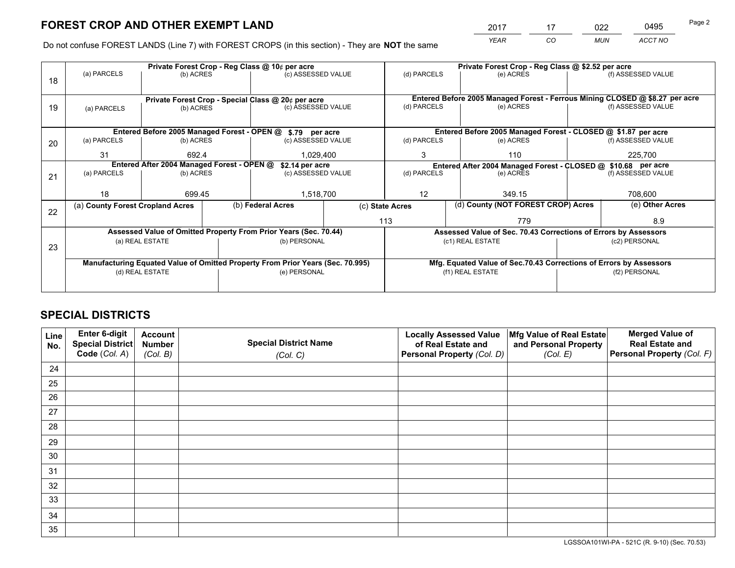# FOREST CROP AND OTHER EXEMPT LAND

| 2017 | 17 | 022 | 0495 |
|---|---|---|---|
| *YEAR* | *CO* | *MUN* | *ACCT NO* |

Do not confuse FOREST LANDS (Line 7) with FOREST CROPS (in this section) - They are **NOT** the same

| Line | Private Forest Crop - Reg Class @ 10¢ per acre | | | Private Forest Crop - Reg Class @ $2.52 per acre | | |
|---|---|---|---|---|---|---|
| | (a) PARCELS | (b) ACRES | (c) ASSESSED VALUE | (d) PARCELS | (e) ACRES | (f) ASSESSED VALUE |
| 18 | | | | | | |
| | **Private Forest Crop - Special Class @ 20¢ per acre** | | | **Entered Before 2005 Managed Forest - Ferrous Mining CLOSED @ $8.27 per acre** | | |
| 19 | (a) PARCELS | (b) ACRES | (c) ASSESSED VALUE | (d) PARCELS | (e) ACRES | (f) ASSESSED VALUE |
| | | | | | | |
| | **Entered Before 2005 Managed Forest - OPEN @ $.79 per acre** | | | **Entered Before 2005 Managed Forest - CLOSED @ $1.87 per acre** | | |
| 20 | (a) PARCELS | (b) ACRES | (c) ASSESSED VALUE | (d) PARCELS | (e) ACRES | (f) ASSESSED VALUE |
| | 31 | 692.4 | 1,029,400 | 3 | 110 | 225,700 |
| | **Entered After 2004 Managed Forest - OPEN @ $2.14 per acre** | | | **Entered After 2004 Managed Forest - CLOSED @ $10.68 per acre** | | |
| 21 | (a) PARCELS | (b) ACRES | (c) ASSESSED VALUE | (d) PARCELS | (e) ACRES | (f) ASSESSED VALUE |
| | 18 | 699.45 | 1,518,700 | 12 | 349.15 | 708,600 |

| Line | (a) County Forest Cropland Acres | (b) Federal Acres | (c) State Acres | (d) County (NOT FOREST CROP) Acres | (e) Other Acres |
|---|---|---|---|---|---|
| 22 | | | 113 | 779 | 8.9 |

| Line | Assessed Value of Omitted Property From Prior Years (Sec. 70.44) | | Assessed Value of Sec. 70.43 Corrections of Errors by Assessors | |
|---|---|---|---|---|
| 23 | (a) REAL ESTATE | (b) PERSONAL | (c1) REAL ESTATE | (c2) PERSONAL |
| | | | | |
| | **Manufacturing Equated Value of Omitted Property From Prior Years (Sec. 70.995)** | | **Mfg. Equated Value of Sec.70.43 Corrections of Errors by Assessors** | |
| | (d) REAL ESTATE | (e) PERSONAL | (f1) REAL ESTATE | (f2) PERSONAL |
| | | | | |

# SPECIAL DISTRICTS

| Line No. | Enter 6-digit Special District Code (*Col. A*) | Account Number (*Col. B*) | Special District Name (*Col. C*) | Locally Assessed Value of Real Estate and Personal Property (*Col. D*) | Mfg Value of Real Estate and Personal Property (*Col. E*) | Merged Value of Real Estate and Personal Property (*Col. F*) |
|---|---|---|---|---|---|---|
| 24 | | | | | | |
| 25 | | | | | | |
| 26 | | | | | | |
| 27 | | | | | | |
| 28 | | | | | | |
| 29 | | | | | | |
| 30 | | | | | | |
| 31 | | | | | | |
| 32 | | | | | | |
| 33 | | | | | | |
| 34 | | | | | | |
| 35 | | | | | | |

LGSSOA101WI-PA - 521C (R. 9-10) (Sec. 70.53)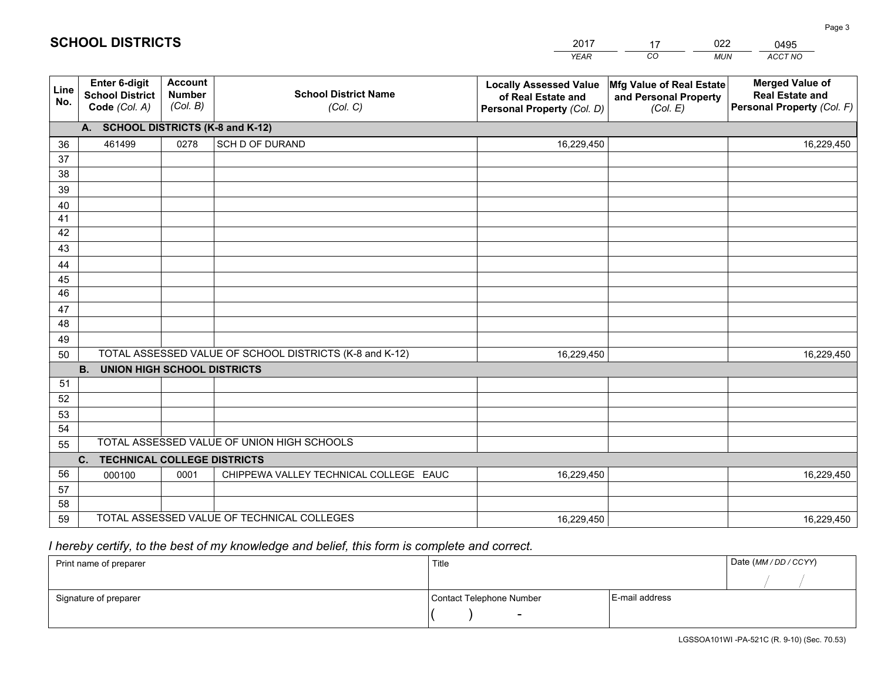# SCHOOL DISTRICTS

| 2017 | 17 | 022 | 0495 |
|---|---|---|---|
| *YEAR* | *CO* | *MUN* | *ACCT NO* |

| Line No. | Enter 6-digit School District Code *(Col. A)* | Account Number *(Col. B)* | School District Name *(Col. C)* | Locally Assessed Value of Real Estate and Personal Property *(Col. D)* | Mfg Value of Real Estate and Personal Property *(Col. E)* | Merged Value of Real Estate and Personal Property *(Col. F)* |
|---|---|---|---|---|---|---|
| | **A. SCHOOL DISTRICTS (K-8 and K-12)** | | | | | |
| 36 | 461499 | 0278 | SCH D OF DURAND | 16,229,450 | | 16,229,450 |
| 37 | | | | | | |
| 38 | | | | | | |
| 39 | | | | | | |
| 40 | | | | | | |
| 41 | | | | | | |
| 42 | | | | | | |
| 43 | | | | | | |
| 44 | | | | | | |
| 45 | | | | | | |
| 46 | | | | | | |
| 47 | | | | | | |
| 48 | | | | | | |
| 49 | | | | | | |
| 50 | TOTAL ASSESSED VALUE OF SCHOOL DISTRICTS (K-8 and K-12) | | | 16,229,450 | | 16,229,450 |
| | **B. UNION HIGH SCHOOL DISTRICTS** | | | | | |
| 51 | | | | | | |
| 52 | | | | | | |
| 53 | | | | | | |
| 54 | | | | | | |
| 55 | TOTAL ASSESSED VALUE OF UNION HIGH SCHOOLS | | | | | |
| | **C. TECHNICAL COLLEGE DISTRICTS** | | | | | |
| 56 | 000100 | 0001 | CHIPPEWA VALLEY TECHNICAL COLLEGE EAUC | 16,229,450 | | 16,229,450 |
| 57 | | | | | | |
| 58 | | | | | | |
| 59 | TOTAL ASSESSED VALUE OF TECHNICAL COLLEGES | | | 16,229,450 | | 16,229,450 |

*I hereby certify, to the best of my knowledge and belief, this form is complete and correct.*

| Print name of preparer | Title | | Date *(MM / DD / CCYY)* |
|---|---|---|---|
| | | | / / |
| Signature of preparer | Contact Telephone Number | E-mail address | |
| | ( ) - | | |

LGSSOA101WI -PA-521C (R. 9-10) (Sec. 70.53)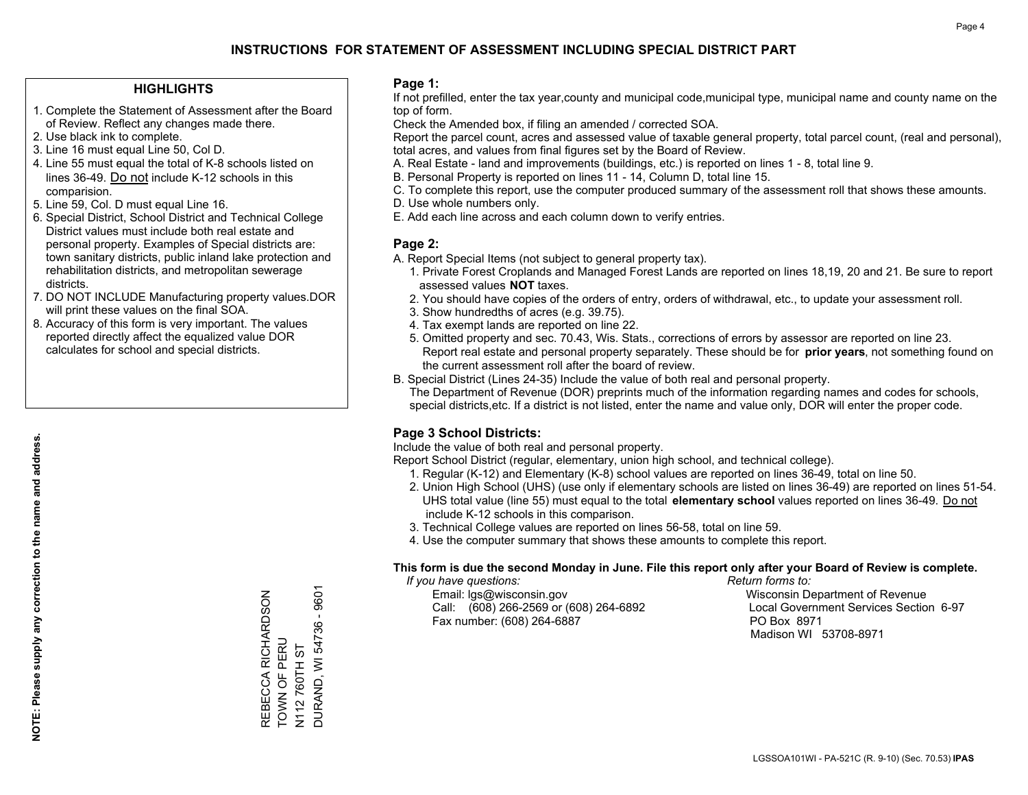# INSTRUCTIONS FOR STATEMENT OF ASSESSMENT INCLUDING SPECIAL DISTRICT PART

## HIGHLIGHTS

1. Complete the Statement of Assessment after the Board of Review. Reflect any changes made there.
2. Use black ink to complete.
3. Line 16 must equal Line 50, Col D.
4. Line 55 must equal the total of K-8 schools listed on lines 36-49. Do not include K-12 schools in this comparision.
5. Line 59, Col. D must equal Line 16.
6. Special District, School District and Technical College District values must include both real estate and personal property. Examples of Special districts are: town sanitary districts, public inland lake protection and rehabilitation districts, and metropolitan sewerage districts.
7. DO NOT INCLUDE Manufacturing property values.DOR will print these values on the final SOA.
8. Accuracy of this form is very important. The values reported directly affect the equalized value DOR calculates for school and special districts.

**NOTE: Please supply any correction to the name and address.**

REBECCA RICHARDSON
TOWN OF PERU
N112 760TH ST
DURAND, WI 54736 - 9601

## Page 1:

If not prefilled, enter the tax year,county and municipal code,municipal type, municipal name and county name on the top of form.

Check the Amended box, if filing an amended / corrected SOA.

Report the parcel count, acres and assessed value of taxable general property, total parcel count, (real and personal), total acres, and values from final figures set by the Board of Review.

A. Real Estate - land and improvements (buildings, etc.) is reported on lines 1 - 8, total line 9.
B. Personal Property is reported on lines 11 - 14, Column D, total line 15.
C. To complete this report, use the computer produced summary of the assessment roll that shows these amounts.
D. Use whole numbers only.
E. Add each line across and each column down to verify entries.

## Page 2:

A. Report Special Items (not subject to general property tax).
   1. Private Forest Croplands and Managed Forest Lands are reported on lines 18,19, 20 and 21. Be sure to report assessed values **NOT** taxes.
   2. You should have copies of the orders of entry, orders of withdrawal, etc., to update your assessment roll.
   3. Show hundredths of acres (e.g. 39.75).
   4. Tax exempt lands are reported on line 22.
   5. Omitted property and sec. 70.43, Wis. Stats., corrections of errors by assessor are reported on line 23. Report real estate and personal property separately. These should be for **prior years**, not something found on the current assessment roll after the board of review.
B. Special District (Lines 24-35) Include the value of both real and personal property.
   The Department of Revenue (DOR) preprints much of the information regarding names and codes for schools, special districts,etc. If a district is not listed, enter the name and value only, DOR will enter the proper code.

## Page 3 School Districts:

Include the value of both real and personal property.

Report School District (regular, elementary, union high school, and technical college).

1. Regular (K-12) and Elementary (K-8) school values are reported on lines 36-49, total on line 50.
2. Union High School (UHS) (use only if elementary schools are listed on lines 36-49) are reported on lines 51-54. UHS total value (line 55) must equal to the total **elementary school** values reported on lines 36-49. Do not include K-12 schools in this comparison.
3. Technical College values are reported on lines 56-58, total on line 59.
4. Use the computer summary that shows these amounts to complete this report.

**This form is due the second Monday in June. File this report only after your Board of Review is complete.**

*If you have questions:*
Email: lgs@wisconsin.gov
Call: (608) 266-2569 or (608) 264-6892
Fax number: (608) 264-6887

*Return forms to:*
Wisconsin Department of Revenue
Local Government Services Section 6-97
PO Box 8971
Madison WI 53708-8971

LGSSOA101WI - PA-521C (R. 9-10) (Sec. 70.53) **IPAS**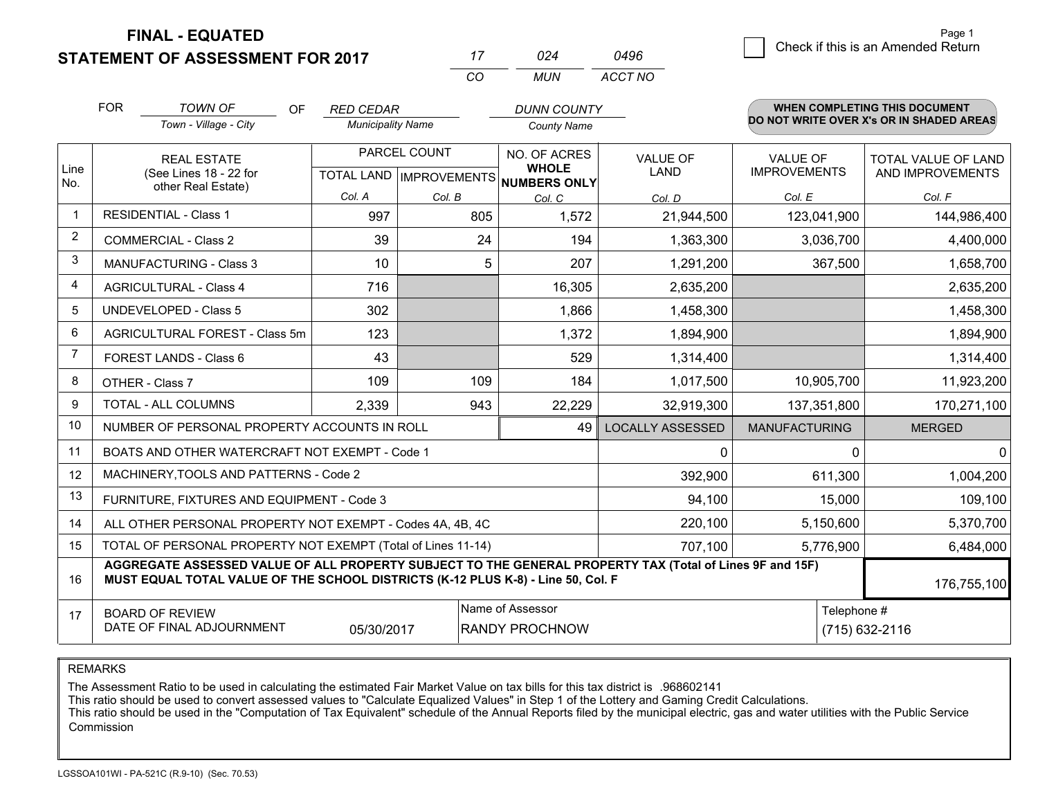**FINAL - EQUATED**
**STATEMENT OF ASSESSMENT FOR 2017**

| 17 | 024 | 0496 |
|---|---|---|
| CO | MUN | ACCT NO |

☐ Check if this is an Amended Return

FOR *TOWN OF* (Town - Village - City) OF *RED CEDAR* (Municipality Name) *DUNN COUNTY* (County Name)

**WHEN COMPLETING THIS DOCUMENT DO NOT WRITE OVER X's OR IN SHADED AREAS**

| Line No. | REAL ESTATE (See Lines 18 - 22 for other Real Estate) | PARCEL COUNT TOTAL LAND Col. A | IMPROVEMENTS Col. B | NO. OF ACRES WHOLE NUMBERS ONLY Col. C | VALUE OF LAND Col. D | VALUE OF IMPROVEMENTS Col. E | TOTAL VALUE OF LAND AND IMPROVEMENTS Col. F |
|---|---|---|---|---|---|---|---|
| 1 | RESIDENTIAL - Class 1 | 997 | 805 | 1,572 | 21,944,500 | 123,041,900 | 144,986,400 |
| 2 | COMMERCIAL - Class 2 | 39 | 24 | 194 | 1,363,300 | 3,036,700 | 4,400,000 |
| 3 | MANUFACTURING - Class 3 | 10 | 5 | 207 | 1,291,200 | 367,500 | 1,658,700 |
| 4 | AGRICULTURAL - Class 4 | 716 | | 16,305 | 2,635,200 | | 2,635,200 |
| 5 | UNDEVELOPED - Class 5 | 302 | | 1,866 | 1,458,300 | | 1,458,300 |
| 6 | AGRICULTURAL FOREST - Class 5m | 123 | | 1,372 | 1,894,900 | | 1,894,900 |
| 7 | FOREST LANDS - Class 6 | 43 | | 529 | 1,314,400 | | 1,314,400 |
| 8 | OTHER - Class 7 | 109 | 109 | 184 | 1,017,500 | 10,905,700 | 11,923,200 |
| 9 | TOTAL - ALL COLUMNS | 2,339 | 943 | 22,229 | 32,919,300 | 137,351,800 | 170,271,100 |
| 10 | NUMBER OF PERSONAL PROPERTY ACCOUNTS IN ROLL | | | 49 | LOCALLY ASSESSED | MANUFACTURING | MERGED |
| 11 | BOATS AND OTHER WATERCRAFT NOT EXEMPT - Code 1 | | | | 0 | 0 | 0 |
| 12 | MACHINERY,TOOLS AND PATTERNS - Code 2 | | | | 392,900 | 611,300 | 1,004,200 |
| 13 | FURNITURE, FIXTURES AND EQUIPMENT - Code 3 | | | | 94,100 | 15,000 | 109,100 |
| 14 | ALL OTHER PERSONAL PROPERTY NOT EXEMPT - Codes 4A, 4B, 4C | | | | 220,100 | 5,150,600 | 5,370,700 |
| 15 | TOTAL OF PERSONAL PROPERTY NOT EXEMPT (Total of Lines 11-14) | | | | 707,100 | 5,776,900 | 6,484,000 |
| 16 | **AGGREGATE ASSESSED VALUE OF ALL PROPERTY SUBJECT TO THE GENERAL PROPERTY TAX (Total of Lines 9F and 15F) MUST EQUAL TOTAL VALUE OF THE SCHOOL DISTRICTS (K-12 PLUS K-8) - Line 50, Col. F** | | | | | | 176,755,100 |
| 17 | BOARD OF REVIEW DATE OF FINAL ADJOURNMENT | 05/30/2017 | Name of Assessor: RANDY PROCHNOW | | | Telephone #: (715) 632-2116 | |

REMARKS

The Assessment Ratio to be used in calculating the estimated Fair Market Value on tax bills for this tax district is .968602141
This ratio should be used to convert assessed values to "Calculate Equalized Values" in Step 1 of the Lottery and Gaming Credit Calculations.
This ratio should be used in the "Computation of Tax Equivalent" schedule of the Annual Reports filed by the municipal electric, gas and water utilities with the Public Service Commission

LGSSOA101WI - PA-521C (R.9-10) (Sec. 70.53)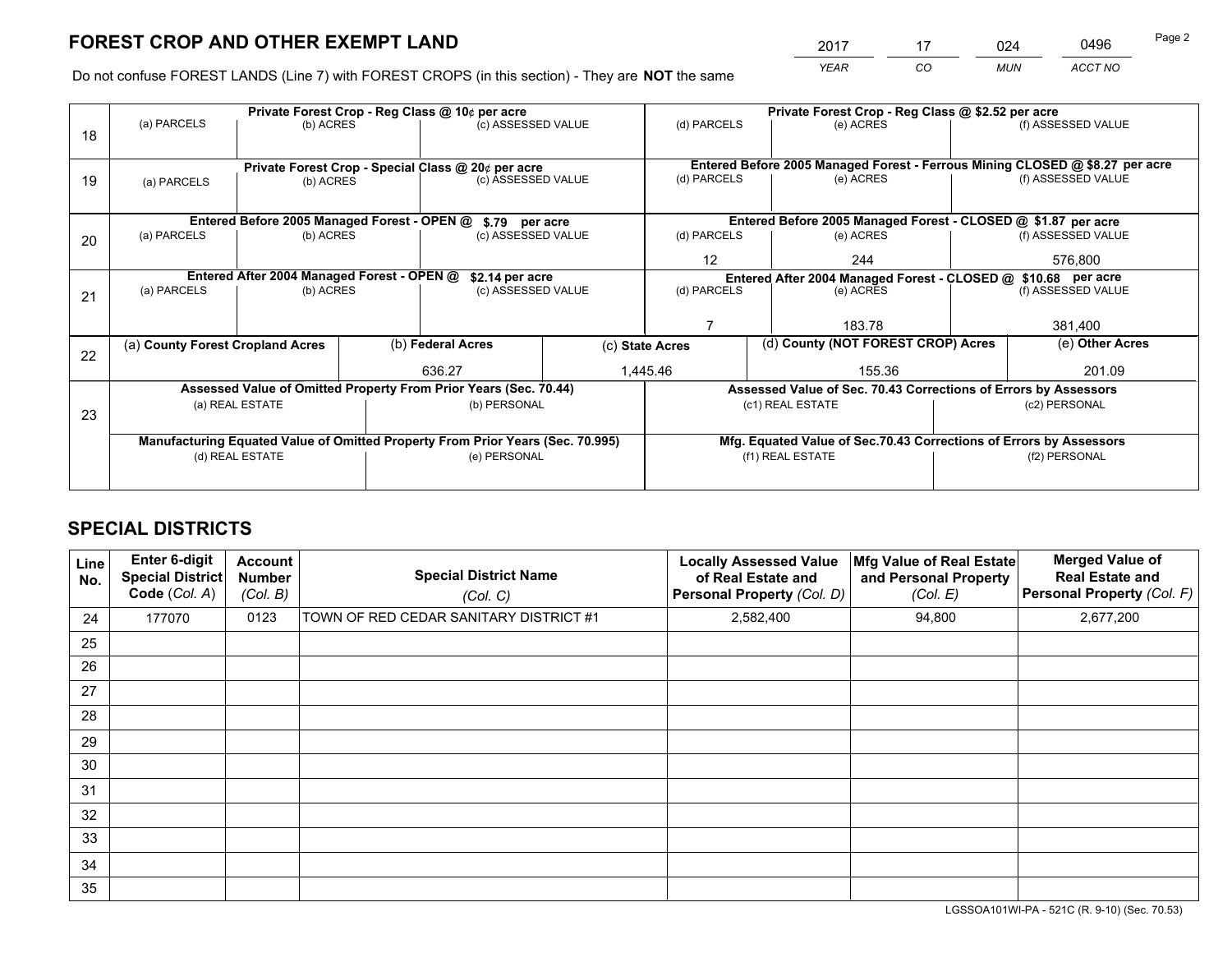# FOREST CROP AND OTHER EXEMPT LAND

| 2017 | 17 | 024 | 0496 |
|---|---|---|---|
| *YEAR* | *CO* | *MUN* | *ACCT NO* |

Do not confuse FOREST LANDS (Line 7) with FOREST CROPS (in this section) - They are **NOT** the same

| Line | Private Forest Crop - Reg Class @ 10¢ per acre | | | Private Forest Crop - Reg Class @ $2.52 per acre | | |
|---|---|---|---|---|---|---|
| 18 | (a) PARCELS | (b) ACRES | (c) ASSESSED VALUE | (d) PARCELS | (e) ACRES | (f) ASSESSED VALUE |
| | | | | | | |
| | **Private Forest Crop - Special Class @ 20¢ per acre** | | | **Entered Before 2005 Managed Forest - Ferrous Mining CLOSED @ $8.27 per acre** | | |
| 19 | (a) PARCELS | (b) ACRES | (c) ASSESSED VALUE | (d) PARCELS | (e) ACRES | (f) ASSESSED VALUE |
| | | | | | | |
| | **Entered Before 2005 Managed Forest - OPEN @ $.79 per acre** | | | **Entered Before 2005 Managed Forest - CLOSED @ $1.87 per acre** | | |
| 20 | (a) PARCELS | (b) ACRES | (c) ASSESSED VALUE | (d) PARCELS | (e) ACRES | (f) ASSESSED VALUE |
| | | | | 12 | 244 | 576,800 |
| | **Entered After 2004 Managed Forest - OPEN @ $2.14 per acre** | | | **Entered After 2004 Managed Forest - CLOSED @ $10.68 per acre** | | |
| 21 | (a) PARCELS | (b) ACRES | (c) ASSESSED VALUE | (d) PARCELS | (e) ACRES | (f) ASSESSED VALUE |
| | | | | 7 | 183.78 | 381,400 |

| Line | (a) County Forest Cropland Acres | (b) Federal Acres | (c) State Acres | (d) County (NOT FOREST CROP) Acres | (e) Other Acres |
|---|---|---|---|---|---|
| 22 | | 636.27 | 1,445.46 | 155.36 | 201.09 |

| Line | Assessed Value of Omitted Property From Prior Years (Sec. 70.44) | | Assessed Value of Sec. 70.43 Corrections of Errors by Assessors | |
|---|---|---|---|---|
| 23 | (a) REAL ESTATE | (b) PERSONAL | (c1) REAL ESTATE | (c2) PERSONAL |
| | | | | |
| | **Manufacturing Equated Value of Omitted Property From Prior Years (Sec. 70.995)** | | **Mfg. Equated Value of Sec.70.43 Corrections of Errors by Assessors** | |
| | (d) REAL ESTATE | (e) PERSONAL | (f1) REAL ESTATE | (f2) PERSONAL |
| | | | | |

# SPECIAL DISTRICTS

| Line No. | Enter 6-digit Special District Code (*Col. A*) | Account Number (*Col. B*) | Special District Name (*Col. C*) | Locally Assessed Value of Real Estate and Personal Property (*Col. D*) | Mfg Value of Real Estate and Personal Property (*Col. E*) | Merged Value of Real Estate and Personal Property (*Col. F*) |
|---|---|---|---|---|---|---|
| 24 | 177070 | 0123 | TOWN OF RED CEDAR SANITARY DISTRICT #1 | 2,582,400 | 94,800 | 2,677,200 |
| 25 | | | | | | |
| 26 | | | | | | |
| 27 | | | | | | |
| 28 | | | | | | |
| 29 | | | | | | |
| 30 | | | | | | |
| 31 | | | | | | |
| 32 | | | | | | |
| 33 | | | | | | |
| 34 | | | | | | |
| 35 | | | | | | |

LGSSOA101WI-PA - 521C (R. 9-10) (Sec. 70.53)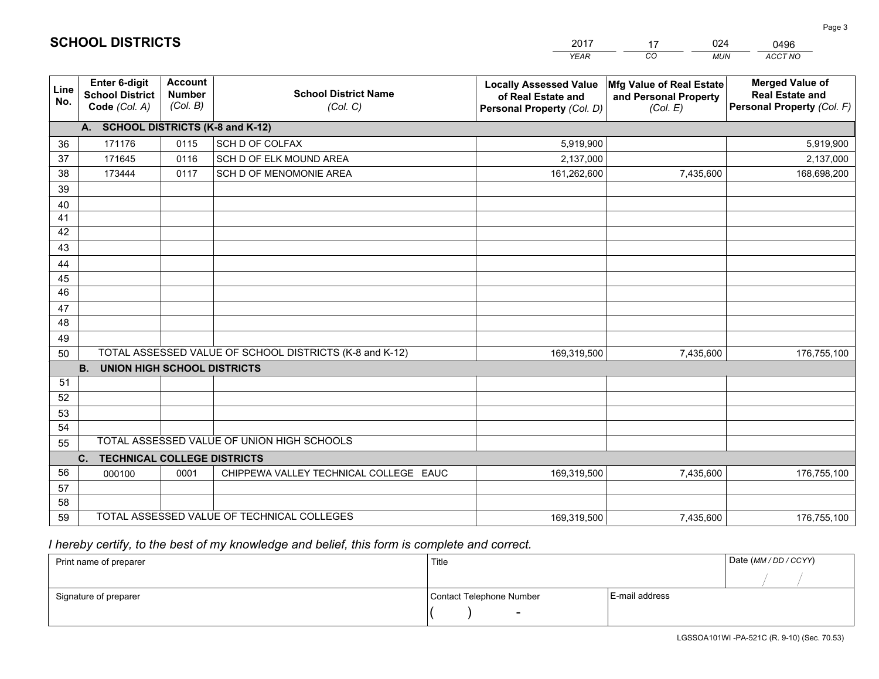# SCHOOL DISTRICTS

| 2017 | 17 | 024 | 0496 |
|---|---|---|---|
| *YEAR* | *CO* | *MUN* | *ACCT NO* |

| Line No. | Enter 6-digit School District Code *(Col. A)* | Account Number *(Col. B)* | School District Name *(Col. C)* | Locally Assessed Value of Real Estate and Personal Property *(Col. D)* | Mfg Value of Real Estate and Personal Property *(Col. E)* | Merged Value of Real Estate and Personal Property *(Col. F)* |
|---|---|---|---|---|---|---|
| **A. SCHOOL DISTRICTS (K-8 and K-12)** | | | | | | |
| 36 | 171176 | 0115 | SCH D OF COLFAX | 5,919,900 | | 5,919,900 |
| 37 | 171645 | 0116 | SCH D OF ELK MOUND AREA | 2,137,000 | | 2,137,000 |
| 38 | 173444 | 0117 | SCH D OF MENOMONIE AREA | 161,262,600 | 7,435,600 | 168,698,200 |
| 39 | | | | | | |
| 40 | | | | | | |
| 41 | | | | | | |
| 42 | | | | | | |
| 43 | | | | | | |
| 44 | | | | | | |
| 45 | | | | | | |
| 46 | | | | | | |
| 47 | | | | | | |
| 48 | | | | | | |
| 49 | | | | | | |
| 50 | TOTAL ASSESSED VALUE OF SCHOOL DISTRICTS (K-8 and K-12) | | | 169,319,500 | 7,435,600 | 176,755,100 |
| **B. UNION HIGH SCHOOL DISTRICTS** | | | | | | |
| 51 | | | | | | |
| 52 | | | | | | |
| 53 | | | | | | |
| 54 | | | | | | |
| 55 | TOTAL ASSESSED VALUE OF UNION HIGH SCHOOLS | | | | | |
| **C. TECHNICAL COLLEGE DISTRICTS** | | | | | | |
| 56 | 000100 | 0001 | CHIPPEWA VALLEY TECHNICAL COLLEGE EAUC | 169,319,500 | 7,435,600 | 176,755,100 |
| 57 | | | | | | |
| 58 | | | | | | |
| 59 | TOTAL ASSESSED VALUE OF TECHNICAL COLLEGES | | | 169,319,500 | 7,435,600 | 176,755,100 |

*I hereby certify, to the best of my knowledge and belief, this form is complete and correct.*

| Print name of preparer | Title | | Date *(MM / DD / CCYY)* |
|---|---|---|---|
| | | | / / |
| Signature of preparer | Contact Telephone Number | E-mail address | |
| | ( ) - | | |

LGSSOA101WI -PA-521C (R. 9-10) (Sec. 70.53)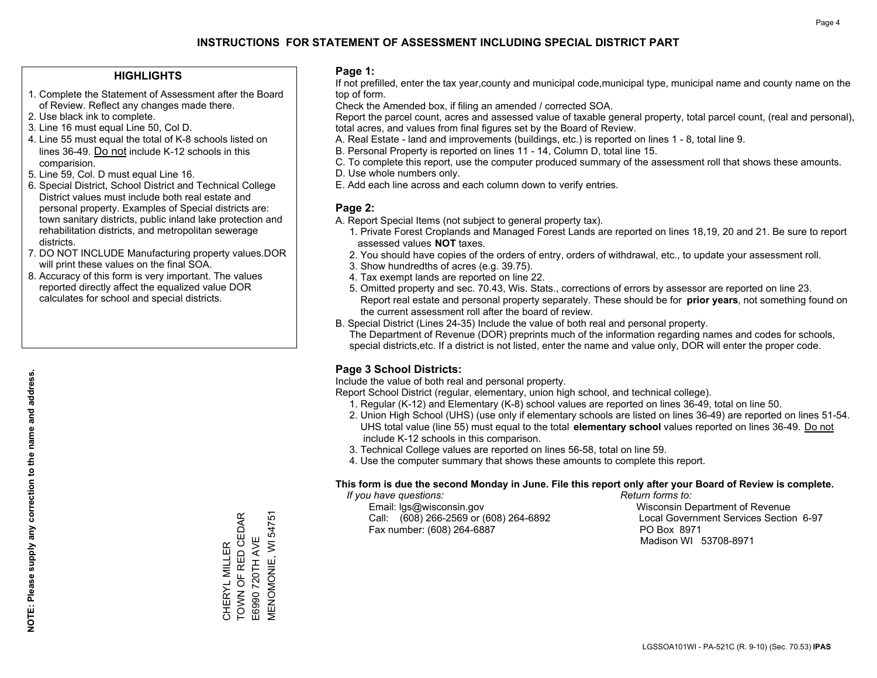# INSTRUCTIONS FOR STATEMENT OF ASSESSMENT INCLUDING SPECIAL DISTRICT PART

## HIGHLIGHTS

1. Complete the Statement of Assessment after the Board of Review. Reflect any changes made there.
2. Use black ink to complete.
3. Line 16 must equal Line 50, Col D.
4. Line 55 must equal the total of K-8 schools listed on lines 36-49. Do not include K-12 schools in this comparision.
5. Line 59, Col. D must equal Line 16.
6. Special District, School District and Technical College District values must include both real estate and personal property. Examples of Special districts are: town sanitary districts, public inland lake protection and rehabilitation districts, and metropolitan sewerage districts.
7. DO NOT INCLUDE Manufacturing property values.DOR will print these values on the final SOA.
8. Accuracy of this form is very important. The values reported directly affect the equalized value DOR calculates for school and special districts.

**NOTE: Please supply any correction to the name and address.**

CHERYL MILLER
TOWN OF RED CEDAR
E6990 720TH AVE
MENOMONIE, WI 54751

## Page 1:

If not prefilled, enter the tax year,county and municipal code,municipal type, municipal name and county name on the top of form.

Check the Amended box, if filing an amended / corrected SOA.

Report the parcel count, acres and assessed value of taxable general property, total parcel count, (real and personal), total acres, and values from final figures set by the Board of Review.

A. Real Estate - land and improvements (buildings, etc.) is reported on lines 1 - 8, total line 9.
B. Personal Property is reported on lines 11 - 14, Column D, total line 15.
C. To complete this report, use the computer produced summary of the assessment roll that shows these amounts.
D. Use whole numbers only.
E. Add each line across and each column down to verify entries.

## Page 2:

A. Report Special Items (not subject to general property tax).
   1. Private Forest Croplands and Managed Forest Lands are reported on lines 18,19, 20 and 21. Be sure to report assessed values **NOT** taxes.
   2. You should have copies of the orders of entry, orders of withdrawal, etc., to update your assessment roll.
   3. Show hundredths of acres (e.g. 39.75).
   4. Tax exempt lands are reported on line 22.
   5. Omitted property and sec. 70.43, Wis. Stats., corrections of errors by assessor are reported on line 23. Report real estate and personal property separately. These should be for **prior years**, not something found on the current assessment roll after the board of review.
B. Special District (Lines 24-35) Include the value of both real and personal property.
   The Department of Revenue (DOR) preprints much of the information regarding names and codes for schools, special districts,etc. If a district is not listed, enter the name and value only, DOR will enter the proper code.

## Page 3 School Districts:

Include the value of both real and personal property.

Report School District (regular, elementary, union high school, and technical college).

1. Regular (K-12) and Elementary (K-8) school values are reported on lines 36-49, total on line 50.
2. Union High School (UHS) (use only if elementary schools are listed on lines 36-49) are reported on lines 51-54. UHS total value (line 55) must equal to the total **elementary school** values reported on lines 36-49. Do not include K-12 schools in this comparison.
3. Technical College values are reported on lines 56-58, total on line 59.
4. Use the computer summary that shows these amounts to complete this report.

**This form is due the second Monday in June. File this report only after your Board of Review is complete.**

*If you have questions:*
Email: lgs@wisconsin.gov
Call: (608) 266-2569 or (608) 264-6892
Fax number: (608) 264-6887

*Return forms to:*
Wisconsin Department of Revenue
Local Government Services Section 6-97
PO Box 8971
Madison WI 53708-8971

LGSSOA101WI - PA-521C (R. 9-10) (Sec. 70.53) **IPAS**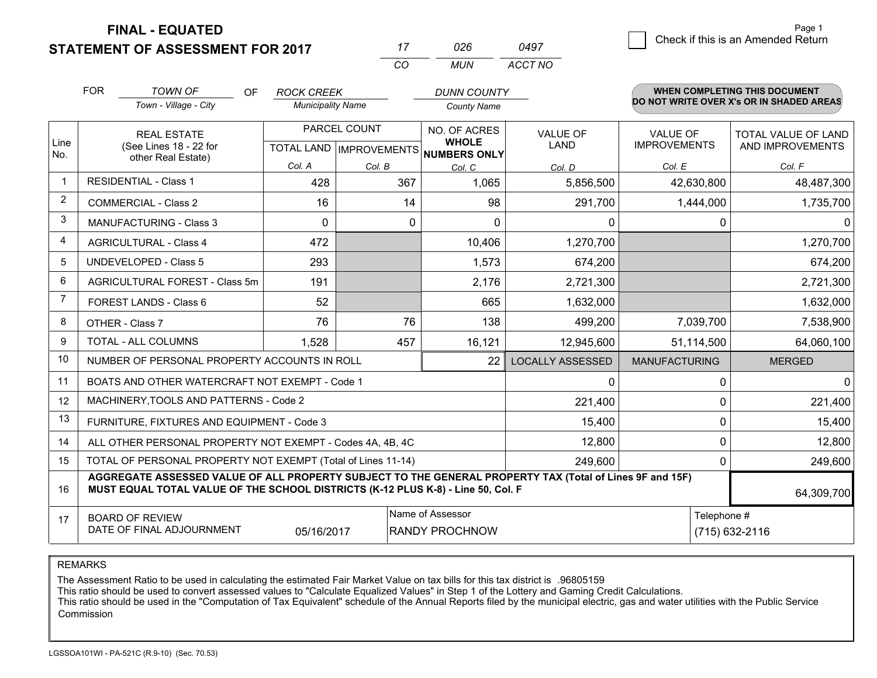**FINAL - EQUATED**
**STATEMENT OF ASSESSMENT FOR 2017**

| 17 | 026 | 0497 |
|---|---|---|
| CO | MUN | ACCT NO |

Page 1

☐ Check if this is an Amended Return

FOR *TOWN OF* (Town - Village - City) OF *ROCK CREEK* (Municipality Name) *DUNN COUNTY* (County Name)

**WHEN COMPLETING THIS DOCUMENT DO NOT WRITE OVER X's OR IN SHADED AREAS**

| Line No. | REAL ESTATE (See Lines 18 - 22 for other Real Estate) | PARCEL COUNT TOTAL LAND Col. A | PARCEL COUNT IMPROVEMENTS Col. B | NO. OF ACRES WHOLE NUMBERS ONLY Col. C | VALUE OF LAND Col. D | VALUE OF IMPROVEMENTS Col. E | TOTAL VALUE OF LAND AND IMPROVEMENTS Col. F |
|---|---|---|---|---|---|---|---|
| 1 | RESIDENTIAL - Class 1 | 428 | 367 | 1,065 | 5,856,500 | 42,630,800 | 48,487,300 |
| 2 | COMMERCIAL - Class 2 | 16 | 14 | 98 | 291,700 | 1,444,000 | 1,735,700 |
| 3 | MANUFACTURING - Class 3 | 0 | 0 | 0 | 0 | 0 | 0 |
| 4 | AGRICULTURAL - Class 4 | 472 | | 10,406 | 1,270,700 | | 1,270,700 |
| 5 | UNDEVELOPED - Class 5 | 293 | | 1,573 | 674,200 | | 674,200 |
| 6 | AGRICULTURAL FOREST - Class 5m | 191 | | 2,176 | 2,721,300 | | 2,721,300 |
| 7 | FOREST LANDS - Class 6 | 52 | | 665 | 1,632,000 | | 1,632,000 |
| 8 | OTHER - Class 7 | 76 | 76 | 138 | 499,200 | 7,039,700 | 7,538,900 |
| 9 | TOTAL - ALL COLUMNS | 1,528 | 457 | 16,121 | 12,945,600 | 51,114,500 | 64,060,100 |
| 10 | NUMBER OF PERSONAL PROPERTY ACCOUNTS IN ROLL | | | 22 | LOCALLY ASSESSED | MANUFACTURING | MERGED |
| 11 | BOATS AND OTHER WATERCRAFT NOT EXEMPT - Code 1 | | | | 0 | 0 | 0 |
| 12 | MACHINERY,TOOLS AND PATTERNS - Code 2 | | | | 221,400 | 0 | 221,400 |
| 13 | FURNITURE, FIXTURES AND EQUIPMENT - Code 3 | | | | 15,400 | 0 | 15,400 |
| 14 | ALL OTHER PERSONAL PROPERTY NOT EXEMPT - Codes 4A, 4B, 4C | | | | 12,800 | 0 | 12,800 |
| 15 | TOTAL OF PERSONAL PROPERTY NOT EXEMPT (Total of Lines 11-14) | | | | 249,600 | 0 | 249,600 |
| 16 | **AGGREGATE ASSESSED VALUE OF ALL PROPERTY SUBJECT TO THE GENERAL PROPERTY TAX (Total of Lines 9F and 15F) MUST EQUAL TOTAL VALUE OF THE SCHOOL DISTRICTS (K-12 PLUS K-8) - Line 50, Col. F** | | | | | | 64,309,700 |
| 17 | BOARD OF REVIEW DATE OF FINAL ADJOURNMENT | 05/16/2017 | Name of Assessor | RANDY PROCHNOW | | Telephone # | (715) 632-2116 |

REMARKS

The Assessment Ratio to be used in calculating the estimated Fair Market Value on tax bills for this tax district is .96805159
This ratio should be used to convert assessed values to "Calculate Equalized Values" in Step 1 of the Lottery and Gaming Credit Calculations.
This ratio should be used in the "Computation of Tax Equivalent" schedule of the Annual Reports filed by the municipal electric, gas and water utilities with the Public Service Commission

LGSSOA101WI - PA-521C (R.9-10) (Sec. 70.53)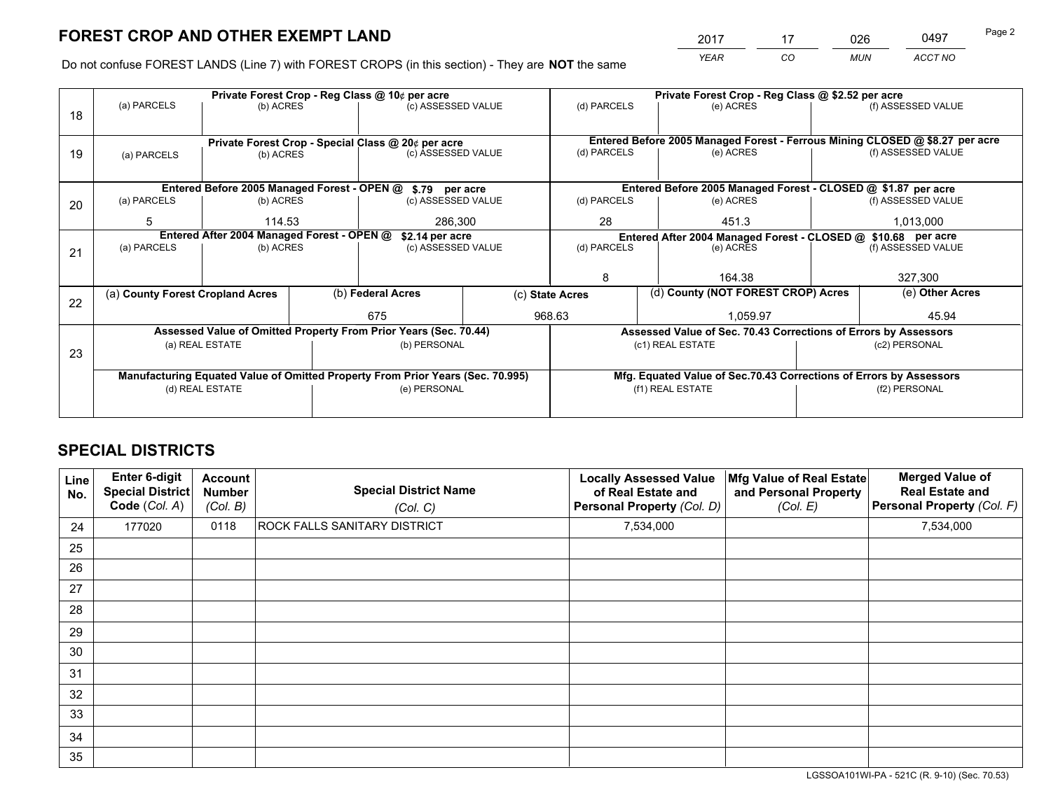# FOREST CROP AND OTHER EXEMPT LAND

| 2017 | 17 | 026 | 0497 |
|---|---|---|---|
| *YEAR* | *CO* | *MUN* | *ACCT NO* |

Do not confuse FOREST LANDS (Line 7) with FOREST CROPS (in this section) - They are **NOT** the same

| Line | Private Forest Crop - Reg Class @ 10¢ per acre | | | Private Forest Crop - Reg Class @ $2.52 per acre | | |
|---|---|---|---|---|---|---|
| 18 | (a) PARCELS | (b) ACRES | (c) ASSESSED VALUE | (d) PARCELS | (e) ACRES | (f) ASSESSED VALUE |
| | | | | | | |
| | **Private Forest Crop - Special Class @ 20¢ per acre** | | | **Entered Before 2005 Managed Forest - Ferrous Mining CLOSED @ $8.27 per acre** | | |
| 19 | (a) PARCELS | (b) ACRES | (c) ASSESSED VALUE | (d) PARCELS | (e) ACRES | (f) ASSESSED VALUE |
| | | | | | | |
| | **Entered Before 2005 Managed Forest - OPEN @ $.79 per acre** | | | **Entered Before 2005 Managed Forest - CLOSED @ $1.87 per acre** | | |
| 20 | (a) PARCELS | (b) ACRES | (c) ASSESSED VALUE | (d) PARCELS | (e) ACRES | (f) ASSESSED VALUE |
| | 5 | 114.53 | 286,300 | 28 | 451.3 | 1,013,000 |
| | **Entered After 2004 Managed Forest - OPEN @ $2.14 per acre** | | | **Entered After 2004 Managed Forest - CLOSED @ $10.68 per acre** | | |
| 21 | (a) PARCELS | (b) ACRES | (c) ASSESSED VALUE | (d) PARCELS | (e) ACRES | (f) ASSESSED VALUE |
| | | | | 8 | 164.38 | 327,300 |

| Line | (a) County Forest Cropland Acres | (b) Federal Acres | (c) State Acres | (d) County (NOT FOREST CROP) Acres | (e) Other Acres |
|---|---|---|---|---|---|
| 22 | | 675 | 968.63 | 1,059.97 | 45.94 |

| Line | Assessed Value of Omitted Property From Prior Years (Sec. 70.44) | | Assessed Value of Sec. 70.43 Corrections of Errors by Assessors | |
|---|---|---|---|---|
| 23 | (a) REAL ESTATE | (b) PERSONAL | (c1) REAL ESTATE | (c2) PERSONAL |
| | | | | |
| | **Manufacturing Equated Value of Omitted Property From Prior Years (Sec. 70.995)** | | **Mfg. Equated Value of Sec.70.43 Corrections of Errors by Assessors** | |
| | (d) REAL ESTATE | (e) PERSONAL | (f1) REAL ESTATE | (f2) PERSONAL |
| | | | | |

# SPECIAL DISTRICTS

| Line No. | Enter 6-digit Special District Code (*Col. A*) | Account Number (*Col. B*) | Special District Name (*Col. C*) | Locally Assessed Value of Real Estate and Personal Property (*Col. D*) | Mfg Value of Real Estate and Personal Property (*Col. E*) | Merged Value of Real Estate and Personal Property (*Col. F*) |
|---|---|---|---|---|---|---|
| 24 | 177020 | 0118 | ROCK FALLS SANITARY DISTRICT | 7,534,000 | | 7,534,000 |
| 25 | | | | | | |
| 26 | | | | | | |
| 27 | | | | | | |
| 28 | | | | | | |
| 29 | | | | | | |
| 30 | | | | | | |
| 31 | | | | | | |
| 32 | | | | | | |
| 33 | | | | | | |
| 34 | | | | | | |
| 35 | | | | | | |

LGSSOA101WI-PA - 521C (R. 9-10) (Sec. 70.53)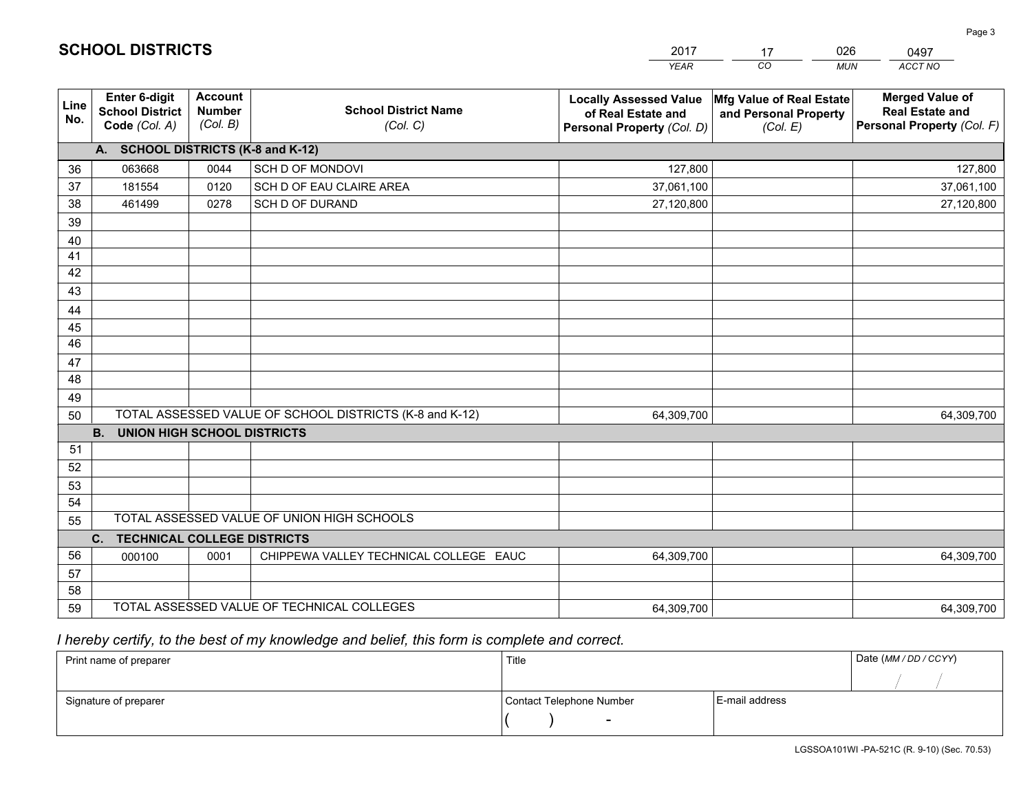## SCHOOL DISTRICTS

| 2017 | 17 | 026 | 0497 |
|---|---|---|---|
| *YEAR* | *CO* | *MUN* | *ACCT NO* |

| Line No. | Enter 6-digit School District Code *(Col. A)* | Account Number *(Col. B)* | School District Name *(Col. C)* | Locally Assessed Value of Real Estate and Personal Property *(Col. D)* | Mfg Value of Real Estate and Personal Property *(Col. E)* | Merged Value of Real Estate and Personal Property *(Col. F)* |
|---|---|---|---|---|---|---|
| **A. SCHOOL DISTRICTS (K-8 and K-12)** | | | | | | |
| 36 | 063668 | 0044 | SCH D OF MONDOVI | 127,800 | | 127,800 |
| 37 | 181554 | 0120 | SCH D OF EAU CLAIRE AREA | 37,061,100 | | 37,061,100 |
| 38 | 461499 | 0278 | SCH D OF DURAND | 27,120,800 | | 27,120,800 |
| 39 | | | | | | |
| 40 | | | | | | |
| 41 | | | | | | |
| 42 | | | | | | |
| 43 | | | | | | |
| 44 | | | | | | |
| 45 | | | | | | |
| 46 | | | | | | |
| 47 | | | | | | |
| 48 | | | | | | |
| 49 | | | | | | |
| 50 | TOTAL ASSESSED VALUE OF SCHOOL DISTRICTS (K-8 and K-12) | | | 64,309,700 | | 64,309,700 |
| **B. UNION HIGH SCHOOL DISTRICTS** | | | | | | |
| 51 | | | | | | |
| 52 | | | | | | |
| 53 | | | | | | |
| 54 | | | | | | |
| 55 | TOTAL ASSESSED VALUE OF UNION HIGH SCHOOLS | | | | | |
| **C. TECHNICAL COLLEGE DISTRICTS** | | | | | | |
| 56 | 000100 | 0001 | CHIPPEWA VALLEY TECHNICAL COLLEGE EAUC | 64,309,700 | | 64,309,700 |
| 57 | | | | | | |
| 58 | | | | | | |
| 59 | TOTAL ASSESSED VALUE OF TECHNICAL COLLEGES | | | 64,309,700 | | 64,309,700 |

*I hereby certify, to the best of my knowledge and belief, this form is complete and correct.*

| Print name of preparer | Title | | Date *(MM / DD / CCYY)* |
|---|---|---|---|
| | | | / / |
| Signature of preparer | Contact Telephone Number | E-mail address | |
| | ( ) - | | |

LGSSOA101WI -PA-521C (R. 9-10) (Sec. 70.53)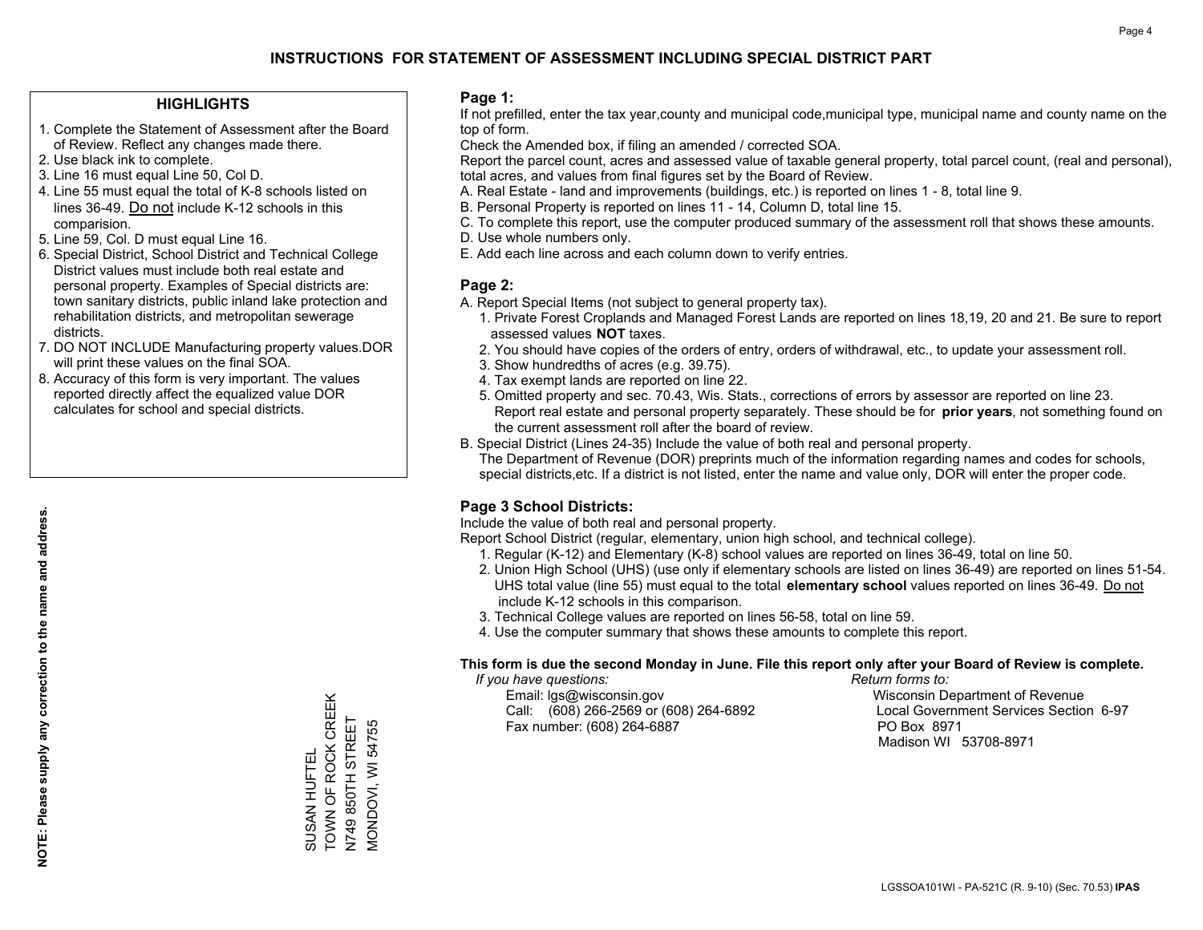# INSTRUCTIONS FOR STATEMENT OF ASSESSMENT INCLUDING SPECIAL DISTRICT PART

## HIGHLIGHTS

1. Complete the Statement of Assessment after the Board of Review. Reflect any changes made there.
2. Use black ink to complete.
3. Line 16 must equal Line 50, Col D.
4. Line 55 must equal the total of K-8 schools listed on lines 36-49. Do not include K-12 schools in this comparision.
5. Line 59, Col. D must equal Line 16.
6. Special District, School District and Technical College District values must include both real estate and personal property. Examples of Special districts are: town sanitary districts, public inland lake protection and rehabilitation districts, and metropolitan sewerage districts.
7. DO NOT INCLUDE Manufacturing property values.DOR will print these values on the final SOA.
8. Accuracy of this form is very important. The values reported directly affect the equalized value DOR calculates for school and special districts.

**NOTE: Please supply any correction to the name and address.**

SUSAN HUFTEL
TOWN OF ROCK CREEK
N749 850TH STREET
MONDOVI, WI 54755

## Page 1:

If not prefilled, enter the tax year,county and municipal code,municipal type, municipal name and county name on the top of form.

Check the Amended box, if filing an amended / corrected SOA.

Report the parcel count, acres and assessed value of taxable general property, total parcel count, (real and personal), total acres, and values from final figures set by the Board of Review.

A. Real Estate - land and improvements (buildings, etc.) is reported on lines 1 - 8, total line 9.
B. Personal Property is reported on lines 11 - 14, Column D, total line 15.
C. To complete this report, use the computer produced summary of the assessment roll that shows these amounts.
D. Use whole numbers only.
E. Add each line across and each column down to verify entries.

## Page 2:

A. Report Special Items (not subject to general property tax).
   1. Private Forest Croplands and Managed Forest Lands are reported on lines 18,19, 20 and 21. Be sure to report assessed values **NOT** taxes.
   2. You should have copies of the orders of entry, orders of withdrawal, etc., to update your assessment roll.
   3. Show hundredths of acres (e.g. 39.75).
   4. Tax exempt lands are reported on line 22.
   5. Omitted property and sec. 70.43, Wis. Stats., corrections of errors by assessor are reported on line 23. Report real estate and personal property separately. These should be for **prior years**, not something found on the current assessment roll after the board of review.
B. Special District (Lines 24-35) Include the value of both real and personal property.
   The Department of Revenue (DOR) preprints much of the information regarding names and codes for schools, special districts,etc. If a district is not listed, enter the name and value only, DOR will enter the proper code.

## Page 3 School Districts:

Include the value of both real and personal property.

Report School District (regular, elementary, union high school, and technical college).

1. Regular (K-12) and Elementary (K-8) school values are reported on lines 36-49, total on line 50.
2. Union High School (UHS) (use only if elementary schools are listed on lines 36-49) are reported on lines 51-54. UHS total value (line 55) must equal to the total **elementary school** values reported on lines 36-49. Do not include K-12 schools in this comparison.
3. Technical College values are reported on lines 56-58, total on line 59.
4. Use the computer summary that shows these amounts to complete this report.

**This form is due the second Monday in June. File this report only after your Board of Review is complete.**

*If you have questions:*
Email: lgs@wisconsin.gov
Call: (608) 266-2569 or (608) 264-6892
Fax number: (608) 264-6887

*Return forms to:*
Wisconsin Department of Revenue
Local Government Services Section 6-97
PO Box 8971
Madison WI 53708-8971

LGSSOA101WI - PA-521C (R. 9-10) (Sec. 70.53) **IPAS**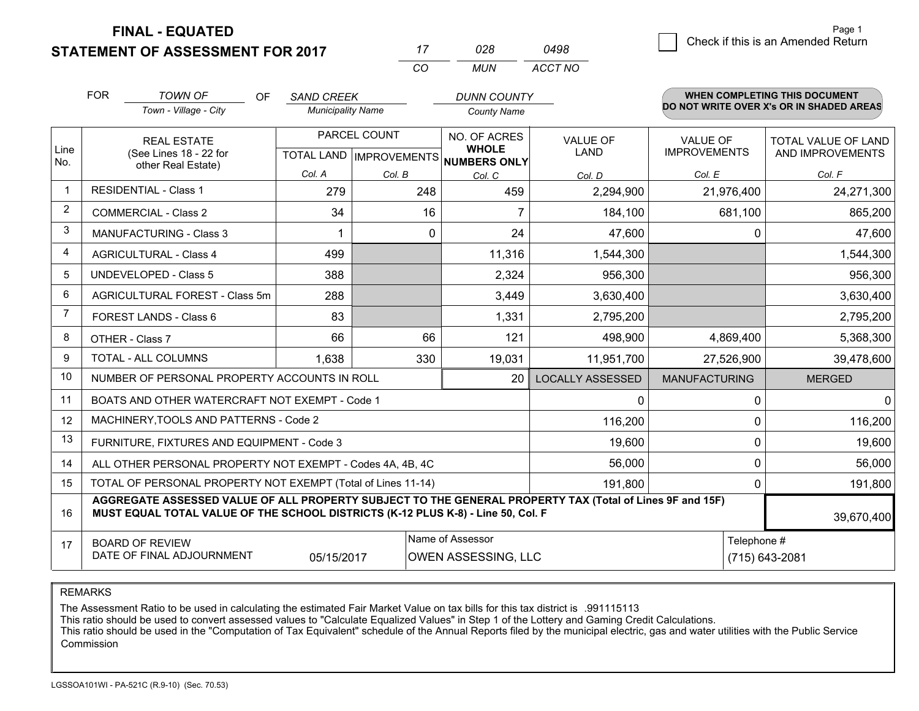**FINAL - EQUATED**
**STATEMENT OF ASSESSMENT FOR 2017**

| 17 | 028 | 0498 |
|---|---|---|
| CO | MUN | ACCT NO |

Page 1

☐ Check if this is an Amended Return

FOR *TOWN OF* (Town - Village - City) OF *SAND CREEK* (Municipality Name) *DUNN COUNTY* (County Name)

**WHEN COMPLETING THIS DOCUMENT DO NOT WRITE OVER X's OR IN SHADED AREAS**

| Line No. | REAL ESTATE (See Lines 18 - 22 for other Real Estate) | PARCEL COUNT TOTAL LAND Col. A | PARCEL COUNT IMPROVEMENTS Col. B | NO. OF ACRES WHOLE NUMBERS ONLY Col. C | VALUE OF LAND Col. D | VALUE OF IMPROVEMENTS Col. E | TOTAL VALUE OF LAND AND IMPROVEMENTS Col. F |
|---|---|---|---|---|---|---|---|
| 1 | RESIDENTIAL - Class 1 | 279 | 248 | 459 | 2,294,900 | 21,976,400 | 24,271,300 |
| 2 | COMMERCIAL - Class 2 | 34 | 16 | 7 | 184,100 | 681,100 | 865,200 |
| 3 | MANUFACTURING - Class 3 | 1 | 0 | 24 | 47,600 | 0 | 47,600 |
| 4 | AGRICULTURAL - Class 4 | 499 | | 11,316 | 1,544,300 | | 1,544,300 |
| 5 | UNDEVELOPED - Class 5 | 388 | | 2,324 | 956,300 | | 956,300 |
| 6 | AGRICULTURAL FOREST - Class 5m | 288 | | 3,449 | 3,630,400 | | 3,630,400 |
| 7 | FOREST LANDS - Class 6 | 83 | | 1,331 | 2,795,200 | | 2,795,200 |
| 8 | OTHER - Class 7 | 66 | 66 | 121 | 498,900 | 4,869,400 | 5,368,300 |
| 9 | TOTAL - ALL COLUMNS | 1,638 | 330 | 19,031 | 11,951,700 | 27,526,900 | 39,478,600 |
| 10 | NUMBER OF PERSONAL PROPERTY ACCOUNTS IN ROLL | | | 20 | LOCALLY ASSESSED | MANUFACTURING | MERGED |
| 11 | BOATS AND OTHER WATERCRAFT NOT EXEMPT - Code 1 | | | | 0 | 0 | 0 |
| 12 | MACHINERY,TOOLS AND PATTERNS - Code 2 | | | | 116,200 | 0 | 116,200 |
| 13 | FURNITURE, FIXTURES AND EQUIPMENT - Code 3 | | | | 19,600 | 0 | 19,600 |
| 14 | ALL OTHER PERSONAL PROPERTY NOT EXEMPT - Codes 4A, 4B, 4C | | | | 56,000 | 0 | 56,000 |
| 15 | TOTAL OF PERSONAL PROPERTY NOT EXEMPT (Total of Lines 11-14) | | | | 191,800 | 0 | 191,800 |
| 16 | **AGGREGATE ASSESSED VALUE OF ALL PROPERTY SUBJECT TO THE GENERAL PROPERTY TAX (Total of Lines 9F and 15F) MUST EQUAL TOTAL VALUE OF THE SCHOOL DISTRICTS (K-12 PLUS K-8) - Line 50, Col. F** | | | | | | 39,670,400 |
| 17 | BOARD OF REVIEW DATE OF FINAL ADJOURNMENT | 05/15/2017 | | Name of Assessor: OWEN ASSESSING, LLC | | Telephone #: (715) 643-2081 | |

REMARKS

The Assessment Ratio to be used in calculating the estimated Fair Market Value on tax bills for this tax district is .991115113
This ratio should be used to convert assessed values to "Calculate Equalized Values" in Step 1 of the Lottery and Gaming Credit Calculations.
This ratio should be used in the "Computation of Tax Equivalent" schedule of the Annual Reports filed by the municipal electric, gas and water utilities with the Public Service Commission

LGSSOA101WI - PA-521C (R.9-10) (Sec. 70.53)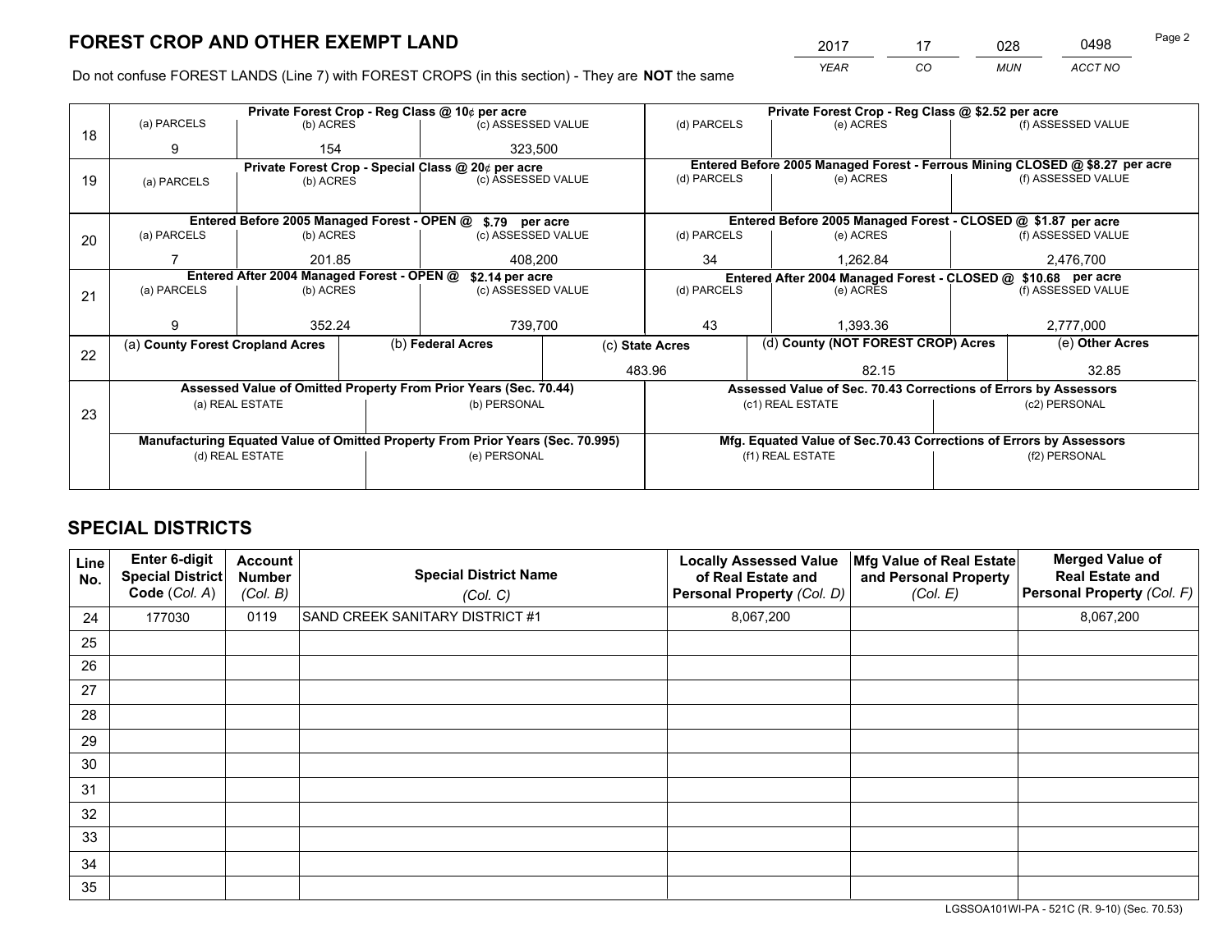# FOREST CROP AND OTHER EXEMPT LAND

| 2017 | 17 | 028 | 0498 |
|---|---|---|---|
| *YEAR* | *CO* | *MUN* | *ACCT NO* |

Do not confuse FOREST LANDS (Line 7) with FOREST CROPS (in this section) - They are **NOT** the same

| Line | Private Forest Crop - Reg Class @ 10¢ per acre | | | Private Forest Crop - Reg Class @ $2.52 per acre | | |
|---|---|---|---|---|---|---|
| 18 | (a) PARCELS | (b) ACRES | (c) ASSESSED VALUE | (d) PARCELS | (e) ACRES | (f) ASSESSED VALUE |
| | 9 | 154 | 323,500 | | | |
| | **Private Forest Crop - Special Class @ 20¢ per acre** | | | **Entered Before 2005 Managed Forest - Ferrous Mining CLOSED @ $8.27 per acre** | | |
| 19 | (a) PARCELS | (b) ACRES | (c) ASSESSED VALUE | (d) PARCELS | (e) ACRES | (f) ASSESSED VALUE |
| | | | | | | |
| | **Entered Before 2005 Managed Forest - OPEN @ $.79 per acre** | | | **Entered Before 2005 Managed Forest - CLOSED @ $1.87 per acre** | | |
| 20 | (a) PARCELS | (b) ACRES | (c) ASSESSED VALUE | (d) PARCELS | (e) ACRES | (f) ASSESSED VALUE |
| | 7 | 201.85 | 408,200 | 34 | 1,262.84 | 2,476,700 |
| | **Entered After 2004 Managed Forest - OPEN @ $2.14 per acre** | | | **Entered After 2004 Managed Forest - CLOSED @ $10.68 per acre** | | |
| 21 | (a) PARCELS | (b) ACRES | (c) ASSESSED VALUE | (d) PARCELS | (e) ACRES | (f) ASSESSED VALUE |
| | 9 | 352.24 | 739,700 | 43 | 1,393.36 | 2,777,000 |

| Line | (a) County Forest Cropland Acres | (b) Federal Acres | (c) State Acres | (d) County (NOT FOREST CROP) Acres | (e) Other Acres |
|---|---|---|---|---|---|
| 22 | | | 483.96 | 82.15 | 32.85 |

| Line | Assessed Value of Omitted Property From Prior Years (Sec. 70.44) | | Assessed Value of Sec. 70.43 Corrections of Errors by Assessors | |
|---|---|---|---|---|
| 23 | (a) REAL ESTATE | (b) PERSONAL | (c1) REAL ESTATE | (c2) PERSONAL |
| | | | | |
| | **Manufacturing Equated Value of Omitted Property From Prior Years (Sec. 70.995)** | | **Mfg. Equated Value of Sec.70.43 Corrections of Errors by Assessors** | |
| | (d) REAL ESTATE | (e) PERSONAL | (f1) REAL ESTATE | (f2) PERSONAL |
| | | | | |

# SPECIAL DISTRICTS

| Line No. | Enter 6-digit Special District Code (Col. A) | Account Number (Col. B) | Special District Name (Col. C) | Locally Assessed Value of Real Estate and Personal Property (Col. D) | Mfg Value of Real Estate and Personal Property (Col. E) | Merged Value of Real Estate and Personal Property (Col. F) |
|---|---|---|---|---|---|---|
| 24 | 177030 | 0119 | SAND CREEK SANITARY DISTRICT #1 | 8,067,200 | | 8,067,200 |
| 25 | | | | | | |
| 26 | | | | | | |
| 27 | | | | | | |
| 28 | | | | | | |
| 29 | | | | | | |
| 30 | | | | | | |
| 31 | | | | | | |
| 32 | | | | | | |
| 33 | | | | | | |
| 34 | | | | | | |
| 35 | | | | | | |

LGSSOA101WI-PA - 521C (R. 9-10) (Sec. 70.53)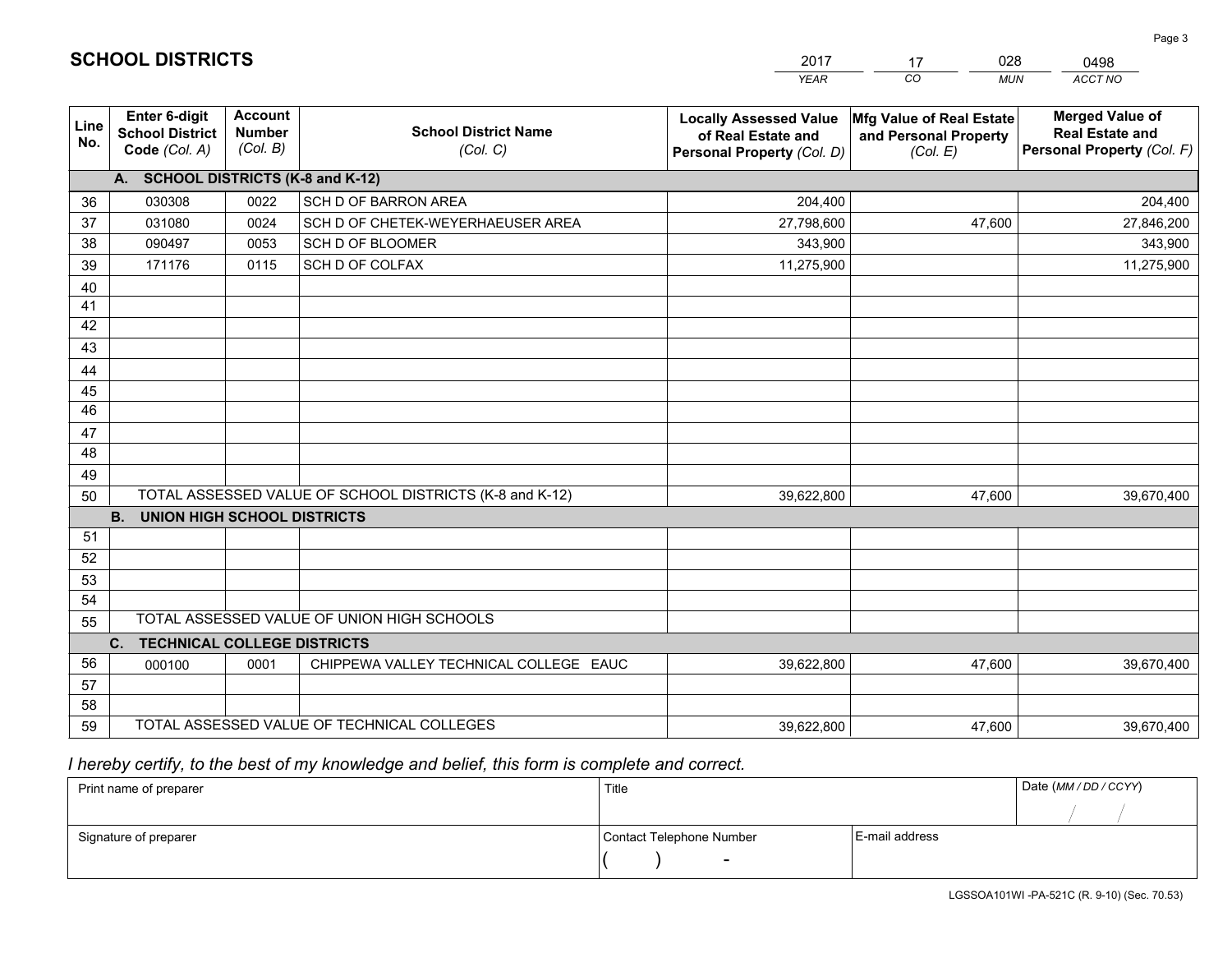# SCHOOL DISTRICTS

| 2017 | 17 | 028 | 0498 |
|---|---|---|---|
| *YEAR* | *CO* | *MUN* | *ACCT NO* |

| Line No. | Enter 6-digit School District Code (Col. A) | Account Number (Col. B) | School District Name (Col. C) | Locally Assessed Value of Real Estate and Personal Property (Col. D) | Mfg Value of Real Estate and Personal Property (Col. E) | Merged Value of Real Estate and Personal Property (Col. F) |
|---|---|---|---|---|---|---|
| | **A. SCHOOL DISTRICTS (K-8 and K-12)** | | | | | |
| 36 | 030308 | 0022 | SCH D OF BARRON AREA | 204,400 | | 204,400 |
| 37 | 031080 | 0024 | SCH D OF CHETEK-WEYERHAEUSER AREA | 27,798,600 | 47,600 | 27,846,200 |
| 38 | 090497 | 0053 | SCH D OF BLOOMER | 343,900 | | 343,900 |
| 39 | 171176 | 0115 | SCH D OF COLFAX | 11,275,900 | | 11,275,900 |
| 40 | | | | | | |
| 41 | | | | | | |
| 42 | | | | | | |
| 43 | | | | | | |
| 44 | | | | | | |
| 45 | | | | | | |
| 46 | | | | | | |
| 47 | | | | | | |
| 48 | | | | | | |
| 49 | | | | | | |
| 50 | TOTAL ASSESSED VALUE OF SCHOOL DISTRICTS (K-8 and K-12) | | | 39,622,800 | 47,600 | 39,670,400 |
| | **B. UNION HIGH SCHOOL DISTRICTS** | | | | | |
| 51 | | | | | | |
| 52 | | | | | | |
| 53 | | | | | | |
| 54 | | | | | | |
| 55 | TOTAL ASSESSED VALUE OF UNION HIGH SCHOOLS | | | | | |
| | **C. TECHNICAL COLLEGE DISTRICTS** | | | | | |
| 56 | 000100 | 0001 | CHIPPEWA VALLEY TECHNICAL COLLEGE EAUC | 39,622,800 | 47,600 | 39,670,400 |
| 57 | | | | | | |
| 58 | | | | | | |
| 59 | TOTAL ASSESSED VALUE OF TECHNICAL COLLEGES | | | 39,622,800 | 47,600 | 39,670,400 |

*I hereby certify, to the best of my knowledge and belief, this form is complete and correct.*

| Print name of preparer | Title | | Date (MM / DD / CCYY) |
|---|---|---|---|
| | | | / / |
| Signature of preparer | Contact Telephone Number | E-mail address | |
| | ( ) - | | |

LGSSOA101WI -PA-521C (R. 9-10) (Sec. 70.53)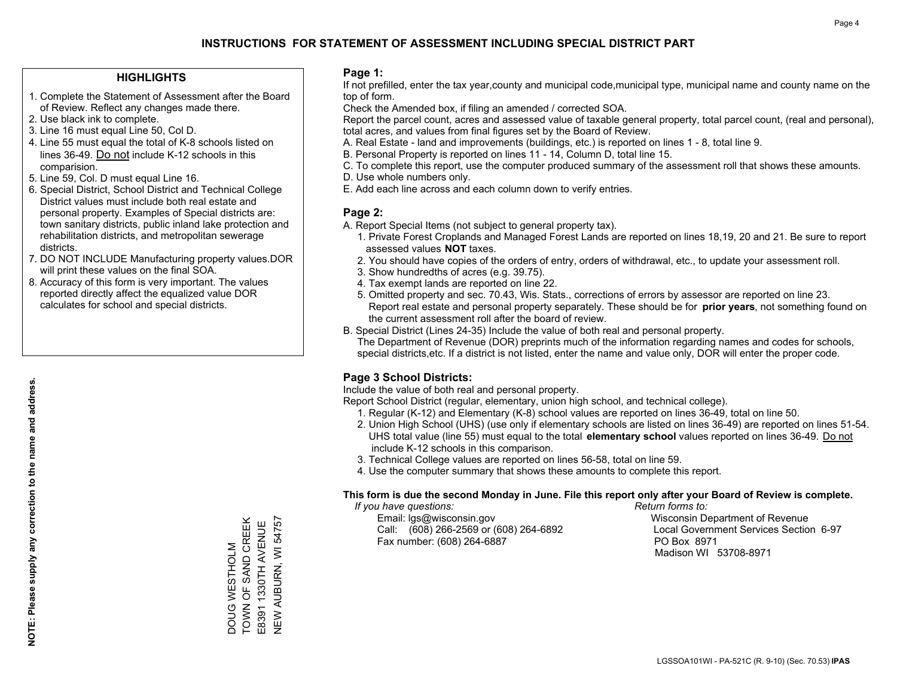# INSTRUCTIONS FOR STATEMENT OF ASSESSMENT INCLUDING SPECIAL DISTRICT PART

## HIGHLIGHTS

1. Complete the Statement of Assessment after the Board of Review. Reflect any changes made there.
2. Use black ink to complete.
3. Line 16 must equal Line 50, Col D.
4. Line 55 must equal the total of K-8 schools listed on lines 36-49. Do not include K-12 schools in this comparision.
5. Line 59, Col. D must equal Line 16.
6. Special District, School District and Technical College District values must include both real estate and personal property. Examples of Special districts are: town sanitary districts, public inland lake protection and rehabilitation districts, and metropolitan sewerage districts.
7. DO NOT INCLUDE Manufacturing property values.DOR will print these values on the final SOA.
8. Accuracy of this form is very important. The values reported directly affect the equalized value DOR calculates for school and special districts.

**NOTE: Please supply any correction to the name and address.**

DOUG WESTHOLM
TOWN OF SAND CREEK
E8391 1330TH AVENUE
NEW AUBURN, WI 54757

## Page 1:

If not prefilled, enter the tax year,county and municipal code,municipal type, municipal name and county name on the top of form.

Check the Amended box, if filing an amended / corrected SOA.

Report the parcel count, acres and assessed value of taxable general property, total parcel count, (real and personal), total acres, and values from final figures set by the Board of Review.

A. Real Estate - land and improvements (buildings, etc.) is reported on lines 1 - 8, total line 9.
B. Personal Property is reported on lines 11 - 14, Column D, total line 15.
C. To complete this report, use the computer produced summary of the assessment roll that shows these amounts.
D. Use whole numbers only.
E. Add each line across and each column down to verify entries.

## Page 2:

A. Report Special Items (not subject to general property tax).
   1. Private Forest Croplands and Managed Forest Lands are reported on lines 18,19, 20 and 21. Be sure to report assessed values **NOT** taxes.
   2. You should have copies of the orders of entry, orders of withdrawal, etc., to update your assessment roll.
   3. Show hundredths of acres (e.g. 39.75).
   4. Tax exempt lands are reported on line 22.
   5. Omitted property and sec. 70.43, Wis. Stats., corrections of errors by assessor are reported on line 23. Report real estate and personal property separately. These should be for **prior years**, not something found on the current assessment roll after the board of review.
B. Special District (Lines 24-35) Include the value of both real and personal property.
   The Department of Revenue (DOR) preprints much of the information regarding names and codes for schools, special districts,etc. If a district is not listed, enter the name and value only, DOR will enter the proper code.

## Page 3 School Districts:

Include the value of both real and personal property.

Report School District (regular, elementary, union high school, and technical college).

1. Regular (K-12) and Elementary (K-8) school values are reported on lines 36-49, total on line 50.
2. Union High School (UHS) (use only if elementary schools are listed on lines 36-49) are reported on lines 51-54. UHS total value (line 55) must equal to the total **elementary school** values reported on lines 36-49. Do not include K-12 schools in this comparison.
3. Technical College values are reported on lines 56-58, total on line 59.
4. Use the computer summary that shows these amounts to complete this report.

**This form is due the second Monday in June. File this report only after your Board of Review is complete.**

*If you have questions:*
Email: lgs@wisconsin.gov
Call: (608) 266-2569 or (608) 264-6892
Fax number: (608) 264-6887

*Return forms to:*
Wisconsin Department of Revenue
Local Government Services Section 6-97
PO Box 8971
Madison WI 53708-8971

LGSSOA101WI - PA-521C (R. 9-10) (Sec. 70.53) **IPAS**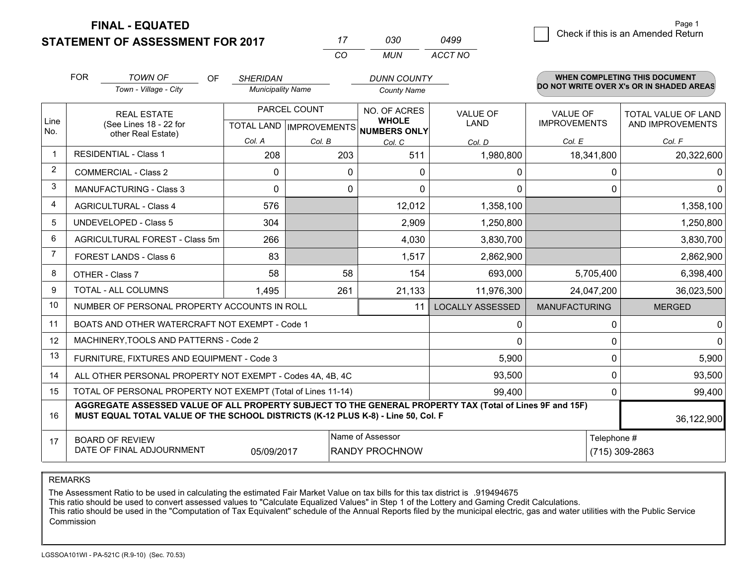# FINAL - EQUATED
# STATEMENT OF ASSESSMENT FOR 2017

| 17 | 030 | 0499 |
|---|---|---|
| CO | MUN | ACCT NO |

Page 1

☐ Check if this is an Amended Return

FOR *TOWN OF* (Town - Village - City) OF *SHERIDAN* (Municipality Name) *DUNN COUNTY* (County Name)

**WHEN COMPLETING THIS DOCUMENT DO NOT WRITE OVER X's OR IN SHADED AREAS**

| Line No. | REAL ESTATE (See Lines 18 - 22 for other Real Estate) | PARCEL COUNT TOTAL LAND Col. A | PARCEL COUNT IMPROVEMENTS Col. B | NO. OF ACRES WHOLE NUMBERS ONLY Col. C | VALUE OF LAND Col. D | VALUE OF IMPROVEMENTS Col. E | TOTAL VALUE OF LAND AND IMPROVEMENTS Col. F |
|---|---|---|---|---|---|---|---|
| 1 | RESIDENTIAL - Class 1 | 208 | 203 | 511 | 1,980,800 | 18,341,800 | 20,322,600 |
| 2 | COMMERCIAL - Class 2 | 0 | 0 | 0 | 0 | 0 | 0 |
| 3 | MANUFACTURING - Class 3 | 0 | 0 | 0 | 0 | 0 | 0 |
| 4 | AGRICULTURAL - Class 4 | 576 | | 12,012 | 1,358,100 | | 1,358,100 |
| 5 | UNDEVELOPED - Class 5 | 304 | | 2,909 | 1,250,800 | | 1,250,800 |
| 6 | AGRICULTURAL FOREST - Class 5m | 266 | | 4,030 | 3,830,700 | | 3,830,700 |
| 7 | FOREST LANDS - Class 6 | 83 | | 1,517 | 2,862,900 | | 2,862,900 |
| 8 | OTHER - Class 7 | 58 | 58 | 154 | 693,000 | 5,705,400 | 6,398,400 |
| 9 | TOTAL - ALL COLUMNS | 1,495 | 261 | 21,133 | 11,976,300 | 24,047,200 | 36,023,500 |
| 10 | NUMBER OF PERSONAL PROPERTY ACCOUNTS IN ROLL | | | 11 | LOCALLY ASSESSED | MANUFACTURING | MERGED |
| 11 | BOATS AND OTHER WATERCRAFT NOT EXEMPT - Code 1 | | | | 0 | 0 | 0 |
| 12 | MACHINERY,TOOLS AND PATTERNS - Code 2 | | | | 0 | 0 | 0 |
| 13 | FURNITURE, FIXTURES AND EQUIPMENT - Code 3 | | | | 5,900 | 0 | 5,900 |
| 14 | ALL OTHER PERSONAL PROPERTY NOT EXEMPT - Codes 4A, 4B, 4C | | | | 93,500 | 0 | 93,500 |
| 15 | TOTAL OF PERSONAL PROPERTY NOT EXEMPT (Total of Lines 11-14) | | | | 99,400 | 0 | 99,400 |
| 16 | **AGGREGATE ASSESSED VALUE OF ALL PROPERTY SUBJECT TO THE GENERAL PROPERTY TAX (Total of Lines 9F and 15F) MUST EQUAL TOTAL VALUE OF THE SCHOOL DISTRICTS (K-12 PLUS K-8) - Line 50, Col. F** | | | | | | 36,122,900 |
| 17 | BOARD OF REVIEW DATE OF FINAL ADJOURNMENT | 05/09/2017 | Name of Assessor: RANDY PROCHNOW | | | Telephone #: (715) 309-2863 | |

REMARKS

The Assessment Ratio to be used in calculating the estimated Fair Market Value on tax bills for this tax district is .919494675
This ratio should be used to convert assessed values to "Calculate Equalized Values" in Step 1 of the Lottery and Gaming Credit Calculations.
This ratio should be used in the "Computation of Tax Equivalent" schedule of the Annual Reports filed by the municipal electric, gas and water utilities with the Public Service Commission

LGSSOA101WI - PA-521C (R.9-10) (Sec. 70.53)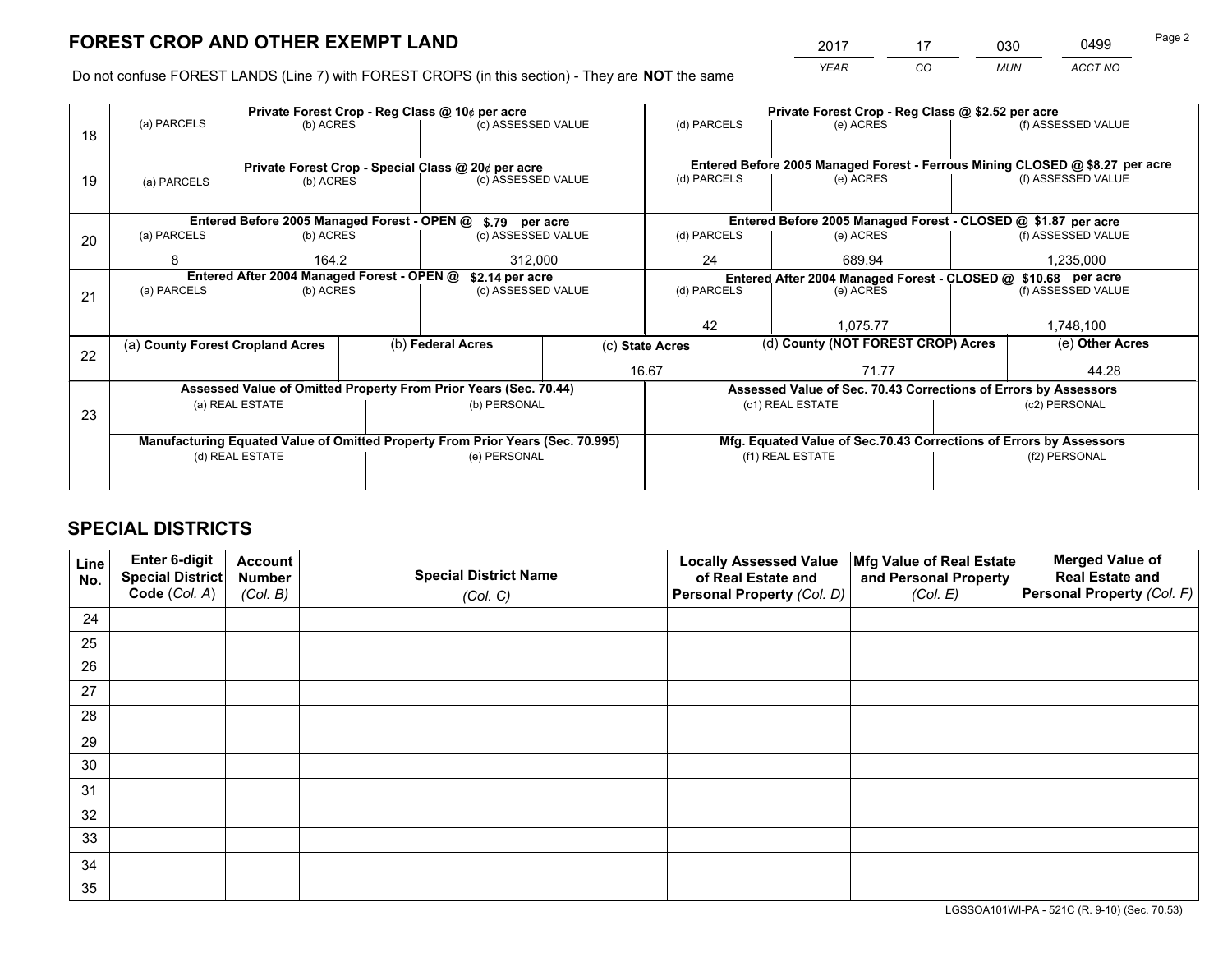# FOREST CROP AND OTHER EXEMPT LAND

| 2017 | 17 | 030 | 0499 |
|---|---|---|---|
| YEAR | CO | MUN | ACCT NO |

Do not confuse FOREST LANDS (Line 7) with FOREST CROPS (in this section) - They are **NOT** the same

| Line | (a) PARCELS | (b) ACRES | (c) ASSESSED VALUE | (d) PARCELS | (e) ACRES | (f) ASSESSED VALUE |
|---|---|---|---|---|---|---|
| 18 | Private Forest Crop - Reg Class @ 10¢ per acre | | | Private Forest Crop - Reg Class @ $2.52 per acre | | |
| | | | | | | |
| 19 | Private Forest Crop - Special Class @ 20¢ per acre | | | Entered Before 2005 Managed Forest - Ferrous Mining CLOSED @ $8.27 per acre | | |
| | | | | | | |
| 20 | Entered Before 2005 Managed Forest - OPEN @ $.79 per acre | | | Entered Before 2005 Managed Forest - CLOSED @ $1.87 per acre | | |
| | 8 | 164.2 | 312,000 | 24 | 689.94 | 1,235,000 |
| 21 | Entered After 2004 Managed Forest - OPEN @ $2.14 per acre | | | Entered After 2004 Managed Forest - CLOSED @ $10.68 per acre | | |
| | | | | 42 | 1,075.77 | 1,748,100 |

| Line | (a) County Forest Cropland Acres | (b) Federal Acres | (c) State Acres | (d) County (NOT FOREST CROP) Acres | (e) Other Acres |
|---|---|---|---|---|---|
| 22 | | | 16.67 | 71.77 | 44.28 |

| Line | Assessed Value of Omitted Property From Prior Years (Sec. 70.44) | | Assessed Value of Sec. 70.43 Corrections of Errors by Assessors | |
|---|---|---|---|---|
| 23 | (a) REAL ESTATE | (b) PERSONAL | (c1) REAL ESTATE | (c2) PERSONAL |
| | | | | |
| | **Manufacturing Equated Value of Omitted Property From Prior Years (Sec. 70.995)** | | **Mfg. Equated Value of Sec.70.43 Corrections of Errors by Assessors** | |
| | (d) REAL ESTATE | (e) PERSONAL | (f1) REAL ESTATE | (f2) PERSONAL |
| | | | | |

# SPECIAL DISTRICTS

| Line No. | Enter 6-digit Special District Code (Col. A) | Account Number (Col. B) | Special District Name (Col. C) | Locally Assessed Value of Real Estate and Personal Property (Col. D) | Mfg Value of Real Estate and Personal Property (Col. E) | Merged Value of Real Estate and Personal Property (Col. F) |
|---|---|---|---|---|---|---|
| 24 | | | | | | |
| 25 | | | | | | |
| 26 | | | | | | |
| 27 | | | | | | |
| 28 | | | | | | |
| 29 | | | | | | |
| 30 | | | | | | |
| 31 | | | | | | |
| 32 | | | | | | |
| 33 | | | | | | |
| 34 | | | | | | |
| 35 | | | | | | |

LGSSOA101WI-PA - 521C (R. 9-10) (Sec. 70.53)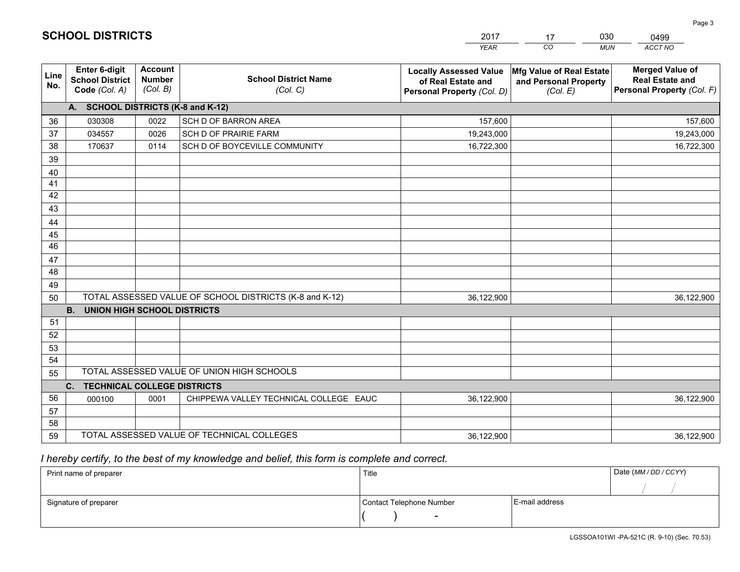# SCHOOL DISTRICTS

| 2017 | 17 | 030 | 0499 |
|---|---|---|---|
| *YEAR* | *CO* | *MUN* | *ACCT NO* |

| Line No. | Enter 6-digit School District Code *(Col. A)* | Account Number *(Col. B)* | School District Name *(Col. C)* | Locally Assessed Value of Real Estate and Personal Property *(Col. D)* | Mfg Value of Real Estate and Personal Property *(Col. E)* | Merged Value of Real Estate and Personal Property *(Col. F)* |
|---|---|---|---|---|---|---|
| **A. SCHOOL DISTRICTS (K-8 and K-12)** | | | | | | |
| 36 | 030308 | 0022 | SCH D OF BARRON AREA | 157,600 | | 157,600 |
| 37 | 034557 | 0026 | SCH D OF PRAIRIE FARM | 19,243,000 | | 19,243,000 |
| 38 | 170637 | 0114 | SCH D OF BOYCEVILLE COMMUNITY | 16,722,300 | | 16,722,300 |
| 39 | | | | | | |
| 40 | | | | | | |
| 41 | | | | | | |
| 42 | | | | | | |
| 43 | | | | | | |
| 44 | | | | | | |
| 45 | | | | | | |
| 46 | | | | | | |
| 47 | | | | | | |
| 48 | | | | | | |
| 49 | | | | | | |
| 50 | TOTAL ASSESSED VALUE OF SCHOOL DISTRICTS (K-8 and K-12) | | | 36,122,900 | | 36,122,900 |
| **B. UNION HIGH SCHOOL DISTRICTS** | | | | | | |
| 51 | | | | | | |
| 52 | | | | | | |
| 53 | | | | | | |
| 54 | | | | | | |
| 55 | TOTAL ASSESSED VALUE OF UNION HIGH SCHOOLS | | | | | |
| **C. TECHNICAL COLLEGE DISTRICTS** | | | | | | |
| 56 | 000100 | 0001 | CHIPPEWA VALLEY TECHNICAL COLLEGE EAUC | 36,122,900 | | 36,122,900 |
| 57 | | | | | | |
| 58 | | | | | | |
| 59 | TOTAL ASSESSED VALUE OF TECHNICAL COLLEGES | | | 36,122,900 | | 36,122,900 |

*I hereby certify, to the best of my knowledge and belief, this form is complete and correct.*

| Print name of preparer | Title | | Date *(MM / DD / CCYY)* |
|---|---|---|---|
| | | | / / |
| Signature of preparer | Contact Telephone Number | E-mail address | |
| | ( ) - | | |

LGSSOA101WI -PA-521C (R. 9-10) (Sec. 70.53)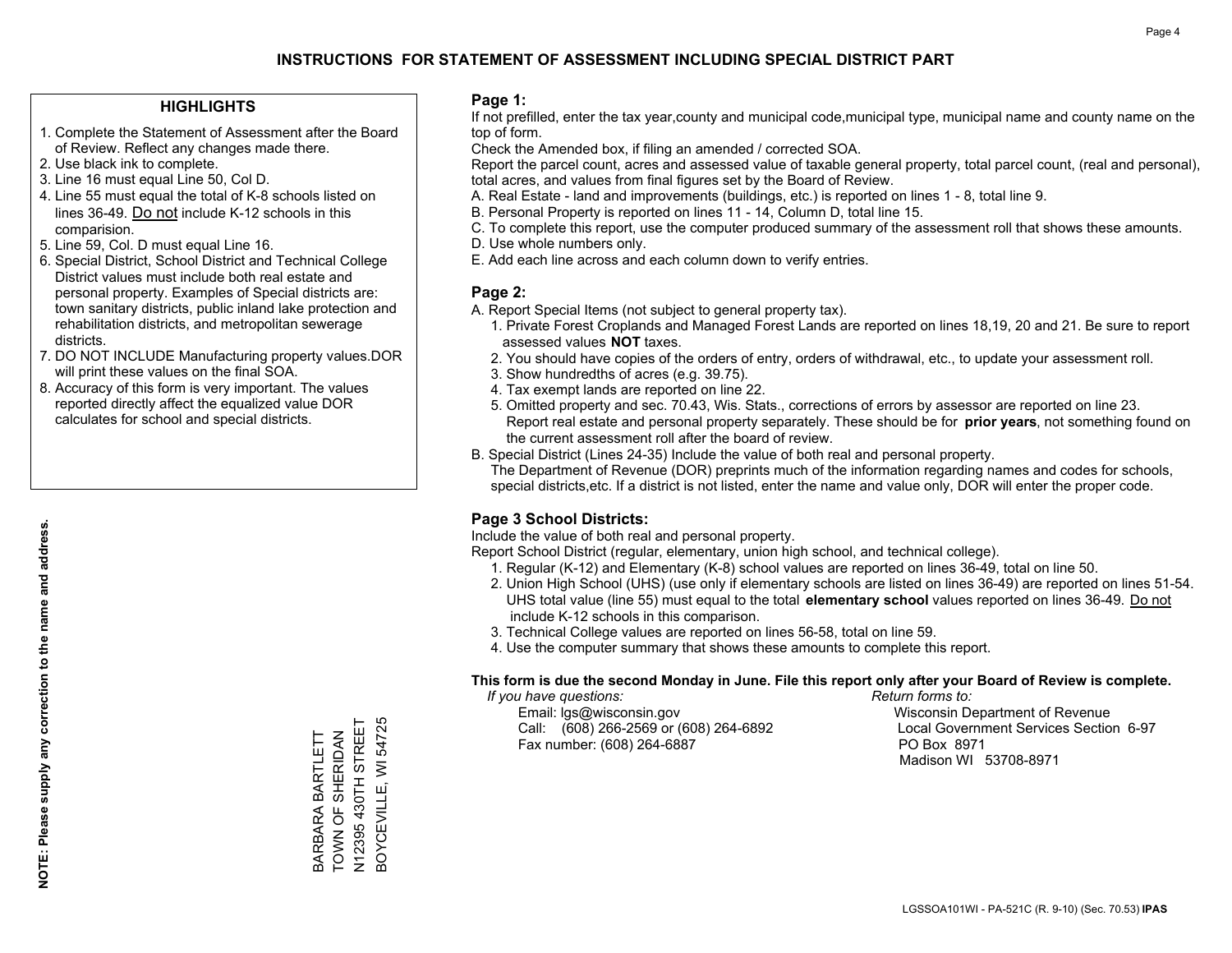# INSTRUCTIONS FOR STATEMENT OF ASSESSMENT INCLUDING SPECIAL DISTRICT PART

## HIGHLIGHTS

1. Complete the Statement of Assessment after the Board of Review. Reflect any changes made there.
2. Use black ink to complete.
3. Line 16 must equal Line 50, Col D.
4. Line 55 must equal the total of K-8 schools listed on lines 36-49. Do not include K-12 schools in this comparision.
5. Line 59, Col. D must equal Line 16.
6. Special District, School District and Technical College District values must include both real estate and personal property. Examples of Special districts are: town sanitary districts, public inland lake protection and rehabilitation districts, and metropolitan sewerage districts.
7. DO NOT INCLUDE Manufacturing property values.DOR will print these values on the final SOA.
8. Accuracy of this form is very important. The values reported directly affect the equalized value DOR calculates for school and special districts.

**NOTE: Please supply any correction to the name and address.**

BARBARA BARTLETT
TOWN OF SHERIDAN
N12395 430TH STREET
BOYCEVILLE, WI 54725

## Page 1:

If not prefilled, enter the tax year,county and municipal code,municipal type, municipal name and county name on the top of form.

Check the Amended box, if filing an amended / corrected SOA.

Report the parcel count, acres and assessed value of taxable general property, total parcel count, (real and personal), total acres, and values from final figures set by the Board of Review.

A. Real Estate - land and improvements (buildings, etc.) is reported on lines 1 - 8, total line 9.
B. Personal Property is reported on lines 11 - 14, Column D, total line 15.
C. To complete this report, use the computer produced summary of the assessment roll that shows these amounts.
D. Use whole numbers only.
E. Add each line across and each column down to verify entries.

## Page 2:

A. Report Special Items (not subject to general property tax).
   1. Private Forest Croplands and Managed Forest Lands are reported on lines 18,19, 20 and 21. Be sure to report assessed values **NOT** taxes.
   2. You should have copies of the orders of entry, orders of withdrawal, etc., to update your assessment roll.
   3. Show hundredths of acres (e.g. 39.75).
   4. Tax exempt lands are reported on line 22.
   5. Omitted property and sec. 70.43, Wis. Stats., corrections of errors by assessor are reported on line 23. Report real estate and personal property separately. These should be for **prior years**, not something found on the current assessment roll after the board of review.

B. Special District (Lines 24-35) Include the value of both real and personal property.
   The Department of Revenue (DOR) preprints much of the information regarding names and codes for schools, special districts,etc. If a district is not listed, enter the name and value only, DOR will enter the proper code.

## Page 3 School Districts:

Include the value of both real and personal property.

Report School District (regular, elementary, union high school, and technical college).

1. Regular (K-12) and Elementary (K-8) school values are reported on lines 36-49, total on line 50.
2. Union High School (UHS) (use only if elementary schools are listed on lines 36-49) are reported on lines 51-54. UHS total value (line 55) must equal to the total **elementary school** values reported on lines 36-49. Do not include K-12 schools in this comparison.
3. Technical College values are reported on lines 56-58, total on line 59.
4. Use the computer summary that shows these amounts to complete this report.

**This form is due the second Monday in June. File this report only after your Board of Review is complete.**

*If you have questions:*
Email: lgs@wisconsin.gov
Call: (608) 266-2569 or (608) 264-6892
Fax number: (608) 264-6887

*Return forms to:*
Wisconsin Department of Revenue
Local Government Services Section 6-97
PO Box 8971
Madison WI 53708-8971

LGSSOA101WI - PA-521C (R. 9-10) (Sec. 70.53) **IPAS**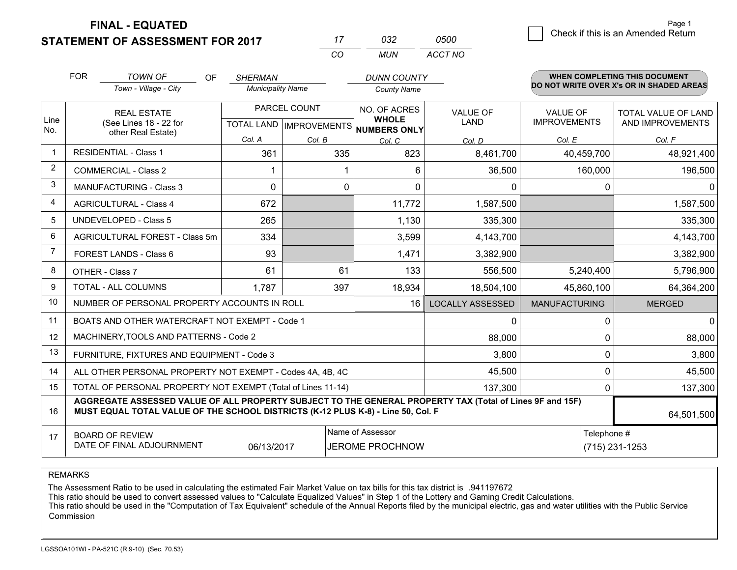**FINAL - EQUATED**
**STATEMENT OF ASSESSMENT FOR 2017**

| 17 | 032 | 0500 |
|---|---|---|
| CO | MUN | ACCT NO |

Page 1

☐ Check if this is an Amended Return

FOR *TOWN OF* (Town - Village - City) OF *SHERMAN* (Municipality Name) *DUNN COUNTY* (County Name)

**WHEN COMPLETING THIS DOCUMENT DO NOT WRITE OVER X's OR IN SHADED AREAS**

| Line No. | REAL ESTATE (See Lines 18 - 22 for other Real Estate) | PARCEL COUNT TOTAL LAND Col. A | PARCEL COUNT IMPROVEMENTS Col. B | NO. OF ACRES WHOLE NUMBERS ONLY Col. C | VALUE OF LAND Col. D | VALUE OF IMPROVEMENTS Col. E | TOTAL VALUE OF LAND AND IMPROVEMENTS Col. F |
|---|---|---|---|---|---|---|---|
| 1 | RESIDENTIAL - Class 1 | 361 | 335 | 823 | 8,461,700 | 40,459,700 | 48,921,400 |
| 2 | COMMERCIAL - Class 2 | 1 | 1 | 6 | 36,500 | 160,000 | 196,500 |
| 3 | MANUFACTURING - Class 3 | 0 | 0 | 0 | 0 | 0 | 0 |
| 4 | AGRICULTURAL - Class 4 | 672 | | 11,772 | 1,587,500 | | 1,587,500 |
| 5 | UNDEVELOPED - Class 5 | 265 | | 1,130 | 335,300 | | 335,300 |
| 6 | AGRICULTURAL FOREST - Class 5m | 334 | | 3,599 | 4,143,700 | | 4,143,700 |
| 7 | FOREST LANDS - Class 6 | 93 | | 1,471 | 3,382,900 | | 3,382,900 |
| 8 | OTHER - Class 7 | 61 | 61 | 133 | 556,500 | 5,240,400 | 5,796,900 |
| 9 | TOTAL - ALL COLUMNS | 1,787 | 397 | 18,934 | 18,504,100 | 45,860,100 | 64,364,200 |
| 10 | NUMBER OF PERSONAL PROPERTY ACCOUNTS IN ROLL | | | 16 | LOCALLY ASSESSED | MANUFACTURING | MERGED |
| 11 | BOATS AND OTHER WATERCRAFT NOT EXEMPT - Code 1 | | | | 0 | 0 | 0 |
| 12 | MACHINERY,TOOLS AND PATTERNS - Code 2 | | | | 88,000 | 0 | 88,000 |
| 13 | FURNITURE, FIXTURES AND EQUIPMENT - Code 3 | | | | 3,800 | 0 | 3,800 |
| 14 | ALL OTHER PERSONAL PROPERTY NOT EXEMPT - Codes 4A, 4B, 4C | | | | 45,500 | 0 | 45,500 |
| 15 | TOTAL OF PERSONAL PROPERTY NOT EXEMPT (Total of Lines 11-14) | | | | 137,300 | 0 | 137,300 |
| 16 | **AGGREGATE ASSESSED VALUE OF ALL PROPERTY SUBJECT TO THE GENERAL PROPERTY TAX (Total of Lines 9F and 15F) MUST EQUAL TOTAL VALUE OF THE SCHOOL DISTRICTS (K-12 PLUS K-8) - Line 50, Col. F** | | | | | | 64,501,500 |
| 17 | BOARD OF REVIEW DATE OF FINAL ADJOURNMENT | 06/13/2017 | | Name of Assessor: JEROME PROCHNOW | | Telephone #: (715) 231-1253 | |

REMARKS

The Assessment Ratio to be used in calculating the estimated Fair Market Value on tax bills for this tax district is .941197672
This ratio should be used to convert assessed values to "Calculate Equalized Values" in Step 1 of the Lottery and Gaming Credit Calculations.
This ratio should be used in the "Computation of Tax Equivalent" schedule of the Annual Reports filed by the municipal electric, gas and water utilities with the Public Service Commission

LGSSOA101WI - PA-521C (R.9-10) (Sec. 70.53)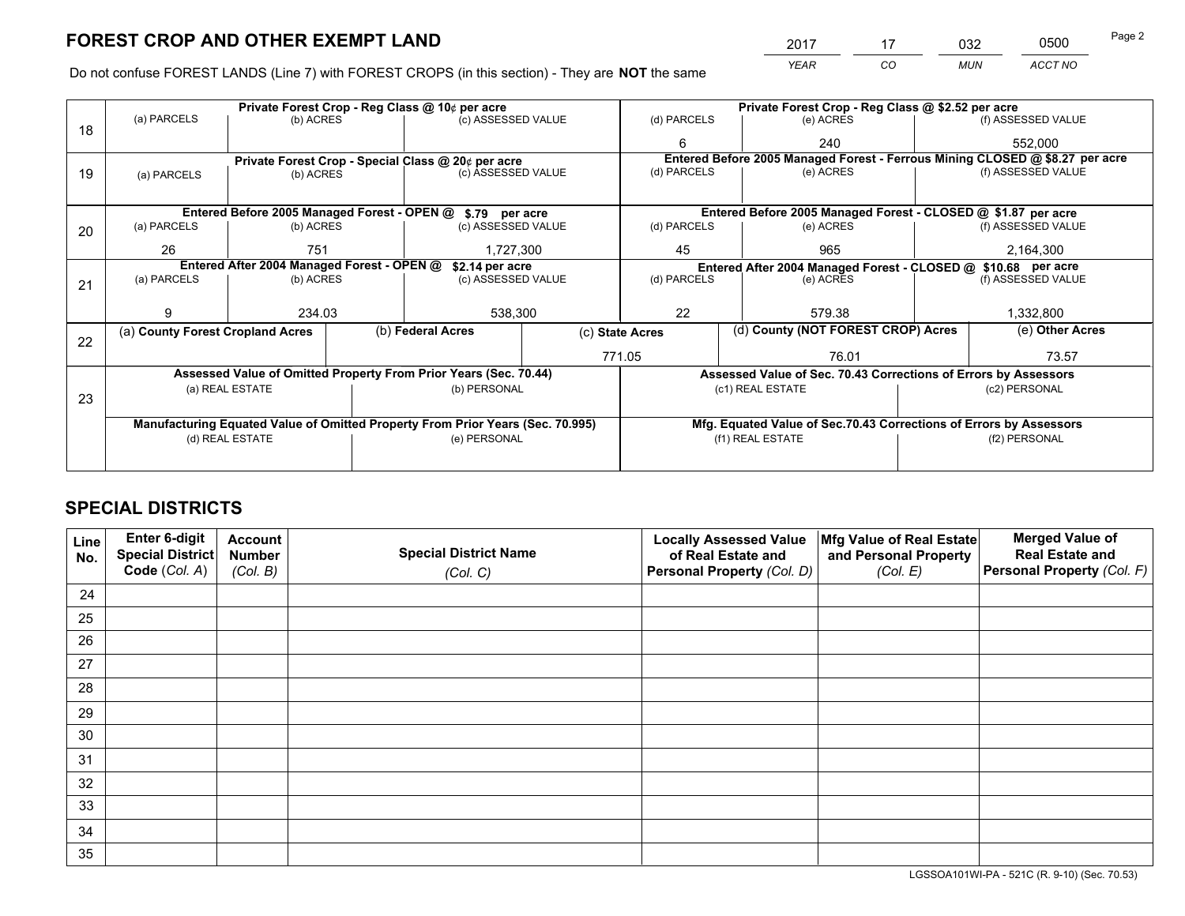## FOREST CROP AND OTHER EXEMPT LAND

| 2017 | 17 | 032 | 0500 |
|---|---|---|---|
| *YEAR* | *CO* | *MUN* | *ACCT NO* |

Do not confuse FOREST LANDS (Line 7) with FOREST CROPS (in this section) - They are **NOT** the same

| Line | Private Forest Crop - Reg Class @ 10¢ per acre | | | Private Forest Crop - Reg Class @ $2.52 per acre | | |
|---|---|---|---|---|---|---|
| 18 | (a) PARCELS | (b) ACRES | (c) ASSESSED VALUE | (d) PARCELS | (e) ACRES | (f) ASSESSED VALUE |
| | | | | 6 | 240 | 552,000 |
| | **Private Forest Crop - Special Class @ 20¢ per acre** | | | **Entered Before 2005 Managed Forest - Ferrous Mining CLOSED @ $8.27 per acre** | | |
| 19 | (a) PARCELS | (b) ACRES | (c) ASSESSED VALUE | (d) PARCELS | (e) ACRES | (f) ASSESSED VALUE |
| | | | | | | |
| | **Entered Before 2005 Managed Forest - OPEN @ $.79 per acre** | | | **Entered Before 2005 Managed Forest - CLOSED @ $1.87 per acre** | | |
| 20 | (a) PARCELS | (b) ACRES | (c) ASSESSED VALUE | (d) PARCELS | (e) ACRES | (f) ASSESSED VALUE |
| | 26 | 751 | 1,727,300 | 45 | 965 | 2,164,300 |
| | **Entered After 2004 Managed Forest - OPEN @ $2.14 per acre** | | | **Entered After 2004 Managed Forest - CLOSED @ $10.68 per acre** | | |
| 21 | (a) PARCELS | (b) ACRES | (c) ASSESSED VALUE | (d) PARCELS | (e) ACRES | (f) ASSESSED VALUE |
| | 9 | 234.03 | 538,300 | 22 | 579.38 | 1,332,800 |

| Line | (a) County Forest Cropland Acres | (b) Federal Acres | (c) State Acres | (d) County (NOT FOREST CROP) Acres | (e) Other Acres |
|---|---|---|---|---|---|
| 22 | | | 771.05 | 76.01 | 73.57 |

| Line | Assessed Value of Omitted Property From Prior Years (Sec. 70.44) | | Assessed Value of Sec. 70.43 Corrections of Errors by Assessors | |
|---|---|---|---|---|
| 23 | (a) REAL ESTATE | (b) PERSONAL | (c1) REAL ESTATE | (c2) PERSONAL |
| | | | | |
| | **Manufacturing Equated Value of Omitted Property From Prior Years (Sec. 70.995)** | | **Mfg. Equated Value of Sec.70.43 Corrections of Errors by Assessors** | |
| | (d) REAL ESTATE | (e) PERSONAL | (f1) REAL ESTATE | (f2) PERSONAL |
| | | | | |

## SPECIAL DISTRICTS

| Line No. | Enter 6-digit Special District Code (Col. A) | Account Number (Col. B) | Special District Name (Col. C) | Locally Assessed Value of Real Estate and Personal Property (Col. D) | Mfg Value of Real Estate and Personal Property (Col. E) | Merged Value of Real Estate and Personal Property (Col. F) |
|---|---|---|---|---|---|---|
| 24 | | | | | | |
| 25 | | | | | | |
| 26 | | | | | | |
| 27 | | | | | | |
| 28 | | | | | | |
| 29 | | | | | | |
| 30 | | | | | | |
| 31 | | | | | | |
| 32 | | | | | | |
| 33 | | | | | | |
| 34 | | | | | | |
| 35 | | | | | | |

LGSSOA101WI-PA - 521C (R. 9-10) (Sec. 70.53)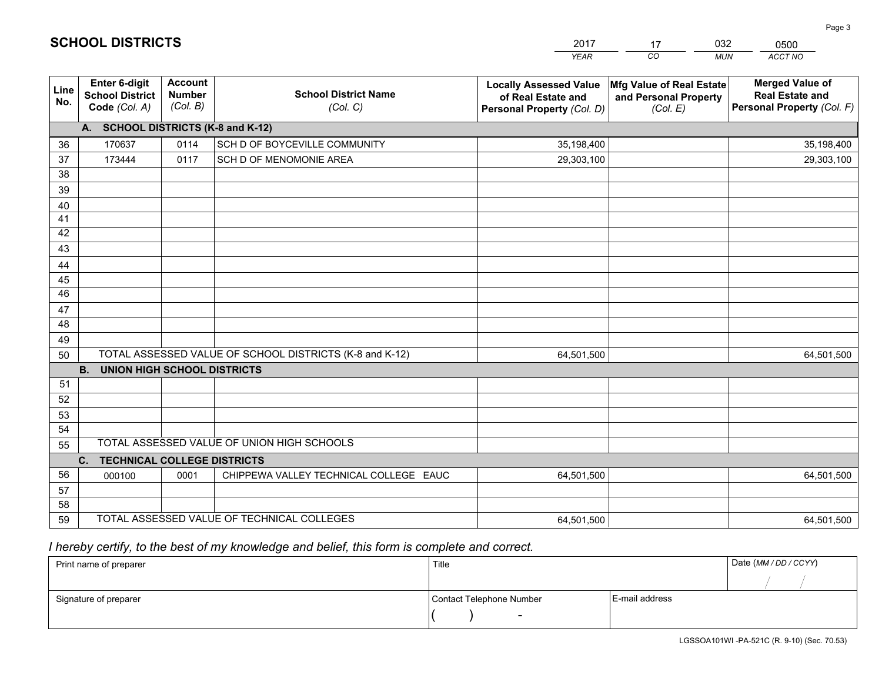# SCHOOL DISTRICTS

| 2017 | 17 | 032 | 0500 |
|---|---|---|---|
| *YEAR* | *CO* | *MUN* | *ACCT NO* |

| Line No. | Enter 6-digit School District Code *(Col. A)* | Account Number *(Col. B)* | School District Name *(Col. C)* | Locally Assessed Value of Real Estate and Personal Property *(Col. D)* | Mfg Value of Real Estate and Personal Property *(Col. E)* | Merged Value of Real Estate and Personal Property *(Col. F)* |
|---|---|---|---|---|---|---|
| | **A. SCHOOL DISTRICTS (K-8 and K-12)** | | | | | |
| 36 | 170637 | 0114 | SCH D OF BOYCEVILLE COMMUNITY | 35,198,400 | | 35,198,400 |
| 37 | 173444 | 0117 | SCH D OF MENOMONIE AREA | 29,303,100 | | 29,303,100 |
| 38 | | | | | | |
| 39 | | | | | | |
| 40 | | | | | | |
| 41 | | | | | | |
| 42 | | | | | | |
| 43 | | | | | | |
| 44 | | | | | | |
| 45 | | | | | | |
| 46 | | | | | | |
| 47 | | | | | | |
| 48 | | | | | | |
| 49 | | | | | | |
| 50 | TOTAL ASSESSED VALUE OF SCHOOL DISTRICTS (K-8 and K-12) | | | 64,501,500 | | 64,501,500 |
| | **B. UNION HIGH SCHOOL DISTRICTS** | | | | | |
| 51 | | | | | | |
| 52 | | | | | | |
| 53 | | | | | | |
| 54 | | | | | | |
| 55 | TOTAL ASSESSED VALUE OF UNION HIGH SCHOOLS | | | | | |
| | **C. TECHNICAL COLLEGE DISTRICTS** | | | | | |
| 56 | 000100 | 0001 | CHIPPEWA VALLEY TECHNICAL COLLEGE EAUC | 64,501,500 | | 64,501,500 |
| 57 | | | | | | |
| 58 | | | | | | |
| 59 | TOTAL ASSESSED VALUE OF TECHNICAL COLLEGES | | | 64,501,500 | | 64,501,500 |

*I hereby certify, to the best of my knowledge and belief, this form is complete and correct.*

| Print name of preparer | Title | | Date *(MM / DD / CCYY)* |
|---|---|---|---|
| | | | / / |
| Signature of preparer | Contact Telephone Number | E-mail address | |
| | ( ) - | | |

LGSSOA101WI -PA-521C (R. 9-10) (Sec. 70.53)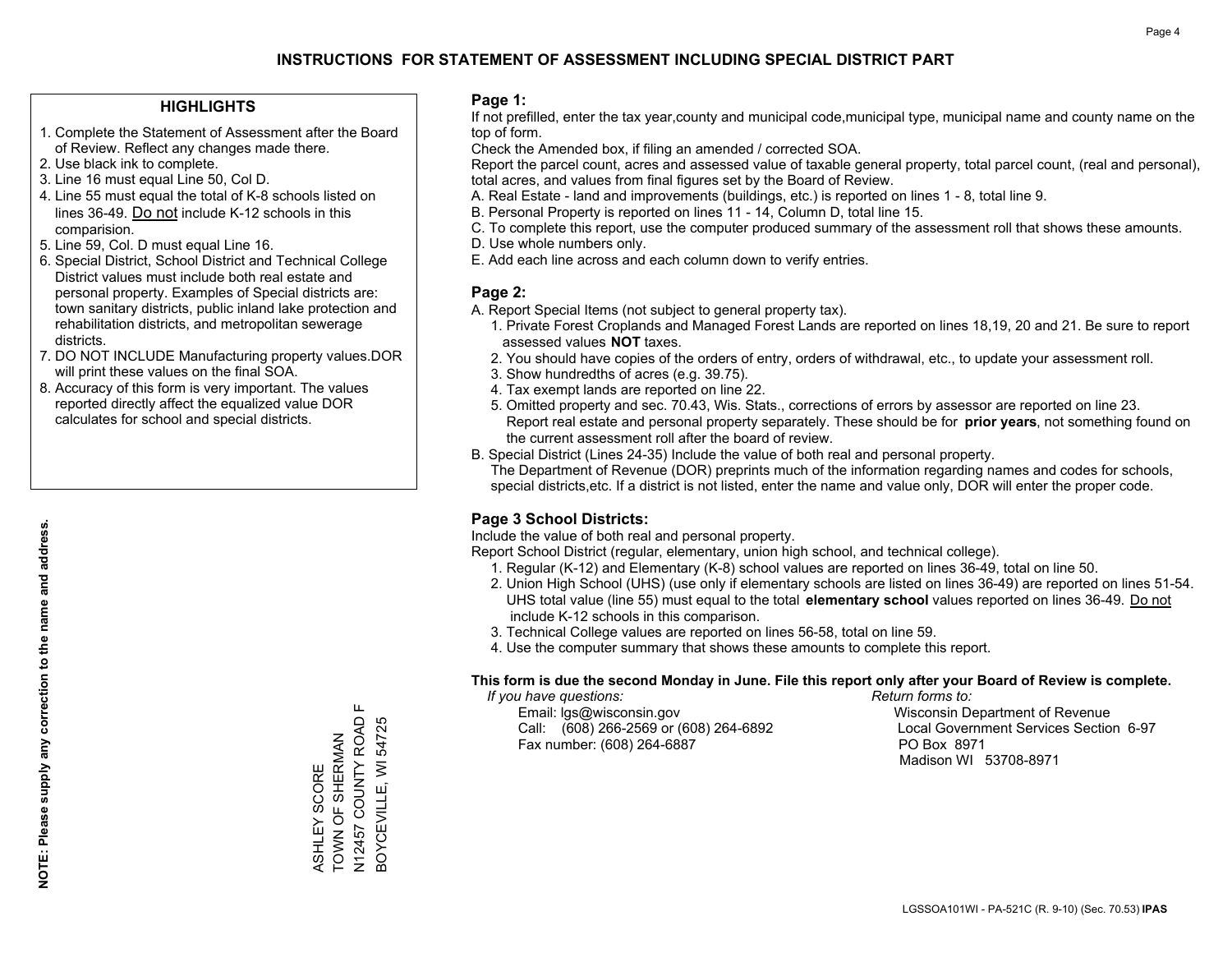# INSTRUCTIONS FOR STATEMENT OF ASSESSMENT INCLUDING SPECIAL DISTRICT PART

## HIGHLIGHTS

1. Complete the Statement of Assessment after the Board of Review. Reflect any changes made there.
2. Use black ink to complete.
3. Line 16 must equal Line 50, Col D.
4. Line 55 must equal the total of K-8 schools listed on lines 36-49. Do not include K-12 schools in this comparision.
5. Line 59, Col. D must equal Line 16.
6. Special District, School District and Technical College District values must include both real estate and personal property. Examples of Special districts are: town sanitary districts, public inland lake protection and rehabilitation districts, and metropolitan sewerage districts.
7. DO NOT INCLUDE Manufacturing property values.DOR will print these values on the final SOA.
8. Accuracy of this form is very important. The values reported directly affect the equalized value DOR calculates for school and special districts.

**NOTE: Please supply any correction to the name and address.**

ASHLEY SCORE
TOWN OF SHERMAN
N12457 COUNTY ROAD F
BOYCEVILLE, WI 54725

## Page 1:

If not prefilled, enter the tax year,county and municipal code,municipal type, municipal name and county name on the top of form.

Check the Amended box, if filing an amended / corrected SOA.

Report the parcel count, acres and assessed value of taxable general property, total parcel count, (real and personal), total acres, and values from final figures set by the Board of Review.

A. Real Estate - land and improvements (buildings, etc.) is reported on lines 1 - 8, total line 9.
B. Personal Property is reported on lines 11 - 14, Column D, total line 15.
C. To complete this report, use the computer produced summary of the assessment roll that shows these amounts.
D. Use whole numbers only.
E. Add each line across and each column down to verify entries.

## Page 2:

A. Report Special Items (not subject to general property tax).
   1. Private Forest Croplands and Managed Forest Lands are reported on lines 18,19, 20 and 21. Be sure to report assessed values **NOT** taxes.
   2. You should have copies of the orders of entry, orders of withdrawal, etc., to update your assessment roll.
   3. Show hundredths of acres (e.g. 39.75).
   4. Tax exempt lands are reported on line 22.
   5. Omitted property and sec. 70.43, Wis. Stats., corrections of errors by assessor are reported on line 23. Report real estate and personal property separately. These should be for **prior years**, not something found on the current assessment roll after the board of review.
B. Special District (Lines 24-35) Include the value of both real and personal property.
   The Department of Revenue (DOR) preprints much of the information regarding names and codes for schools, special districts,etc. If a district is not listed, enter the name and value only, DOR will enter the proper code.

## Page 3 School Districts:

Include the value of both real and personal property.

Report School District (regular, elementary, union high school, and technical college).

1. Regular (K-12) and Elementary (K-8) school values are reported on lines 36-49, total on line 50.
2. Union High School (UHS) (use only if elementary schools are listed on lines 36-49) are reported on lines 51-54. UHS total value (line 55) must equal to the total **elementary school** values reported on lines 36-49. Do not include K-12 schools in this comparison.
3. Technical College values are reported on lines 56-58, total on line 59.
4. Use the computer summary that shows these amounts to complete this report.

**This form is due the second Monday in June. File this report only after your Board of Review is complete.**

*If you have questions:*
Email: lgs@wisconsin.gov
Call: (608) 266-2569 or (608) 264-6892
Fax number: (608) 264-6887

*Return forms to:*
Wisconsin Department of Revenue
Local Government Services Section 6-97
PO Box 8971
Madison WI 53708-8971

LGSSOA101WI - PA-521C (R. 9-10) (Sec. 70.53) **IPAS**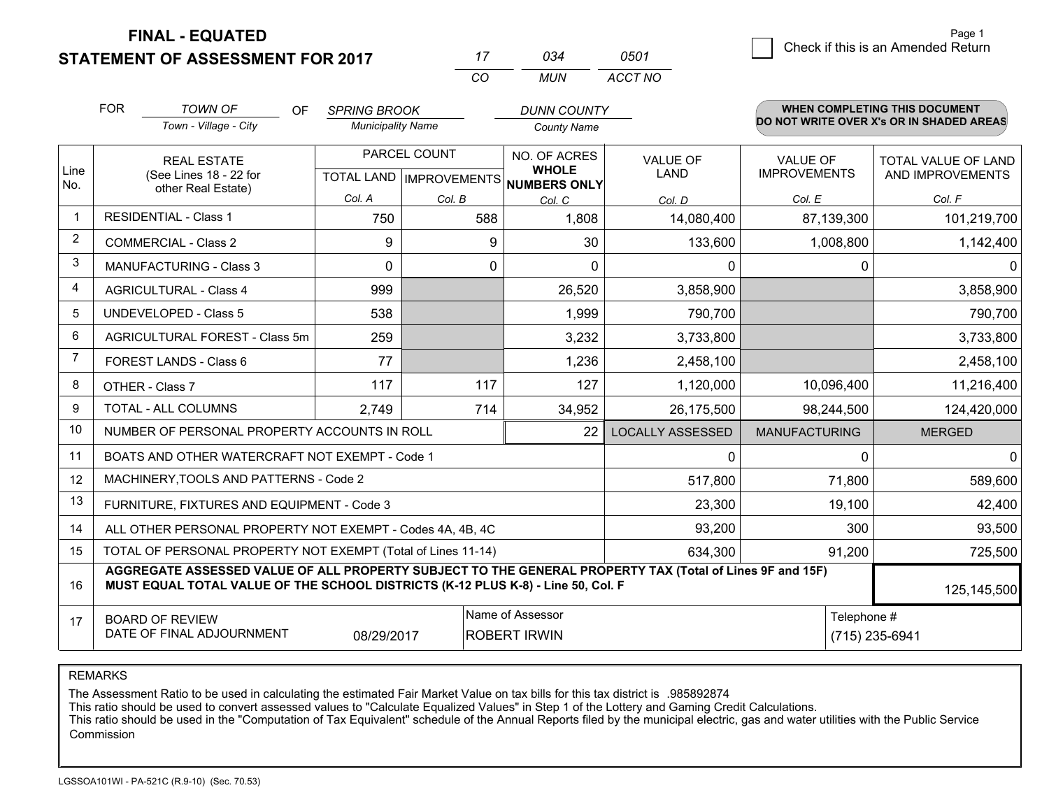**FINAL - EQUATED**
**STATEMENT OF ASSESSMENT FOR 2017**

| 17 | 034 | 0501 |
|---|---|---|
| CO | MUN | ACCT NO |

Page 1

☐ Check if this is an Amended Return

FOR *TOWN OF* (Town - Village - City) OF *SPRING BROOK* (Municipality Name) *DUNN COUNTY* (County Name)

**WHEN COMPLETING THIS DOCUMENT DO NOT WRITE OVER X's OR IN SHADED AREAS**

| Line No. | REAL ESTATE (See Lines 18 - 22 for other Real Estate) | PARCEL COUNT TOTAL LAND Col. A | PARCEL COUNT IMPROVEMENTS Col. B | NO. OF ACRES WHOLE NUMBERS ONLY Col. C | VALUE OF LAND Col. D | VALUE OF IMPROVEMENTS Col. E | TOTAL VALUE OF LAND AND IMPROVEMENTS Col. F |
|---|---|---|---|---|---|---|---|
| 1 | RESIDENTIAL - Class 1 | 750 | 588 | 1,808 | 14,080,400 | 87,139,300 | 101,219,700 |
| 2 | COMMERCIAL - Class 2 | 9 | 9 | 30 | 133,600 | 1,008,800 | 1,142,400 |
| 3 | MANUFACTURING - Class 3 | 0 | 0 | 0 | 0 | 0 | 0 |
| 4 | AGRICULTURAL - Class 4 | 999 | | 26,520 | 3,858,900 | | 3,858,900 |
| 5 | UNDEVELOPED - Class 5 | 538 | | 1,999 | 790,700 | | 790,700 |
| 6 | AGRICULTURAL FOREST - Class 5m | 259 | | 3,232 | 3,733,800 | | 3,733,800 |
| 7 | FOREST LANDS - Class 6 | 77 | | 1,236 | 2,458,100 | | 2,458,100 |
| 8 | OTHER - Class 7 | 117 | 117 | 127 | 1,120,000 | 10,096,400 | 11,216,400 |
| 9 | TOTAL - ALL COLUMNS | 2,749 | 714 | 34,952 | 26,175,500 | 98,244,500 | 124,420,000 |
| 10 | NUMBER OF PERSONAL PROPERTY ACCOUNTS IN ROLL | | | 22 | LOCALLY ASSESSED | MANUFACTURING | MERGED |
| 11 | BOATS AND OTHER WATERCRAFT NOT EXEMPT - Code 1 | | | | 0 | 0 | 0 |
| 12 | MACHINERY,TOOLS AND PATTERNS - Code 2 | | | | 517,800 | 71,800 | 589,600 |
| 13 | FURNITURE, FIXTURES AND EQUIPMENT - Code 3 | | | | 23,300 | 19,100 | 42,400 |
| 14 | ALL OTHER PERSONAL PROPERTY NOT EXEMPT - Codes 4A, 4B, 4C | | | | 93,200 | 300 | 93,500 |
| 15 | TOTAL OF PERSONAL PROPERTY NOT EXEMPT (Total of Lines 11-14) | | | | 634,300 | 91,200 | 725,500 |
| 16 | **AGGREGATE ASSESSED VALUE OF ALL PROPERTY SUBJECT TO THE GENERAL PROPERTY TAX (Total of Lines 9F and 15F) MUST EQUAL TOTAL VALUE OF THE SCHOOL DISTRICTS (K-12 PLUS K-8) - Line 50, Col. F** | | | | | | 125,145,500 |
| 17 | BOARD OF REVIEW DATE OF FINAL ADJOURNMENT | 08/29/2017 | Name of Assessor: ROBERT IRWIN | | | Telephone #: (715) 235-6941 | |

REMARKS

The Assessment Ratio to be used in calculating the estimated Fair Market Value on tax bills for this tax district is .985892874
This ratio should be used to convert assessed values to "Calculate Equalized Values" in Step 1 of the Lottery and Gaming Credit Calculations.
This ratio should be used in the "Computation of Tax Equivalent" schedule of the Annual Reports filed by the municipal electric, gas and water utilities with the Public Service Commission

LGSSOA101WI - PA-521C (R.9-10) (Sec. 70.53)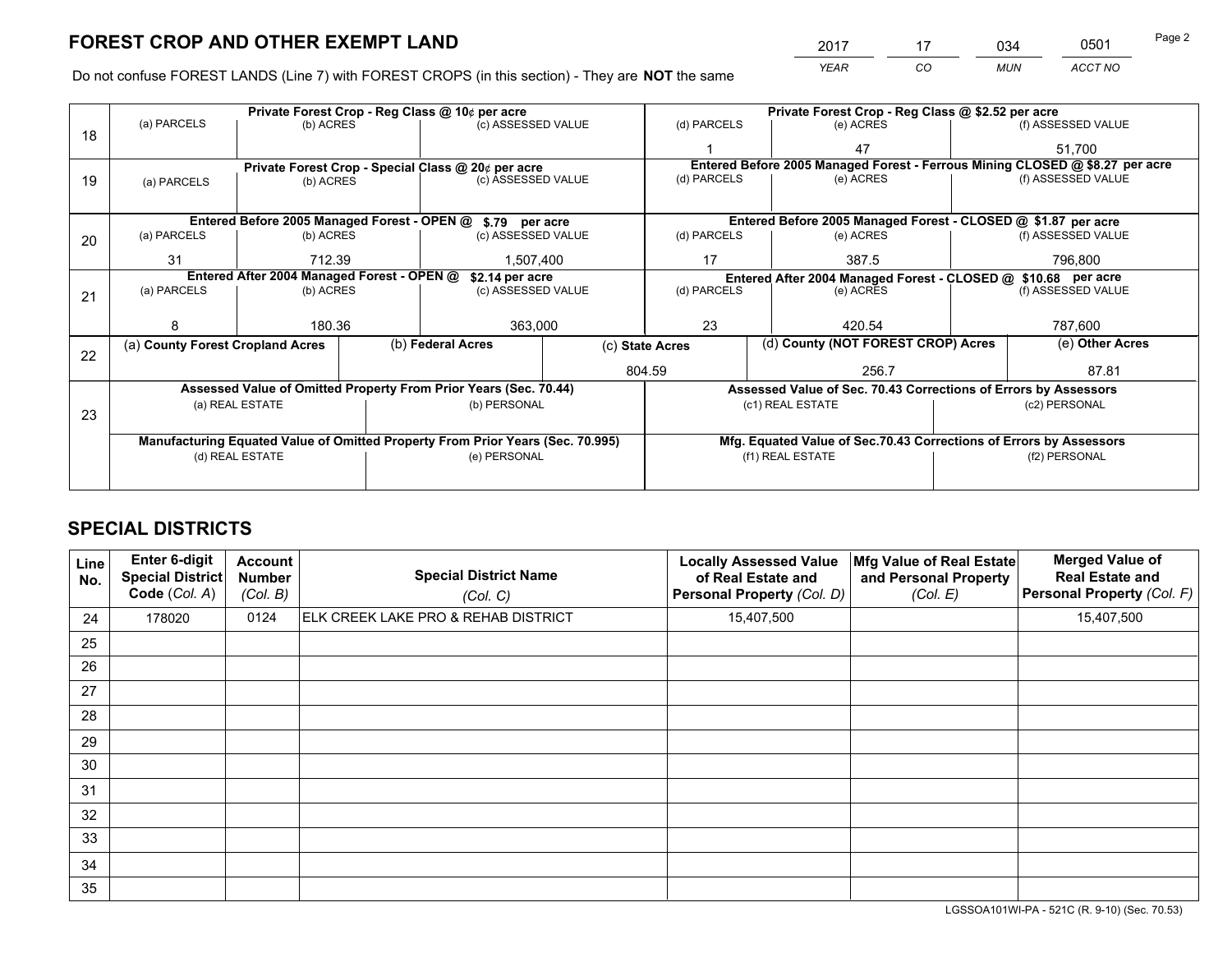# FOREST CROP AND OTHER EXEMPT LAND

| 2017 | 17 | 034 | 0501 |
|---|---|---|---|
| *YEAR* | *CO* | *MUN* | *ACCT NO* |

Do not confuse FOREST LANDS (Line 7) with FOREST CROPS (in this section) - They are **NOT** the same

| Line | Private Forest Crop - Reg Class @ 10¢ per acre | | | Private Forest Crop - Reg Class @ $2.52 per acre | | |
|---|---|---|---|---|---|---|
| | (a) PARCELS | (b) ACRES | (c) ASSESSED VALUE | (d) PARCELS | (e) ACRES | (f) ASSESSED VALUE |
| 18 | | | | 1 | 47 | 51,700 |
| | **Private Forest Crop - Special Class @ 20¢ per acre** | | | **Entered Before 2005 Managed Forest - Ferrous Mining CLOSED @ $8.27 per acre** | | |
| | (a) PARCELS | (b) ACRES | (c) ASSESSED VALUE | (d) PARCELS | (e) ACRES | (f) ASSESSED VALUE |
| 19 | | | | | | |
| | **Entered Before 2005 Managed Forest - OPEN @ $.79 per acre** | | | **Entered Before 2005 Managed Forest - CLOSED @ $1.87 per acre** | | |
| | (a) PARCELS | (b) ACRES | (c) ASSESSED VALUE | (d) PARCELS | (e) ACRES | (f) ASSESSED VALUE |
| 20 | 31 | 712.39 | 1,507,400 | 17 | 387.5 | 796,800 |
| | **Entered After 2004 Managed Forest - OPEN @ $2.14 per acre** | | | **Entered After 2004 Managed Forest - CLOSED @ $10.68 per acre** | | |
| | (a) PARCELS | (b) ACRES | (c) ASSESSED VALUE | (d) PARCELS | (e) ACRES | (f) ASSESSED VALUE |
| 21 | 8 | 180.36 | 363,000 | 23 | 420.54 | 787,600 |

| Line | (a) County Forest Cropland Acres | (b) Federal Acres | (c) State Acres | (d) County (NOT FOREST CROP) Acres | (e) Other Acres |
|---|---|---|---|---|---|
| 22 | | | 804.59 | 256.7 | 87.81 |

| Line | Assessed Value of Omitted Property From Prior Years (Sec. 70.44) | | Assessed Value of Sec. 70.43 Corrections of Errors by Assessors | |
|---|---|---|---|---|
| | (a) REAL ESTATE | (b) PERSONAL | (c1) REAL ESTATE | (c2) PERSONAL |
| 23 | | | | |
| | **Manufacturing Equated Value of Omitted Property From Prior Years (Sec. 70.995)** | | **Mfg. Equated Value of Sec.70.43 Corrections of Errors by Assessors** | |
| | (d) REAL ESTATE | (e) PERSONAL | (f1) REAL ESTATE | (f2) PERSONAL |
| | | | | |

# SPECIAL DISTRICTS

| Line No. | Enter 6-digit Special District Code (Col. A) | Account Number (Col. B) | Special District Name (Col. C) | Locally Assessed Value of Real Estate and Personal Property (Col. D) | Mfg Value of Real Estate and Personal Property (Col. E) | Merged Value of Real Estate and Personal Property (Col. F) |
|---|---|---|---|---|---|---|
| 24 | 178020 | 0124 | ELK CREEK LAKE PRO & REHAB DISTRICT | 15,407,500 | | 15,407,500 |
| 25 | | | | | | |
| 26 | | | | | | |
| 27 | | | | | | |
| 28 | | | | | | |
| 29 | | | | | | |
| 30 | | | | | | |
| 31 | | | | | | |
| 32 | | | | | | |
| 33 | | | | | | |
| 34 | | | | | | |
| 35 | | | | | | |

LGSSOA101WI-PA - 521C (R. 9-10) (Sec. 70.53)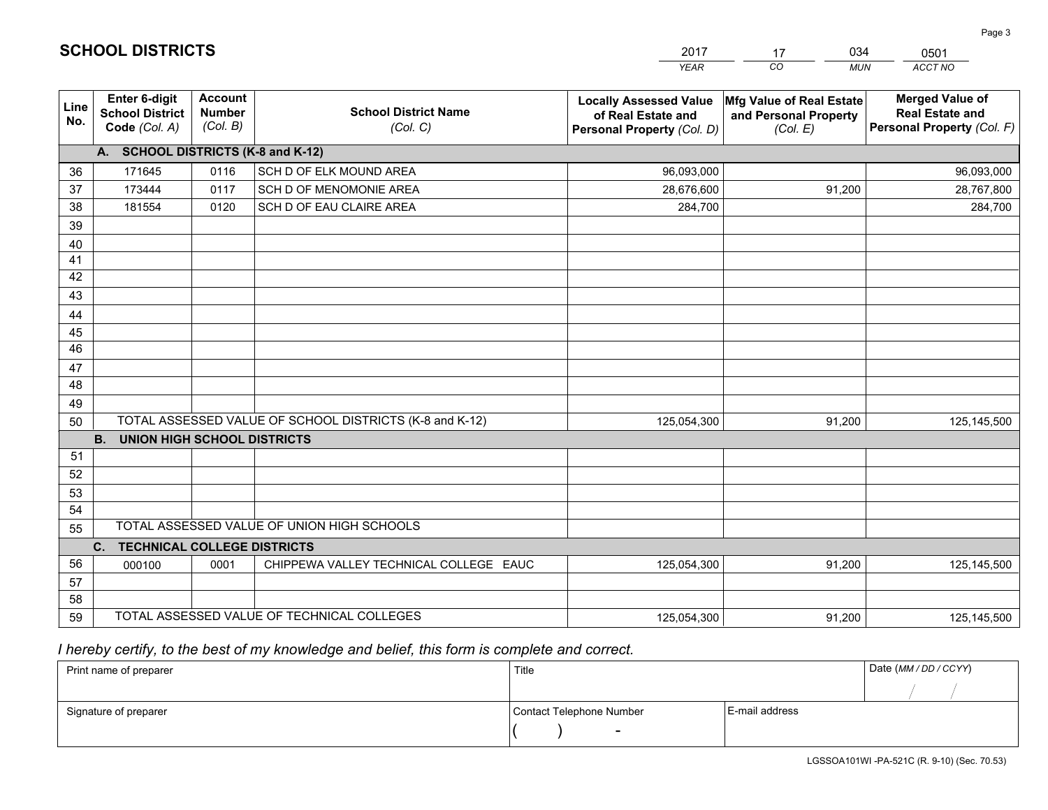# SCHOOL DISTRICTS

| 2017 | 17 | 034 | 0501 |
|---|---|---|---|
| *YEAR* | *CO* | *MUN* | *ACCT NO* |

| Line No. | Enter 6-digit School District Code *(Col. A)* | Account Number *(Col. B)* | School District Name *(Col. C)* | Locally Assessed Value of Real Estate and Personal Property *(Col. D)* | Mfg Value of Real Estate and Personal Property *(Col. E)* | Merged Value of Real Estate and Personal Property *(Col. F)* |
|---|---|---|---|---|---|---|
| | **A. SCHOOL DISTRICTS (K-8 and K-12)** | | | | | |
| 36 | 171645 | 0116 | SCH D OF ELK MOUND AREA | 96,093,000 | | 96,093,000 |
| 37 | 173444 | 0117 | SCH D OF MENOMONIE AREA | 28,676,600 | 91,200 | 28,767,800 |
| 38 | 181554 | 0120 | SCH D OF EAU CLAIRE AREA | 284,700 | | 284,700 |
| 39 | | | | | | |
| 40 | | | | | | |
| 41 | | | | | | |
| 42 | | | | | | |
| 43 | | | | | | |
| 44 | | | | | | |
| 45 | | | | | | |
| 46 | | | | | | |
| 47 | | | | | | |
| 48 | | | | | | |
| 49 | | | | | | |
| 50 | TOTAL ASSESSED VALUE OF SCHOOL DISTRICTS (K-8 and K-12) | | | 125,054,300 | 91,200 | 125,145,500 |
| | **B. UNION HIGH SCHOOL DISTRICTS** | | | | | |
| 51 | | | | | | |
| 52 | | | | | | |
| 53 | | | | | | |
| 54 | | | | | | |
| 55 | TOTAL ASSESSED VALUE OF UNION HIGH SCHOOLS | | | | | |
| | **C. TECHNICAL COLLEGE DISTRICTS** | | | | | |
| 56 | 000100 | 0001 | CHIPPEWA VALLEY TECHNICAL COLLEGE EAUC | 125,054,300 | 91,200 | 125,145,500 |
| 57 | | | | | | |
| 58 | | | | | | |
| 59 | TOTAL ASSESSED VALUE OF TECHNICAL COLLEGES | | | 125,054,300 | 91,200 | 125,145,500 |

*I hereby certify, to the best of my knowledge and belief, this form is complete and correct.*

| Print name of preparer | Title | | Date *(MM / DD / CCYY)* |
|---|---|---|---|
| | | | / / |
| Signature of preparer | Contact Telephone Number | E-mail address | |
| | ( ) - | | |

LGSSOA101WI -PA-521C (R. 9-10) (Sec. 70.53)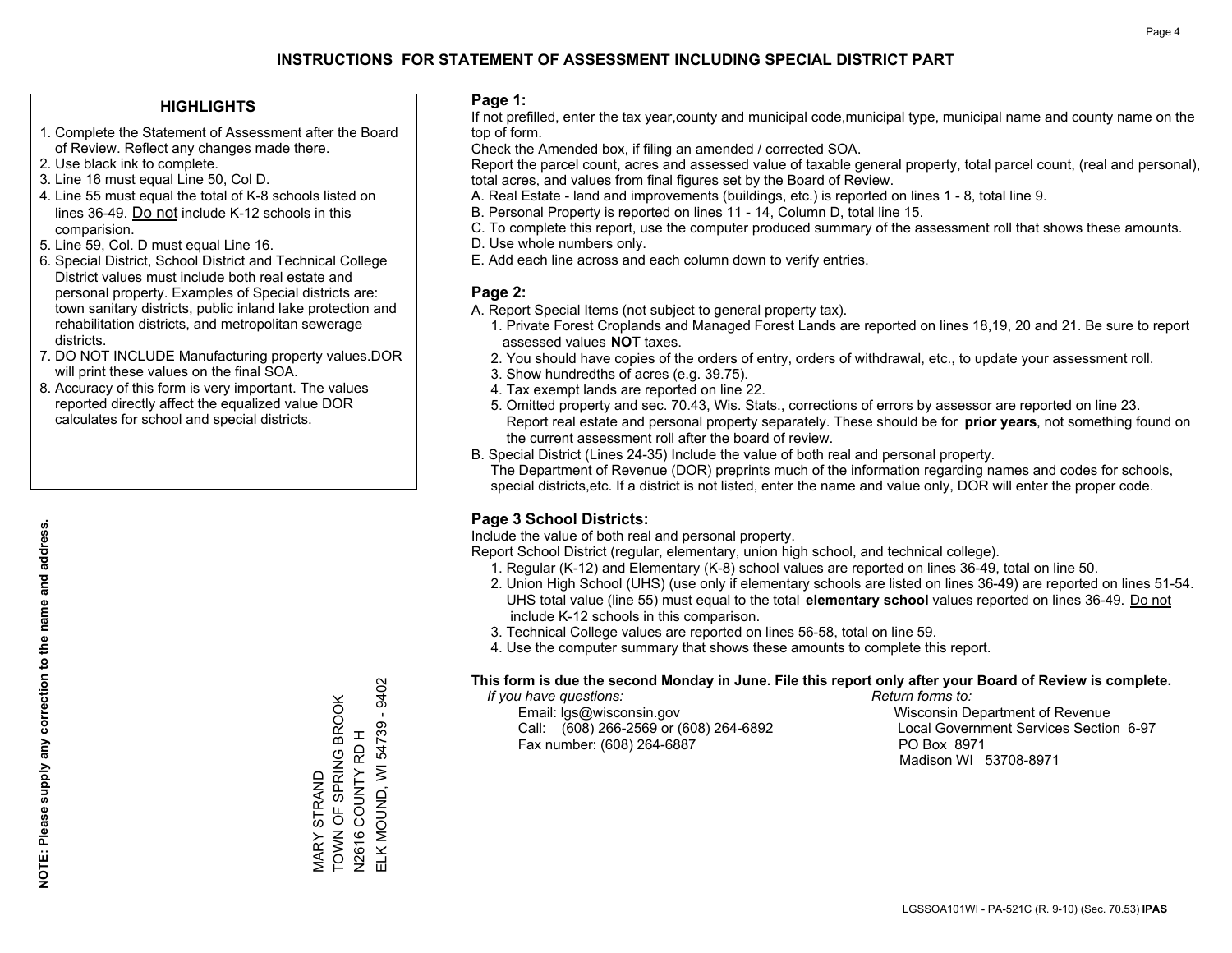# INSTRUCTIONS FOR STATEMENT OF ASSESSMENT INCLUDING SPECIAL DISTRICT PART

## HIGHLIGHTS

1. Complete the Statement of Assessment after the Board of Review. Reflect any changes made there.
2. Use black ink to complete.
3. Line 16 must equal Line 50, Col D.
4. Line 55 must equal the total of K-8 schools listed on lines 36-49. Do not include K-12 schools in this comparision.
5. Line 59, Col. D must equal Line 16.
6. Special District, School District and Technical College District values must include both real estate and personal property. Examples of Special districts are: town sanitary districts, public inland lake protection and rehabilitation districts, and metropolitan sewerage districts.
7. DO NOT INCLUDE Manufacturing property values.DOR will print these values on the final SOA.
8. Accuracy of this form is very important. The values reported directly affect the equalized value DOR calculates for school and special districts.

**NOTE: Please supply any correction to the name and address.**

MARY STRAND
TOWN OF SPRING BROOK
N2616 COUNTY RD H
ELK MOUND, WI 54739 - 9402

## Page 1:

If not prefilled, enter the tax year,county and municipal code,municipal type, municipal name and county name on the top of form.

Check the Amended box, if filing an amended / corrected SOA.

Report the parcel count, acres and assessed value of taxable general property, total parcel count, (real and personal), total acres, and values from final figures set by the Board of Review.

A. Real Estate - land and improvements (buildings, etc.) is reported on lines 1 - 8, total line 9.
B. Personal Property is reported on lines 11 - 14, Column D, total line 15.
C. To complete this report, use the computer produced summary of the assessment roll that shows these amounts.
D. Use whole numbers only.
E. Add each line across and each column down to verify entries.

## Page 2:

A. Report Special Items (not subject to general property tax).
   1. Private Forest Croplands and Managed Forest Lands are reported on lines 18,19, 20 and 21. Be sure to report assessed values **NOT** taxes.
   2. You should have copies of the orders of entry, orders of withdrawal, etc., to update your assessment roll.
   3. Show hundredths of acres (e.g. 39.75).
   4. Tax exempt lands are reported on line 22.
   5. Omitted property and sec. 70.43, Wis. Stats., corrections of errors by assessor are reported on line 23. Report real estate and personal property separately. These should be for **prior years**, not something found on the current assessment roll after the board of review.
B. Special District (Lines 24-35) Include the value of both real and personal property.
   The Department of Revenue (DOR) preprints much of the information regarding names and codes for schools, special districts,etc. If a district is not listed, enter the name and value only, DOR will enter the proper code.

## Page 3 School Districts:

Include the value of both real and personal property.

Report School District (regular, elementary, union high school, and technical college).

1. Regular (K-12) and Elementary (K-8) school values are reported on lines 36-49, total on line 50.
2. Union High School (UHS) (use only if elementary schools are listed on lines 36-49) are reported on lines 51-54. UHS total value (line 55) must equal to the total **elementary school** values reported on lines 36-49. Do not include K-12 schools in this comparison.
3. Technical College values are reported on lines 56-58, total on line 59.
4. Use the computer summary that shows these amounts to complete this report.

**This form is due the second Monday in June. File this report only after your Board of Review is complete.**

*If you have questions:*
Email: lgs@wisconsin.gov
Call: (608) 266-2569 or (608) 264-6892
Fax number: (608) 264-6887

*Return forms to:*
Wisconsin Department of Revenue
Local Government Services Section 6-97
PO Box 8971
Madison WI 53708-8971

LGSSOA101WI - PA-521C (R. 9-10) (Sec. 70.53) **IPAS**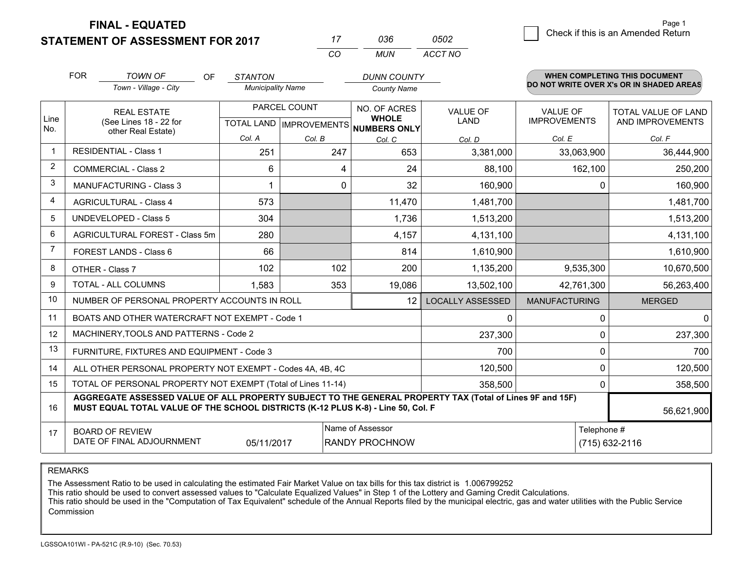**FINAL - EQUATED**
**STATEMENT OF ASSESSMENT FOR 2017**

| 17 | 036 | 0502 |
|---|---|---|
| CO | MUN | ACCT NO |

☐ Check if this is an Amended Return

FOR *TOWN OF* (Town - Village - City) OF *STANTON* (Municipality Name) *DUNN COUNTY* (County Name)

**WHEN COMPLETING THIS DOCUMENT DO NOT WRITE OVER X's OR IN SHADED AREAS**

| Line No. | REAL ESTATE (See Lines 18 - 22 for other Real Estate) | PARCEL COUNT TOTAL LAND Col. A | PARCEL COUNT IMPROVEMENTS Col. B | NO. OF ACRES WHOLE NUMBERS ONLY Col. C | VALUE OF LAND Col. D | VALUE OF IMPROVEMENTS Col. E | TOTAL VALUE OF LAND AND IMPROVEMENTS Col. F |
|---|---|---|---|---|---|---|---|
| 1 | RESIDENTIAL - Class 1 | 251 | 247 | 653 | 3,381,000 | 33,063,900 | 36,444,900 |
| 2 | COMMERCIAL - Class 2 | 6 | 4 | 24 | 88,100 | 162,100 | 250,200 |
| 3 | MANUFACTURING - Class 3 | 1 | 0 | 32 | 160,900 | 0 | 160,900 |
| 4 | AGRICULTURAL - Class 4 | 573 | | 11,470 | 1,481,700 | | 1,481,700 |
| 5 | UNDEVELOPED - Class 5 | 304 | | 1,736 | 1,513,200 | | 1,513,200 |
| 6 | AGRICULTURAL FOREST - Class 5m | 280 | | 4,157 | 4,131,100 | | 4,131,100 |
| 7 | FOREST LANDS - Class 6 | 66 | | 814 | 1,610,900 | | 1,610,900 |
| 8 | OTHER - Class 7 | 102 | 102 | 200 | 1,135,200 | 9,535,300 | 10,670,500 |
| 9 | TOTAL - ALL COLUMNS | 1,583 | 353 | 19,086 | 13,502,100 | 42,761,300 | 56,263,400 |
| 10 | NUMBER OF PERSONAL PROPERTY ACCOUNTS IN ROLL | | | 12 | LOCALLY ASSESSED | MANUFACTURING | MERGED |
| 11 | BOATS AND OTHER WATERCRAFT NOT EXEMPT - Code 1 | | | | 0 | 0 | 0 |
| 12 | MACHINERY,TOOLS AND PATTERNS - Code 2 | | | | 237,300 | 0 | 237,300 |
| 13 | FURNITURE, FIXTURES AND EQUIPMENT - Code 3 | | | | 700 | 0 | 700 |
| 14 | ALL OTHER PERSONAL PROPERTY NOT EXEMPT - Codes 4A, 4B, 4C | | | | 120,500 | 0 | 120,500 |
| 15 | TOTAL OF PERSONAL PROPERTY NOT EXEMPT (Total of Lines 11-14) | | | | 358,500 | 0 | 358,500 |
| 16 | **AGGREGATE ASSESSED VALUE OF ALL PROPERTY SUBJECT TO THE GENERAL PROPERTY TAX (Total of Lines 9F and 15F) MUST EQUAL TOTAL VALUE OF THE SCHOOL DISTRICTS (K-12 PLUS K-8) - Line 50, Col. F** | | | | | | 56,621,900 |
| 17 | BOARD OF REVIEW DATE OF FINAL ADJOURNMENT | 05/11/2017 | | Name of Assessor: RANDY PROCHNOW | | | Telephone #: (715) 632-2116 |

REMARKS

The Assessment Ratio to be used in calculating the estimated Fair Market Value on tax bills for this tax district is 1.006799252
This ratio should be used to convert assessed values to "Calculate Equalized Values" in Step 1 of the Lottery and Gaming Credit Calculations.
This ratio should be used in the "Computation of Tax Equivalent" schedule of the Annual Reports filed by the municipal electric, gas and water utilities with the Public Service Commission

LGSSOA101WI - PA-521C (R.9-10) (Sec. 70.53)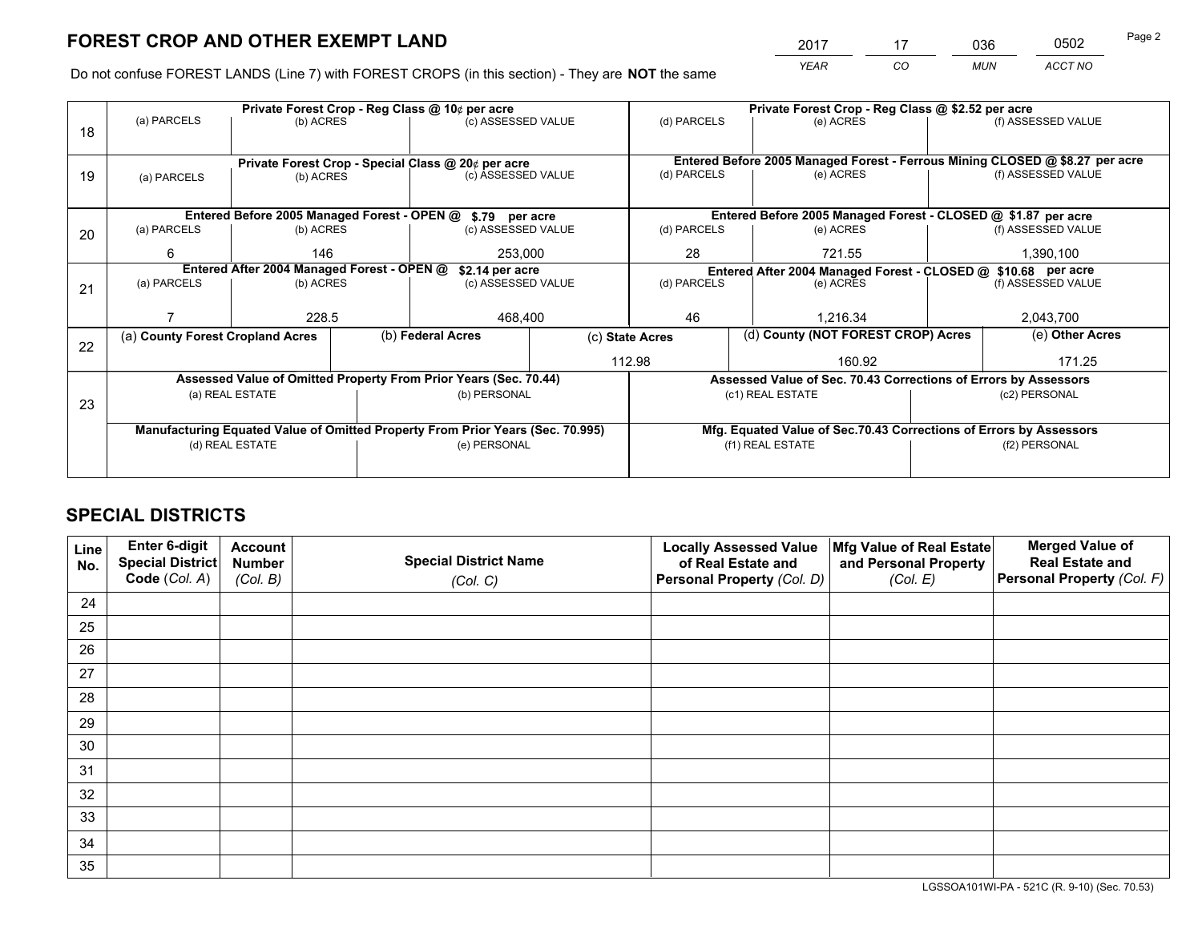# FOREST CROP AND OTHER EXEMPT LAND

| 2017 | 17 | 036 | 0502 |
|---|---|---|---|
| *YEAR* | *CO* | *MUN* | *ACCT NO* |

Do not confuse FOREST LANDS (Line 7) with FOREST CROPS (in this section) - They are **NOT** the same

| Line | Private Forest Crop - Reg Class @ 10¢ per acre | | | Private Forest Crop - Reg Class @ $2.52 per acre | | |
|---|---|---|---|---|---|---|
| 18 | (a) PARCELS | (b) ACRES | (c) ASSESSED VALUE | (d) PARCELS | (e) ACRES | (f) ASSESSED VALUE |
| | | | | | | |
| | **Private Forest Crop - Special Class @ 20¢ per acre** | | | **Entered Before 2005 Managed Forest - Ferrous Mining CLOSED @ $8.27 per acre** | | |
| 19 | (a) PARCELS | (b) ACRES | (c) ASSESSED VALUE | (d) PARCELS | (e) ACRES | (f) ASSESSED VALUE |
| | | | | | | |
| | **Entered Before 2005 Managed Forest - OPEN @ $.79 per acre** | | | **Entered Before 2005 Managed Forest - CLOSED @ $1.87 per acre** | | |
| 20 | (a) PARCELS | (b) ACRES | (c) ASSESSED VALUE | (d) PARCELS | (e) ACRES | (f) ASSESSED VALUE |
| | 6 | 146 | 253,000 | 28 | 721.55 | 1,390,100 |
| | **Entered After 2004 Managed Forest - OPEN @ $2.14 per acre** | | | **Entered After 2004 Managed Forest - CLOSED @ $10.68 per acre** | | |
| 21 | (a) PARCELS | (b) ACRES | (c) ASSESSED VALUE | (d) PARCELS | (e) ACRES | (f) ASSESSED VALUE |
| | 7 | 228.5 | 468,400 | 46 | 1,216.34 | 2,043,700 |

| Line | (a) County Forest Cropland Acres | (b) Federal Acres | (c) State Acres | (d) County (NOT FOREST CROP) Acres | (e) Other Acres |
|---|---|---|---|---|---|
| 22 | | | 112.98 | 160.92 | 171.25 |

| Line | Assessed Value of Omitted Property From Prior Years (Sec. 70.44) | | Assessed Value of Sec. 70.43 Corrections of Errors by Assessors | |
|---|---|---|---|---|
| 23 | (a) REAL ESTATE | (b) PERSONAL | (c1) REAL ESTATE | (c2) PERSONAL |
| | | | | |
| | **Manufacturing Equated Value of Omitted Property From Prior Years (Sec. 70.995)** | | **Mfg. Equated Value of Sec.70.43 Corrections of Errors by Assessors** | |
| | (d) REAL ESTATE | (e) PERSONAL | (f1) REAL ESTATE | (f2) PERSONAL |
| | | | | |

# SPECIAL DISTRICTS

| Line No. | Enter 6-digit Special District Code (*Col. A*) | Account Number (*Col. B*) | Special District Name (*Col. C*) | Locally Assessed Value of Real Estate and Personal Property (*Col. D*) | Mfg Value of Real Estate and Personal Property (*Col. E*) | Merged Value of Real Estate and Personal Property (*Col. F*) |
|---|---|---|---|---|---|---|
| 24 | | | | | | |
| 25 | | | | | | |
| 26 | | | | | | |
| 27 | | | | | | |
| 28 | | | | | | |
| 29 | | | | | | |
| 30 | | | | | | |
| 31 | | | | | | |
| 32 | | | | | | |
| 33 | | | | | | |
| 34 | | | | | | |
| 35 | | | | | | |

LGSSOA101WI-PA - 521C (R. 9-10) (Sec. 70.53)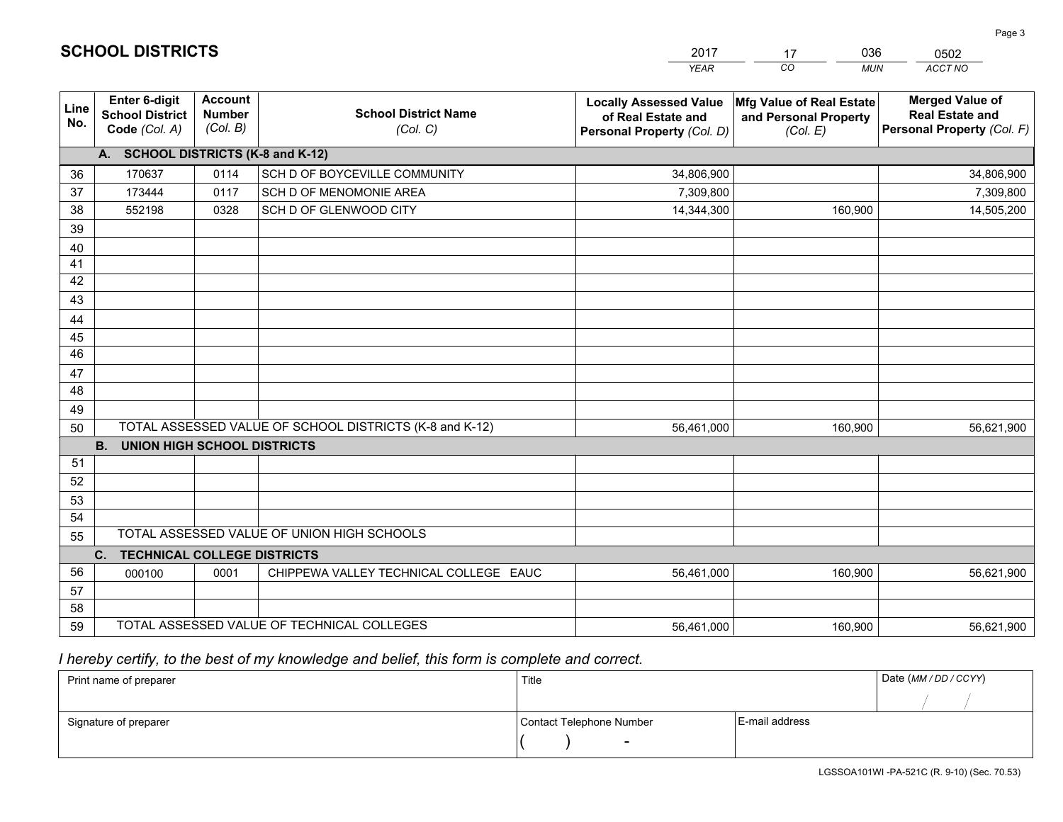# SCHOOL DISTRICTS

| 2017 | 17 | 036 | 0502 |
|---|---|---|---|
| *YEAR* | *CO* | *MUN* | *ACCT NO* |

| Line No. | Enter 6-digit School District Code *(Col. A)* | Account Number *(Col. B)* | School District Name *(Col. C)* | Locally Assessed Value of Real Estate and Personal Property *(Col. D)* | Mfg Value of Real Estate and Personal Property *(Col. E)* | Merged Value of Real Estate and Personal Property *(Col. F)* |
|---|---|---|---|---|---|---|
| | **A. SCHOOL DISTRICTS (K-8 and K-12)** | | | | | |
| 36 | 170637 | 0114 | SCH D OF BOYCEVILLE COMMUNITY | 34,806,900 | | 34,806,900 |
| 37 | 173444 | 0117 | SCH D OF MENOMONIE AREA | 7,309,800 | | 7,309,800 |
| 38 | 552198 | 0328 | SCH D OF GLENWOOD CITY | 14,344,300 | 160,900 | 14,505,200 |
| 39 | | | | | | |
| 40 | | | | | | |
| 41 | | | | | | |
| 42 | | | | | | |
| 43 | | | | | | |
| 44 | | | | | | |
| 45 | | | | | | |
| 46 | | | | | | |
| 47 | | | | | | |
| 48 | | | | | | |
| 49 | | | | | | |
| 50 | TOTAL ASSESSED VALUE OF SCHOOL DISTRICTS (K-8 and K-12) | | | 56,461,000 | 160,900 | 56,621,900 |
| | **B. UNION HIGH SCHOOL DISTRICTS** | | | | | |
| 51 | | | | | | |
| 52 | | | | | | |
| 53 | | | | | | |
| 54 | | | | | | |
| 55 | TOTAL ASSESSED VALUE OF UNION HIGH SCHOOLS | | | | | |
| | **C. TECHNICAL COLLEGE DISTRICTS** | | | | | |
| 56 | 000100 | 0001 | CHIPPEWA VALLEY TECHNICAL COLLEGE EAUC | 56,461,000 | 160,900 | 56,621,900 |
| 57 | | | | | | |
| 58 | | | | | | |
| 59 | TOTAL ASSESSED VALUE OF TECHNICAL COLLEGES | | | 56,461,000 | 160,900 | 56,621,900 |

*I hereby certify, to the best of my knowledge and belief, this form is complete and correct.*

| Print name of preparer | Title | | Date *(MM / DD / CCYY)* |
|---|---|---|---|
| | | | / / |
| Signature of preparer | Contact Telephone Number | E-mail address | |
| | ( ) - | | |

LGSSOA101WI -PA-521C (R. 9-10) (Sec. 70.53)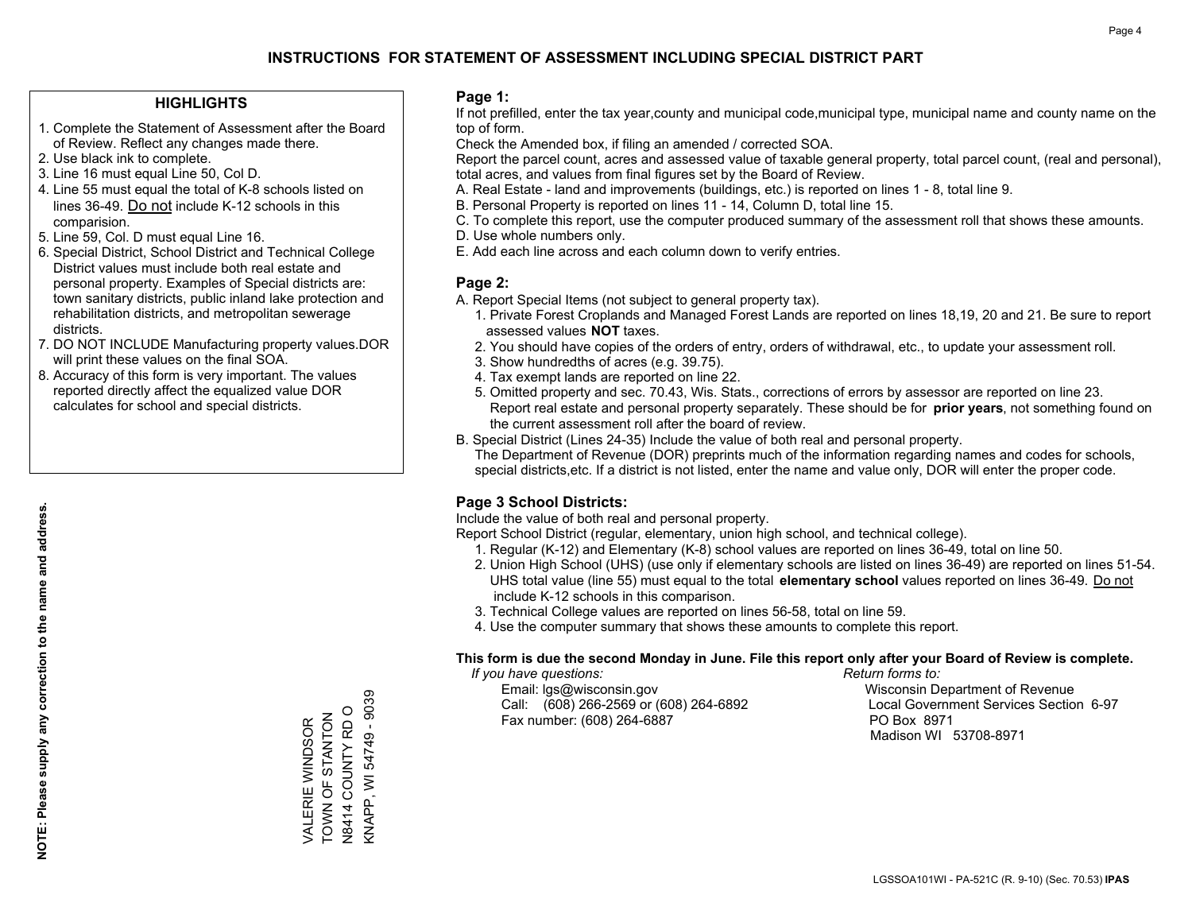# INSTRUCTIONS FOR STATEMENT OF ASSESSMENT INCLUDING SPECIAL DISTRICT PART

## HIGHLIGHTS

1. Complete the Statement of Assessment after the Board of Review. Reflect any changes made there.
2. Use black ink to complete.
3. Line 16 must equal Line 50, Col D.
4. Line 55 must equal the total of K-8 schools listed on lines 36-49. Do not include K-12 schools in this comparision.
5. Line 59, Col. D must equal Line 16.
6. Special District, School District and Technical College District values must include both real estate and personal property. Examples of Special districts are: town sanitary districts, public inland lake protection and rehabilitation districts, and metropolitan sewerage districts.
7. DO NOT INCLUDE Manufacturing property values.DOR will print these values on the final SOA.
8. Accuracy of this form is very important. The values reported directly affect the equalized value DOR calculates for school and special districts.

**NOTE: Please supply any correction to the name and address.**

VALERIE WINDSOR
TOWN OF STANTON
N8414 COUNTY RD O
KNAPP, WI 54749 - 9039

## Page 1:

If not prefilled, enter the tax year,county and municipal code,municipal type, municipal name and county name on the top of form.

Check the Amended box, if filing an amended / corrected SOA.

Report the parcel count, acres and assessed value of taxable general property, total parcel count, (real and personal), total acres, and values from final figures set by the Board of Review.

A. Real Estate - land and improvements (buildings, etc.) is reported on lines 1 - 8, total line 9.
B. Personal Property is reported on lines 11 - 14, Column D, total line 15.
C. To complete this report, use the computer produced summary of the assessment roll that shows these amounts.
D. Use whole numbers only.
E. Add each line across and each column down to verify entries.

## Page 2:

A. Report Special Items (not subject to general property tax).
   1. Private Forest Croplands and Managed Forest Lands are reported on lines 18,19, 20 and 21. Be sure to report assessed values **NOT** taxes.
   2. You should have copies of the orders of entry, orders of withdrawal, etc., to update your assessment roll.
   3. Show hundredths of acres (e.g. 39.75).
   4. Tax exempt lands are reported on line 22.
   5. Omitted property and sec. 70.43, Wis. Stats., corrections of errors by assessor are reported on line 23. Report real estate and personal property separately. These should be for **prior years**, not something found on the current assessment roll after the board of review.
B. Special District (Lines 24-35) Include the value of both real and personal property.
   The Department of Revenue (DOR) preprints much of the information regarding names and codes for schools, special districts,etc. If a district is not listed, enter the name and value only, DOR will enter the proper code.

## Page 3 School Districts:

Include the value of both real and personal property.

Report School District (regular, elementary, union high school, and technical college).

1. Regular (K-12) and Elementary (K-8) school values are reported on lines 36-49, total on line 50.
2. Union High School (UHS) (use only if elementary schools are listed on lines 36-49) are reported on lines 51-54. UHS total value (line 55) must equal to the total **elementary school** values reported on lines 36-49. Do not include K-12 schools in this comparison.
3. Technical College values are reported on lines 56-58, total on line 59.
4. Use the computer summary that shows these amounts to complete this report.

**This form is due the second Monday in June. File this report only after your Board of Review is complete.**

*If you have questions:*
Email: lgs@wisconsin.gov
Call: (608) 266-2569 or (608) 264-6892
Fax number: (608) 264-6887

*Return forms to:*
Wisconsin Department of Revenue
Local Government Services Section 6-97
PO Box 8971
Madison WI 53708-8971

LGSSOA101WI - PA-521C (R. 9-10) (Sec. 70.53) **IPAS**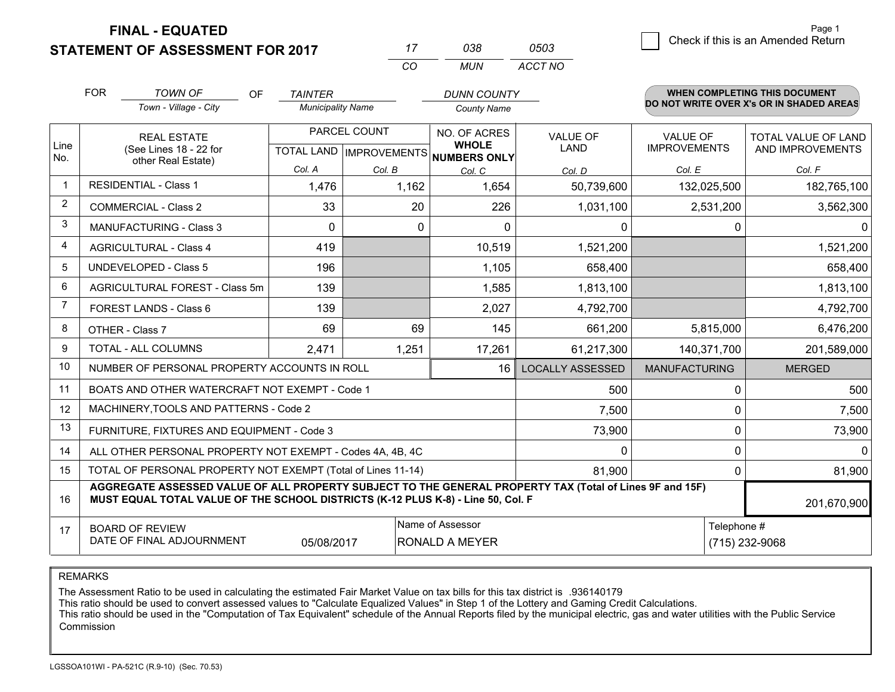# FINAL - EQUATED
## STATEMENT OF ASSESSMENT FOR 2017

| 17 | 038 | 0503 |
|---|---|---|
| CO | MUN | ACCT NO |

Page 1

☐ Check if this is an Amended Return

FOR *TOWN OF* (Town - Village - City) OF *TAINTER* (Municipality Name) *DUNN COUNTY* (County Name)

**WHEN COMPLETING THIS DOCUMENT DO NOT WRITE OVER X's OR IN SHADED AREAS**

| Line No. | REAL ESTATE (See Lines 18 - 22 for other Real Estate) | PARCEL COUNT TOTAL LAND Col. A | PARCEL COUNT IMPROVEMENTS Col. B | NO. OF ACRES WHOLE NUMBERS ONLY Col. C | VALUE OF LAND Col. D | VALUE OF IMPROVEMENTS Col. E | TOTAL VALUE OF LAND AND IMPROVEMENTS Col. F |
|---|---|---|---|---|---|---|---|
| 1 | RESIDENTIAL - Class 1 | 1,476 | 1,162 | 1,654 | 50,739,600 | 132,025,500 | 182,765,100 |
| 2 | COMMERCIAL - Class 2 | 33 | 20 | 226 | 1,031,100 | 2,531,200 | 3,562,300 |
| 3 | MANUFACTURING - Class 3 | 0 | 0 | 0 | 0 | 0 | 0 |
| 4 | AGRICULTURAL - Class 4 | 419 | | 10,519 | 1,521,200 | | 1,521,200 |
| 5 | UNDEVELOPED - Class 5 | 196 | | 1,105 | 658,400 | | 658,400 |
| 6 | AGRICULTURAL FOREST - Class 5m | 139 | | 1,585 | 1,813,100 | | 1,813,100 |
| 7 | FOREST LANDS - Class 6 | 139 | | 2,027 | 4,792,700 | | 4,792,700 |
| 8 | OTHER - Class 7 | 69 | 69 | 145 | 661,200 | 5,815,000 | 6,476,200 |
| 9 | TOTAL - ALL COLUMNS | 2,471 | 1,251 | 17,261 | 61,217,300 | 140,371,700 | 201,589,000 |
| 10 | NUMBER OF PERSONAL PROPERTY ACCOUNTS IN ROLL | | | 16 | LOCALLY ASSESSED | MANUFACTURING | MERGED |
| 11 | BOATS AND OTHER WATERCRAFT NOT EXEMPT - Code 1 | | | | 500 | 0 | 500 |
| 12 | MACHINERY,TOOLS AND PATTERNS - Code 2 | | | | 7,500 | 0 | 7,500 |
| 13 | FURNITURE, FIXTURES AND EQUIPMENT - Code 3 | | | | 73,900 | 0 | 73,900 |
| 14 | ALL OTHER PERSONAL PROPERTY NOT EXEMPT - Codes 4A, 4B, 4C | | | | 0 | 0 | 0 |
| 15 | TOTAL OF PERSONAL PROPERTY NOT EXEMPT (Total of Lines 11-14) | | | | 81,900 | 0 | 81,900 |
| 16 | **AGGREGATE ASSESSED VALUE OF ALL PROPERTY SUBJECT TO THE GENERAL PROPERTY TAX (Total of Lines 9F and 15F) MUST EQUAL TOTAL VALUE OF THE SCHOOL DISTRICTS (K-12 PLUS K-8) - Line 50, Col. F** | | | | | | 201,670,900 |
| 17 | BOARD OF REVIEW DATE OF FINAL ADJOURNMENT | 05/08/2017 | Name of Assessor: RONALD A MEYER | | | Telephone #: (715) 232-9068 | |

REMARKS

The Assessment Ratio to be used in calculating the estimated Fair Market Value on tax bills for this tax district is .936140179
This ratio should be used to convert assessed values to "Calculate Equalized Values" in Step 1 of the Lottery and Gaming Credit Calculations.
This ratio should be used in the "Computation of Tax Equivalent" schedule of the Annual Reports filed by the municipal electric, gas and water utilities with the Public Service Commission

LGSSOA101WI - PA-521C (R.9-10) (Sec. 70.53)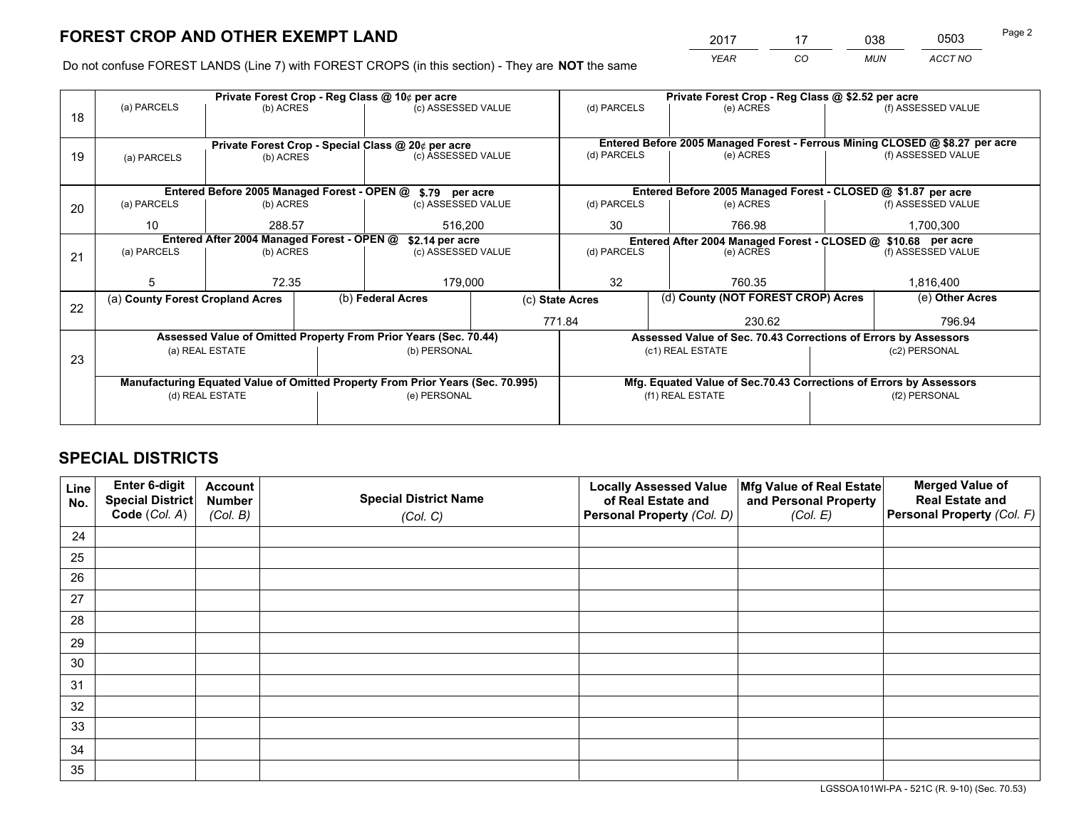# FOREST CROP AND OTHER EXEMPT LAND

| 2017 | 17 | 038 | 0503 |
|---|---|---|---|
| *YEAR* | *CO* | *MUN* | *ACCT NO* |

Do not confuse FOREST LANDS (Line 7) with FOREST CROPS (in this section) - They are **NOT** the same

| Line | Private Forest Crop - Reg Class @ 10¢ per acre | | | Private Forest Crop - Reg Class @ $2.52 per acre | | |
|---|---|---|---|---|---|---|
| 18 | (a) PARCELS | (b) ACRES | (c) ASSESSED VALUE | (d) PARCELS | (e) ACRES | (f) ASSESSED VALUE |
| | | | | | | |
| | **Private Forest Crop - Special Class @ 20¢ per acre** | | | **Entered Before 2005 Managed Forest - Ferrous Mining CLOSED @ $8.27 per acre** | | |
| 19 | (a) PARCELS | (b) ACRES | (c) ASSESSED VALUE | (d) PARCELS | (e) ACRES | (f) ASSESSED VALUE |
| | | | | | | |
| | **Entered Before 2005 Managed Forest - OPEN @ $.79 per acre** | | | **Entered Before 2005 Managed Forest - CLOSED @ $1.87 per acre** | | |
| 20 | (a) PARCELS | (b) ACRES | (c) ASSESSED VALUE | (d) PARCELS | (e) ACRES | (f) ASSESSED VALUE |
| | 10 | 288.57 | 516,200 | 30 | 766.98 | 1,700,300 |
| | **Entered After 2004 Managed Forest - OPEN @ $2.14 per acre** | | | **Entered After 2004 Managed Forest - CLOSED @ $10.68 per acre** | | |
| 21 | (a) PARCELS | (b) ACRES | (c) ASSESSED VALUE | (d) PARCELS | (e) ACRES | (f) ASSESSED VALUE |
| | 5 | 72.35 | 179,000 | 32 | 760.35 | 1,816,400 |

| Line | (a) County Forest Cropland Acres | (b) Federal Acres | (c) State Acres | (d) County (NOT FOREST CROP) Acres | (e) Other Acres |
|---|---|---|---|---|---|
| 22 | | | 771.84 | 230.62 | 796.94 |

| Line | Assessed Value of Omitted Property From Prior Years (Sec. 70.44) | | Assessed Value of Sec. 70.43 Corrections of Errors by Assessors | |
|---|---|---|---|---|
| 23 | (a) REAL ESTATE | (b) PERSONAL | (c1) REAL ESTATE | (c2) PERSONAL |
| | | | | |
| | **Manufacturing Equated Value of Omitted Property From Prior Years (Sec. 70.995)** | | **Mfg. Equated Value of Sec.70.43 Corrections of Errors by Assessors** | |
| | (d) REAL ESTATE | (e) PERSONAL | (f1) REAL ESTATE | (f2) PERSONAL |
| | | | | |

# SPECIAL DISTRICTS

| Line No. | Enter 6-digit Special District Code (*Col. A*) | Account Number (*Col. B*) | Special District Name (*Col. C*) | Locally Assessed Value of Real Estate and Personal Property (*Col. D*) | Mfg Value of Real Estate and Personal Property (*Col. E*) | Merged Value of Real Estate and Personal Property (*Col. F*) |
|---|---|---|---|---|---|---|
| 24 | | | | | | |
| 25 | | | | | | |
| 26 | | | | | | |
| 27 | | | | | | |
| 28 | | | | | | |
| 29 | | | | | | |
| 30 | | | | | | |
| 31 | | | | | | |
| 32 | | | | | | |
| 33 | | | | | | |
| 34 | | | | | | |
| 35 | | | | | | |

LGSSOA101WI-PA - 521C (R. 9-10) (Sec. 70.53)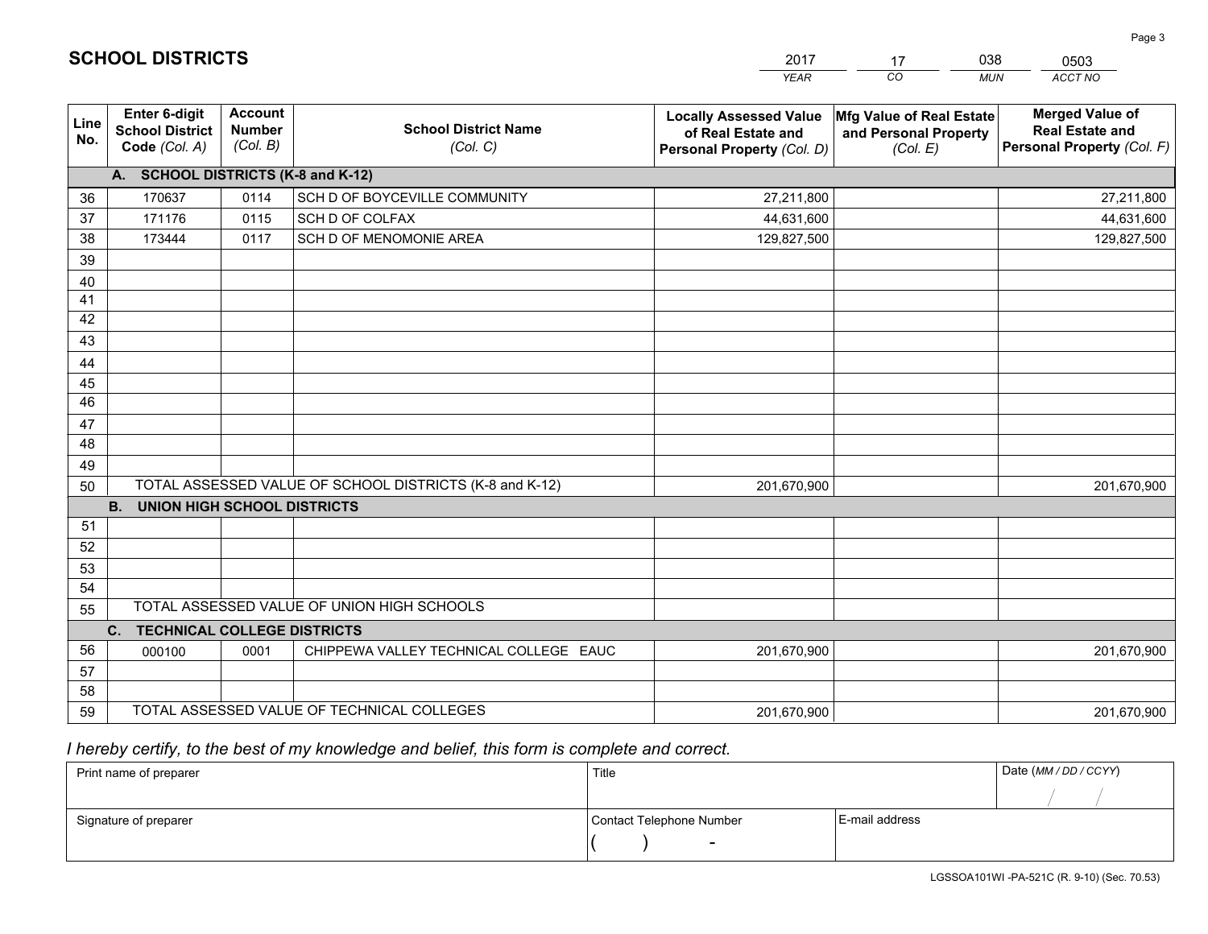# SCHOOL DISTRICTS

| 2017 | 17 | 038 | 0503 |
|---|---|---|---|
| *YEAR* | *CO* | *MUN* | *ACCT NO* |

| Line No. | Enter 6-digit School District Code *(Col. A)* | Account Number *(Col. B)* | School District Name *(Col. C)* | Locally Assessed Value of Real Estate and Personal Property *(Col. D)* | Mfg Value of Real Estate and Personal Property *(Col. E)* | Merged Value of Real Estate and Personal Property *(Col. F)* |
|---|---|---|---|---|---|---|
| **A. SCHOOL DISTRICTS (K-8 and K-12)** | | | | | | |
| 36 | 170637 | 0114 | SCH D OF BOYCEVILLE COMMUNITY | 27,211,800 | | 27,211,800 |
| 37 | 171176 | 0115 | SCH D OF COLFAX | 44,631,600 | | 44,631,600 |
| 38 | 173444 | 0117 | SCH D OF MENOMONIE AREA | 129,827,500 | | 129,827,500 |
| 39 | | | | | | |
| 40 | | | | | | |
| 41 | | | | | | |
| 42 | | | | | | |
| 43 | | | | | | |
| 44 | | | | | | |
| 45 | | | | | | |
| 46 | | | | | | |
| 47 | | | | | | |
| 48 | | | | | | |
| 49 | | | | | | |
| 50 | TOTAL ASSESSED VALUE OF SCHOOL DISTRICTS (K-8 and K-12) | | | 201,670,900 | | 201,670,900 |
| **B. UNION HIGH SCHOOL DISTRICTS** | | | | | | |
| 51 | | | | | | |
| 52 | | | | | | |
| 53 | | | | | | |
| 54 | | | | | | |
| 55 | TOTAL ASSESSED VALUE OF UNION HIGH SCHOOLS | | | | | |
| **C. TECHNICAL COLLEGE DISTRICTS** | | | | | | |
| 56 | 000100 | 0001 | CHIPPEWA VALLEY TECHNICAL COLLEGE EAUC | 201,670,900 | | 201,670,900 |
| 57 | | | | | | |
| 58 | | | | | | |
| 59 | TOTAL ASSESSED VALUE OF TECHNICAL COLLEGES | | | 201,670,900 | | 201,670,900 |

*I hereby certify, to the best of my knowledge and belief, this form is complete and correct.*

| Print name of preparer | Title | | Date *(MM / DD / CCYY)* |
|---|---|---|---|
| | | | / / |
| Signature of preparer | Contact Telephone Number | E-mail address | |
| | ( ) - | | |

LGSSOA101WI -PA-521C (R. 9-10) (Sec. 70.53)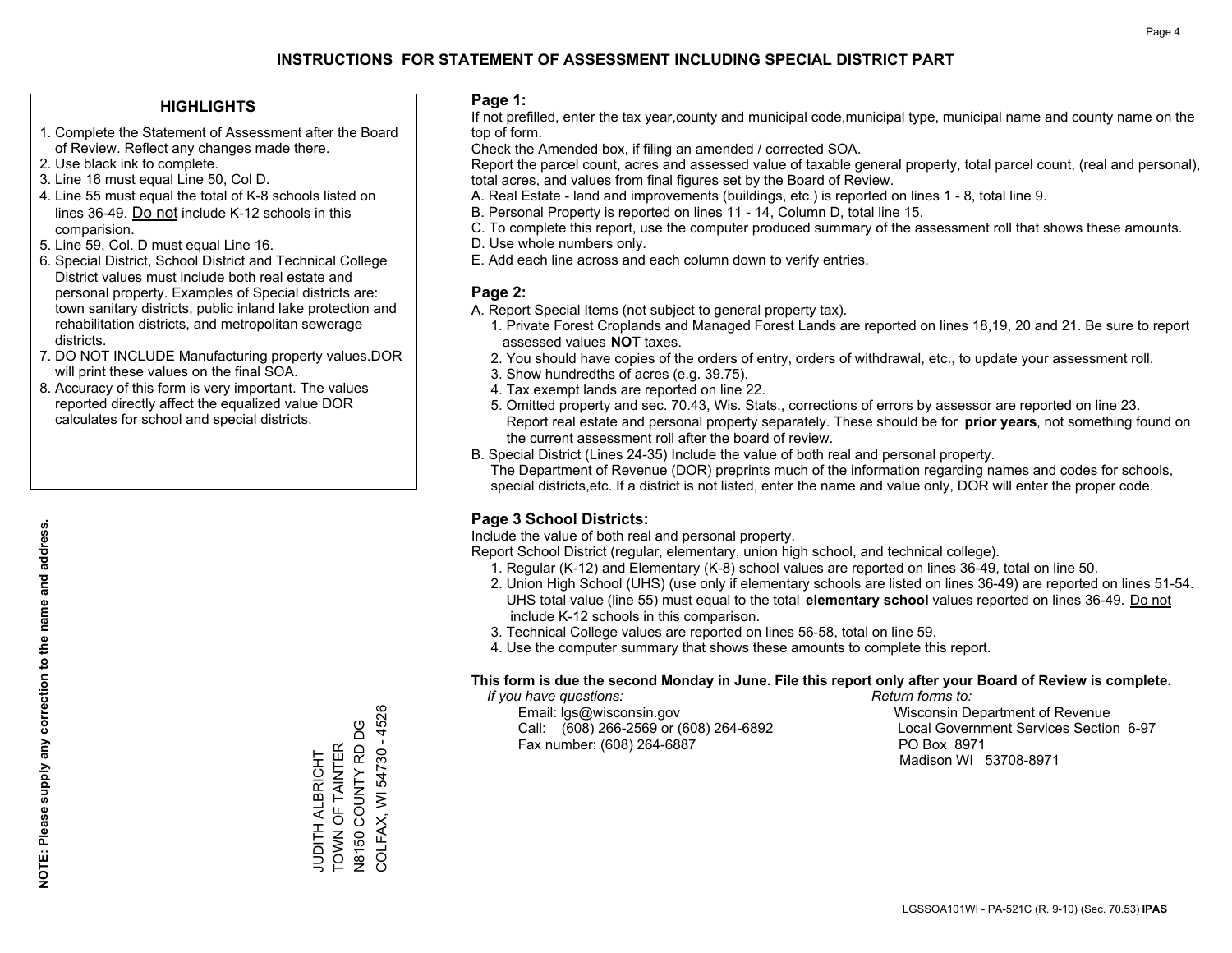# INSTRUCTIONS FOR STATEMENT OF ASSESSMENT INCLUDING SPECIAL DISTRICT PART

## HIGHLIGHTS

1. Complete the Statement of Assessment after the Board of Review. Reflect any changes made there.
2. Use black ink to complete.
3. Line 16 must equal Line 50, Col D.
4. Line 55 must equal the total of K-8 schools listed on lines 36-49. Do not include K-12 schools in this comparision.
5. Line 59, Col. D must equal Line 16.
6. Special District, School District and Technical College District values must include both real estate and personal property. Examples of Special districts are: town sanitary districts, public inland lake protection and rehabilitation districts, and metropolitan sewerage districts.
7. DO NOT INCLUDE Manufacturing property values.DOR will print these values on the final SOA.
8. Accuracy of this form is very important. The values reported directly affect the equalized value DOR calculates for school and special districts.

**NOTE: Please supply any correction to the name and address.**

JUDITH ALBRICHT
TOWN OF TAINTER
N8150 COUNTY RD DG
COLFAX, WI 54730 - 4526

## Page 1:

If not prefilled, enter the tax year,county and municipal code,municipal type, municipal name and county name on the top of form.

Check the Amended box, if filing an amended / corrected SOA.

Report the parcel count, acres and assessed value of taxable general property, total parcel count, (real and personal), total acres, and values from final figures set by the Board of Review.

A. Real Estate - land and improvements (buildings, etc.) is reported on lines 1 - 8, total line 9.
B. Personal Property is reported on lines 11 - 14, Column D, total line 15.
C. To complete this report, use the computer produced summary of the assessment roll that shows these amounts.
D. Use whole numbers only.
E. Add each line across and each column down to verify entries.

## Page 2:

A. Report Special Items (not subject to general property tax).
   1. Private Forest Croplands and Managed Forest Lands are reported on lines 18,19, 20 and 21. Be sure to report assessed values **NOT** taxes.
   2. You should have copies of the orders of entry, orders of withdrawal, etc., to update your assessment roll.
   3. Show hundredths of acres (e.g. 39.75).
   4. Tax exempt lands are reported on line 22.
   5. Omitted property and sec. 70.43, Wis. Stats., corrections of errors by assessor are reported on line 23. Report real estate and personal property separately. These should be for **prior years**, not something found on the current assessment roll after the board of review.
B. Special District (Lines 24-35) Include the value of both real and personal property.
   The Department of Revenue (DOR) preprints much of the information regarding names and codes for schools, special districts,etc. If a district is not listed, enter the name and value only, DOR will enter the proper code.

## Page 3 School Districts:

Include the value of both real and personal property.

Report School District (regular, elementary, union high school, and technical college).

1. Regular (K-12) and Elementary (K-8) school values are reported on lines 36-49, total on line 50.
2. Union High School (UHS) (use only if elementary schools are listed on lines 36-49) are reported on lines 51-54. UHS total value (line 55) must equal to the total **elementary school** values reported on lines 36-49. Do not include K-12 schools in this comparison.
3. Technical College values are reported on lines 56-58, total on line 59.
4. Use the computer summary that shows these amounts to complete this report.

**This form is due the second Monday in June. File this report only after your Board of Review is complete.**

*If you have questions:*
Email: lgs@wisconsin.gov
Call: (608) 266-2569 or (608) 264-6892
Fax number: (608) 264-6887

*Return forms to:*
Wisconsin Department of Revenue
Local Government Services Section 6-97
PO Box 8971
Madison WI 53708-8971

LGSSOA101WI - PA-521C (R. 9-10) (Sec. 70.53) **IPAS**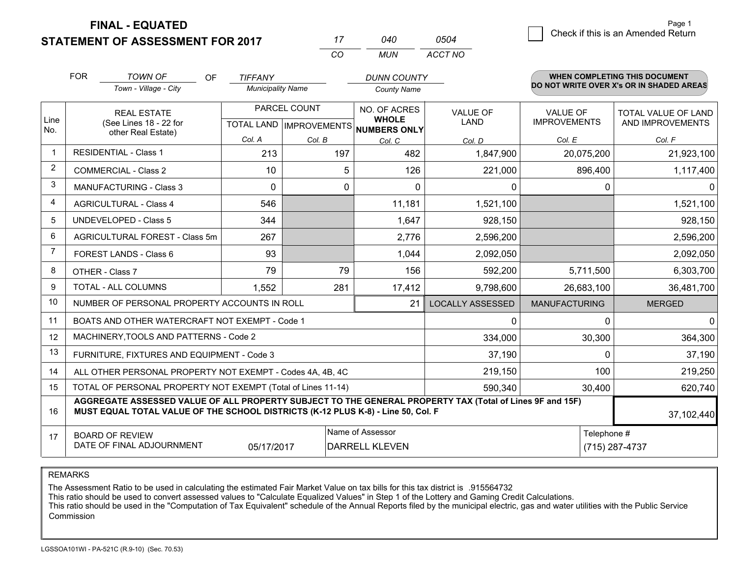**FINAL - EQUATED**
**STATEMENT OF ASSESSMENT FOR 2017**

| 17 | 040 | 0504 |
|---|---|---|
| CO | MUN | ACCT NO |

Page 1

☐ Check if this is an Amended Return

FOR *TOWN OF* (Town - Village - City) OF *TIFFANY* (Municipality Name) *DUNN COUNTY* (County Name)

**WHEN COMPLETING THIS DOCUMENT DO NOT WRITE OVER X's OR IN SHADED AREAS**

| Line No. | REAL ESTATE (See Lines 18 - 22 for other Real Estate) | PARCEL COUNT TOTAL LAND Col. A | IMPROVEMENTS Col. B | NO. OF ACRES WHOLE NUMBERS ONLY Col. C | VALUE OF LAND Col. D | VALUE OF IMPROVEMENTS Col. E | TOTAL VALUE OF LAND AND IMPROVEMENTS Col. F |
|---|---|---|---|---|---|---|---|
| 1 | RESIDENTIAL - Class 1 | 213 | 197 | 482 | 1,847,900 | 20,075,200 | 21,923,100 |
| 2 | COMMERCIAL - Class 2 | 10 | 5 | 126 | 221,000 | 896,400 | 1,117,400 |
| 3 | MANUFACTURING - Class 3 | 0 | 0 | 0 | 0 | 0 | 0 |
| 4 | AGRICULTURAL - Class 4 | 546 | | 11,181 | 1,521,100 | | 1,521,100 |
| 5 | UNDEVELOPED - Class 5 | 344 | | 1,647 | 928,150 | | 928,150 |
| 6 | AGRICULTURAL FOREST - Class 5m | 267 | | 2,776 | 2,596,200 | | 2,596,200 |
| 7 | FOREST LANDS - Class 6 | 93 | | 1,044 | 2,092,050 | | 2,092,050 |
| 8 | OTHER - Class 7 | 79 | 79 | 156 | 592,200 | 5,711,500 | 6,303,700 |
| 9 | TOTAL - ALL COLUMNS | 1,552 | 281 | 17,412 | 9,798,600 | 26,683,100 | 36,481,700 |
| 10 | NUMBER OF PERSONAL PROPERTY ACCOUNTS IN ROLL | | | 21 | LOCALLY ASSESSED | MANUFACTURING | MERGED |
| 11 | BOATS AND OTHER WATERCRAFT NOT EXEMPT - Code 1 | | | | 0 | 0 | 0 |
| 12 | MACHINERY,TOOLS AND PATTERNS - Code 2 | | | | 334,000 | 30,300 | 364,300 |
| 13 | FURNITURE, FIXTURES AND EQUIPMENT - Code 3 | | | | 37,190 | 0 | 37,190 |
| 14 | ALL OTHER PERSONAL PROPERTY NOT EXEMPT - Codes 4A, 4B, 4C | | | | 219,150 | 100 | 219,250 |
| 15 | TOTAL OF PERSONAL PROPERTY NOT EXEMPT (Total of Lines 11-14) | | | | 590,340 | 30,400 | 620,740 |
| 16 | **AGGREGATE ASSESSED VALUE OF ALL PROPERTY SUBJECT TO THE GENERAL PROPERTY TAX (Total of Lines 9F and 15F) MUST EQUAL TOTAL VALUE OF THE SCHOOL DISTRICTS (K-12 PLUS K-8) - Line 50, Col. F** | | | | | | 37,102,440 |
| 17 | BOARD OF REVIEW DATE OF FINAL ADJOURNMENT | 05/17/2017 | Name of Assessor | DARRELL KLEVEN | | Telephone # | (715) 287-4737 |

REMARKS

The Assessment Ratio to be used in calculating the estimated Fair Market Value on tax bills for this tax district is .915564732
This ratio should be used to convert assessed values to "Calculate Equalized Values" in Step 1 of the Lottery and Gaming Credit Calculations.
This ratio should be used in the "Computation of Tax Equivalent" schedule of the Annual Reports filed by the municipal electric, gas and water utilities with the Public Service Commission

LGSSOA101WI - PA-521C (R.9-10) (Sec. 70.53)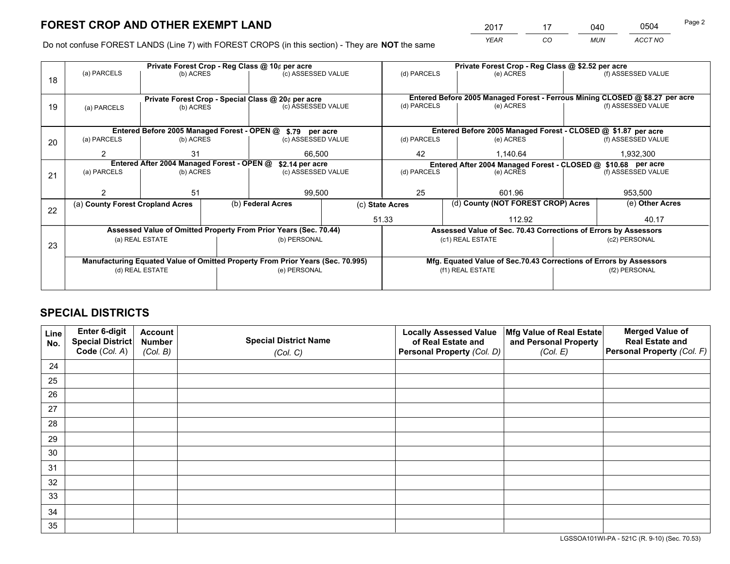# FOREST CROP AND OTHER EXEMPT LAND

| 2017 | 17 | 040 | 0504 |
|---|---|---|---|
| *YEAR* | *CO* | *MUN* | *ACCT NO* |

Do not confuse FOREST LANDS (Line 7) with FOREST CROPS (in this section) - They are **NOT** the same

| Line | Private Forest Crop - Reg Class @ 10¢ per acre | | | Private Forest Crop - Reg Class @ $2.52 per acre | | |
|---|---|---|---|---|---|---|
| | (a) PARCELS | (b) ACRES | (c) ASSESSED VALUE | (d) PARCELS | (e) ACRES | (f) ASSESSED VALUE |
| 18 | | | | | | |
| | **Private Forest Crop - Special Class @ 20¢ per acre** | | | **Entered Before 2005 Managed Forest - Ferrous Mining CLOSED @ $8.27 per acre** | | |
| 19 | (a) PARCELS | (b) ACRES | (c) ASSESSED VALUE | (d) PARCELS | (e) ACRES | (f) ASSESSED VALUE |
| | **Entered Before 2005 Managed Forest - OPEN @ $.79 per acre** | | | **Entered Before 2005 Managed Forest - CLOSED @ $1.87 per acre** | | |
| 20 | (a) PARCELS | (b) ACRES | (c) ASSESSED VALUE | (d) PARCELS | (e) ACRES | (f) ASSESSED VALUE |
| | 2 | 31 | 66,500 | 42 | 1,140.64 | 1,932,300 |
| | **Entered After 2004 Managed Forest - OPEN @ $2.14 per acre** | | | **Entered After 2004 Managed Forest - CLOSED @ $10.68 per acre** | | |
| 21 | (a) PARCELS | (b) ACRES | (c) ASSESSED VALUE | (d) PARCELS | (e) ACRES | (f) ASSESSED VALUE |
| | 2 | 51 | 99,500 | 25 | 601.96 | 953,500 |

| Line | (a) County Forest Cropland Acres | (b) Federal Acres | (c) State Acres | (d) County (NOT FOREST CROP) Acres | (e) Other Acres |
|---|---|---|---|---|---|
| 22 | | | 51.33 | 112.92 | 40.17 |

| Line | Assessed Value of Omitted Property From Prior Years (Sec. 70.44) | | Assessed Value of Sec. 70.43 Corrections of Errors by Assessors | |
|---|---|---|---|---|
| 23 | (a) REAL ESTATE | (b) PERSONAL | (c1) REAL ESTATE | (c2) PERSONAL |
| | | | | |
| | **Manufacturing Equated Value of Omitted Property From Prior Years (Sec. 70.995)** | | **Mfg. Equated Value of Sec.70.43 Corrections of Errors by Assessors** | |
| | (d) REAL ESTATE | (e) PERSONAL | (f1) REAL ESTATE | (f2) PERSONAL |
| | | | | |

# SPECIAL DISTRICTS

| Line No. | Enter 6-digit Special District Code (Col. A) | Account Number (Col. B) | Special District Name (Col. C) | Locally Assessed Value of Real Estate and Personal Property (Col. D) | Mfg Value of Real Estate and Personal Property (Col. E) | Merged Value of Real Estate and Personal Property (Col. F) |
|---|---|---|---|---|---|---|
| 24 | | | | | | |
| 25 | | | | | | |
| 26 | | | | | | |
| 27 | | | | | | |
| 28 | | | | | | |
| 29 | | | | | | |
| 30 | | | | | | |
| 31 | | | | | | |
| 32 | | | | | | |
| 33 | | | | | | |
| 34 | | | | | | |
| 35 | | | | | | |

LGSSOA101WI-PA - 521C (R. 9-10) (Sec. 70.53)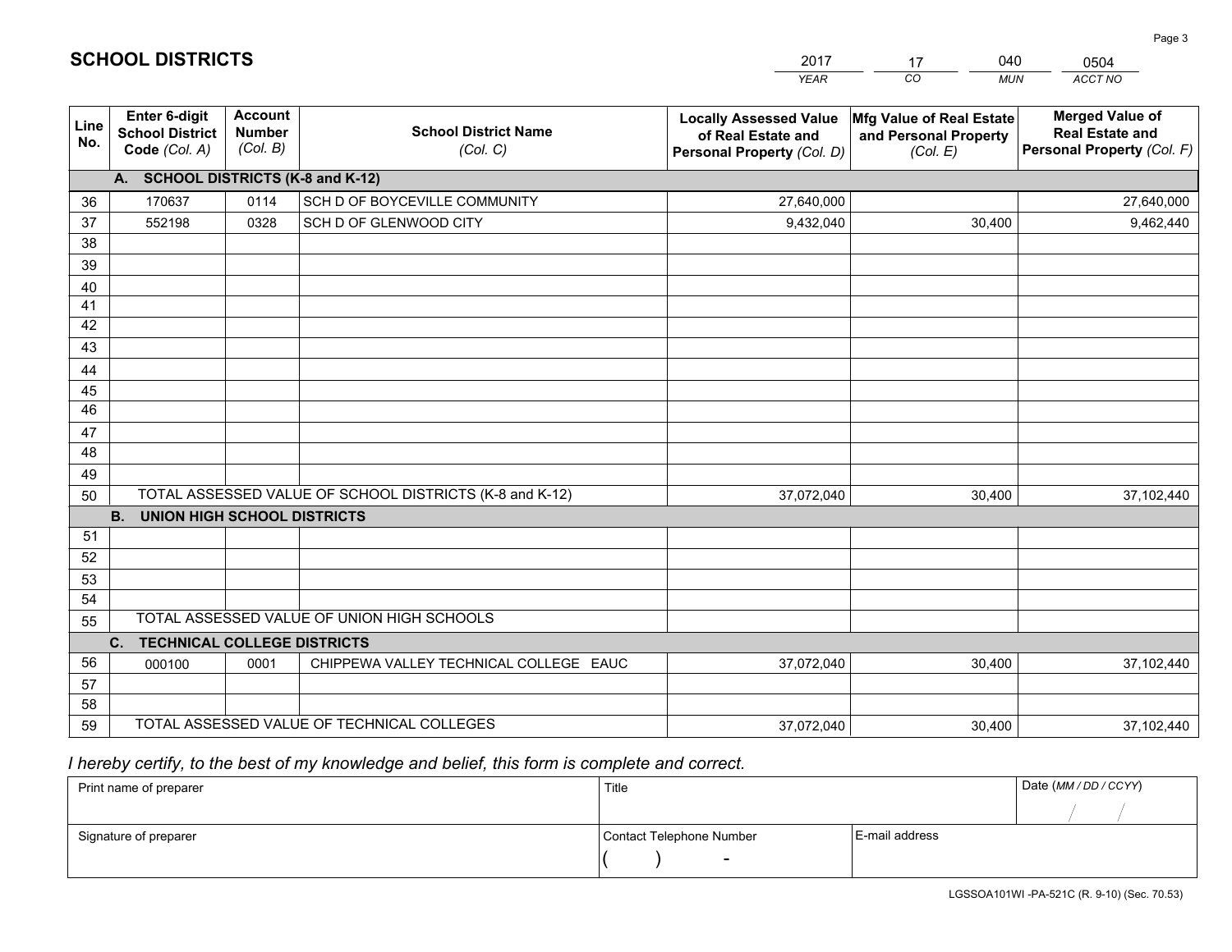## SCHOOL DISTRICTS

| 2017 | 17 | 040 | 0504 |
|---|---|---|---|
| *YEAR* | *CO* | *MUN* | *ACCT NO* |

| Line No. | Enter 6-digit School District Code *(Col. A)* | Account Number *(Col. B)* | School District Name *(Col. C)* | Locally Assessed Value of Real Estate and Personal Property *(Col. D)* | Mfg Value of Real Estate and Personal Property *(Col. E)* | Merged Value of Real Estate and Personal Property *(Col. F)* |
|---|---|---|---|---|---|---|
| | **A. SCHOOL DISTRICTS (K-8 and K-12)** | | | | | |
| 36 | 170637 | 0114 | SCH D OF BOYCEVILLE COMMUNITY | 27,640,000 | | 27,640,000 |
| 37 | 552198 | 0328 | SCH D OF GLENWOOD CITY | 9,432,040 | 30,400 | 9,462,440 |
| 38 | | | | | | |
| 39 | | | | | | |
| 40 | | | | | | |
| 41 | | | | | | |
| 42 | | | | | | |
| 43 | | | | | | |
| 44 | | | | | | |
| 45 | | | | | | |
| 46 | | | | | | |
| 47 | | | | | | |
| 48 | | | | | | |
| 49 | | | | | | |
| 50 | TOTAL ASSESSED VALUE OF SCHOOL DISTRICTS (K-8 and K-12) | | | 37,072,040 | 30,400 | 37,102,440 |
| | **B. UNION HIGH SCHOOL DISTRICTS** | | | | | |
| 51 | | | | | | |
| 52 | | | | | | |
| 53 | | | | | | |
| 54 | | | | | | |
| 55 | TOTAL ASSESSED VALUE OF UNION HIGH SCHOOLS | | | | | |
| | **C. TECHNICAL COLLEGE DISTRICTS** | | | | | |
| 56 | 000100 | 0001 | CHIPPEWA VALLEY TECHNICAL COLLEGE EAUC | 37,072,040 | 30,400 | 37,102,440 |
| 57 | | | | | | |
| 58 | | | | | | |
| 59 | TOTAL ASSESSED VALUE OF TECHNICAL COLLEGES | | | 37,072,040 | 30,400 | 37,102,440 |

*I hereby certify, to the best of my knowledge and belief, this form is complete and correct.*

| Print name of preparer | Title | | Date *(MM / DD / CCYY)* |
|---|---|---|---|
| | | | / / |
| Signature of preparer | Contact Telephone Number | E-mail address | |
| | ( ) - | | |

LGSSOA101WI -PA-521C (R. 9-10) (Sec. 70.53)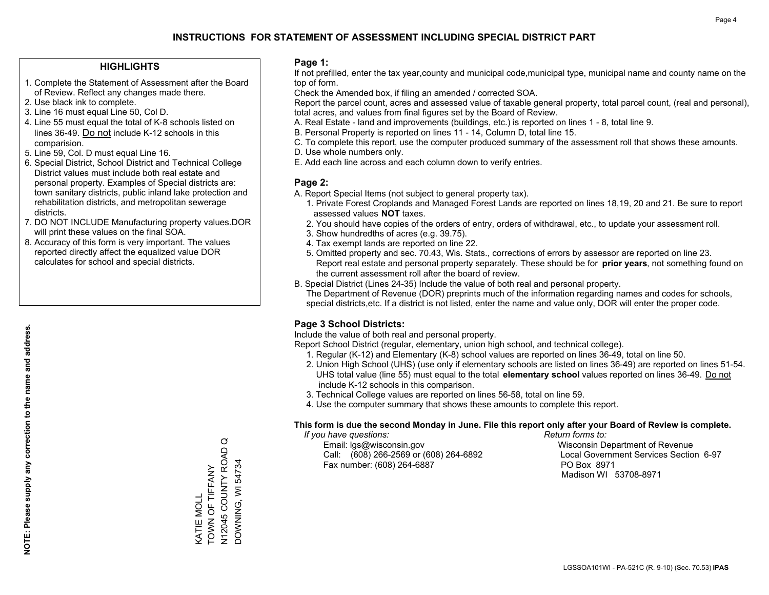# INSTRUCTIONS FOR STATEMENT OF ASSESSMENT INCLUDING SPECIAL DISTRICT PART

## HIGHLIGHTS

1. Complete the Statement of Assessment after the Board of Review. Reflect any changes made there.
2. Use black ink to complete.
3. Line 16 must equal Line 50, Col D.
4. Line 55 must equal the total of K-8 schools listed on lines 36-49. Do not include K-12 schools in this comparision.
5. Line 59, Col. D must equal Line 16.
6. Special District, School District and Technical College District values must include both real estate and personal property. Examples of Special districts are: town sanitary districts, public inland lake protection and rehabilitation districts, and metropolitan sewerage districts.
7. DO NOT INCLUDE Manufacturing property values.DOR will print these values on the final SOA.
8. Accuracy of this form is very important. The values reported directly affect the equalized value DOR calculates for school and special districts.

**NOTE: Please supply any correction to the name and address.**

KATIE MOLL
TOWN OF TIFFANY
N12045 COUNTY ROAD Q
DOWNING, WI 54734

## Page 1:

If not prefilled, enter the tax year,county and municipal code,municipal type, municipal name and county name on the top of form.

Check the Amended box, if filing an amended / corrected SOA.

Report the parcel count, acres and assessed value of taxable general property, total parcel count, (real and personal), total acres, and values from final figures set by the Board of Review.

A. Real Estate - land and improvements (buildings, etc.) is reported on lines 1 - 8, total line 9.
B. Personal Property is reported on lines 11 - 14, Column D, total line 15.
C. To complete this report, use the computer produced summary of the assessment roll that shows these amounts.
D. Use whole numbers only.
E. Add each line across and each column down to verify entries.

## Page 2:

A. Report Special Items (not subject to general property tax).
   1. Private Forest Croplands and Managed Forest Lands are reported on lines 18,19, 20 and 21. Be sure to report assessed values **NOT** taxes.
   2. You should have copies of the orders of entry, orders of withdrawal, etc., to update your assessment roll.
   3. Show hundredths of acres (e.g. 39.75).
   4. Tax exempt lands are reported on line 22.
   5. Omitted property and sec. 70.43, Wis. Stats., corrections of errors by assessor are reported on line 23. Report real estate and personal property separately. These should be for **prior years**, not something found on the current assessment roll after the board of review.
B. Special District (Lines 24-35) Include the value of both real and personal property.
   The Department of Revenue (DOR) preprints much of the information regarding names and codes for schools, special districts,etc. If a district is not listed, enter the name and value only, DOR will enter the proper code.

## Page 3 School Districts:

Include the value of both real and personal property.

Report School District (regular, elementary, union high school, and technical college).

1. Regular (K-12) and Elementary (K-8) school values are reported on lines 36-49, total on line 50.
2. Union High School (UHS) (use only if elementary schools are listed on lines 36-49) are reported on lines 51-54. UHS total value (line 55) must equal to the total **elementary school** values reported on lines 36-49. Do not include K-12 schools in this comparison.
3. Technical College values are reported on lines 56-58, total on line 59.
4. Use the computer summary that shows these amounts to complete this report.

**This form is due the second Monday in June. File this report only after your Board of Review is complete.**

*If you have questions:*
Email: lgs@wisconsin.gov
Call: (608) 266-2569 or (608) 264-6892
Fax number: (608) 264-6887

*Return forms to:*
Wisconsin Department of Revenue
Local Government Services Section 6-97
PO Box 8971
Madison WI 53708-8971

LGSSOA101WI - PA-521C (R. 9-10) (Sec. 70.53) **IPAS**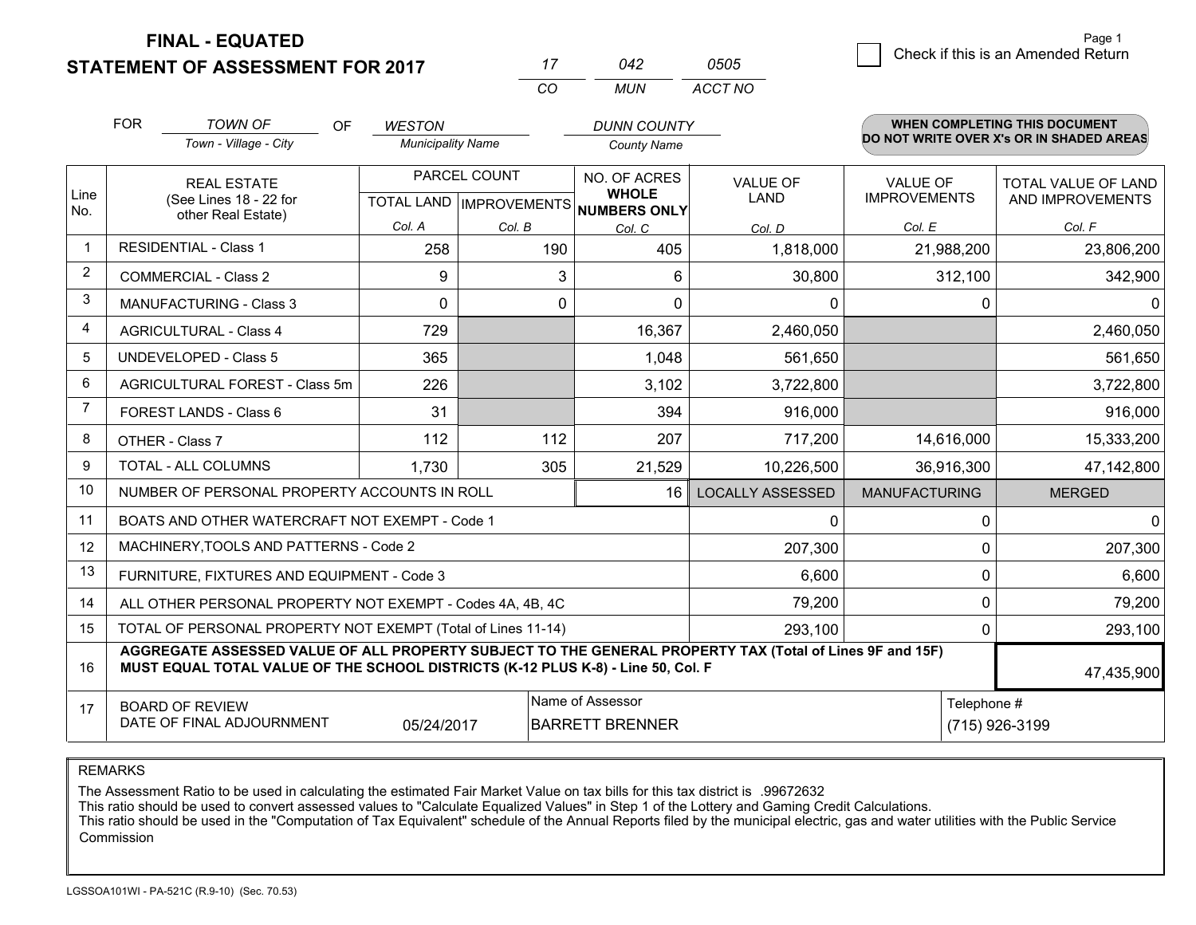**FINAL - EQUATED**
**STATEMENT OF ASSESSMENT FOR 2017**

| 17 | 042 | 0505 |
|---|---|---|
| CO | MUN | ACCT NO |

☐ Check if this is an Amended Return

FOR *TOWN OF* (Town - Village - City) OF *WESTON* (Municipality Name) *DUNN COUNTY* (County Name)

**WHEN COMPLETING THIS DOCUMENT DO NOT WRITE OVER X's OR IN SHADED AREAS**

| Line No. | REAL ESTATE (See Lines 18 - 22 for other Real Estate) | PARCEL COUNT TOTAL LAND Col. A | PARCEL COUNT IMPROVEMENTS Col. B | NO. OF ACRES WHOLE NUMBERS ONLY Col. C | VALUE OF LAND Col. D | VALUE OF IMPROVEMENTS Col. E | TOTAL VALUE OF LAND AND IMPROVEMENTS Col. F |
|---|---|---|---|---|---|---|---|
| 1 | RESIDENTIAL - Class 1 | 258 | 190 | 405 | 1,818,000 | 21,988,200 | 23,806,200 |
| 2 | COMMERCIAL - Class 2 | 9 | 3 | 6 | 30,800 | 312,100 | 342,900 |
| 3 | MANUFACTURING - Class 3 | 0 | 0 | 0 | 0 | 0 | 0 |
| 4 | AGRICULTURAL - Class 4 | 729 | | 16,367 | 2,460,050 | | 2,460,050 |
| 5 | UNDEVELOPED - Class 5 | 365 | | 1,048 | 561,650 | | 561,650 |
| 6 | AGRICULTURAL FOREST - Class 5m | 226 | | 3,102 | 3,722,800 | | 3,722,800 |
| 7 | FOREST LANDS - Class 6 | 31 | | 394 | 916,000 | | 916,000 |
| 8 | OTHER - Class 7 | 112 | 112 | 207 | 717,200 | 14,616,000 | 15,333,200 |
| 9 | TOTAL - ALL COLUMNS | 1,730 | 305 | 21,529 | 10,226,500 | 36,916,300 | 47,142,800 |
| 10 | NUMBER OF PERSONAL PROPERTY ACCOUNTS IN ROLL | | | 16 | LOCALLY ASSESSED | MANUFACTURING | MERGED |
| 11 | BOATS AND OTHER WATERCRAFT NOT EXEMPT - Code 1 | | | | 0 | 0 | 0 |
| 12 | MACHINERY,TOOLS AND PATTERNS - Code 2 | | | | 207,300 | 0 | 207,300 |
| 13 | FURNITURE, FIXTURES AND EQUIPMENT - Code 3 | | | | 6,600 | 0 | 6,600 |
| 14 | ALL OTHER PERSONAL PROPERTY NOT EXEMPT - Codes 4A, 4B, 4C | | | | 79,200 | 0 | 79,200 |
| 15 | TOTAL OF PERSONAL PROPERTY NOT EXEMPT (Total of Lines 11-14) | | | | 293,100 | 0 | 293,100 |
| 16 | **AGGREGATE ASSESSED VALUE OF ALL PROPERTY SUBJECT TO THE GENERAL PROPERTY TAX (Total of Lines 9F and 15F) MUST EQUAL TOTAL VALUE OF THE SCHOOL DISTRICTS (K-12 PLUS K-8) - Line 50, Col. F** | | | | | | 47,435,900 |
| 17 | BOARD OF REVIEW DATE OF FINAL ADJOURNMENT | 05/24/2017 | Name of Assessor | BARRETT BRENNER | | Telephone # | (715) 926-3199 |

REMARKS

The Assessment Ratio to be used in calculating the estimated Fair Market Value on tax bills for this tax district is .99672632
This ratio should be used to convert assessed values to "Calculate Equalized Values" in Step 1 of the Lottery and Gaming Credit Calculations.
This ratio should be used in the "Computation of Tax Equivalent" schedule of the Annual Reports filed by the municipal electric, gas and water utilities with the Public Service Commission

LGSSOA101WI - PA-521C (R.9-10) (Sec. 70.53)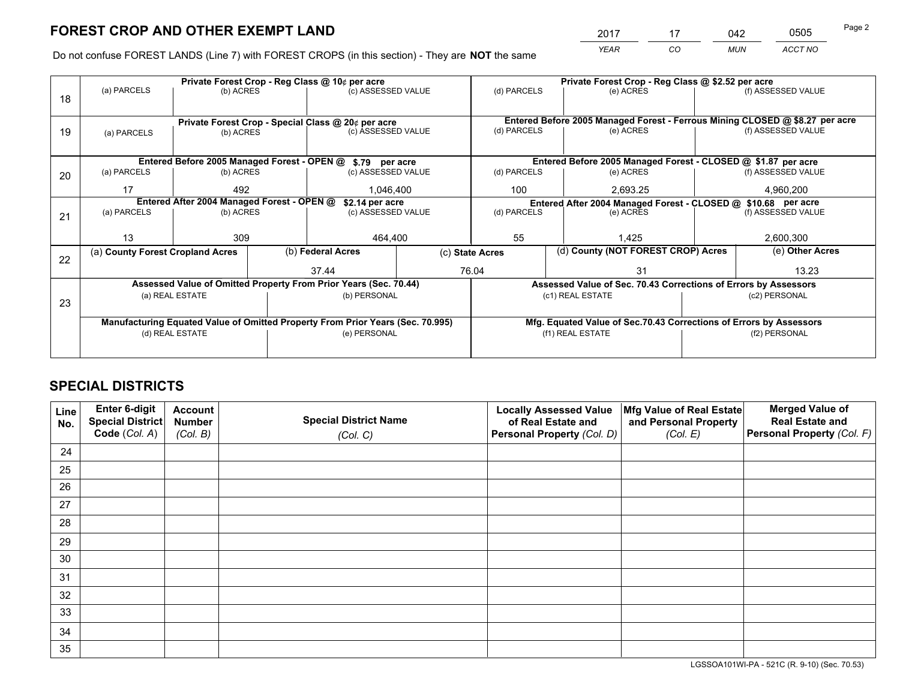# FOREST CROP AND OTHER EXEMPT LAND

| 2017 | 17 | 042 | 0505 |
|---|---|---|---|
| YEAR | CO | MUN | ACCT NO |

Do not confuse FOREST LANDS (Line 7) with FOREST CROPS (in this section) - They are **NOT** the same

| Line | Private Forest Crop - Reg Class @ 10¢ per acre | | | Private Forest Crop - Reg Class @ $2.52 per acre | | |
|---|---|---|---|---|---|---|
| 18 | (a) PARCELS | (b) ACRES | (c) ASSESSED VALUE | (d) PARCELS | (e) ACRES | (f) ASSESSED VALUE |
| | | | | | | |
| | **Private Forest Crop - Special Class @ 20¢ per acre** | | | **Entered Before 2005 Managed Forest - Ferrous Mining CLOSED @ $8.27 per acre** | | |
| 19 | (a) PARCELS | (b) ACRES | (c) ASSESSED VALUE | (d) PARCELS | (e) ACRES | (f) ASSESSED VALUE |
| | | | | | | |
| | **Entered Before 2005 Managed Forest - OPEN @ $.79 per acre** | | | **Entered Before 2005 Managed Forest - CLOSED @ $1.87 per acre** | | |
| 20 | (a) PARCELS | (b) ACRES | (c) ASSESSED VALUE | (d) PARCELS | (e) ACRES | (f) ASSESSED VALUE |
| | 17 | 492 | 1,046,400 | 100 | 2,693.25 | 4,960,200 |
| | **Entered After 2004 Managed Forest - OPEN @ $2.14 per acre** | | | **Entered After 2004 Managed Forest - CLOSED @ $10.68 per acre** | | |
| 21 | (a) PARCELS | (b) ACRES | (c) ASSESSED VALUE | (d) PARCELS | (e) ACRES | (f) ASSESSED VALUE |
| | 13 | 309 | 464,400 | 55 | 1,425 | 2,600,300 |

| Line | (a) County Forest Cropland Acres | (b) Federal Acres | (c) State Acres | (d) County (NOT FOREST CROP) Acres | (e) Other Acres |
|---|---|---|---|---|---|
| 22 | | 37.44 | 76.04 | 31 | 13.23 |

| Line | Assessed Value of Omitted Property From Prior Years (Sec. 70.44) | | Assessed Value of Sec. 70.43 Corrections of Errors by Assessors | |
|---|---|---|---|---|
| 23 | (a) REAL ESTATE | (b) PERSONAL | (c1) REAL ESTATE | (c2) PERSONAL |
| | | | | |
| | **Manufacturing Equated Value of Omitted Property From Prior Years (Sec. 70.995)** | | **Mfg. Equated Value of Sec.70.43 Corrections of Errors by Assessors** | |
| | (d) REAL ESTATE | (e) PERSONAL | (f1) REAL ESTATE | (f2) PERSONAL |
| | | | | |

# SPECIAL DISTRICTS

| Line No. | Enter 6-digit Special District Code (Col. A) | Account Number (Col. B) | Special District Name (Col. C) | Locally Assessed Value of Real Estate and Personal Property (Col. D) | Mfg Value of Real Estate and Personal Property (Col. E) | Merged Value of Real Estate and Personal Property (Col. F) |
|---|---|---|---|---|---|---|
| 24 | | | | | | |
| 25 | | | | | | |
| 26 | | | | | | |
| 27 | | | | | | |
| 28 | | | | | | |
| 29 | | | | | | |
| 30 | | | | | | |
| 31 | | | | | | |
| 32 | | | | | | |
| 33 | | | | | | |
| 34 | | | | | | |
| 35 | | | | | | |

LGSSOA101WI-PA - 521C (R. 9-10) (Sec. 70.53)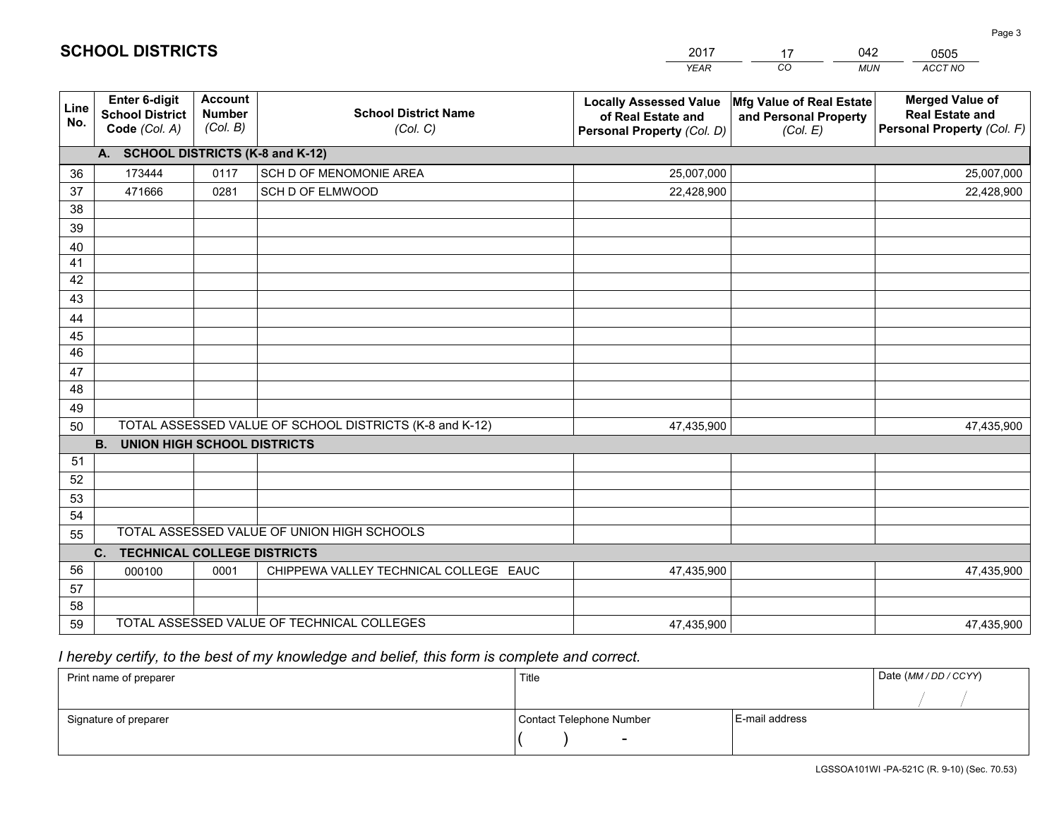# SCHOOL DISTRICTS

| 2017 | 17 | 042 | 0505 |
|---|---|---|---|
| YEAR | CO | MUN | ACCT NO |

| Line No. | Enter 6-digit School District Code (Col. A) | Account Number (Col. B) | School District Name (Col. C) | Locally Assessed Value of Real Estate and Personal Property (Col. D) | Mfg Value of Real Estate and Personal Property (Col. E) | Merged Value of Real Estate and Personal Property (Col. F) |
|---|---|---|---|---|---|---|
| | **A. SCHOOL DISTRICTS (K-8 and K-12)** | | | | | |
| 36 | 173444 | 0117 | SCH D OF MENOMONIE AREA | 25,007,000 | | 25,007,000 |
| 37 | 471666 | 0281 | SCH D OF ELMWOOD | 22,428,900 | | 22,428,900 |
| 38 | | | | | | |
| 39 | | | | | | |
| 40 | | | | | | |
| 41 | | | | | | |
| 42 | | | | | | |
| 43 | | | | | | |
| 44 | | | | | | |
| 45 | | | | | | |
| 46 | | | | | | |
| 47 | | | | | | |
| 48 | | | | | | |
| 49 | | | | | | |
| 50 | TOTAL ASSESSED VALUE OF SCHOOL DISTRICTS (K-8 and K-12) | | | 47,435,900 | | 47,435,900 |
| | **B. UNION HIGH SCHOOL DISTRICTS** | | | | | |
| 51 | | | | | | |
| 52 | | | | | | |
| 53 | | | | | | |
| 54 | | | | | | |
| 55 | TOTAL ASSESSED VALUE OF UNION HIGH SCHOOLS | | | | | |
| | **C. TECHNICAL COLLEGE DISTRICTS** | | | | | |
| 56 | 000100 | 0001 | CHIPPEWA VALLEY TECHNICAL COLLEGE EAUC | 47,435,900 | | 47,435,900 |
| 57 | | | | | | |
| 58 | | | | | | |
| 59 | TOTAL ASSESSED VALUE OF TECHNICAL COLLEGES | | | 47,435,900 | | 47,435,900 |

*I hereby certify, to the best of my knowledge and belief, this form is complete and correct.*

| Print name of preparer | Title | | Date (MM / DD / CCYY) |
|---|---|---|---|
| | | | / / |
| Signature of preparer | Contact Telephone Number | E-mail address | |
| | ( ) - | | |

LGSSOA101WI -PA-521C (R. 9-10) (Sec. 70.53)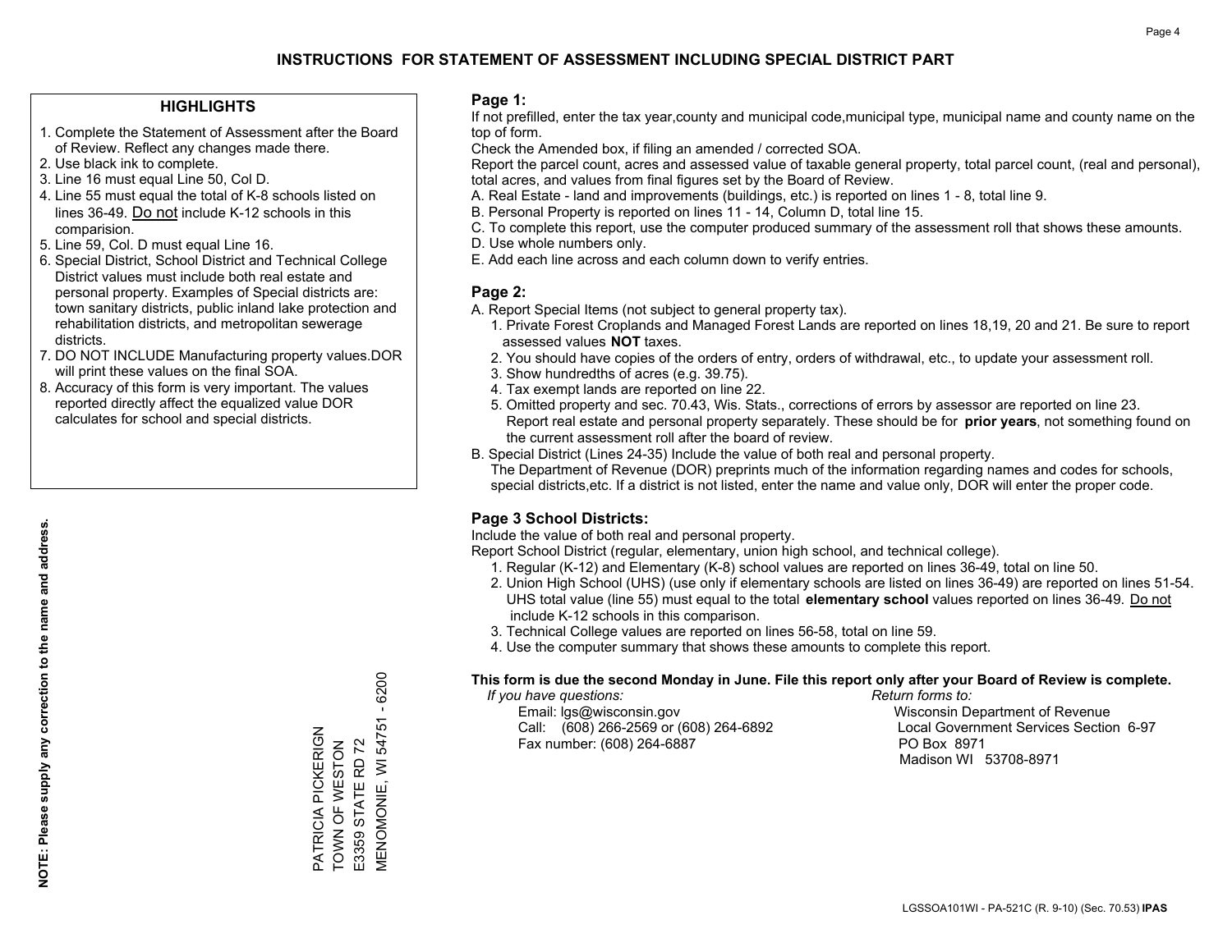# INSTRUCTIONS FOR STATEMENT OF ASSESSMENT INCLUDING SPECIAL DISTRICT PART

## HIGHLIGHTS

1. Complete the Statement of Assessment after the Board of Review. Reflect any changes made there.
2. Use black ink to complete.
3. Line 16 must equal Line 50, Col D.
4. Line 55 must equal the total of K-8 schools listed on lines 36-49. Do not include K-12 schools in this comparision.
5. Line 59, Col. D must equal Line 16.
6. Special District, School District and Technical College District values must include both real estate and personal property. Examples of Special districts are: town sanitary districts, public inland lake protection and rehabilitation districts, and metropolitan sewerage districts.
7. DO NOT INCLUDE Manufacturing property values.DOR will print these values on the final SOA.
8. Accuracy of this form is very important. The values reported directly affect the equalized value DOR calculates for school and special districts.

**NOTE: Please supply any correction to the name and address.**

PATRICIA PICKERIGN
TOWN OF WESTON
E3359 STATE RD 72
MENOMONIE, WI 54751 - 6200

## Page 1:

If not prefilled, enter the tax year,county and municipal code,municipal type, municipal name and county name on the top of form.

Check the Amended box, if filing an amended / corrected SOA.

Report the parcel count, acres and assessed value of taxable general property, total parcel count, (real and personal), total acres, and values from final figures set by the Board of Review.

A. Real Estate - land and improvements (buildings, etc.) is reported on lines 1 - 8, total line 9.
B. Personal Property is reported on lines 11 - 14, Column D, total line 15.
C. To complete this report, use the computer produced summary of the assessment roll that shows these amounts.
D. Use whole numbers only.
E. Add each line across and each column down to verify entries.

## Page 2:

A. Report Special Items (not subject to general property tax).
  1. Private Forest Croplands and Managed Forest Lands are reported on lines 18,19, 20 and 21. Be sure to report assessed values **NOT** taxes.
  2. You should have copies of the orders of entry, orders of withdrawal, etc., to update your assessment roll.
  3. Show hundredths of acres (e.g. 39.75).
  4. Tax exempt lands are reported on line 22.
  5. Omitted property and sec. 70.43, Wis. Stats., corrections of errors by assessor are reported on line 23. Report real estate and personal property separately. These should be for **prior years**, not something found on the current assessment roll after the board of review.

B. Special District (Lines 24-35) Include the value of both real and personal property.
The Department of Revenue (DOR) preprints much of the information regarding names and codes for schools, special districts,etc. If a district is not listed, enter the name and value only, DOR will enter the proper code.

## Page 3 School Districts:

Include the value of both real and personal property.

Report School District (regular, elementary, union high school, and technical college).

1. Regular (K-12) and Elementary (K-8) school values are reported on lines 36-49, total on line 50.
2. Union High School (UHS) (use only if elementary schools are listed on lines 36-49) are reported on lines 51-54. UHS total value (line 55) must equal to the total **elementary school** values reported on lines 36-49. Do not include K-12 schools in this comparison.
3. Technical College values are reported on lines 56-58, total on line 59.
4. Use the computer summary that shows these amounts to complete this report.

**This form is due the second Monday in June. File this report only after your Board of Review is complete.**

*If you have questions:*
Email: lgs@wisconsin.gov
Call: (608) 266-2569 or (608) 264-6892
Fax number: (608) 264-6887

*Return forms to:*
Wisconsin Department of Revenue
Local Government Services Section 6-97
PO Box 8971
Madison WI 53708-8971

LGSSOA101WI - PA-521C (R. 9-10) (Sec. 70.53) **IPAS**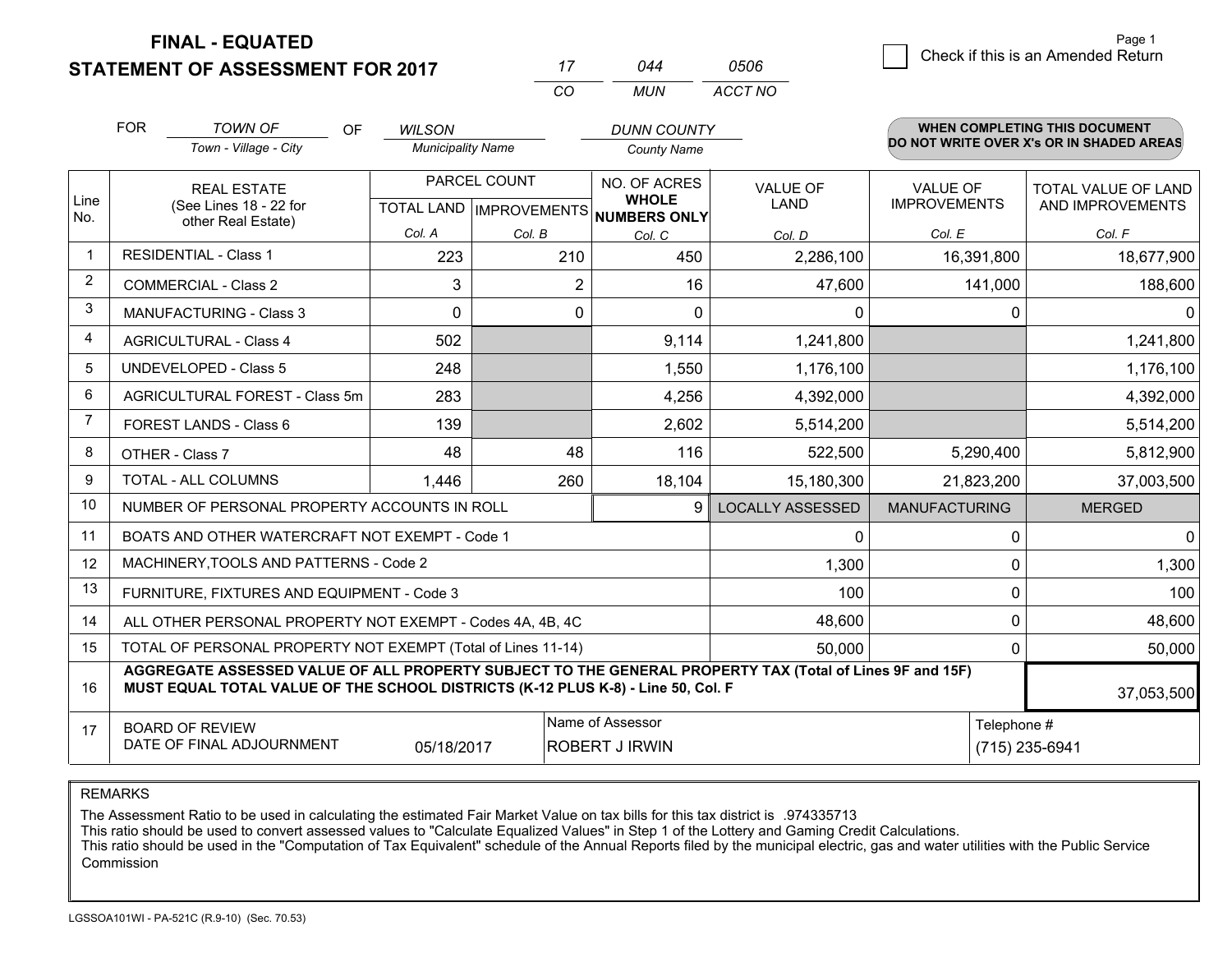**FINAL - EQUATED**

**STATEMENT OF ASSESSMENT FOR 2017**

| 17 | 044 | 0506 |
|---|---|---|
| CO | MUN | ACCT NO |

Page 1

☐ Check if this is an Amended Return

FOR *TOWN OF* (Town - Village - City) OF *WILSON* (Municipality Name) *DUNN COUNTY* (County Name)

**WHEN COMPLETING THIS DOCUMENT DO NOT WRITE OVER X's OR IN SHADED AREAS**

| Line No. | REAL ESTATE (See Lines 18 - 22 for other Real Estate) | PARCEL COUNT TOTAL LAND Col. A | IMPROVEMENTS Col. B | NO. OF ACRES WHOLE NUMBERS ONLY Col. C | VALUE OF LAND Col. D | VALUE OF IMPROVEMENTS Col. E | TOTAL VALUE OF LAND AND IMPROVEMENTS Col. F |
|---|---|---|---|---|---|---|---|
| 1 | RESIDENTIAL - Class 1 | 223 | 210 | 450 | 2,286,100 | 16,391,800 | 18,677,900 |
| 2 | COMMERCIAL - Class 2 | 3 | 2 | 16 | 47,600 | 141,000 | 188,600 |
| 3 | MANUFACTURING - Class 3 | 0 | 0 | 0 | 0 | 0 | 0 |
| 4 | AGRICULTURAL - Class 4 | 502 | | 9,114 | 1,241,800 | | 1,241,800 |
| 5 | UNDEVELOPED - Class 5 | 248 | | 1,550 | 1,176,100 | | 1,176,100 |
| 6 | AGRICULTURAL FOREST - Class 5m | 283 | | 4,256 | 4,392,000 | | 4,392,000 |
| 7 | FOREST LANDS - Class 6 | 139 | | 2,602 | 5,514,200 | | 5,514,200 |
| 8 | OTHER - Class 7 | 48 | 48 | 116 | 522,500 | 5,290,400 | 5,812,900 |
| 9 | TOTAL - ALL COLUMNS | 1,446 | 260 | 18,104 | 15,180,300 | 21,823,200 | 37,003,500 |
| 10 | NUMBER OF PERSONAL PROPERTY ACCOUNTS IN ROLL | | | 9 | LOCALLY ASSESSED | MANUFACTURING | MERGED |
| 11 | BOATS AND OTHER WATERCRAFT NOT EXEMPT - Code 1 | | | | 0 | 0 | 0 |
| 12 | MACHINERY,TOOLS AND PATTERNS - Code 2 | | | | 1,300 | 0 | 1,300 |
| 13 | FURNITURE, FIXTURES AND EQUIPMENT - Code 3 | | | | 100 | 0 | 100 |
| 14 | ALL OTHER PERSONAL PROPERTY NOT EXEMPT - Codes 4A, 4B, 4C | | | | 48,600 | 0 | 48,600 |
| 15 | TOTAL OF PERSONAL PROPERTY NOT EXEMPT (Total of Lines 11-14) | | | | 50,000 | 0 | 50,000 |
| 16 | **AGGREGATE ASSESSED VALUE OF ALL PROPERTY SUBJECT TO THE GENERAL PROPERTY TAX (Total of Lines 9F and 15F) MUST EQUAL TOTAL VALUE OF THE SCHOOL DISTRICTS (K-12 PLUS K-8) - Line 50, Col. F** | | | | | | 37,053,500 |
| 17 | BOARD OF REVIEW DATE OF FINAL ADJOURNMENT | 05/18/2017 | | Name of Assessor: ROBERT J IRWIN | | Telephone #: (715) 235-6941 | |

REMARKS

The Assessment Ratio to be used in calculating the estimated Fair Market Value on tax bills for this tax district is .974335713
This ratio should be used to convert assessed values to "Calculate Equalized Values" in Step 1 of the Lottery and Gaming Credit Calculations.
This ratio should be used in the "Computation of Tax Equivalent" schedule of the Annual Reports filed by the municipal electric, gas and water utilities with the Public Service Commission

LGSSOA101WI - PA-521C (R.9-10) (Sec. 70.53)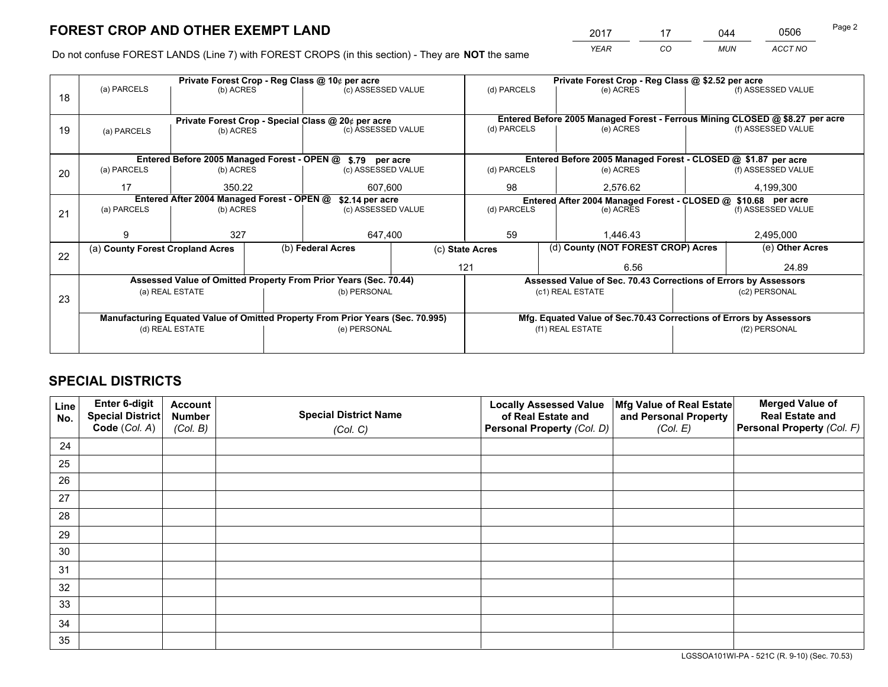# FOREST CROP AND OTHER EXEMPT LAND

| 2017 | 17 | 044 | 0506 |
|---|---|---|---|
| *YEAR* | *CO* | *MUN* | *ACCT NO* |

Do not confuse FOREST LANDS (Line 7) with FOREST CROPS (in this section) - They are **NOT** the same

| | Private Forest Crop - Reg Class @ 10¢ per acre | | | Private Forest Crop - Reg Class @ $2.52 per acre | | |
|---|---|---|---|---|---|---|
| 18 | (a) PARCELS | (b) ACRES | (c) ASSESSED VALUE | (d) PARCELS | (e) ACRES | (f) ASSESSED VALUE |
| | | | | | | |
| | **Private Forest Crop - Special Class @ 20¢ per acre** | | | **Entered Before 2005 Managed Forest - Ferrous Mining CLOSED @ $8.27 per acre** | | |
| 19 | (a) PARCELS | (b) ACRES | (c) ASSESSED VALUE | (d) PARCELS | (e) ACRES | (f) ASSESSED VALUE |
| | | | | | | |
| | **Entered Before 2005 Managed Forest - OPEN @ $.79 per acre** | | | **Entered Before 2005 Managed Forest - CLOSED @ $1.87 per acre** | | |
| 20 | (a) PARCELS | (b) ACRES | (c) ASSESSED VALUE | (d) PARCELS | (e) ACRES | (f) ASSESSED VALUE |
| | 17 | 350.22 | 607,600 | 98 | 2,576.62 | 4,199,300 |
| | **Entered After 2004 Managed Forest - OPEN @ $2.14 per acre** | | | **Entered After 2004 Managed Forest - CLOSED @ $10.68 per acre** | | |
| 21 | (a) PARCELS | (b) ACRES | (c) ASSESSED VALUE | (d) PARCELS | (e) ACRES | (f) ASSESSED VALUE |
| | 9 | 327 | 647,400 | 59 | 1,446.43 | 2,495,000 |

| | (a) County Forest Cropland Acres | (b) Federal Acres | (c) State Acres | (d) County (NOT FOREST CROP) Acres | (e) Other Acres |
|---|---|---|---|---|---|
| 22 | | | 121 | 6.56 | 24.89 |

| | Assessed Value of Omitted Property From Prior Years (Sec. 70.44) | | Assessed Value of Sec. 70.43 Corrections of Errors by Assessors | |
|---|---|---|---|---|
| 23 | (a) REAL ESTATE | (b) PERSONAL | (c1) REAL ESTATE | (c2) PERSONAL |
| | | | | |
| | **Manufacturing Equated Value of Omitted Property From Prior Years (Sec. 70.995)** | | **Mfg. Equated Value of Sec.70.43 Corrections of Errors by Assessors** | |
| | (d) REAL ESTATE | (e) PERSONAL | (f1) REAL ESTATE | (f2) PERSONAL |
| | | | | |

# SPECIAL DISTRICTS

| Line No. | Enter 6-digit Special District Code (Col. A) | Account Number (Col. B) | Special District Name (Col. C) | Locally Assessed Value of Real Estate and Personal Property (Col. D) | Mfg Value of Real Estate and Personal Property (Col. E) | Merged Value of Real Estate and Personal Property (Col. F) |
|---|---|---|---|---|---|---|
| 24 | | | | | | |
| 25 | | | | | | |
| 26 | | | | | | |
| 27 | | | | | | |
| 28 | | | | | | |
| 29 | | | | | | |
| 30 | | | | | | |
| 31 | | | | | | |
| 32 | | | | | | |
| 33 | | | | | | |
| 34 | | | | | | |
| 35 | | | | | | |

LGSSOA101WI-PA - 521C (R. 9-10) (Sec. 70.53)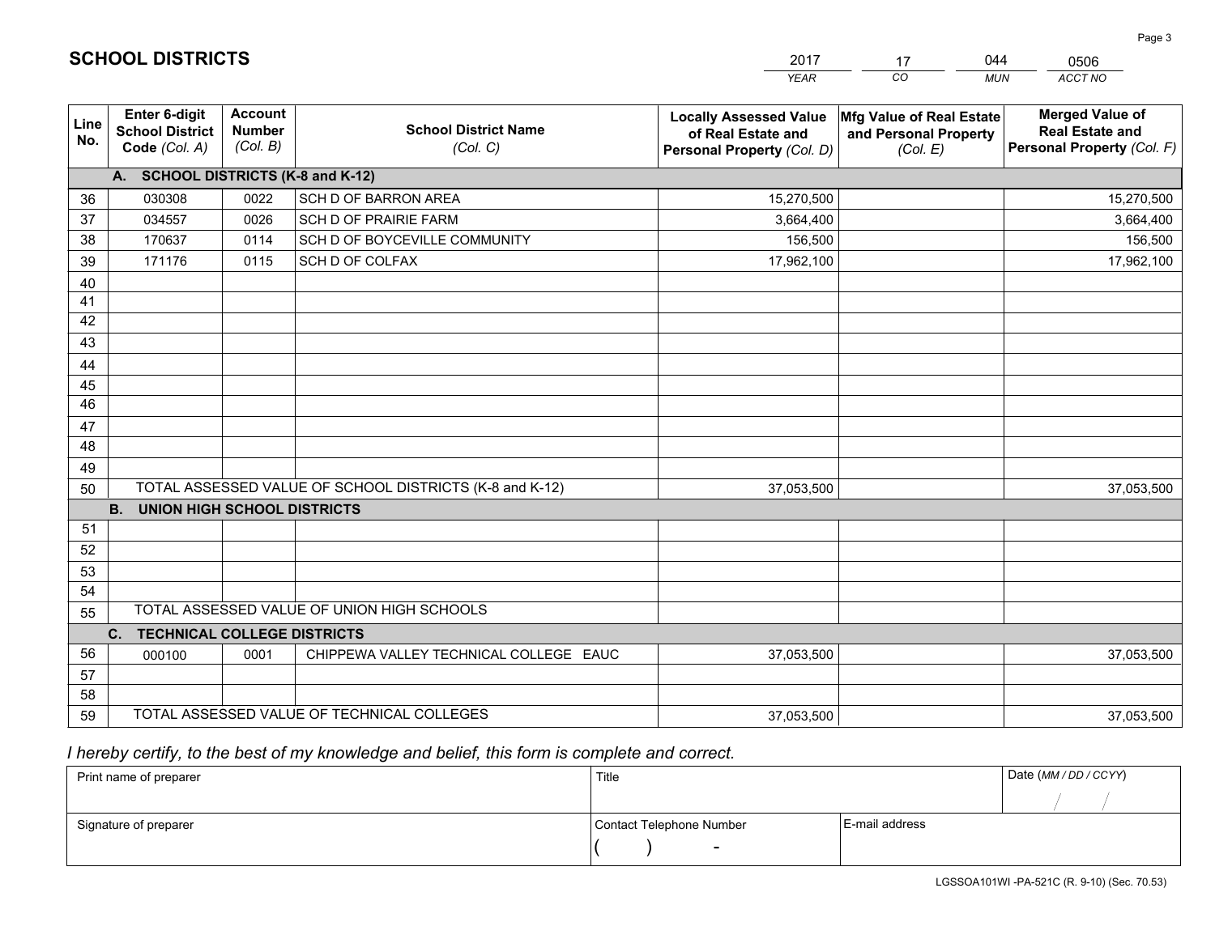# SCHOOL DISTRICTS

| 2017 | 17 | 044 | 0506 |
|---|---|---|---|
| *YEAR* | *CO* | *MUN* | *ACCT NO* |

| Line No. | Enter 6-digit School District Code *(Col. A)* | Account Number *(Col. B)* | School District Name *(Col. C)* | Locally Assessed Value of Real Estate and Personal Property *(Col. D)* | Mfg Value of Real Estate and Personal Property *(Col. E)* | Merged Value of Real Estate and Personal Property *(Col. F)* |
|---|---|---|---|---|---|---|
| | **A. SCHOOL DISTRICTS (K-8 and K-12)** | | | | | |
| 36 | 030308 | 0022 | SCH D OF BARRON AREA | 15,270,500 | | 15,270,500 |
| 37 | 034557 | 0026 | SCH D OF PRAIRIE FARM | 3,664,400 | | 3,664,400 |
| 38 | 170637 | 0114 | SCH D OF BOYCEVILLE COMMUNITY | 156,500 | | 156,500 |
| 39 | 171176 | 0115 | SCH D OF COLFAX | 17,962,100 | | 17,962,100 |
| 40 | | | | | | |
| 41 | | | | | | |
| 42 | | | | | | |
| 43 | | | | | | |
| 44 | | | | | | |
| 45 | | | | | | |
| 46 | | | | | | |
| 47 | | | | | | |
| 48 | | | | | | |
| 49 | | | | | | |
| 50 | TOTAL ASSESSED VALUE OF SCHOOL DISTRICTS (K-8 and K-12) | | | 37,053,500 | | 37,053,500 |
| | **B. UNION HIGH SCHOOL DISTRICTS** | | | | | |
| 51 | | | | | | |
| 52 | | | | | | |
| 53 | | | | | | |
| 54 | | | | | | |
| 55 | TOTAL ASSESSED VALUE OF UNION HIGH SCHOOLS | | | | | |
| | **C. TECHNICAL COLLEGE DISTRICTS** | | | | | |
| 56 | 000100 | 0001 | CHIPPEWA VALLEY TECHNICAL COLLEGE EAUC | 37,053,500 | | 37,053,500 |
| 57 | | | | | | |
| 58 | | | | | | |
| 59 | TOTAL ASSESSED VALUE OF TECHNICAL COLLEGES | | | 37,053,500 | | 37,053,500 |

*I hereby certify, to the best of my knowledge and belief, this form is complete and correct.*

| Print name of preparer | Title | | Date *(MM / DD / CCYY)* |
|---|---|---|---|
| | | | / / |
| Signature of preparer | Contact Telephone Number | E-mail address | |
| | ( ) - | | |

LGSSOA101WI -PA-521C (R. 9-10) (Sec. 70.53)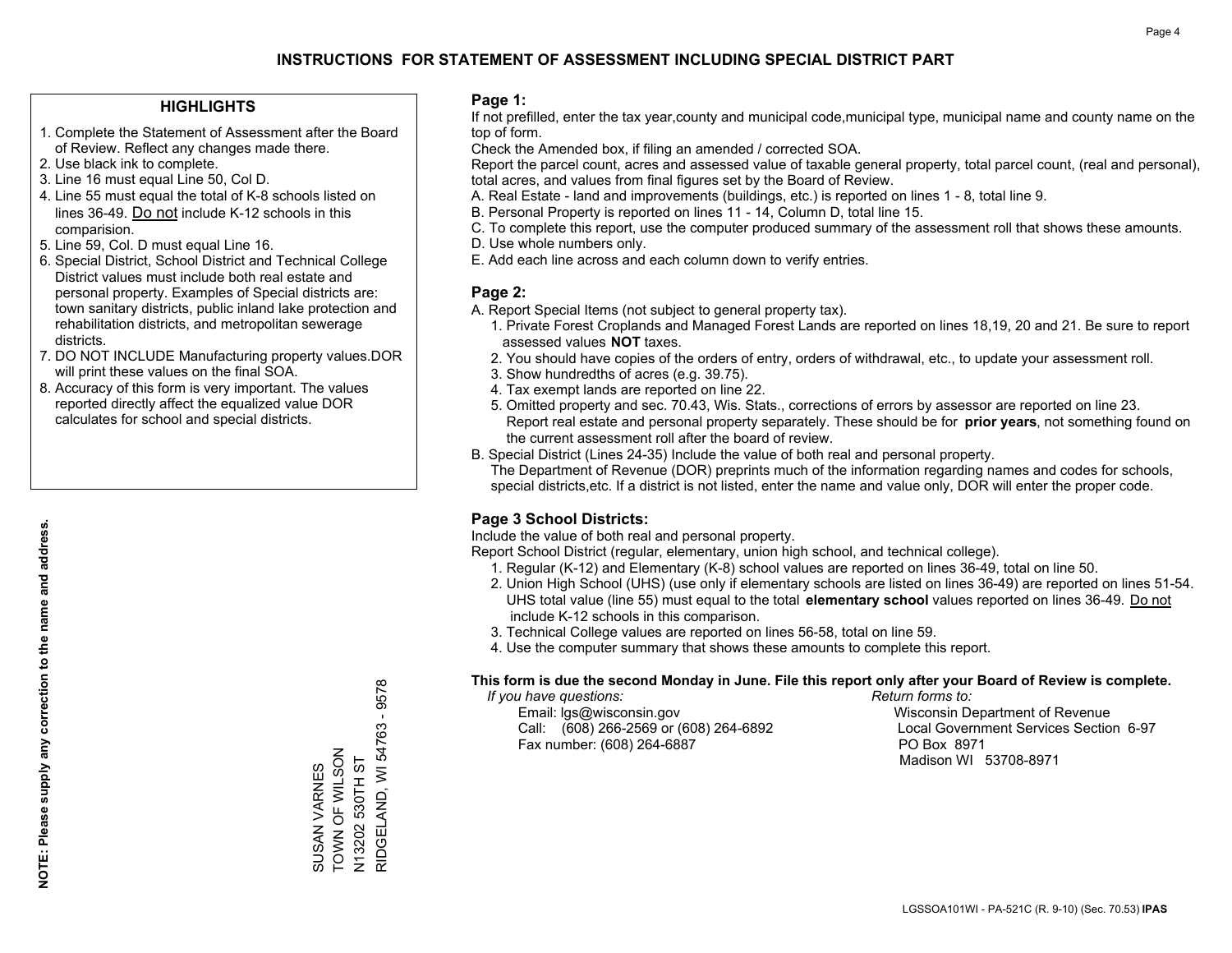# INSTRUCTIONS FOR STATEMENT OF ASSESSMENT INCLUDING SPECIAL DISTRICT PART

## HIGHLIGHTS

1. Complete the Statement of Assessment after the Board of Review. Reflect any changes made there.
2. Use black ink to complete.
3. Line 16 must equal Line 50, Col D.
4. Line 55 must equal the total of K-8 schools listed on lines 36-49. Do not include K-12 schools in this comparision.
5. Line 59, Col. D must equal Line 16.
6. Special District, School District and Technical College District values must include both real estate and personal property. Examples of Special districts are: town sanitary districts, public inland lake protection and rehabilitation districts, and metropolitan sewerage districts.
7. DO NOT INCLUDE Manufacturing property values.DOR will print these values on the final SOA.
8. Accuracy of this form is very important. The values reported directly affect the equalized value DOR calculates for school and special districts.

**NOTE: Please supply any correction to the name and address.**

SUSAN VARNES
TOWN OF WILSON
N13202 530TH ST
RIDGELAND, WI 54763 - 9578

## Page 1:

If not prefilled, enter the tax year,county and municipal code,municipal type, municipal name and county name on the top of form.

Check the Amended box, if filing an amended / corrected SOA.

Report the parcel count, acres and assessed value of taxable general property, total parcel count, (real and personal), total acres, and values from final figures set by the Board of Review.

A. Real Estate - land and improvements (buildings, etc.) is reported on lines 1 - 8, total line 9.
B. Personal Property is reported on lines 11 - 14, Column D, total line 15.
C. To complete this report, use the computer produced summary of the assessment roll that shows these amounts.
D. Use whole numbers only.
E. Add each line across and each column down to verify entries.

## Page 2:

A. Report Special Items (not subject to general property tax).
   1. Private Forest Croplands and Managed Forest Lands are reported on lines 18,19, 20 and 21. Be sure to report assessed values **NOT** taxes.
   2. You should have copies of the orders of entry, orders of withdrawal, etc., to update your assessment roll.
   3. Show hundredths of acres (e.g. 39.75).
   4. Tax exempt lands are reported on line 22.
   5. Omitted property and sec. 70.43, Wis. Stats., corrections of errors by assessor are reported on line 23. Report real estate and personal property separately. These should be for **prior years**, not something found on the current assessment roll after the board of review.
B. Special District (Lines 24-35) Include the value of both real and personal property.
   The Department of Revenue (DOR) preprints much of the information regarding names and codes for schools, special districts,etc. If a district is not listed, enter the name and value only, DOR will enter the proper code.

## Page 3 School Districts:

Include the value of both real and personal property.

Report School District (regular, elementary, union high school, and technical college).

1. Regular (K-12) and Elementary (K-8) school values are reported on lines 36-49, total on line 50.
2. Union High School (UHS) (use only if elementary schools are listed on lines 36-49) are reported on lines 51-54. UHS total value (line 55) must equal to the total **elementary school** values reported on lines 36-49. Do not include K-12 schools in this comparison.
3. Technical College values are reported on lines 56-58, total on line 59.
4. Use the computer summary that shows these amounts to complete this report.

**This form is due the second Monday in June. File this report only after your Board of Review is complete.**

*If you have questions:*
Email: lgs@wisconsin.gov
Call: (608) 266-2569 or (608) 264-6892
Fax number: (608) 264-6887

*Return forms to:*
Wisconsin Department of Revenue
Local Government Services Section 6-97
PO Box 8971
Madison WI 53708-8971

LGSSOA101WI - PA-521C (R. 9-10) (Sec. 70.53) **IPAS**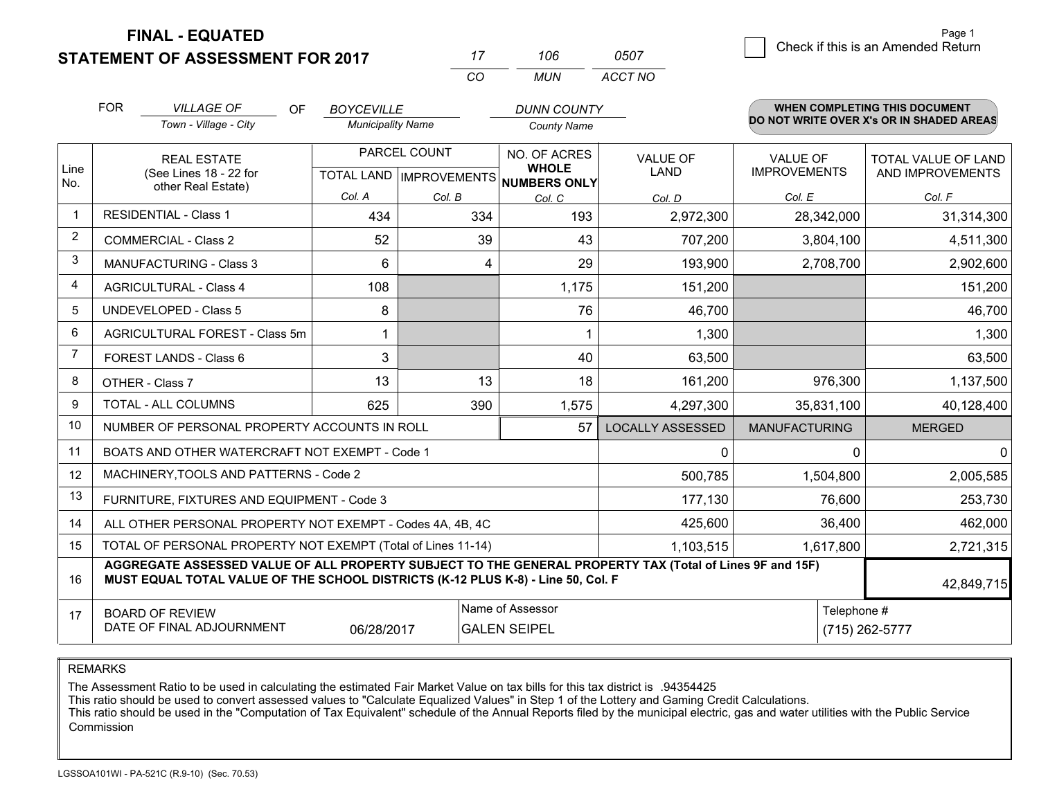**FINAL - EQUATED**
**STATEMENT OF ASSESSMENT FOR 2017**

| 17 | 106 | 0507 |
|---|---|---|
| CO | MUN | ACCT NO |

Page 1

☐ Check if this is an Amended Return

FOR *VILLAGE OF* (Town - Village - City) OF *BOYCEVILLE* (Municipality Name) *DUNN COUNTY* (County Name)

**WHEN COMPLETING THIS DOCUMENT DO NOT WRITE OVER X's OR IN SHADED AREAS**

| Line No. | REAL ESTATE (See Lines 18 - 22 for other Real Estate) | PARCEL COUNT | | NO. OF ACRES WHOLE NUMBERS ONLY | VALUE OF LAND | VALUE OF IMPROVEMENTS | TOTAL VALUE OF LAND AND IMPROVEMENTS |
|---|---|---|---|---|---|---|---|
| | | TOTAL LAND Col. A | IMPROVEMENTS Col. B | Col. C | Col. D | Col. E | Col. F |
| 1 | RESIDENTIAL - Class 1 | 434 | 334 | 193 | 2,972,300 | 28,342,000 | 31,314,300 |
| 2 | COMMERCIAL - Class 2 | 52 | 39 | 43 | 707,200 | 3,804,100 | 4,511,300 |
| 3 | MANUFACTURING - Class 3 | 6 | 4 | 29 | 193,900 | 2,708,700 | 2,902,600 |
| 4 | AGRICULTURAL - Class 4 | 108 | | 1,175 | 151,200 | | 151,200 |
| 5 | UNDEVELOPED - Class 5 | 8 | | 76 | 46,700 | | 46,700 |
| 6 | AGRICULTURAL FOREST - Class 5m | 1 | | 1 | 1,300 | | 1,300 |
| 7 | FOREST LANDS - Class 6 | 3 | | 40 | 63,500 | | 63,500 |
| 8 | OTHER - Class 7 | 13 | 13 | 18 | 161,200 | 976,300 | 1,137,500 |
| 9 | TOTAL - ALL COLUMNS | 625 | 390 | 1,575 | 4,297,300 | 35,831,100 | 40,128,400 |
| 10 | NUMBER OF PERSONAL PROPERTY ACCOUNTS IN ROLL | | | 57 | LOCALLY ASSESSED | MANUFACTURING | MERGED |
| 11 | BOATS AND OTHER WATERCRAFT NOT EXEMPT - Code 1 | | | | 0 | 0 | 0 |
| 12 | MACHINERY,TOOLS AND PATTERNS - Code 2 | | | | 500,785 | 1,504,800 | 2,005,585 |
| 13 | FURNITURE, FIXTURES AND EQUIPMENT - Code 3 | | | | 177,130 | 76,600 | 253,730 |
| 14 | ALL OTHER PERSONAL PROPERTY NOT EXEMPT - Codes 4A, 4B, 4C | | | | 425,600 | 36,400 | 462,000 |
| 15 | TOTAL OF PERSONAL PROPERTY NOT EXEMPT (Total of Lines 11-14) | | | | 1,103,515 | 1,617,800 | 2,721,315 |
| 16 | **AGGREGATE ASSESSED VALUE OF ALL PROPERTY SUBJECT TO THE GENERAL PROPERTY TAX (Total of Lines 9F and 15F) MUST EQUAL TOTAL VALUE OF THE SCHOOL DISTRICTS (K-12 PLUS K-8) - Line 50, Col. F** | | | | | | 42,849,715 |
| 17 | BOARD OF REVIEW DATE OF FINAL ADJOURNMENT | 06/28/2017 | | Name of Assessor: GALEN SEIPEL | | | Telephone #: (715) 262-5777 |

REMARKS

The Assessment Ratio to be used in calculating the estimated Fair Market Value on tax bills for this tax district is .94354425
This ratio should be used to convert assessed values to "Calculate Equalized Values" in Step 1 of the Lottery and Gaming Credit Calculations.
This ratio should be used in the "Computation of Tax Equivalent" schedule of the Annual Reports filed by the municipal electric, gas and water utilities with the Public Service Commission

LGSSOA101WI - PA-521C (R.9-10) (Sec. 70.53)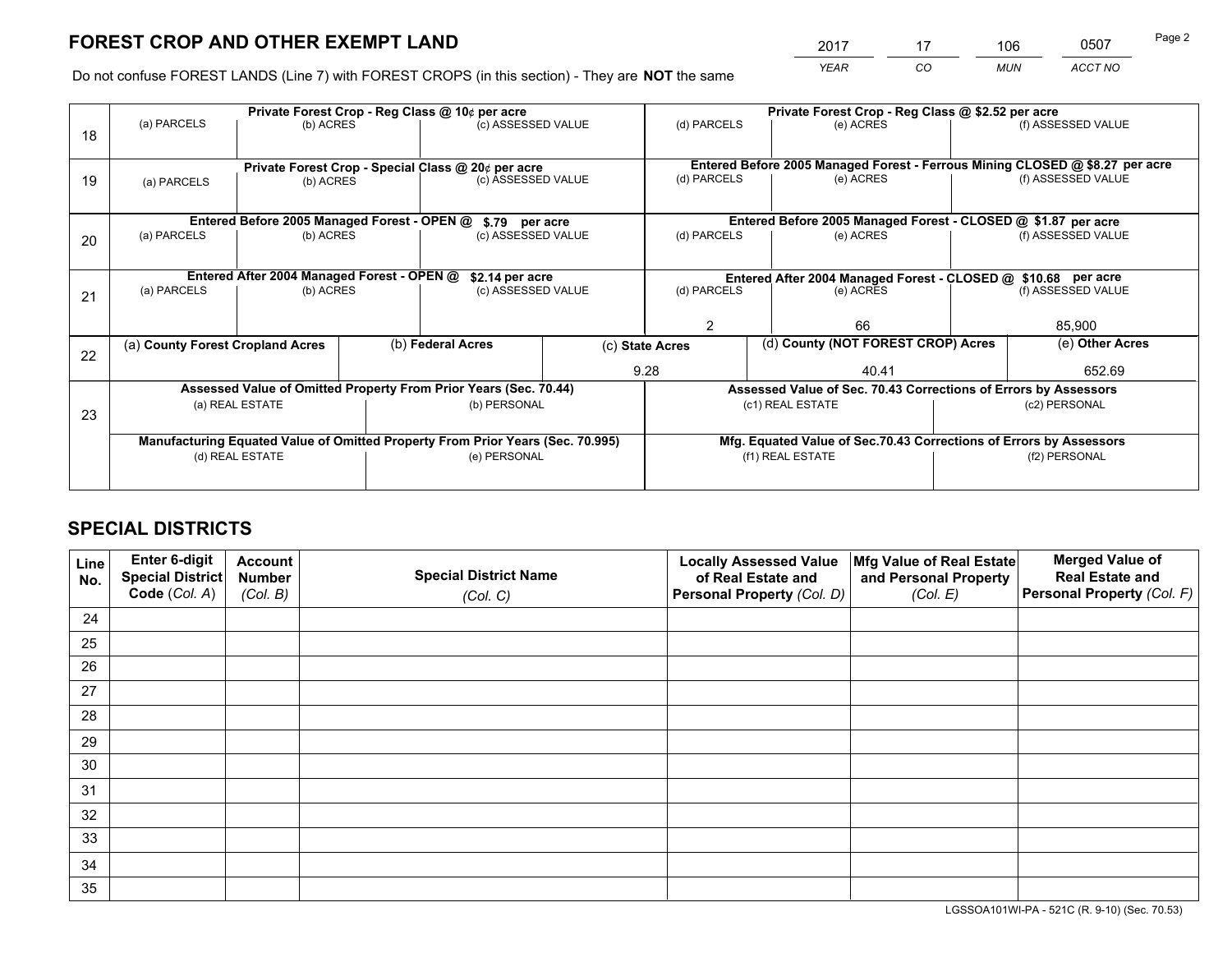# FOREST CROP AND OTHER EXEMPT LAND

| 2017 | 17 | 106 | 0507 |
|---|---|---|---|
| *YEAR* | *CO* | *MUN* | *ACCT NO* |

Page 2

Do not confuse FOREST LANDS (Line 7) with FOREST CROPS (in this section) - They are **NOT** the same

| Line | Private Forest Crop - Reg Class @ 10¢ per acre | | | Private Forest Crop - Reg Class @ $2.52 per acre | | |
|---|---|---|---|---|---|---|
| 18 | (a) PARCELS | (b) ACRES | (c) ASSESSED VALUE | (d) PARCELS | (e) ACRES | (f) ASSESSED VALUE |
| | | | | | | |
| | **Private Forest Crop - Special Class @ 20¢ per acre** | | | **Entered Before 2005 Managed Forest - Ferrous Mining CLOSED @ $8.27 per acre** | | |
| 19 | (a) PARCELS | (b) ACRES | (c) ASSESSED VALUE | (d) PARCELS | (e) ACRES | (f) ASSESSED VALUE |
| | | | | | | |
| | **Entered Before 2005 Managed Forest - OPEN @ $.79 per acre** | | | **Entered Before 2005 Managed Forest - CLOSED @ $1.87 per acre** | | |
| 20 | (a) PARCELS | (b) ACRES | (c) ASSESSED VALUE | (d) PARCELS | (e) ACRES | (f) ASSESSED VALUE |
| | | | | | | |
| | **Entered After 2004 Managed Forest - OPEN @ $2.14 per acre** | | | **Entered After 2004 Managed Forest - CLOSED @ $10.68 per acre** | | |
| 21 | (a) PARCELS | (b) ACRES | (c) ASSESSED VALUE | (d) PARCELS | (e) ACRES | (f) ASSESSED VALUE |
| | | | | 2 | 66 | 85,900 |

| Line | (a) County Forest Cropland Acres | (b) Federal Acres | (c) State Acres | (d) County (NOT FOREST CROP) Acres | (e) Other Acres |
|---|---|---|---|---|---|
| 22 | | | 9.28 | 40.41 | 652.69 |

| Line | Assessed Value of Omitted Property From Prior Years (Sec. 70.44) | | Assessed Value of Sec. 70.43 Corrections of Errors by Assessors | |
|---|---|---|---|---|
| 23 | (a) REAL ESTATE | (b) PERSONAL | (c1) REAL ESTATE | (c2) PERSONAL |
| | | | | |
| | **Manufacturing Equated Value of Omitted Property From Prior Years (Sec. 70.995)** | | **Mfg. Equated Value of Sec.70.43 Corrections of Errors by Assessors** | |
| | (d) REAL ESTATE | (e) PERSONAL | (f1) REAL ESTATE | (f2) PERSONAL |
| | | | | |

# SPECIAL DISTRICTS

| Line No. | Enter 6-digit Special District Code (*Col. A*) | Account Number (*Col. B*) | Special District Name (*Col. C*) | Locally Assessed Value of Real Estate and Personal Property (*Col. D*) | Mfg Value of Real Estate and Personal Property (*Col. E*) | Merged Value of Real Estate and Personal Property (*Col. F*) |
|---|---|---|---|---|---|---|
| 24 | | | | | | |
| 25 | | | | | | |
| 26 | | | | | | |
| 27 | | | | | | |
| 28 | | | | | | |
| 29 | | | | | | |
| 30 | | | | | | |
| 31 | | | | | | |
| 32 | | | | | | |
| 33 | | | | | | |
| 34 | | | | | | |
| 35 | | | | | | |

LGSSOA101WI-PA - 521C (R. 9-10) (Sec. 70.53)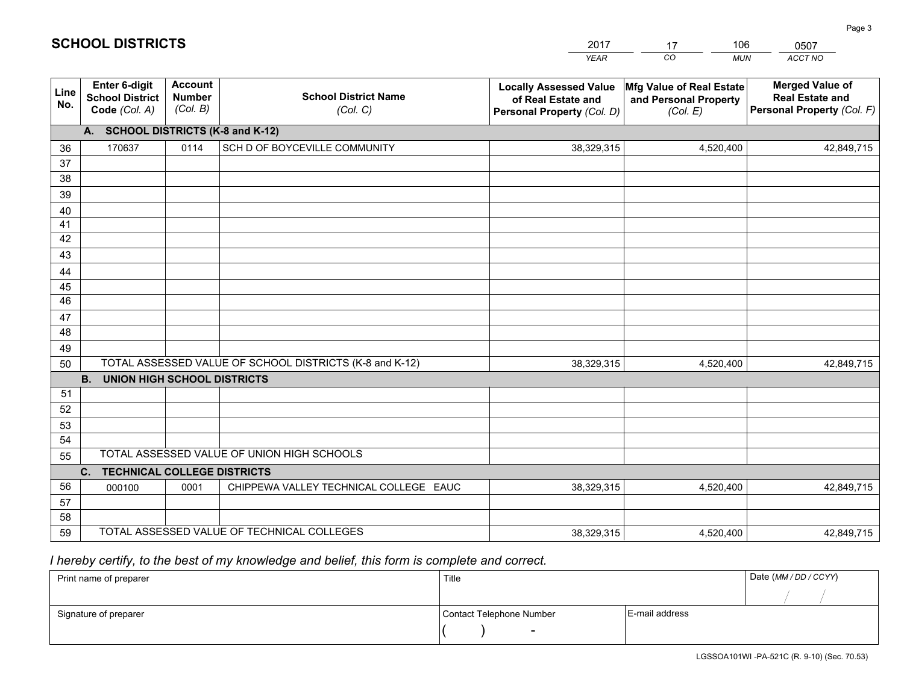# SCHOOL DISTRICTS

| 2017 | 17 | 106 | 0507 |
|---|---|---|---|
| YEAR | CO | MUN | ACCT NO |

| Line No. | Enter 6-digit School District Code (Col. A) | Account Number (Col. B) | School District Name (Col. C) | Locally Assessed Value of Real Estate and Personal Property (Col. D) | Mfg Value of Real Estate and Personal Property (Col. E) | Merged Value of Real Estate and Personal Property (Col. F) |
|---|---|---|---|---|---|---|
| | **A. SCHOOL DISTRICTS (K-8 and K-12)** | | | | | |
| 36 | 170637 | 0114 | SCH D OF BOYCEVILLE COMMUNITY | 38,329,315 | 4,520,400 | 42,849,715 |
| 37 | | | | | | |
| 38 | | | | | | |
| 39 | | | | | | |
| 40 | | | | | | |
| 41 | | | | | | |
| 42 | | | | | | |
| 43 | | | | | | |
| 44 | | | | | | |
| 45 | | | | | | |
| 46 | | | | | | |
| 47 | | | | | | |
| 48 | | | | | | |
| 49 | | | | | | |
| 50 | TOTAL ASSESSED VALUE OF SCHOOL DISTRICTS (K-8 and K-12) | | | 38,329,315 | 4,520,400 | 42,849,715 |
| | **B. UNION HIGH SCHOOL DISTRICTS** | | | | | |
| 51 | | | | | | |
| 52 | | | | | | |
| 53 | | | | | | |
| 54 | | | | | | |
| 55 | TOTAL ASSESSED VALUE OF UNION HIGH SCHOOLS | | | | | |
| | **C. TECHNICAL COLLEGE DISTRICTS** | | | | | |
| 56 | 000100 | 0001 | CHIPPEWA VALLEY TECHNICAL COLLEGE EAUC | 38,329,315 | 4,520,400 | 42,849,715 |
| 57 | | | | | | |
| 58 | | | | | | |
| 59 | TOTAL ASSESSED VALUE OF TECHNICAL COLLEGES | | | 38,329,315 | 4,520,400 | 42,849,715 |

*I hereby certify, to the best of my knowledge and belief, this form is complete and correct.*

| Print name of preparer | Title | | Date (MM / DD / CCYY) |
|---|---|---|---|
| | | | / / |
| Signature of preparer | Contact Telephone Number | E-mail address | |
| | ( ) - | | |

LGSSOA101WI -PA-521C (R. 9-10) (Sec. 70.53)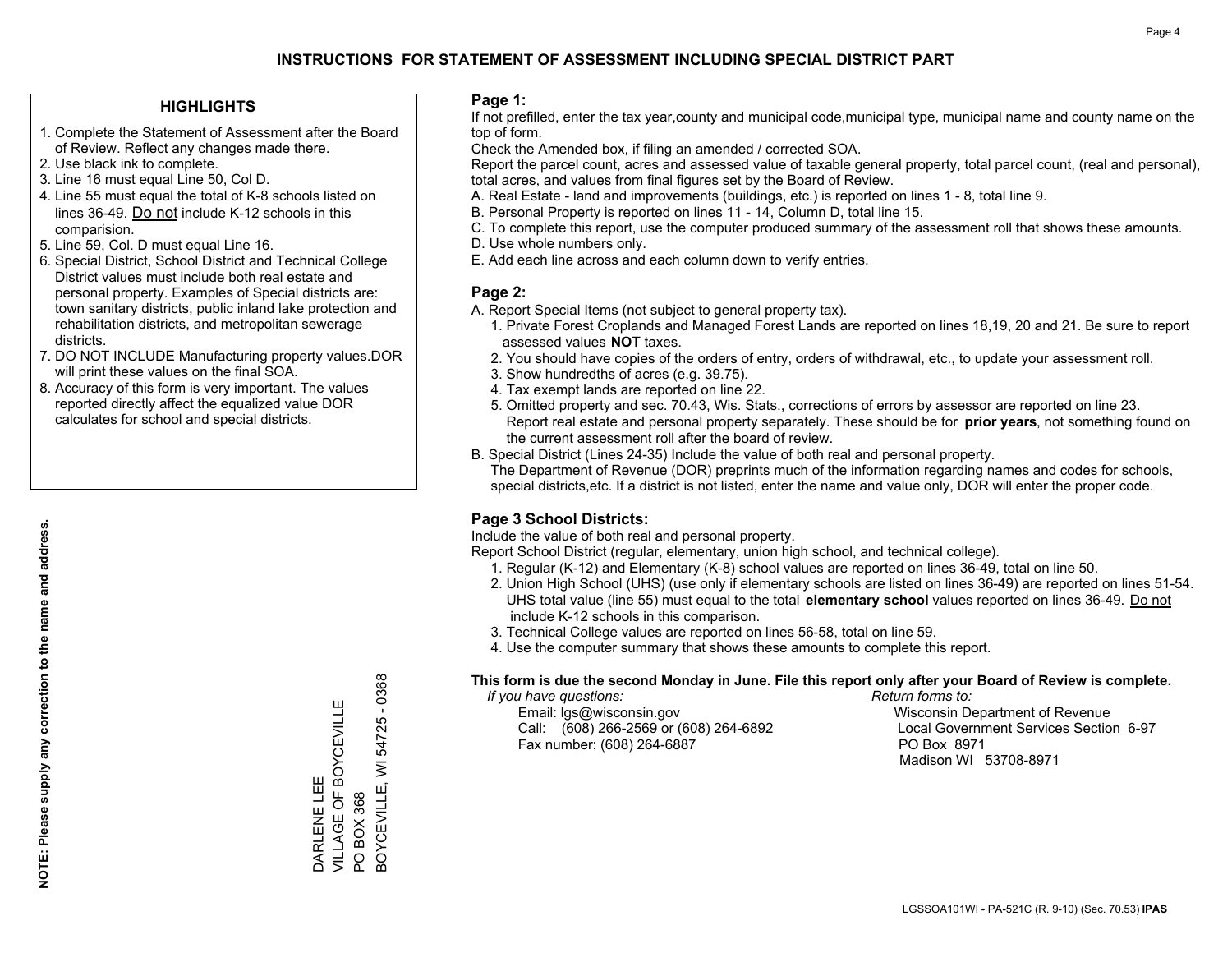# INSTRUCTIONS FOR STATEMENT OF ASSESSMENT INCLUDING SPECIAL DISTRICT PART

## HIGHLIGHTS

1. Complete the Statement of Assessment after the Board of Review. Reflect any changes made there.
2. Use black ink to complete.
3. Line 16 must equal Line 50, Col D.
4. Line 55 must equal the total of K-8 schools listed on lines 36-49. Do not include K-12 schools in this comparision.
5. Line 59, Col. D must equal Line 16.
6. Special District, School District and Technical College District values must include both real estate and personal property. Examples of Special districts are: town sanitary districts, public inland lake protection and rehabilitation districts, and metropolitan sewerage districts.
7. DO NOT INCLUDE Manufacturing property values.DOR will print these values on the final SOA.
8. Accuracy of this form is very important. The values reported directly affect the equalized value DOR calculates for school and special districts.

**NOTE: Please supply any correction to the name and address.**

DARLENE LEE
VILLAGE OF BOYCEVILLE
PO BOX 368
BOYCEVILLE, WI 54725 - 0368

## Page 1:

If not prefilled, enter the tax year,county and municipal code,municipal type, municipal name and county name on the top of form.

Check the Amended box, if filing an amended / corrected SOA.

Report the parcel count, acres and assessed value of taxable general property, total parcel count, (real and personal), total acres, and values from final figures set by the Board of Review.

A. Real Estate - land and improvements (buildings, etc.) is reported on lines 1 - 8, total line 9.
B. Personal Property is reported on lines 11 - 14, Column D, total line 15.
C. To complete this report, use the computer produced summary of the assessment roll that shows these amounts.
D. Use whole numbers only.
E. Add each line across and each column down to verify entries.

## Page 2:

A. Report Special Items (not subject to general property tax).
   1. Private Forest Croplands and Managed Forest Lands are reported on lines 18,19, 20 and 21. Be sure to report assessed values **NOT** taxes.
   2. You should have copies of the orders of entry, orders of withdrawal, etc., to update your assessment roll.
   3. Show hundredths of acres (e.g. 39.75).
   4. Tax exempt lands are reported on line 22.
   5. Omitted property and sec. 70.43, Wis. Stats., corrections of errors by assessor are reported on line 23. Report real estate and personal property separately. These should be for **prior years**, not something found on the current assessment roll after the board of review.

B. Special District (Lines 24-35) Include the value of both real and personal property.
   The Department of Revenue (DOR) preprints much of the information regarding names and codes for schools, special districts,etc. If a district is not listed, enter the name and value only, DOR will enter the proper code.

## Page 3 School Districts:

Include the value of both real and personal property.

Report School District (regular, elementary, union high school, and technical college).

1. Regular (K-12) and Elementary (K-8) school values are reported on lines 36-49, total on line 50.
2. Union High School (UHS) (use only if elementary schools are listed on lines 36-49) are reported on lines 51-54. UHS total value (line 55) must equal to the total **elementary school** values reported on lines 36-49. Do not include K-12 schools in this comparison.
3. Technical College values are reported on lines 56-58, total on line 59.
4. Use the computer summary that shows these amounts to complete this report.

**This form is due the second Monday in June. File this report only after your Board of Review is complete.**

*If you have questions:*
Email: lgs@wisconsin.gov
Call: (608) 266-2569 or (608) 264-6892
Fax number: (608) 264-6887

*Return forms to:*
Wisconsin Department of Revenue
Local Government Services Section 6-97
PO Box 8971
Madison WI 53708-8971

LGSSOA101WI - PA-521C (R. 9-10) (Sec. 70.53) **IPAS**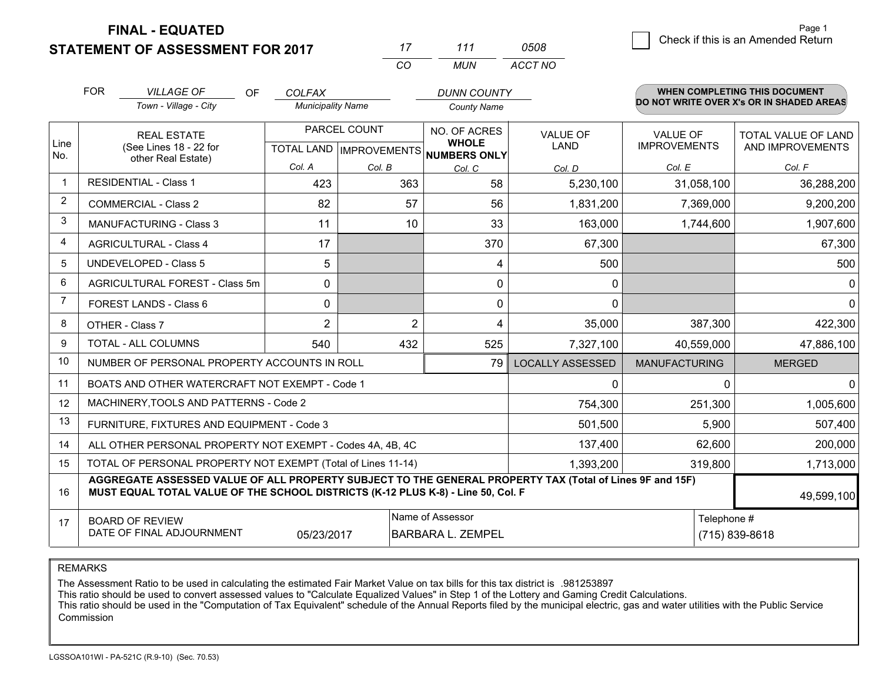**FINAL - EQUATED**
**STATEMENT OF ASSESSMENT FOR 2017**

| 17 | 111 | 0508 |
|---|---|---|
| CO | MUN | ACCT NO |

☐ Check if this is an Amended Return

FOR *VILLAGE OF* (Town - Village - City) OF *COLFAX* (Municipality Name) *DUNN COUNTY* (County Name)

**WHEN COMPLETING THIS DOCUMENT DO NOT WRITE OVER X's OR IN SHADED AREAS**

| Line No. | REAL ESTATE (See Lines 18 - 22 for other Real Estate) | PARCEL COUNT TOTAL LAND Col. A | PARCEL COUNT IMPROVEMENTS Col. B | NO. OF ACRES WHOLE NUMBERS ONLY Col. C | VALUE OF LAND Col. D | VALUE OF IMPROVEMENTS Col. E | TOTAL VALUE OF LAND AND IMPROVEMENTS Col. F |
|---|---|---|---|---|---|---|---|
| 1 | RESIDENTIAL - Class 1 | 423 | 363 | 58 | 5,230,100 | 31,058,100 | 36,288,200 |
| 2 | COMMERCIAL - Class 2 | 82 | 57 | 56 | 1,831,200 | 7,369,000 | 9,200,200 |
| 3 | MANUFACTURING - Class 3 | 11 | 10 | 33 | 163,000 | 1,744,600 | 1,907,600 |
| 4 | AGRICULTURAL - Class 4 | 17 | | 370 | 67,300 | | 67,300 |
| 5 | UNDEVELOPED - Class 5 | 5 | | 4 | 500 | | 500 |
| 6 | AGRICULTURAL FOREST - Class 5m | 0 | | 0 | 0 | | 0 |
| 7 | FOREST LANDS - Class 6 | 0 | | 0 | 0 | | 0 |
| 8 | OTHER - Class 7 | 2 | 2 | 4 | 35,000 | 387,300 | 422,300 |
| 9 | TOTAL - ALL COLUMNS | 540 | 432 | 525 | 7,327,100 | 40,559,000 | 47,886,100 |
| 10 | NUMBER OF PERSONAL PROPERTY ACCOUNTS IN ROLL | | | 79 | LOCALLY ASSESSED | MANUFACTURING | MERGED |
| 11 | BOATS AND OTHER WATERCRAFT NOT EXEMPT - Code 1 | | | | 0 | 0 | 0 |
| 12 | MACHINERY,TOOLS AND PATTERNS - Code 2 | | | | 754,300 | 251,300 | 1,005,600 |
| 13 | FURNITURE, FIXTURES AND EQUIPMENT - Code 3 | | | | 501,500 | 5,900 | 507,400 |
| 14 | ALL OTHER PERSONAL PROPERTY NOT EXEMPT - Codes 4A, 4B, 4C | | | | 137,400 | 62,600 | 200,000 |
| 15 | TOTAL OF PERSONAL PROPERTY NOT EXEMPT (Total of Lines 11-14) | | | | 1,393,200 | 319,800 | 1,713,000 |
| 16 | **AGGREGATE ASSESSED VALUE OF ALL PROPERTY SUBJECT TO THE GENERAL PROPERTY TAX (Total of Lines 9F and 15F) MUST EQUAL TOTAL VALUE OF THE SCHOOL DISTRICTS (K-12 PLUS K-8) - Line 50, Col. F** | | | | | | 49,599,100 |
| 17 | BOARD OF REVIEW DATE OF FINAL ADJOURNMENT | 05/23/2017 | Name of Assessor | BARBARA L. ZEMPEL | | Telephone # | (715) 839-8618 |

REMARKS

The Assessment Ratio to be used in calculating the estimated Fair Market Value on tax bills for this tax district is .981253897
This ratio should be used to convert assessed values to "Calculate Equalized Values" in Step 1 of the Lottery and Gaming Credit Calculations.
This ratio should be used in the "Computation of Tax Equivalent" schedule of the Annual Reports filed by the municipal electric, gas and water utilities with the Public Service Commission

LGSSOA101WI - PA-521C (R.9-10) (Sec. 70.53)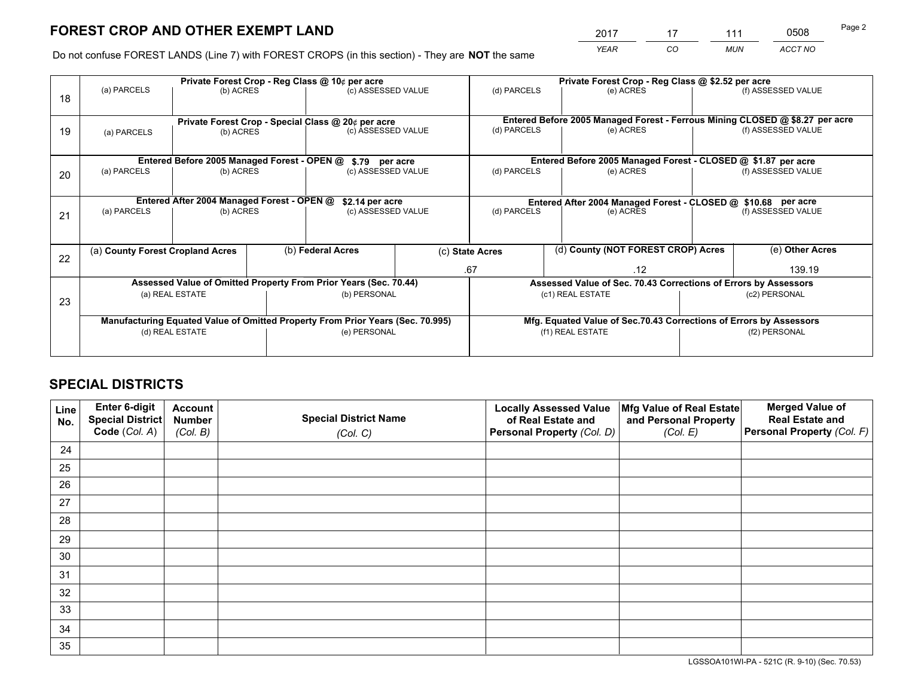# FOREST CROP AND OTHER EXEMPT LAND

| 2017 | 17 | 111 | 0508 |
|---|---|---|---|
| *YEAR* | *CO* | *MUN* | *ACCT NO* |

Do not confuse FOREST LANDS (Line 7) with FOREST CROPS (in this section) - They are **NOT** the same

| Line | Private Forest Crop - Reg Class @ 10¢ per acre | | | Private Forest Crop - Reg Class @ $2.52 per acre | | |
|---|---|---|---|---|---|---|
| 18 | (a) PARCELS | (b) ACRES | (c) ASSESSED VALUE | (d) PARCELS | (e) ACRES | (f) ASSESSED VALUE |
| | | | | | | |
| | **Private Forest Crop - Special Class @ 20¢ per acre** | | | **Entered Before 2005 Managed Forest - Ferrous Mining CLOSED @ $8.27 per acre** | | |
| 19 | (a) PARCELS | (b) ACRES | (c) ASSESSED VALUE | (d) PARCELS | (e) ACRES | (f) ASSESSED VALUE |
| | | | | | | |
| | **Entered Before 2005 Managed Forest - OPEN @ $.79 per acre** | | | **Entered Before 2005 Managed Forest - CLOSED @ $1.87 per acre** | | |
| 20 | (a) PARCELS | (b) ACRES | (c) ASSESSED VALUE | (d) PARCELS | (e) ACRES | (f) ASSESSED VALUE |
| | | | | | | |
| | **Entered After 2004 Managed Forest - OPEN @ $2.14 per acre** | | | **Entered After 2004 Managed Forest - CLOSED @ $10.68 per acre** | | |
| 21 | (a) PARCELS | (b) ACRES | (c) ASSESSED VALUE | (d) PARCELS | (e) ACRES | (f) ASSESSED VALUE |
| | | | | | | |

| Line | (a) County Forest Cropland Acres | (b) Federal Acres | (c) State Acres | (d) County (NOT FOREST CROP) Acres | (e) Other Acres |
|---|---|---|---|---|---|
| 22 | | | .67 | .12 | 139.19 |

| Line | Assessed Value of Omitted Property From Prior Years (Sec. 70.44) | | Assessed Value of Sec. 70.43 Corrections of Errors by Assessors | |
|---|---|---|---|---|
| 23 | (a) REAL ESTATE | (b) PERSONAL | (c1) REAL ESTATE | (c2) PERSONAL |
| | | | | |
| | **Manufacturing Equated Value of Omitted Property From Prior Years (Sec. 70.995)** | | **Mfg. Equated Value of Sec.70.43 Corrections of Errors by Assessors** | |
| | (d) REAL ESTATE | (e) PERSONAL | (f1) REAL ESTATE | (f2) PERSONAL |
| | | | | |

# SPECIAL DISTRICTS

| Line No. | Enter 6-digit Special District Code (*Col. A*) | Account Number (*Col. B*) | Special District Name (*Col. C*) | Locally Assessed Value of Real Estate and Personal Property (*Col. D*) | Mfg Value of Real Estate and Personal Property (*Col. E*) | Merged Value of Real Estate and Personal Property (*Col. F*) |
|---|---|---|---|---|---|---|
| 24 | | | | | | |
| 25 | | | | | | |
| 26 | | | | | | |
| 27 | | | | | | |
| 28 | | | | | | |
| 29 | | | | | | |
| 30 | | | | | | |
| 31 | | | | | | |
| 32 | | | | | | |
| 33 | | | | | | |
| 34 | | | | | | |
| 35 | | | | | | |

LGSSOA101WI-PA - 521C (R. 9-10) (Sec. 70.53)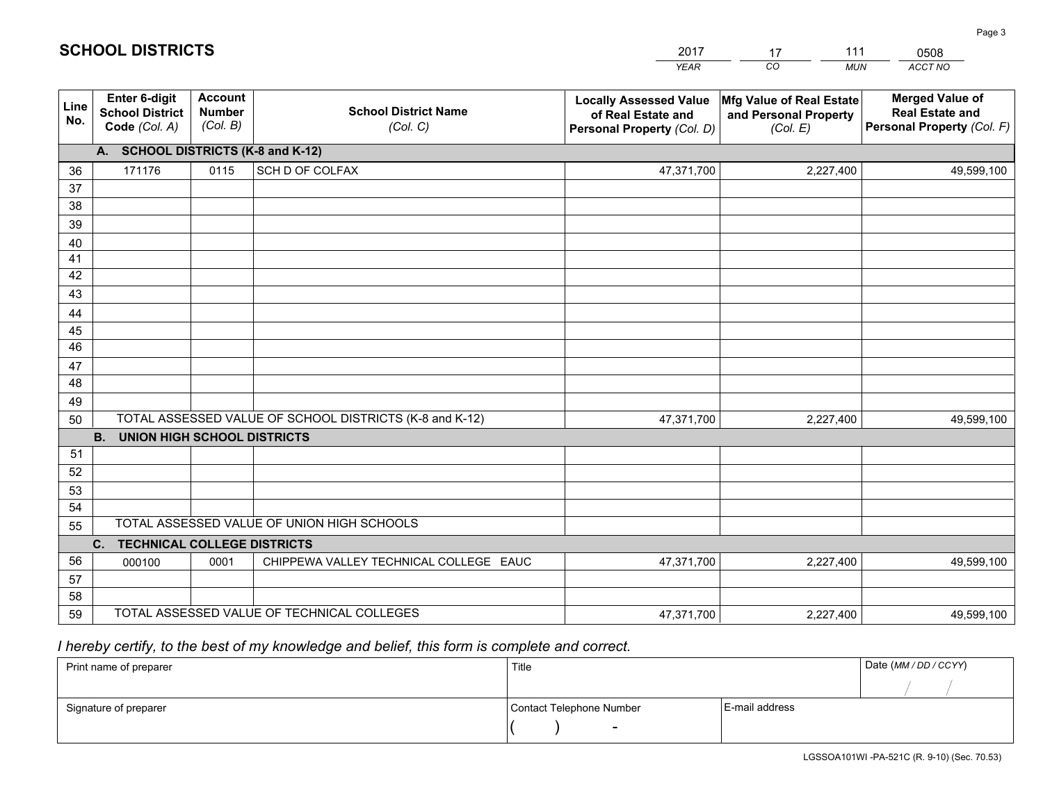# SCHOOL DISTRICTS

| 2017 | 17 | 111 | 0508 |
|---|---|---|---|
| *YEAR* | *CO* | *MUN* | *ACCT NO* |

| Line No. | Enter 6-digit School District Code *(Col. A)* | Account Number *(Col. B)* | School District Name *(Col. C)* | Locally Assessed Value of Real Estate and Personal Property *(Col. D)* | Mfg Value of Real Estate and Personal Property *(Col. E)* | Merged Value of Real Estate and Personal Property *(Col. F)* |
|---|---|---|---|---|---|---|
| | **A. SCHOOL DISTRICTS (K-8 and K-12)** | | | | | |
| 36 | 171176 | 0115 | SCH D OF COLFAX | 47,371,700 | 2,227,400 | 49,599,100 |
| 37 | | | | | | |
| 38 | | | | | | |
| 39 | | | | | | |
| 40 | | | | | | |
| 41 | | | | | | |
| 42 | | | | | | |
| 43 | | | | | | |
| 44 | | | | | | |
| 45 | | | | | | |
| 46 | | | | | | |
| 47 | | | | | | |
| 48 | | | | | | |
| 49 | | | | | | |
| 50 | TOTAL ASSESSED VALUE OF SCHOOL DISTRICTS (K-8 and K-12) | | | 47,371,700 | 2,227,400 | 49,599,100 |
| | **B. UNION HIGH SCHOOL DISTRICTS** | | | | | |
| 51 | | | | | | |
| 52 | | | | | | |
| 53 | | | | | | |
| 54 | | | | | | |
| 55 | TOTAL ASSESSED VALUE OF UNION HIGH SCHOOLS | | | | | |
| | **C. TECHNICAL COLLEGE DISTRICTS** | | | | | |
| 56 | 000100 | 0001 | CHIPPEWA VALLEY TECHNICAL COLLEGE EAUC | 47,371,700 | 2,227,400 | 49,599,100 |
| 57 | | | | | | |
| 58 | | | | | | |
| 59 | TOTAL ASSESSED VALUE OF TECHNICAL COLLEGES | | | 47,371,700 | 2,227,400 | 49,599,100 |

*I hereby certify, to the best of my knowledge and belief, this form is complete and correct.*

| Print name of preparer | Title | | Date *(MM / DD / CCYY)* |
|---|---|---|---|
| | | | / / |
| Signature of preparer | Contact Telephone Number | E-mail address | |
| | ( ) - | | |

LGSSOA101WI -PA-521C (R. 9-10) (Sec. 70.53)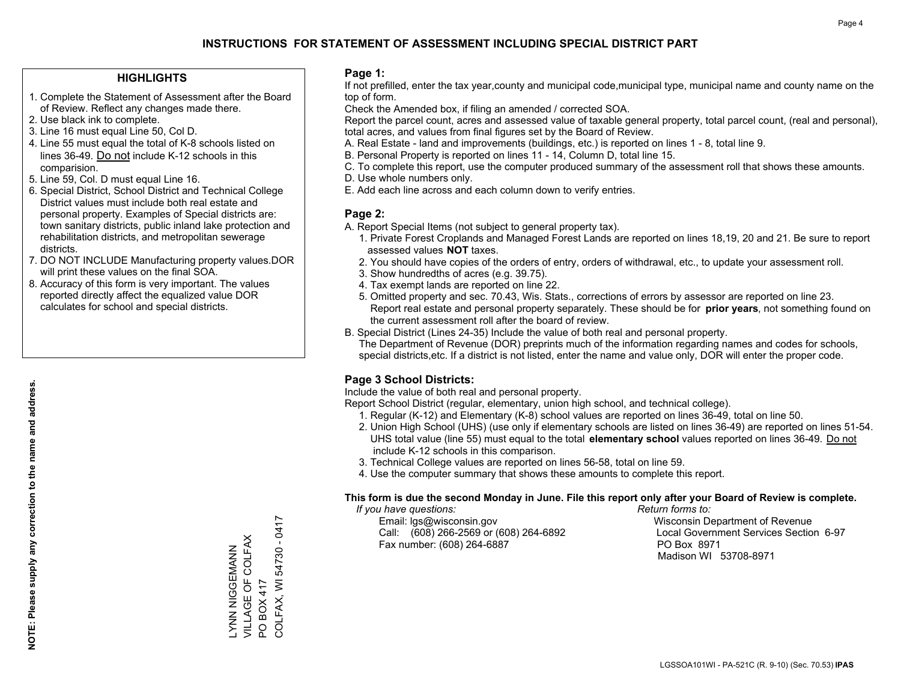# INSTRUCTIONS FOR STATEMENT OF ASSESSMENT INCLUDING SPECIAL DISTRICT PART

## HIGHLIGHTS

1. Complete the Statement of Assessment after the Board of Review. Reflect any changes made there.
2. Use black ink to complete.
3. Line 16 must equal Line 50, Col D.
4. Line 55 must equal the total of K-8 schools listed on lines 36-49. Do not include K-12 schools in this comparision.
5. Line 59, Col. D must equal Line 16.
6. Special District, School District and Technical College District values must include both real estate and personal property. Examples of Special districts are: town sanitary districts, public inland lake protection and rehabilitation districts, and metropolitan sewerage districts.
7. DO NOT INCLUDE Manufacturing property values.DOR will print these values on the final SOA.
8. Accuracy of this form is very important. The values reported directly affect the equalized value DOR calculates for school and special districts.

**NOTE: Please supply any correction to the name and address.**

LYNN NIGGEMANN
VILLAGE OF COLFAX
PO BOX 417
COLFAX, WI 54730 - 0417

## Page 1:

If not prefilled, enter the tax year,county and municipal code,municipal type, municipal name and county name on the top of form.

Check the Amended box, if filing an amended / corrected SOA.

Report the parcel count, acres and assessed value of taxable general property, total parcel count, (real and personal), total acres, and values from final figures set by the Board of Review.

A. Real Estate - land and improvements (buildings, etc.) is reported on lines 1 - 8, total line 9.
B. Personal Property is reported on lines 11 - 14, Column D, total line 15.
C. To complete this report, use the computer produced summary of the assessment roll that shows these amounts.
D. Use whole numbers only.
E. Add each line across and each column down to verify entries.

## Page 2:

A. Report Special Items (not subject to general property tax).
   1. Private Forest Croplands and Managed Forest Lands are reported on lines 18,19, 20 and 21. Be sure to report assessed values **NOT** taxes.
   2. You should have copies of the orders of entry, orders of withdrawal, etc., to update your assessment roll.
   3. Show hundredths of acres (e.g. 39.75).
   4. Tax exempt lands are reported on line 22.
   5. Omitted property and sec. 70.43, Wis. Stats., corrections of errors by assessor are reported on line 23. Report real estate and personal property separately. These should be for **prior years**, not something found on the current assessment roll after the board of review.

B. Special District (Lines 24-35) Include the value of both real and personal property.
   The Department of Revenue (DOR) preprints much of the information regarding names and codes for schools, special districts,etc. If a district is not listed, enter the name and value only, DOR will enter the proper code.

## Page 3 School Districts:

Include the value of both real and personal property.

Report School District (regular, elementary, union high school, and technical college).

1. Regular (K-12) and Elementary (K-8) school values are reported on lines 36-49, total on line 50.
2. Union High School (UHS) (use only if elementary schools are listed on lines 36-49) are reported on lines 51-54. UHS total value (line 55) must equal to the total **elementary school** values reported on lines 36-49. Do not include K-12 schools in this comparison.
3. Technical College values are reported on lines 56-58, total on line 59.
4. Use the computer summary that shows these amounts to complete this report.

**This form is due the second Monday in June. File this report only after your Board of Review is complete.**

*If you have questions:*
Email: lgs@wisconsin.gov
Call: (608) 266-2569 or (608) 264-6892
Fax number: (608) 264-6887

*Return forms to:*
Wisconsin Department of Revenue
Local Government Services Section 6-97
PO Box 8971
Madison WI 53708-8971

LGSSOA101WI - PA-521C (R. 9-10) (Sec. 70.53) **IPAS**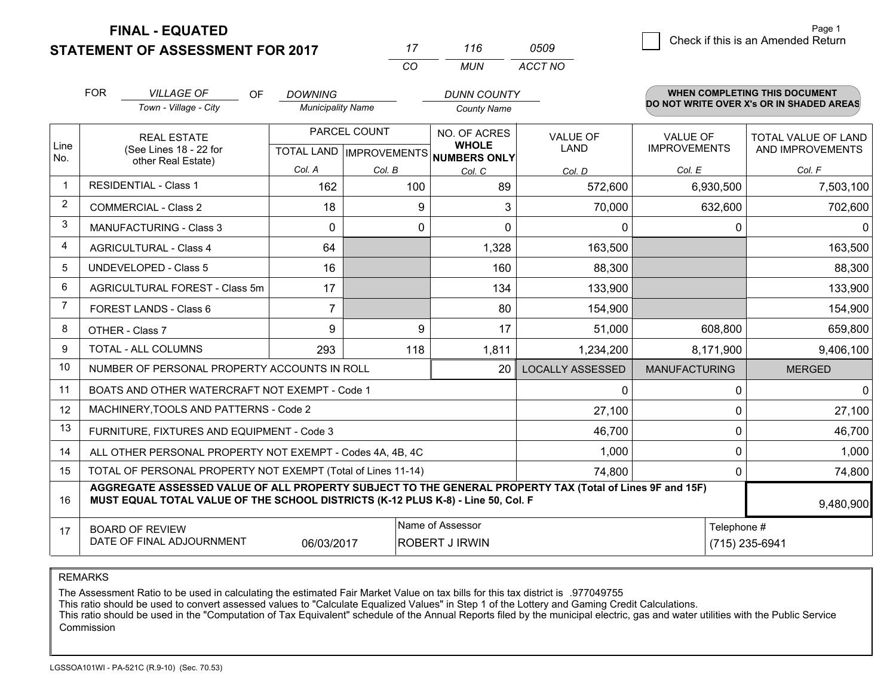# FINAL - EQUATED
## STATEMENT OF ASSESSMENT FOR 2017

| 17 | 116 | 0509 |
|---|---|---|
| CO | MUN | ACCT NO |

Page 1

☐ Check if this is an Amended Return

FOR *VILLAGE OF* (Town - Village - City) OF *DOWNING* (Municipality Name) *DUNN COUNTY* (County Name)

**WHEN COMPLETING THIS DOCUMENT DO NOT WRITE OVER X's OR IN SHADED AREAS**

| Line No. | REAL ESTATE (See Lines 18 - 22 for other Real Estate) | PARCEL COUNT | | NO. OF ACRES **WHOLE NUMBERS ONLY** | VALUE OF LAND | VALUE OF IMPROVEMENTS | TOTAL VALUE OF LAND AND IMPROVEMENTS |
|---|---|---|---|---|---|---|---|
| | | TOTAL LAND | IMPROVEMENTS | | | | |
| | | Col. A | Col. B | Col. C | Col. D | Col. E | Col. F |
| 1 | RESIDENTIAL - Class 1 | 162 | 100 | 89 | 572,600 | 6,930,500 | 7,503,100 |
| 2 | COMMERCIAL - Class 2 | 18 | 9 | 3 | 70,000 | 632,600 | 702,600 |
| 3 | MANUFACTURING - Class 3 | 0 | 0 | 0 | 0 | 0 | 0 |
| 4 | AGRICULTURAL - Class 4 | 64 | | 1,328 | 163,500 | | 163,500 |
| 5 | UNDEVELOPED - Class 5 | 16 | | 160 | 88,300 | | 88,300 |
| 6 | AGRICULTURAL FOREST - Class 5m | 17 | | 134 | 133,900 | | 133,900 |
| 7 | FOREST LANDS - Class 6 | 7 | | 80 | 154,900 | | 154,900 |
| 8 | OTHER - Class 7 | 9 | 9 | 17 | 51,000 | 608,800 | 659,800 |
| 9 | TOTAL - ALL COLUMNS | 293 | 118 | 1,811 | 1,234,200 | 8,171,900 | 9,406,100 |
| 10 | NUMBER OF PERSONAL PROPERTY ACCOUNTS IN ROLL | | | 20 | LOCALLY ASSESSED | MANUFACTURING | MERGED |
| 11 | BOATS AND OTHER WATERCRAFT NOT EXEMPT - Code 1 | | | | 0 | 0 | 0 |
| 12 | MACHINERY,TOOLS AND PATTERNS - Code 2 | | | | 27,100 | 0 | 27,100 |
| 13 | FURNITURE, FIXTURES AND EQUIPMENT - Code 3 | | | | 46,700 | 0 | 46,700 |
| 14 | ALL OTHER PERSONAL PROPERTY NOT EXEMPT - Codes 4A, 4B, 4C | | | | 1,000 | 0 | 1,000 |
| 15 | TOTAL OF PERSONAL PROPERTY NOT EXEMPT (Total of Lines 11-14) | | | | 74,800 | 0 | 74,800 |
| 16 | **AGGREGATE ASSESSED VALUE OF ALL PROPERTY SUBJECT TO THE GENERAL PROPERTY TAX (Total of Lines 9F and 15F) MUST EQUAL TOTAL VALUE OF THE SCHOOL DISTRICTS (K-12 PLUS K-8) - Line 50, Col. F** | | | | | | 9,480,900 |
| 17 | BOARD OF REVIEW DATE OF FINAL ADJOURNMENT | 06/03/2017 | | Name of Assessor: ROBERT J IRWIN | | Telephone #: (715) 235-6941 | |

REMARKS

The Assessment Ratio to be used in calculating the estimated Fair Market Value on tax bills for this tax district is .977049755
This ratio should be used to convert assessed values to "Calculate Equalized Values" in Step 1 of the Lottery and Gaming Credit Calculations.
This ratio should be used in the "Computation of Tax Equivalent" schedule of the Annual Reports filed by the municipal electric, gas and water utilities with the Public Service Commission

LGSSOA101WI - PA-521C (R.9-10) (Sec. 70.53)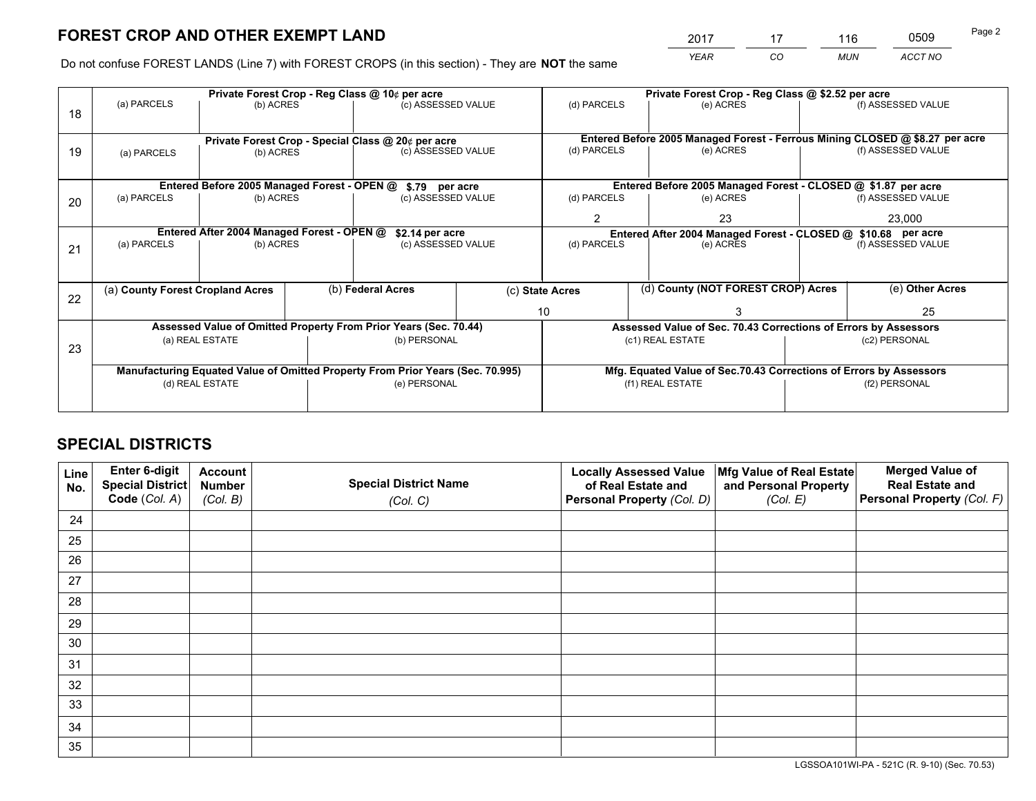# FOREST CROP AND OTHER EXEMPT LAND

| 2017 | 17 | 116 | 0509 |
|---|---|---|---|
| *YEAR* | *CO* | *MUN* | *ACCT NO* |

Do not confuse FOREST LANDS (Line 7) with FOREST CROPS (in this section) - They are **NOT** the same

| Line | Private Forest Crop - Reg Class @ 10¢ per acre | | | Private Forest Crop - Reg Class @ $2.52 per acre | | |
|---|---|---|---|---|---|---|
| 18 | (a) PARCELS | (b) ACRES | (c) ASSESSED VALUE | (d) PARCELS | (e) ACRES | (f) ASSESSED VALUE |
| | | | | | | |
| | **Private Forest Crop - Special Class @ 20¢ per acre** | | | **Entered Before 2005 Managed Forest - Ferrous Mining CLOSED @ $8.27 per acre** | | |
| 19 | (a) PARCELS | (b) ACRES | (c) ASSESSED VALUE | (d) PARCELS | (e) ACRES | (f) ASSESSED VALUE |
| | | | | | | |
| | **Entered Before 2005 Managed Forest - OPEN @ $.79 per acre** | | | **Entered Before 2005 Managed Forest - CLOSED @ $1.87 per acre** | | |
| 20 | (a) PARCELS | (b) ACRES | (c) ASSESSED VALUE | (d) PARCELS | (e) ACRES | (f) ASSESSED VALUE |
| | | | | 2 | 23 | 23,000 |
| | **Entered After 2004 Managed Forest - OPEN @ $2.14 per acre** | | | **Entered After 2004 Managed Forest - CLOSED @ $10.68 per acre** | | |
| 21 | (a) PARCELS | (b) ACRES | (c) ASSESSED VALUE | (d) PARCELS | (e) ACRES | (f) ASSESSED VALUE |
| | | | | | | |

| Line | (a) County Forest Cropland Acres | (b) Federal Acres | (c) State Acres | (d) County (NOT FOREST CROP) Acres | (e) Other Acres |
|---|---|---|---|---|---|
| 22 | | | 10 | 3 | 25 |

| Line | Assessed Value of Omitted Property From Prior Years (Sec. 70.44) | | Assessed Value of Sec. 70.43 Corrections of Errors by Assessors | |
|---|---|---|---|---|
| 23 | (a) REAL ESTATE | (b) PERSONAL | (c1) REAL ESTATE | (c2) PERSONAL |
| | | | | |
| | **Manufacturing Equated Value of Omitted Property From Prior Years (Sec. 70.995)** | | **Mfg. Equated Value of Sec.70.43 Corrections of Errors by Assessors** | |
| | (d) REAL ESTATE | (e) PERSONAL | (f1) REAL ESTATE | (f2) PERSONAL |
| | | | | |

## SPECIAL DISTRICTS

| Line No. | Enter 6-digit Special District Code (Col. A) | Account Number (Col. B) | Special District Name (Col. C) | Locally Assessed Value of Real Estate and Personal Property (Col. D) | Mfg Value of Real Estate and Personal Property (Col. E) | Merged Value of Real Estate and Personal Property (Col. F) |
|---|---|---|---|---|---|---|
| 24 | | | | | | |
| 25 | | | | | | |
| 26 | | | | | | |
| 27 | | | | | | |
| 28 | | | | | | |
| 29 | | | | | | |
| 30 | | | | | | |
| 31 | | | | | | |
| 32 | | | | | | |
| 33 | | | | | | |
| 34 | | | | | | |
| 35 | | | | | | |

LGSSOA101WI-PA - 521C (R. 9-10) (Sec. 70.53)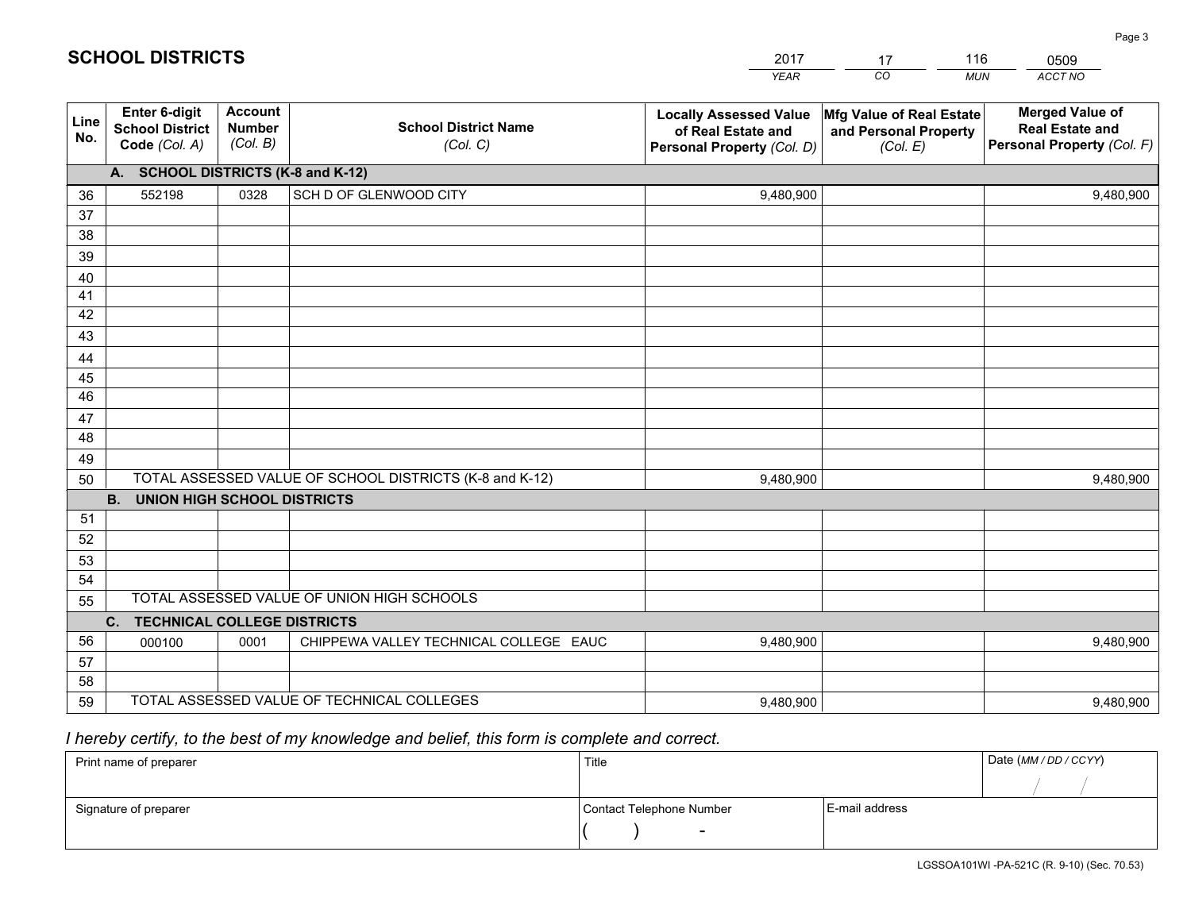# SCHOOL DISTRICTS

| 2017 | 17 | 116 | 0509 |
|---|---|---|---|
| *YEAR* | *CO* | *MUN* | *ACCT NO* |

| Line No. | Enter 6-digit School District Code *(Col. A)* | Account Number *(Col. B)* | School District Name *(Col. C)* | Locally Assessed Value of Real Estate and Personal Property *(Col. D)* | Mfg Value of Real Estate and Personal Property *(Col. E)* | Merged Value of Real Estate and Personal Property *(Col. F)* |
|---|---|---|---|---|---|---|
| | **A. SCHOOL DISTRICTS (K-8 and K-12)** | | | | | |
| 36 | 552198 | 0328 | SCH D OF GLENWOOD CITY | 9,480,900 | | 9,480,900 |
| 37 | | | | | | |
| 38 | | | | | | |
| 39 | | | | | | |
| 40 | | | | | | |
| 41 | | | | | | |
| 42 | | | | | | |
| 43 | | | | | | |
| 44 | | | | | | |
| 45 | | | | | | |
| 46 | | | | | | |
| 47 | | | | | | |
| 48 | | | | | | |
| 49 | | | | | | |
| 50 | TOTAL ASSESSED VALUE OF SCHOOL DISTRICTS (K-8 and K-12) | | | 9,480,900 | | 9,480,900 |
| | **B. UNION HIGH SCHOOL DISTRICTS** | | | | | |
| 51 | | | | | | |
| 52 | | | | | | |
| 53 | | | | | | |
| 54 | | | | | | |
| 55 | TOTAL ASSESSED VALUE OF UNION HIGH SCHOOLS | | | | | |
| | **C. TECHNICAL COLLEGE DISTRICTS** | | | | | |
| 56 | 000100 | 0001 | CHIPPEWA VALLEY TECHNICAL COLLEGE EAUC | 9,480,900 | | 9,480,900 |
| 57 | | | | | | |
| 58 | | | | | | |
| 59 | TOTAL ASSESSED VALUE OF TECHNICAL COLLEGES | | | 9,480,900 | | 9,480,900 |

*I hereby certify, to the best of my knowledge and belief, this form is complete and correct.*

| Print name of preparer | Title | | Date *(MM / DD / CCYY)* |
|---|---|---|---|
| | | | / / |
| Signature of preparer | Contact Telephone Number | E-mail address | |
| | ( ) - | | |

LGSSOA101WI -PA-521C (R. 9-10) (Sec. 70.53)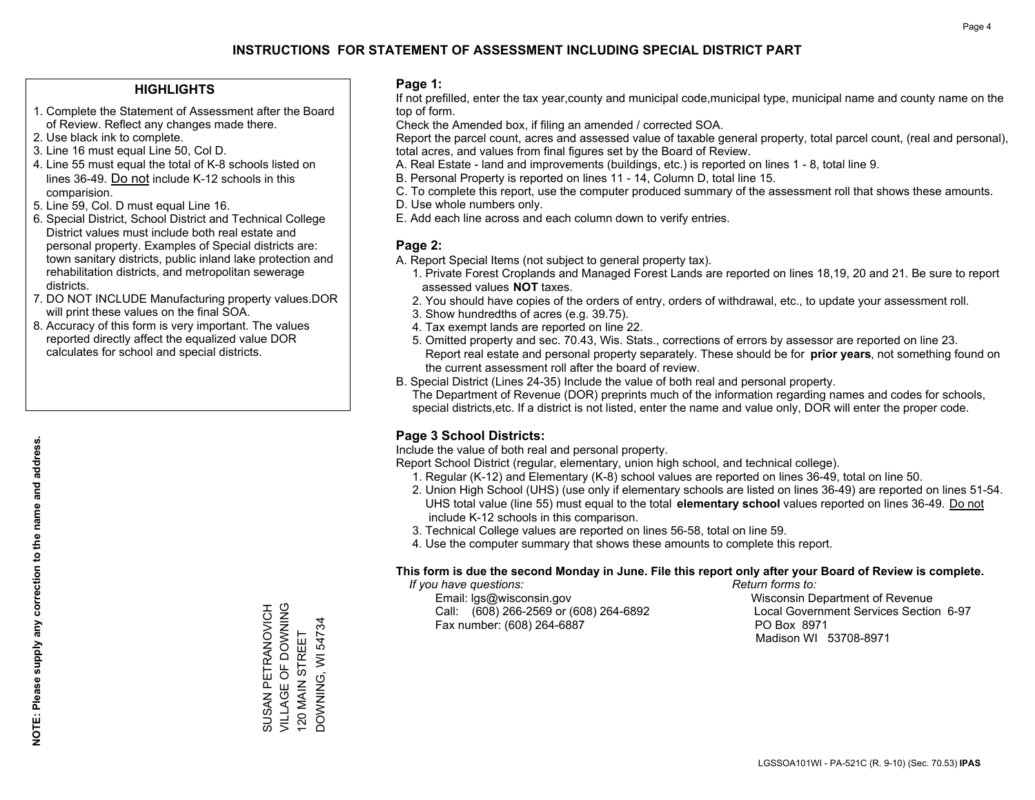# INSTRUCTIONS FOR STATEMENT OF ASSESSMENT INCLUDING SPECIAL DISTRICT PART

## HIGHLIGHTS

1. Complete the Statement of Assessment after the Board of Review. Reflect any changes made there.
2. Use black ink to complete.
3. Line 16 must equal Line 50, Col D.
4. Line 55 must equal the total of K-8 schools listed on lines 36-49. Do not include K-12 schools in this comparision.
5. Line 59, Col. D must equal Line 16.
6. Special District, School District and Technical College District values must include both real estate and personal property. Examples of Special districts are: town sanitary districts, public inland lake protection and rehabilitation districts, and metropolitan sewerage districts.
7. DO NOT INCLUDE Manufacturing property values.DOR will print these values on the final SOA.
8. Accuracy of this form is very important. The values reported directly affect the equalized value DOR calculates for school and special districts.

**NOTE: Please supply any correction to the name and address.**

SUSAN PETRANOVICH
VILLAGE OF DOWNING
120 MAIN STREET
DOWNING, WI 54734

## Page 1:

If not prefilled, enter the tax year,county and municipal code,municipal type, municipal name and county name on the top of form.

Check the Amended box, if filing an amended / corrected SOA.

Report the parcel count, acres and assessed value of taxable general property, total parcel count, (real and personal), total acres, and values from final figures set by the Board of Review.

A. Real Estate - land and improvements (buildings, etc.) is reported on lines 1 - 8, total line 9.
B. Personal Property is reported on lines 11 - 14, Column D, total line 15.
C. To complete this report, use the computer produced summary of the assessment roll that shows these amounts.
D. Use whole numbers only.
E. Add each line across and each column down to verify entries.

## Page 2:

A. Report Special Items (not subject to general property tax).
1. Private Forest Croplands and Managed Forest Lands are reported on lines 18,19, 20 and 21. Be sure to report assessed values **NOT** taxes.
2. You should have copies of the orders of entry, orders of withdrawal, etc., to update your assessment roll.
3. Show hundredths of acres (e.g. 39.75).
4. Tax exempt lands are reported on line 22.
5. Omitted property and sec. 70.43, Wis. Stats., corrections of errors by assessor are reported on line 23. Report real estate and personal property separately. These should be for **prior years**, not something found on the current assessment roll after the board of review.

B. Special District (Lines 24-35) Include the value of both real and personal property.
The Department of Revenue (DOR) preprints much of the information regarding names and codes for schools, special districts,etc. If a district is not listed, enter the name and value only, DOR will enter the proper code.

## Page 3 School Districts:

Include the value of both real and personal property.

Report School District (regular, elementary, union high school, and technical college).
1. Regular (K-12) and Elementary (K-8) school values are reported on lines 36-49, total on line 50.
2. Union High School (UHS) (use only if elementary schools are listed on lines 36-49) are reported on lines 51-54. UHS total value (line 55) must equal to the total **elementary school** values reported on lines 36-49. Do not include K-12 schools in this comparison.
3. Technical College values are reported on lines 56-58, total on line 59.
4. Use the computer summary that shows these amounts to complete this report.

**This form is due the second Monday in June. File this report only after your Board of Review is complete.**

*If you have questions:*
Email: lgs@wisconsin.gov
Call: (608) 266-2569 or (608) 264-6892
Fax number: (608) 264-6887

*Return forms to:*
Wisconsin Department of Revenue
Local Government Services Section 6-97
PO Box 8971
Madison WI 53708-8971

LGSSOA101WI - PA-521C (R. 9-10) (Sec. 70.53) **IPAS**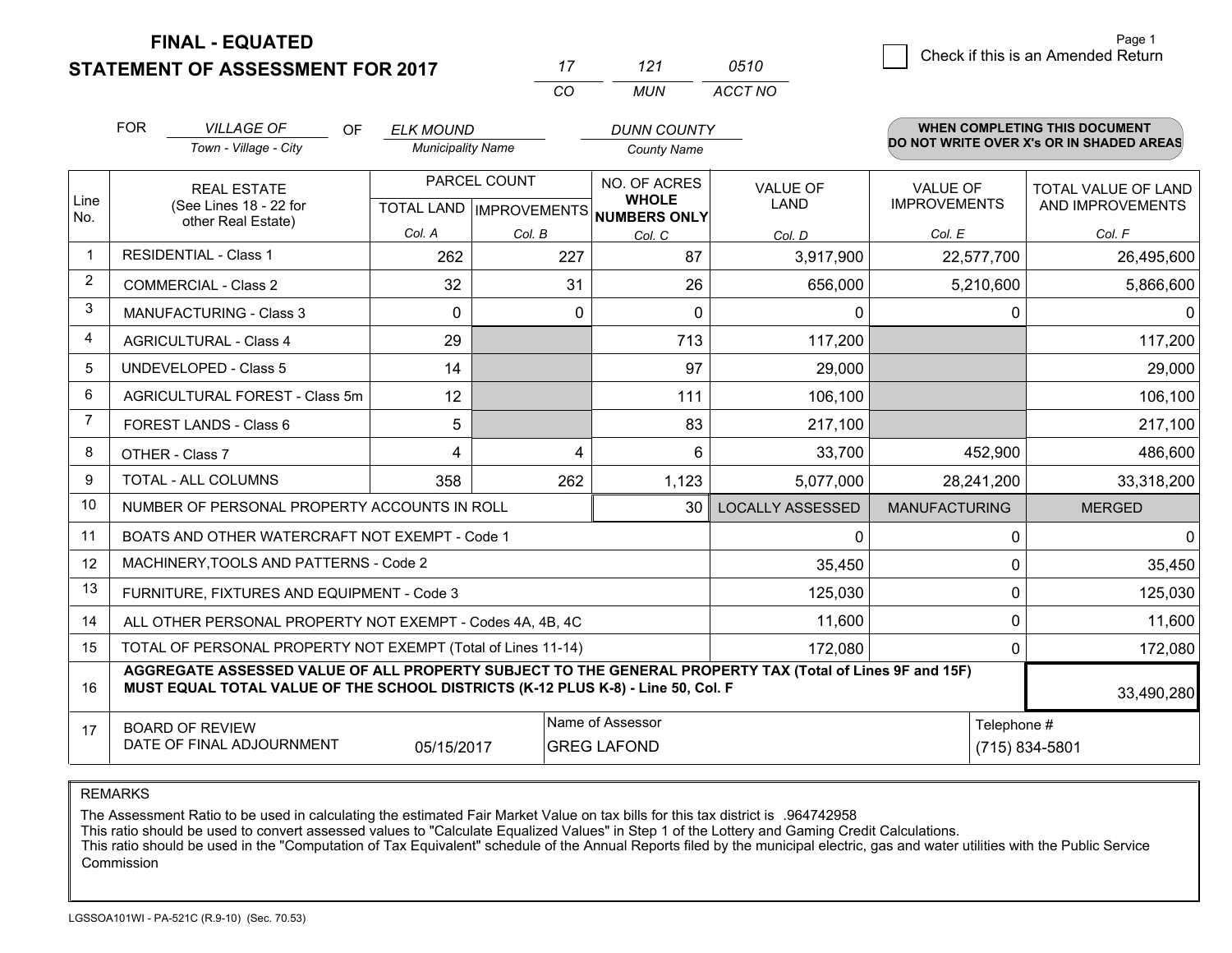**FINAL - EQUATED**
**STATEMENT OF ASSESSMENT FOR 2017**

| 17 | 121 | 0510 |
|---|---|---|
| CO | MUN | ACCT NO |

☐ Check if this is an Amended Return

FOR *VILLAGE OF* (Town - Village - City) OF *ELK MOUND* (Municipality Name) *DUNN COUNTY* (County Name)

**WHEN COMPLETING THIS DOCUMENT DO NOT WRITE OVER X's OR IN SHADED AREAS**

| Line No. | REAL ESTATE (See Lines 18 - 22 for other Real Estate) | PARCEL COUNT TOTAL LAND Col. A | PARCEL COUNT IMPROVEMENTS Col. B | NO. OF ACRES WHOLE NUMBERS ONLY Col. C | VALUE OF LAND Col. D | VALUE OF IMPROVEMENTS Col. E | TOTAL VALUE OF LAND AND IMPROVEMENTS Col. F |
|---|---|---|---|---|---|---|---|
| 1 | RESIDENTIAL - Class 1 | 262 | 227 | 87 | 3,917,900 | 22,577,700 | 26,495,600 |
| 2 | COMMERCIAL - Class 2 | 32 | 31 | 26 | 656,000 | 5,210,600 | 5,866,600 |
| 3 | MANUFACTURING - Class 3 | 0 | 0 | 0 | 0 | 0 | 0 |
| 4 | AGRICULTURAL - Class 4 | 29 | | 713 | 117,200 | | 117,200 |
| 5 | UNDEVELOPED - Class 5 | 14 | | 97 | 29,000 | | 29,000 |
| 6 | AGRICULTURAL FOREST - Class 5m | 12 | | 111 | 106,100 | | 106,100 |
| 7 | FOREST LANDS - Class 6 | 5 | | 83 | 217,100 | | 217,100 |
| 8 | OTHER - Class 7 | 4 | 4 | 6 | 33,700 | 452,900 | 486,600 |
| 9 | TOTAL - ALL COLUMNS | 358 | 262 | 1,123 | 5,077,000 | 28,241,200 | 33,318,200 |
| 10 | NUMBER OF PERSONAL PROPERTY ACCOUNTS IN ROLL | | | 30 | LOCALLY ASSESSED | MANUFACTURING | MERGED |
| 11 | BOATS AND OTHER WATERCRAFT NOT EXEMPT - Code 1 | | | | 0 | 0 | 0 |
| 12 | MACHINERY,TOOLS AND PATTERNS - Code 2 | | | | 35,450 | 0 | 35,450 |
| 13 | FURNITURE, FIXTURES AND EQUIPMENT - Code 3 | | | | 125,030 | 0 | 125,030 |
| 14 | ALL OTHER PERSONAL PROPERTY NOT EXEMPT - Codes 4A, 4B, 4C | | | | 11,600 | 0 | 11,600 |
| 15 | TOTAL OF PERSONAL PROPERTY NOT EXEMPT (Total of Lines 11-14) | | | | 172,080 | 0 | 172,080 |
| 16 | **AGGREGATE ASSESSED VALUE OF ALL PROPERTY SUBJECT TO THE GENERAL PROPERTY TAX (Total of Lines 9F and 15F) MUST EQUAL TOTAL VALUE OF THE SCHOOL DISTRICTS (K-12 PLUS K-8) - Line 50, Col. F** | | | | | | 33,490,280 |
| 17 | BOARD OF REVIEW DATE OF FINAL ADJOURNMENT | 05/15/2017 | Name of Assessor: GREG LAFOND | | | Telephone #: (715) 834-5801 | |

REMARKS

The Assessment Ratio to be used in calculating the estimated Fair Market Value on tax bills for this tax district is .964742958
This ratio should be used to convert assessed values to "Calculate Equalized Values" in Step 1 of the Lottery and Gaming Credit Calculations.
This ratio should be used in the "Computation of Tax Equivalent" schedule of the Annual Reports filed by the municipal electric, gas and water utilities with the Public Service Commission

LGSSOA101WI - PA-521C (R.9-10) (Sec. 70.53)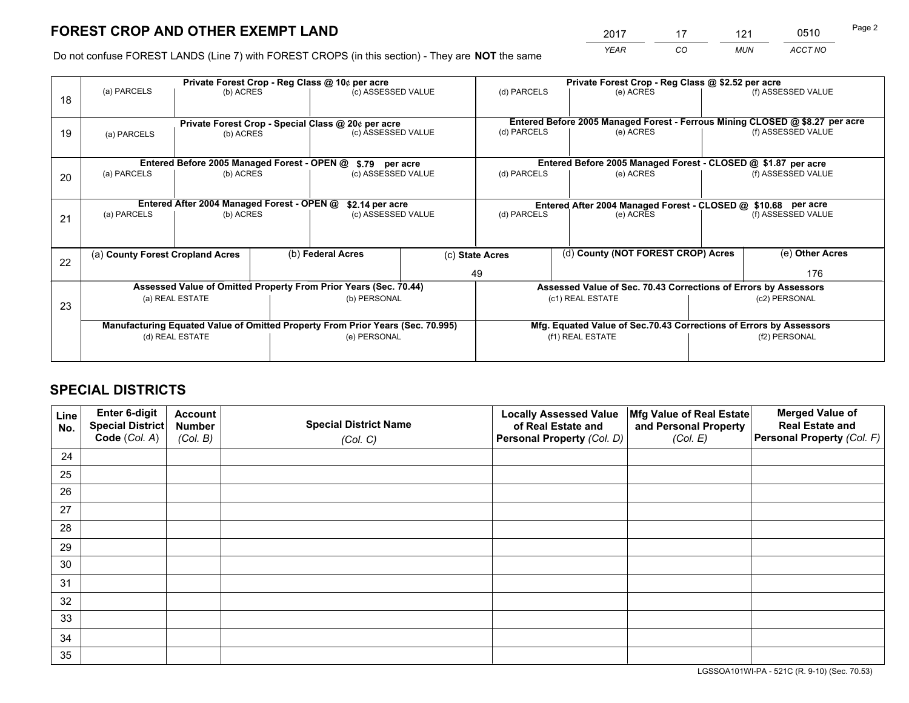# FOREST CROP AND OTHER EXEMPT LAND

| 2017 | 17 | 121 | 0510 |
|---|---|---|---|
| *YEAR* | *CO* | *MUN* | *ACCT NO* |

Do not confuse FOREST LANDS (Line 7) with FOREST CROPS (in this section) - They are **NOT** the same

| Line | Private Forest Crop - Reg Class @ 10¢ per acre | | | Private Forest Crop - Reg Class @ $2.52 per acre | | |
|---|---|---|---|---|---|---|
| 18 | (a) PARCELS | (b) ACRES | (c) ASSESSED VALUE | (d) PARCELS | (e) ACRES | (f) ASSESSED VALUE |
| | | | | | | |
| | **Private Forest Crop - Special Class @ 20¢ per acre** | | | **Entered Before 2005 Managed Forest - Ferrous Mining CLOSED @ $8.27 per acre** | | |
| 19 | (a) PARCELS | (b) ACRES | (c) ASSESSED VALUE | (d) PARCELS | (e) ACRES | (f) ASSESSED VALUE |
| | | | | | | |
| | **Entered Before 2005 Managed Forest - OPEN @ $.79 per acre** | | | **Entered Before 2005 Managed Forest - CLOSED @ $1.87 per acre** | | |
| 20 | (a) PARCELS | (b) ACRES | (c) ASSESSED VALUE | (d) PARCELS | (e) ACRES | (f) ASSESSED VALUE |
| | | | | | | |
| | **Entered After 2004 Managed Forest - OPEN @ $2.14 per acre** | | | **Entered After 2004 Managed Forest - CLOSED @ $10.68 per acre** | | |
| 21 | (a) PARCELS | (b) ACRES | (c) ASSESSED VALUE | (d) PARCELS | (e) ACRES | (f) ASSESSED VALUE |
| | | | | | | |

| Line | (a) County Forest Cropland Acres | (b) Federal Acres | (c) State Acres | (d) County (NOT FOREST CROP) Acres | (e) Other Acres |
|---|---|---|---|---|---|
| 22 | | | 49 | | 176 |

| Line | Assessed Value of Omitted Property From Prior Years (Sec. 70.44) | | Assessed Value of Sec. 70.43 Corrections of Errors by Assessors | |
|---|---|---|---|---|
| 23 | (a) REAL ESTATE | (b) PERSONAL | (c1) REAL ESTATE | (c2) PERSONAL |
| | | | | |
| | **Manufacturing Equated Value of Omitted Property From Prior Years (Sec. 70.995)** | | **Mfg. Equated Value of Sec.70.43 Corrections of Errors by Assessors** | |
| | (d) REAL ESTATE | (e) PERSONAL | (f1) REAL ESTATE | (f2) PERSONAL |
| | | | | |

# SPECIAL DISTRICTS

| Line No. | Enter 6-digit Special District Code (*Col. A*) | Account Number (*Col. B*) | Special District Name (*Col. C*) | Locally Assessed Value of Real Estate and Personal Property (*Col. D*) | Mfg Value of Real Estate and Personal Property (*Col. E*) | Merged Value of Real Estate and Personal Property (*Col. F*) |
|---|---|---|---|---|---|---|
| 24 | | | | | | |
| 25 | | | | | | |
| 26 | | | | | | |
| 27 | | | | | | |
| 28 | | | | | | |
| 29 | | | | | | |
| 30 | | | | | | |
| 31 | | | | | | |
| 32 | | | | | | |
| 33 | | | | | | |
| 34 | | | | | | |
| 35 | | | | | | |

LGSSOA101WI-PA - 521C (R. 9-10) (Sec. 70.53)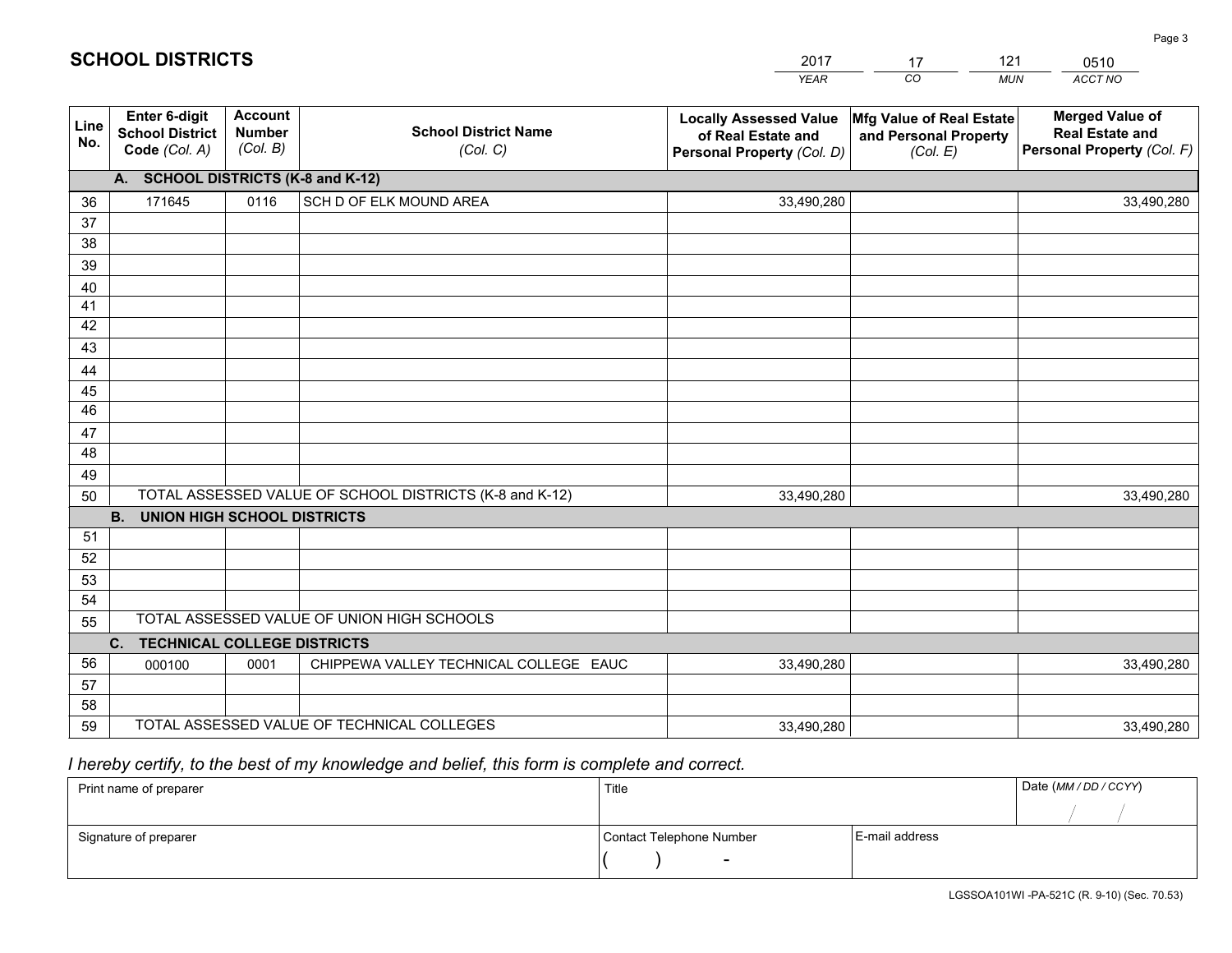# SCHOOL DISTRICTS

| 2017 | 17 | 121 | 0510 |
|---|---|---|---|
| *YEAR* | *CO* | *MUN* | *ACCT NO* |

| Line No. | Enter 6-digit School District Code *(Col. A)* | Account Number *(Col. B)* | School District Name *(Col. C)* | Locally Assessed Value of Real Estate and Personal Property *(Col. D)* | Mfg Value of Real Estate and Personal Property *(Col. E)* | Merged Value of Real Estate and Personal Property *(Col. F)* |
|---|---|---|---|---|---|---|
| | **A. SCHOOL DISTRICTS (K-8 and K-12)** | | | | | |
| 36 | 171645 | 0116 | SCH D OF ELK MOUND AREA | 33,490,280 | | 33,490,280 |
| 37 | | | | | | |
| 38 | | | | | | |
| 39 | | | | | | |
| 40 | | | | | | |
| 41 | | | | | | |
| 42 | | | | | | |
| 43 | | | | | | |
| 44 | | | | | | |
| 45 | | | | | | |
| 46 | | | | | | |
| 47 | | | | | | |
| 48 | | | | | | |
| 49 | | | | | | |
| 50 | TOTAL ASSESSED VALUE OF SCHOOL DISTRICTS (K-8 and K-12) | | | 33,490,280 | | 33,490,280 |
| | **B. UNION HIGH SCHOOL DISTRICTS** | | | | | |
| 51 | | | | | | |
| 52 | | | | | | |
| 53 | | | | | | |
| 54 | | | | | | |
| 55 | TOTAL ASSESSED VALUE OF UNION HIGH SCHOOLS | | | | | |
| | **C. TECHNICAL COLLEGE DISTRICTS** | | | | | |
| 56 | 000100 | 0001 | CHIPPEWA VALLEY TECHNICAL COLLEGE EAUC | 33,490,280 | | 33,490,280 |
| 57 | | | | | | |
| 58 | | | | | | |
| 59 | TOTAL ASSESSED VALUE OF TECHNICAL COLLEGES | | | 33,490,280 | | 33,490,280 |

*I hereby certify, to the best of my knowledge and belief, this form is complete and correct.*

| Print name of preparer | Title | | Date *(MM / DD / CCYY)* |
|---|---|---|---|
| | | | / / |
| Signature of preparer | Contact Telephone Number | E-mail address | |
| | ( ) - | | |

LGSSOA101WI -PA-521C (R. 9-10) (Sec. 70.53)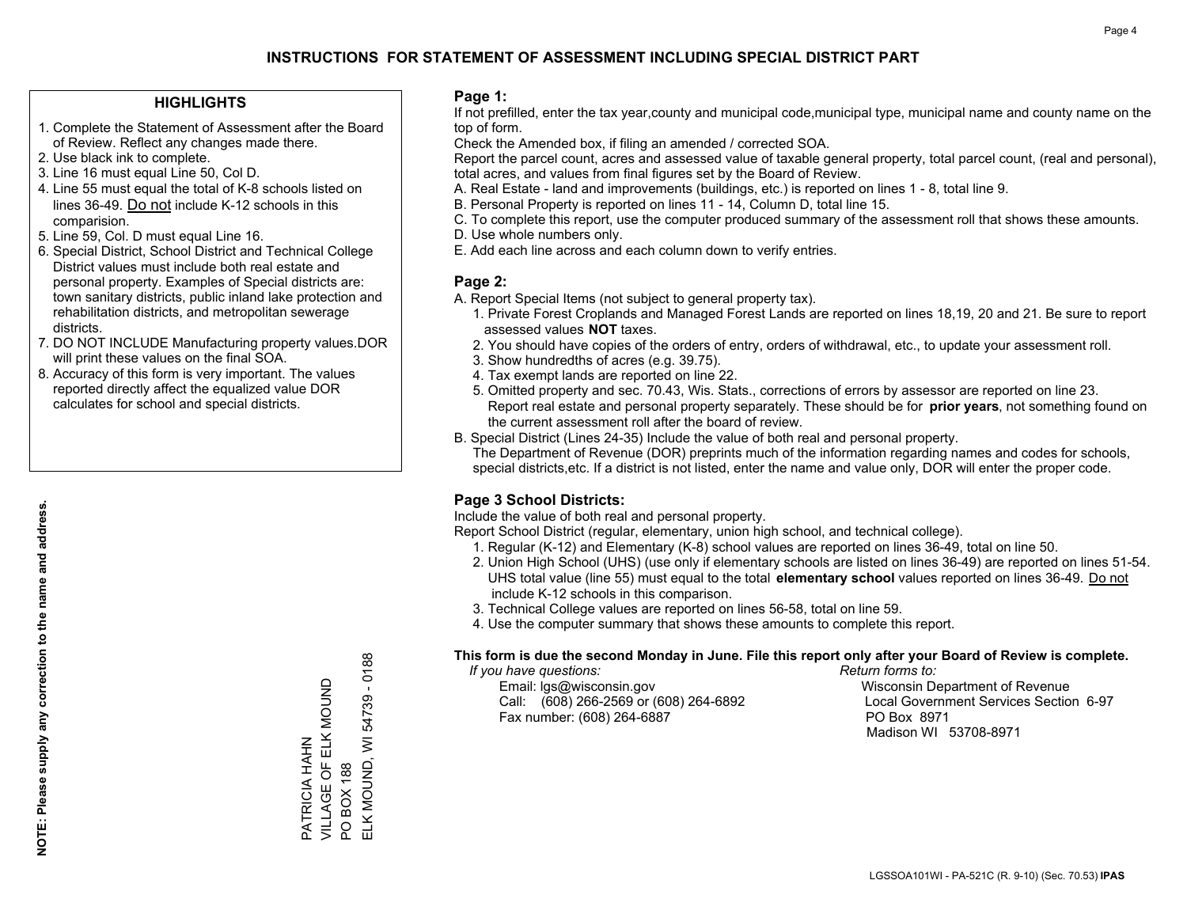# INSTRUCTIONS FOR STATEMENT OF ASSESSMENT INCLUDING SPECIAL DISTRICT PART

## HIGHLIGHTS

1. Complete the Statement of Assessment after the Board of Review. Reflect any changes made there.
2. Use black ink to complete.
3. Line 16 must equal Line 50, Col D.
4. Line 55 must equal the total of K-8 schools listed on lines 36-49. Do not include K-12 schools in this comparision.
5. Line 59, Col. D must equal Line 16.
6. Special District, School District and Technical College District values must include both real estate and personal property. Examples of Special districts are: town sanitary districts, public inland lake protection and rehabilitation districts, and metropolitan sewerage districts.
7. DO NOT INCLUDE Manufacturing property values.DOR will print these values on the final SOA.
8. Accuracy of this form is very important. The values reported directly affect the equalized value DOR calculates for school and special districts.

**NOTE: Please supply any correction to the name and address.**

PATRICIA HAHN
VILLAGE OF ELK MOUND
PO BOX 188
ELK MOUND, WI 54739 - 0188

## Page 1:

If not prefilled, enter the tax year,county and municipal code,municipal type, municipal name and county name on the top of form.

Check the Amended box, if filing an amended / corrected SOA.

Report the parcel count, acres and assessed value of taxable general property, total parcel count, (real and personal), total acres, and values from final figures set by the Board of Review.

A. Real Estate - land and improvements (buildings, etc.) is reported on lines 1 - 8, total line 9.
B. Personal Property is reported on lines 11 - 14, Column D, total line 15.
C. To complete this report, use the computer produced summary of the assessment roll that shows these amounts.
D. Use whole numbers only.
E. Add each line across and each column down to verify entries.

## Page 2:

A. Report Special Items (not subject to general property tax).
   1. Private Forest Croplands and Managed Forest Lands are reported on lines 18,19, 20 and 21. Be sure to report assessed values **NOT** taxes.
   2. You should have copies of the orders of entry, orders of withdrawal, etc., to update your assessment roll.
   3. Show hundredths of acres (e.g. 39.75).
   4. Tax exempt lands are reported on line 22.
   5. Omitted property and sec. 70.43, Wis. Stats., corrections of errors by assessor are reported on line 23. Report real estate and personal property separately. These should be for **prior years**, not something found on the current assessment roll after the board of review.
B. Special District (Lines 24-35) Include the value of both real and personal property.
   The Department of Revenue (DOR) preprints much of the information regarding names and codes for schools, special districts,etc. If a district is not listed, enter the name and value only, DOR will enter the proper code.

## Page 3 School Districts:

Include the value of both real and personal property.

Report School District (regular, elementary, union high school, and technical college).

1. Regular (K-12) and Elementary (K-8) school values are reported on lines 36-49, total on line 50.
2. Union High School (UHS) (use only if elementary schools are listed on lines 36-49) are reported on lines 51-54. UHS total value (line 55) must equal to the total **elementary school** values reported on lines 36-49. Do not include K-12 schools in this comparison.
3. Technical College values are reported on lines 56-58, total on line 59.
4. Use the computer summary that shows these amounts to complete this report.

**This form is due the second Monday in June. File this report only after your Board of Review is complete.**

*If you have questions:*
Email: lgs@wisconsin.gov
Call: (608) 266-2569 or (608) 264-6892
Fax number: (608) 264-6887

*Return forms to:*
Wisconsin Department of Revenue
Local Government Services Section 6-97
PO Box 8971
Madison WI 53708-8971

LGSSOA101WI - PA-521C (R. 9-10) (Sec. 70.53) **IPAS**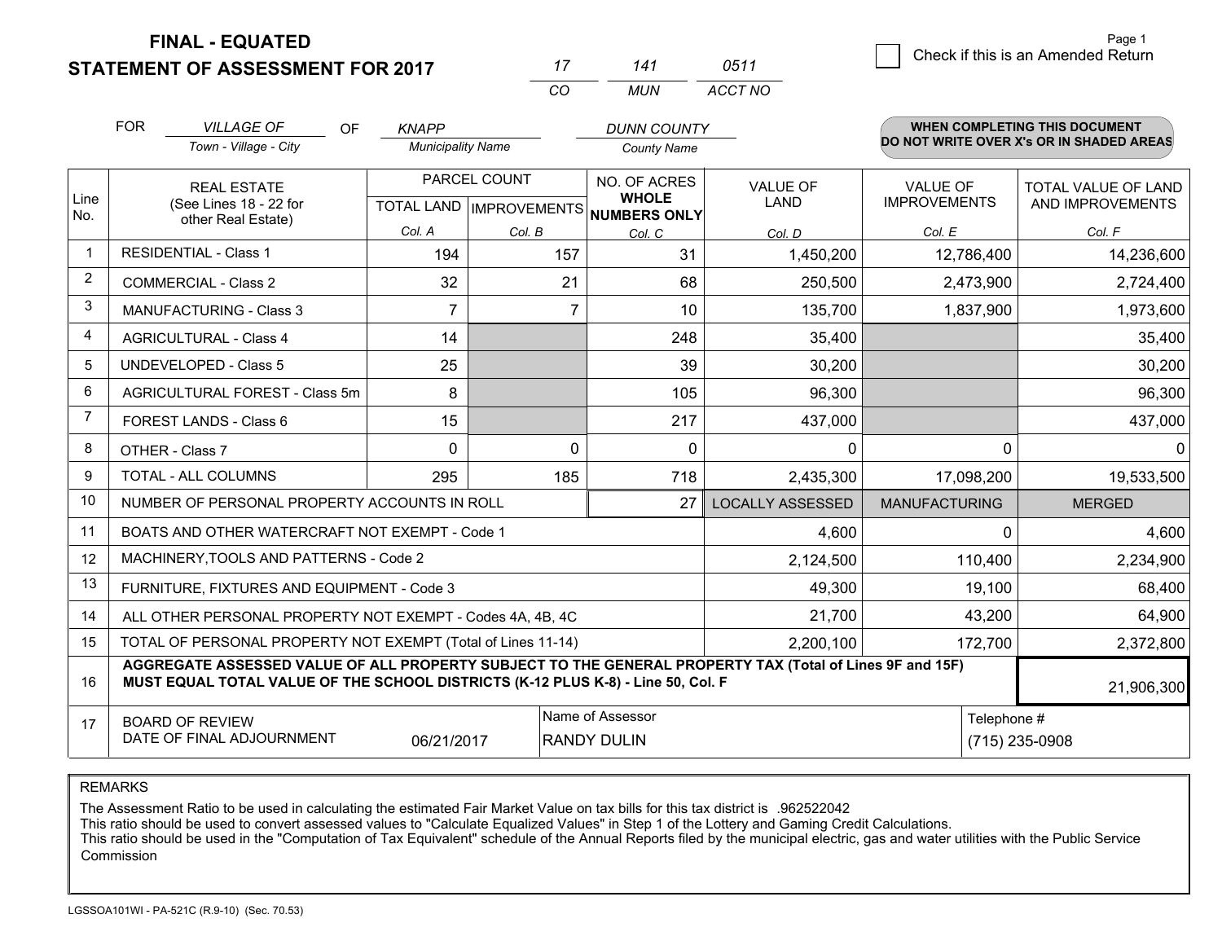**FINAL - EQUATED**
**STATEMENT OF ASSESSMENT FOR 2017**

| 17 | 141 | 0511 |
|---|---|---|
| CO | MUN | ACCT NO |

Page 1

☐ Check if this is an Amended Return

FOR *VILLAGE OF* (Town - Village - City) OF *KNAPP* (Municipality Name) *DUNN COUNTY* (County Name)

**WHEN COMPLETING THIS DOCUMENT DO NOT WRITE OVER X's OR IN SHADED AREAS**

| Line No. | REAL ESTATE (See Lines 18 - 22 for other Real Estate) | PARCEL COUNT TOTAL LAND Col. A | PARCEL COUNT IMPROVEMENTS Col. B | NO. OF ACRES WHOLE NUMBERS ONLY Col. C | VALUE OF LAND Col. D | VALUE OF IMPROVEMENTS Col. E | TOTAL VALUE OF LAND AND IMPROVEMENTS Col. F |
|---|---|---|---|---|---|---|---|
| 1 | RESIDENTIAL - Class 1 | 194 | 157 | 31 | 1,450,200 | 12,786,400 | 14,236,600 |
| 2 | COMMERCIAL - Class 2 | 32 | 21 | 68 | 250,500 | 2,473,900 | 2,724,400 |
| 3 | MANUFACTURING - Class 3 | 7 | 7 | 10 | 135,700 | 1,837,900 | 1,973,600 |
| 4 | AGRICULTURAL - Class 4 | 14 | | 248 | 35,400 | | 35,400 |
| 5 | UNDEVELOPED - Class 5 | 25 | | 39 | 30,200 | | 30,200 |
| 6 | AGRICULTURAL FOREST - Class 5m | 8 | | 105 | 96,300 | | 96,300 |
| 7 | FOREST LANDS - Class 6 | 15 | | 217 | 437,000 | | 437,000 |
| 8 | OTHER - Class 7 | 0 | 0 | 0 | 0 | 0 | 0 |
| 9 | TOTAL - ALL COLUMNS | 295 | 185 | 718 | 2,435,300 | 17,098,200 | 19,533,500 |
| 10 | NUMBER OF PERSONAL PROPERTY ACCOUNTS IN ROLL | | | 27 | LOCALLY ASSESSED | MANUFACTURING | MERGED |
| 11 | BOATS AND OTHER WATERCRAFT NOT EXEMPT - Code 1 | | | | 4,600 | 0 | 4,600 |
| 12 | MACHINERY,TOOLS AND PATTERNS - Code 2 | | | | 2,124,500 | 110,400 | 2,234,900 |
| 13 | FURNITURE, FIXTURES AND EQUIPMENT - Code 3 | | | | 49,300 | 19,100 | 68,400 |
| 14 | ALL OTHER PERSONAL PROPERTY NOT EXEMPT - Codes 4A, 4B, 4C | | | | 21,700 | 43,200 | 64,900 |
| 15 | TOTAL OF PERSONAL PROPERTY NOT EXEMPT (Total of Lines 11-14) | | | | 2,200,100 | 172,700 | 2,372,800 |
| 16 | **AGGREGATE ASSESSED VALUE OF ALL PROPERTY SUBJECT TO THE GENERAL PROPERTY TAX (Total of Lines 9F and 15F) MUST EQUAL TOTAL VALUE OF THE SCHOOL DISTRICTS (K-12 PLUS K-8) - Line 50, Col. F** | | | | | | 21,906,300 |
| 17 | BOARD OF REVIEW DATE OF FINAL ADJOURNMENT | 06/21/2017 | | Name of Assessor: RANDY DULIN | | | Telephone #: (715) 235-0908 |

REMARKS

The Assessment Ratio to be used in calculating the estimated Fair Market Value on tax bills for this tax district is .962522042
This ratio should be used to convert assessed values to "Calculate Equalized Values" in Step 1 of the Lottery and Gaming Credit Calculations.
This ratio should be used in the "Computation of Tax Equivalent" schedule of the Annual Reports filed by the municipal electric, gas and water utilities with the Public Service Commission

LGSSOA101WI - PA-521C (R.9-10) (Sec. 70.53)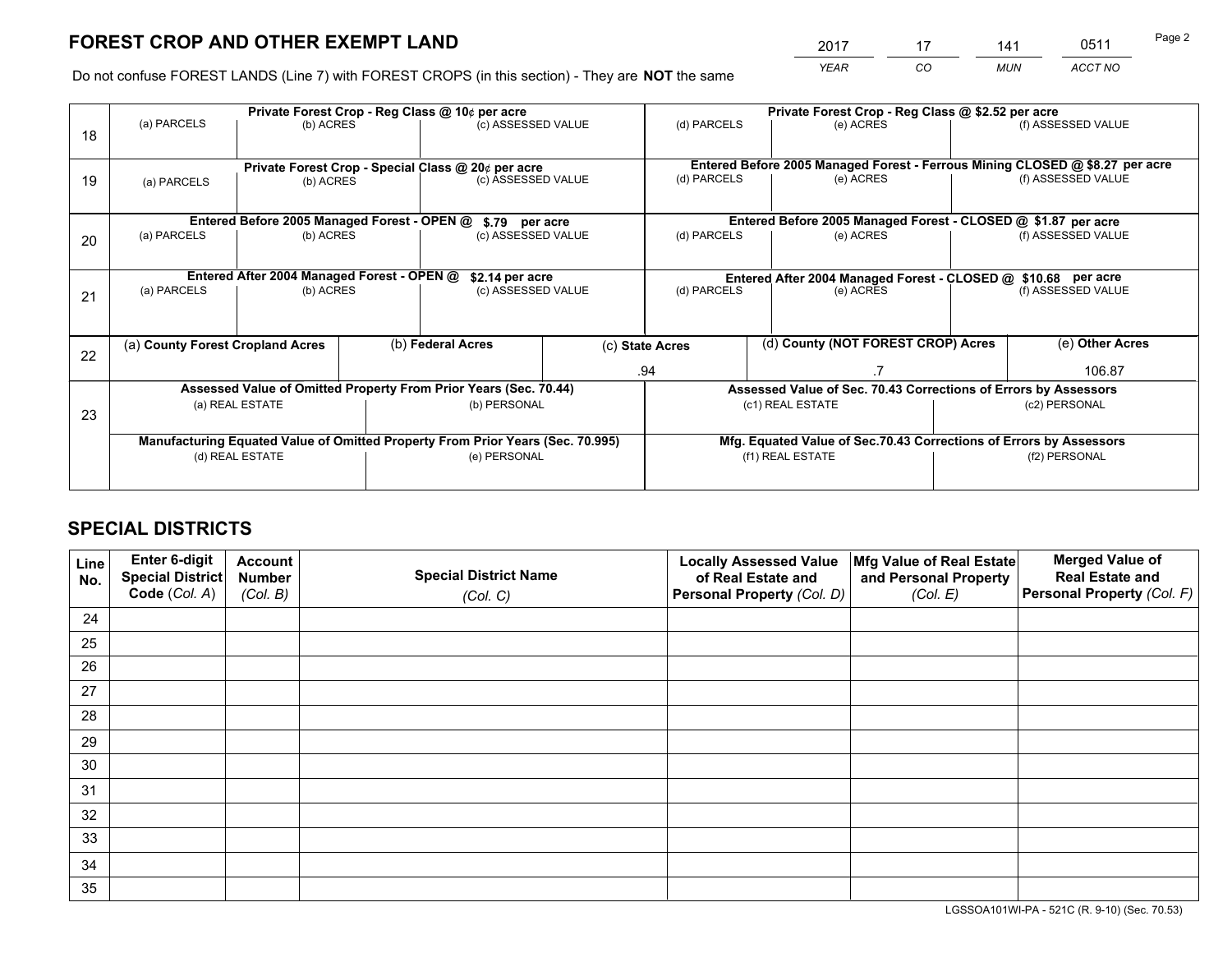# FOREST CROP AND OTHER EXEMPT LAND

| 2017 | 17 | 141 | 0511 |
|---|---|---|---|
| *YEAR* | *CO* | *MUN* | *ACCT NO* |

Do not confuse FOREST LANDS (Line 7) with FOREST CROPS (in this section) - They are **NOT** the same

| Line | Private Forest Crop - Reg Class @ 10¢ per acre | | | Private Forest Crop - Reg Class @ $2.52 per acre | | |
|---|---|---|---|---|---|---|
| 18 | (a) PARCELS | (b) ACRES | (c) ASSESSED VALUE | (d) PARCELS | (e) ACRES | (f) ASSESSED VALUE |
| | | | | | | |
| | **Private Forest Crop - Special Class @ 20¢ per acre** | | | **Entered Before 2005 Managed Forest - Ferrous Mining CLOSED @ $8.27 per acre** | | |
| 19 | (a) PARCELS | (b) ACRES | (c) ASSESSED VALUE | (d) PARCELS | (e) ACRES | (f) ASSESSED VALUE |
| | | | | | | |
| | **Entered Before 2005 Managed Forest - OPEN @ $.79 per acre** | | | **Entered Before 2005 Managed Forest - CLOSED @ $1.87 per acre** | | |
| 20 | (a) PARCELS | (b) ACRES | (c) ASSESSED VALUE | (d) PARCELS | (e) ACRES | (f) ASSESSED VALUE |
| | | | | | | |
| | **Entered After 2004 Managed Forest - OPEN @ $2.14 per acre** | | | **Entered After 2004 Managed Forest - CLOSED @ $10.68 per acre** | | |
| 21 | (a) PARCELS | (b) ACRES | (c) ASSESSED VALUE | (d) PARCELS | (e) ACRES | (f) ASSESSED VALUE |
| | | | | | | |

| Line | (a) County Forest Cropland Acres | (b) Federal Acres | (c) State Acres | (d) County (NOT FOREST CROP) Acres | (e) Other Acres |
|---|---|---|---|---|---|
| 22 | | | .94 | .7 | 106.87 |

| Line | Assessed Value of Omitted Property From Prior Years (Sec. 70.44) | | Assessed Value of Sec. 70.43 Corrections of Errors by Assessors | |
|---|---|---|---|---|
| 23 | (a) REAL ESTATE | (b) PERSONAL | (c1) REAL ESTATE | (c2) PERSONAL |
| | | | | |
| | **Manufacturing Equated Value of Omitted Property From Prior Years (Sec. 70.995)** | | **Mfg. Equated Value of Sec.70.43 Corrections of Errors by Assessors** | |
| | (d) REAL ESTATE | (e) PERSONAL | (f1) REAL ESTATE | (f2) PERSONAL |
| | | | | |

# SPECIAL DISTRICTS

| Line No. | Enter 6-digit Special District Code (Col. A) | Account Number (Col. B) | Special District Name (Col. C) | Locally Assessed Value of Real Estate and Personal Property (Col. D) | Mfg Value of Real Estate and Personal Property (Col. E) | Merged Value of Real Estate and Personal Property (Col. F) |
|---|---|---|---|---|---|---|
| 24 | | | | | | |
| 25 | | | | | | |
| 26 | | | | | | |
| 27 | | | | | | |
| 28 | | | | | | |
| 29 | | | | | | |
| 30 | | | | | | |
| 31 | | | | | | |
| 32 | | | | | | |
| 33 | | | | | | |
| 34 | | | | | | |
| 35 | | | | | | |

LGSSOA101WI-PA - 521C (R. 9-10) (Sec. 70.53)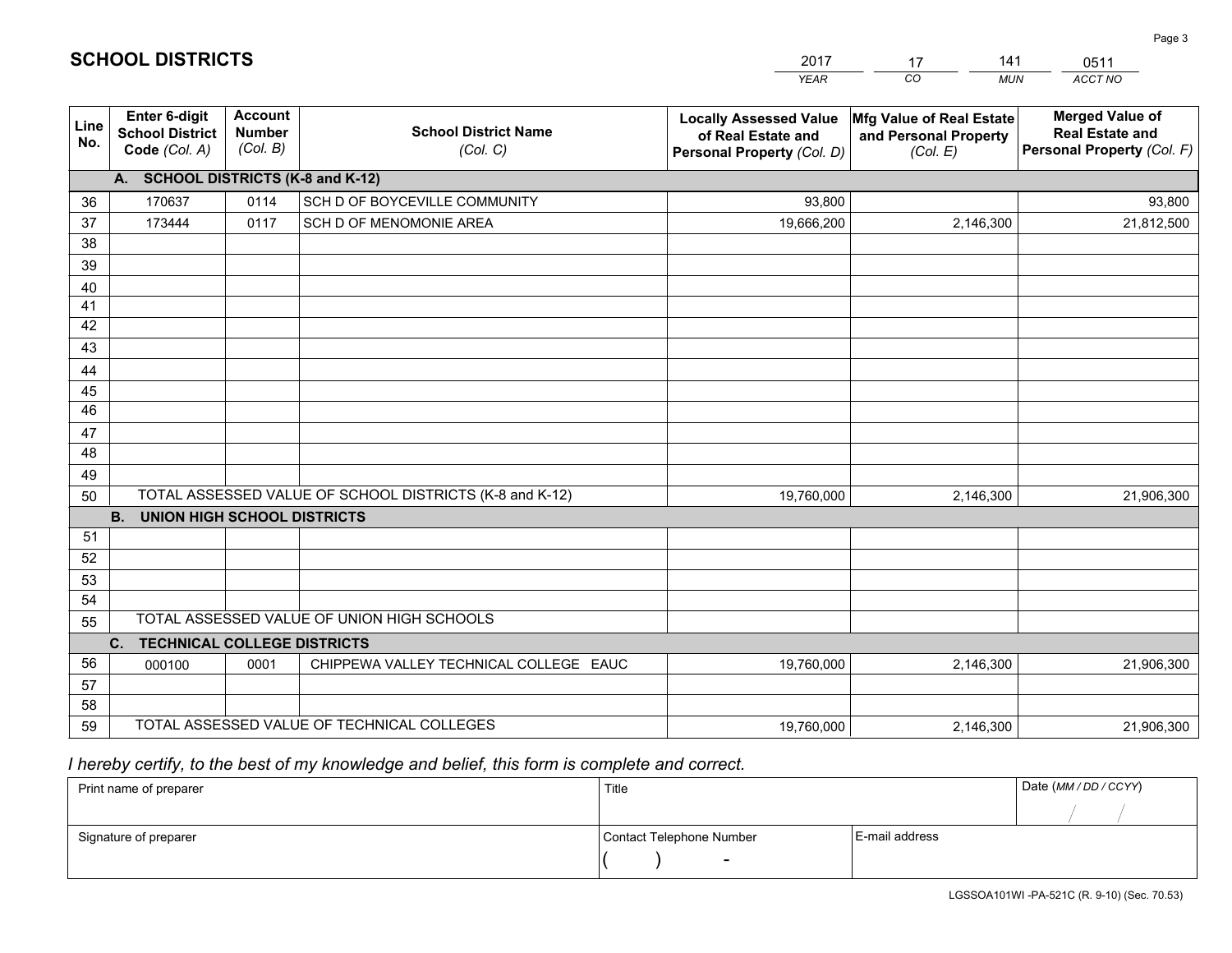# SCHOOL DISTRICTS

| 2017 | 17 | 141 | 0511 |
|---|---|---|---|
| *YEAR* | *CO* | *MUN* | *ACCT NO* |

| Line No. | Enter 6-digit School District Code *(Col. A)* | Account Number *(Col. B)* | School District Name *(Col. C)* | Locally Assessed Value of Real Estate and Personal Property *(Col. D)* | Mfg Value of Real Estate and Personal Property *(Col. E)* | Merged Value of Real Estate and Personal Property *(Col. F)* |
|---|---|---|---|---|---|---|
| | **A. SCHOOL DISTRICTS (K-8 and K-12)** | | | | | |
| 36 | 170637 | 0114 | SCH D OF BOYCEVILLE COMMUNITY | 93,800 | | 93,800 |
| 37 | 173444 | 0117 | SCH D OF MENOMONIE AREA | 19,666,200 | 2,146,300 | 21,812,500 |
| 38 | | | | | | |
| 39 | | | | | | |
| 40 | | | | | | |
| 41 | | | | | | |
| 42 | | | | | | |
| 43 | | | | | | |
| 44 | | | | | | |
| 45 | | | | | | |
| 46 | | | | | | |
| 47 | | | | | | |
| 48 | | | | | | |
| 49 | | | | | | |
| 50 | TOTAL ASSESSED VALUE OF SCHOOL DISTRICTS (K-8 and K-12) | | | 19,760,000 | 2,146,300 | 21,906,300 |
| | **B. UNION HIGH SCHOOL DISTRICTS** | | | | | |
| 51 | | | | | | |
| 52 | | | | | | |
| 53 | | | | | | |
| 54 | | | | | | |
| 55 | TOTAL ASSESSED VALUE OF UNION HIGH SCHOOLS | | | | | |
| | **C. TECHNICAL COLLEGE DISTRICTS** | | | | | |
| 56 | 000100 | 0001 | CHIPPEWA VALLEY TECHNICAL COLLEGE EAUC | 19,760,000 | 2,146,300 | 21,906,300 |
| 57 | | | | | | |
| 58 | | | | | | |
| 59 | TOTAL ASSESSED VALUE OF TECHNICAL COLLEGES | | | 19,760,000 | 2,146,300 | 21,906,300 |

*I hereby certify, to the best of my knowledge and belief, this form is complete and correct.*

| Print name of preparer | Title | | Date *(MM / DD / CCYY)* |
|---|---|---|---|
| | | | / / |
| Signature of preparer | Contact Telephone Number | E-mail address | |
| | ( ) - | | |

LGSSOA101WI -PA-521C (R. 9-10) (Sec. 70.53)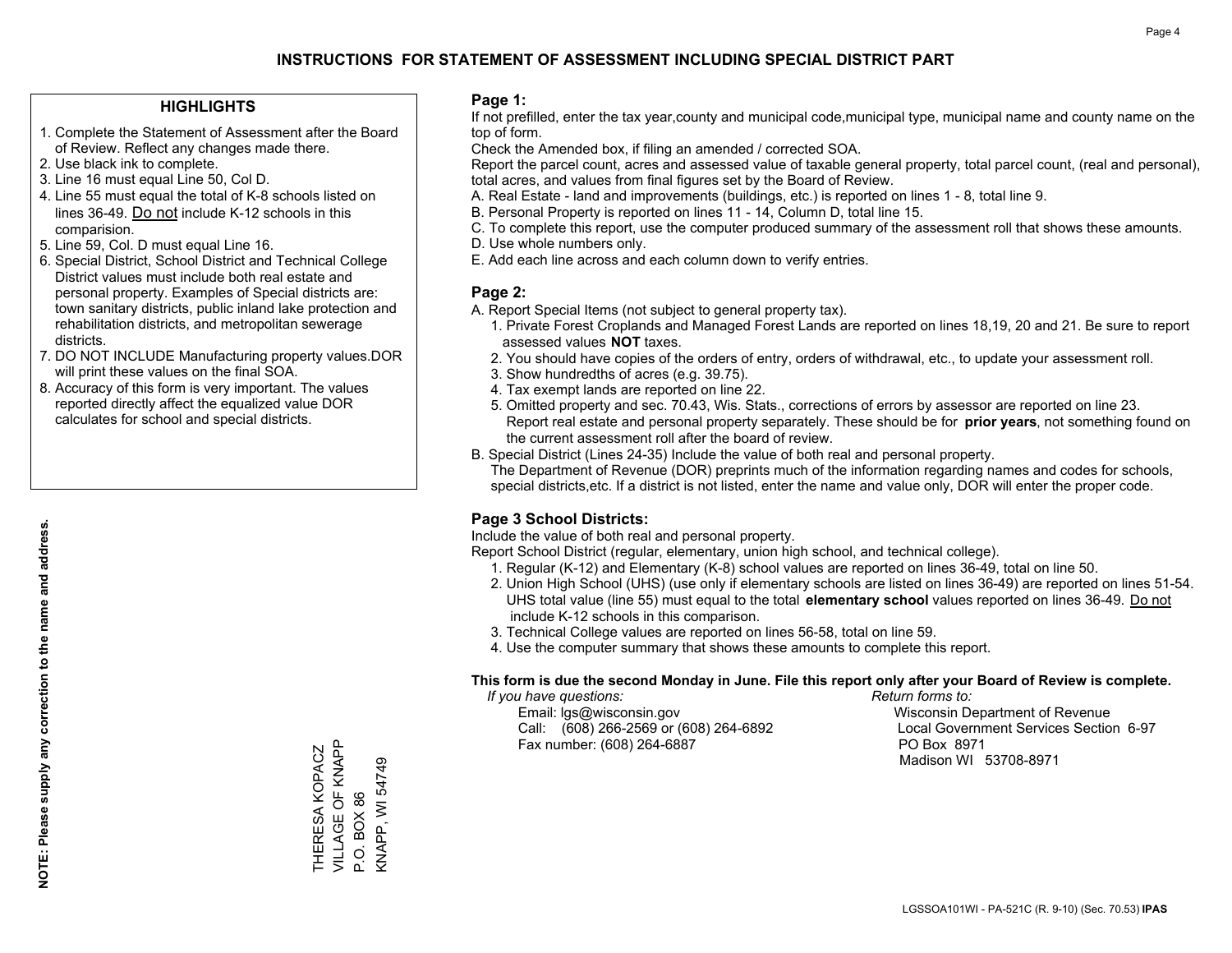# INSTRUCTIONS FOR STATEMENT OF ASSESSMENT INCLUDING SPECIAL DISTRICT PART

## HIGHLIGHTS

1. Complete the Statement of Assessment after the Board of Review. Reflect any changes made there.
2. Use black ink to complete.
3. Line 16 must equal Line 50, Col D.
4. Line 55 must equal the total of K-8 schools listed on lines 36-49. Do not include K-12 schools in this comparision.
5. Line 59, Col. D must equal Line 16.
6. Special District, School District and Technical College District values must include both real estate and personal property. Examples of Special districts are: town sanitary districts, public inland lake protection and rehabilitation districts, and metropolitan sewerage districts.
7. DO NOT INCLUDE Manufacturing property values.DOR will print these values on the final SOA.
8. Accuracy of this form is very important. The values reported directly affect the equalized value DOR calculates for school and special districts.

**NOTE: Please supply any correction to the name and address.**

THERESA KOPACZ
VILLAGE OF KNAPP
P.O. BOX 86
KNAPP, WI 54749

## Page 1:

If not prefilled, enter the tax year,county and municipal code,municipal type, municipal name and county name on the top of form.

Check the Amended box, if filing an amended / corrected SOA.

Report the parcel count, acres and assessed value of taxable general property, total parcel count, (real and personal), total acres, and values from final figures set by the Board of Review.

A. Real Estate - land and improvements (buildings, etc.) is reported on lines 1 - 8, total line 9.
B. Personal Property is reported on lines 11 - 14, Column D, total line 15.
C. To complete this report, use the computer produced summary of the assessment roll that shows these amounts.
D. Use whole numbers only.
E. Add each line across and each column down to verify entries.

## Page 2:

A. Report Special Items (not subject to general property tax).
   1. Private Forest Croplands and Managed Forest Lands are reported on lines 18,19, 20 and 21. Be sure to report assessed values **NOT** taxes.
   2. You should have copies of the orders of entry, orders of withdrawal, etc., to update your assessment roll.
   3. Show hundredths of acres (e.g. 39.75).
   4. Tax exempt lands are reported on line 22.
   5. Omitted property and sec. 70.43, Wis. Stats., corrections of errors by assessor are reported on line 23. Report real estate and personal property separately. These should be for **prior years**, not something found on the current assessment roll after the board of review.
B. Special District (Lines 24-35) Include the value of both real and personal property.
   The Department of Revenue (DOR) preprints much of the information regarding names and codes for schools, special districts,etc. If a district is not listed, enter the name and value only, DOR will enter the proper code.

## Page 3 School Districts:

Include the value of both real and personal property.

Report School District (regular, elementary, union high school, and technical college).

1. Regular (K-12) and Elementary (K-8) school values are reported on lines 36-49, total on line 50.
2. Union High School (UHS) (use only if elementary schools are listed on lines 36-49) are reported on lines 51-54. UHS total value (line 55) must equal to the total **elementary school** values reported on lines 36-49. Do not include K-12 schools in this comparison.
3. Technical College values are reported on lines 56-58, total on line 59.
4. Use the computer summary that shows these amounts to complete this report.

**This form is due the second Monday in June. File this report only after your Board of Review is complete.**

*If you have questions:*
Email: lgs@wisconsin.gov
Call: (608) 266-2569 or (608) 264-6892
Fax number: (608) 264-6887

*Return forms to:*
Wisconsin Department of Revenue
Local Government Services Section 6-97
PO Box 8971
Madison WI 53708-8971

LGSSOA101WI - PA-521C (R. 9-10) (Sec. 70.53) **IPAS**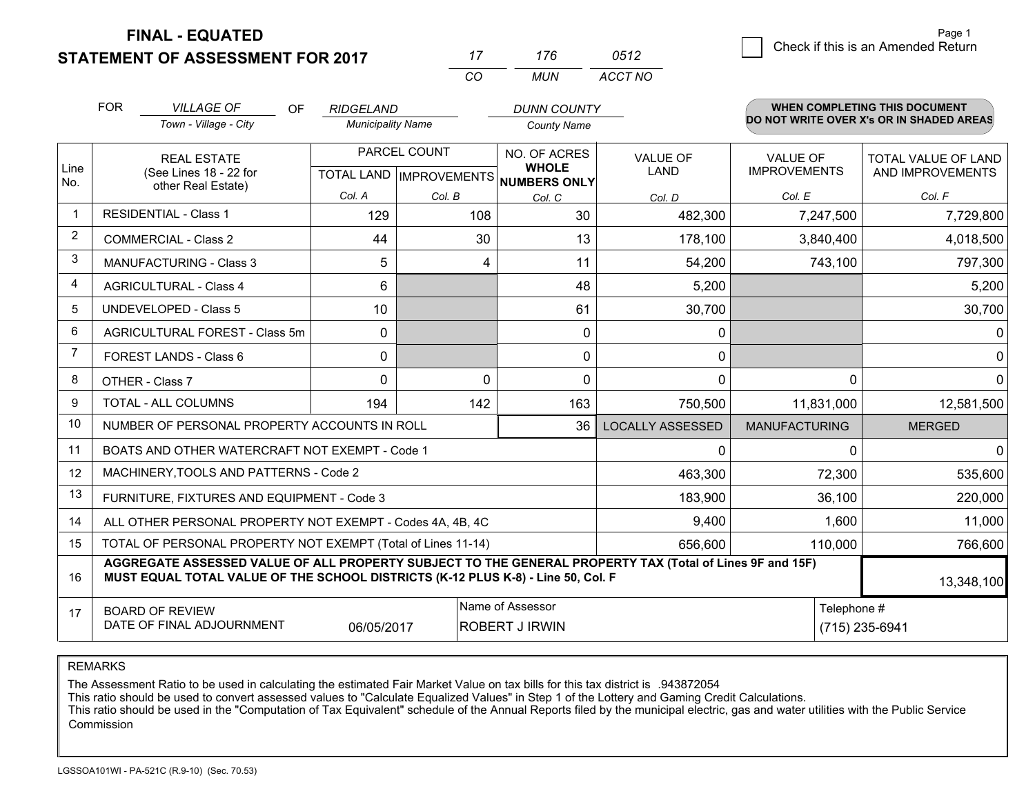# FINAL - EQUATED
## STATEMENT OF ASSESSMENT FOR 2017

| 17 | 176 | 0512 |
|---|---|---|
| CO | MUN | ACCT NO |

Page 1

☐ Check if this is an Amended Return

FOR *VILLAGE OF* (Town - Village - City) OF *RIDGELAND* (Municipality Name) *DUNN COUNTY* (County Name)

**WHEN COMPLETING THIS DOCUMENT DO NOT WRITE OVER X's OR IN SHADED AREAS**

| Line No. | REAL ESTATE (See Lines 18 - 22 for other Real Estate) | PARCEL COUNT | | NO. OF ACRES WHOLE NUMBERS ONLY | VALUE OF LAND | VALUE OF IMPROVEMENTS | TOTAL VALUE OF LAND AND IMPROVEMENTS |
|---|---|---|---|---|---|---|---|
| | | TOTAL LAND | IMPROVEMENTS | | | | |
| | | Col. A | Col. B | Col. C | Col. D | Col. E | Col. F |
| 1 | RESIDENTIAL - Class 1 | 129 | 108 | 30 | 482,300 | 7,247,500 | 7,729,800 |
| 2 | COMMERCIAL - Class 2 | 44 | 30 | 13 | 178,100 | 3,840,400 | 4,018,500 |
| 3 | MANUFACTURING - Class 3 | 5 | 4 | 11 | 54,200 | 743,100 | 797,300 |
| 4 | AGRICULTURAL - Class 4 | 6 | | 48 | 5,200 | | 5,200 |
| 5 | UNDEVELOPED - Class 5 | 10 | | 61 | 30,700 | | 30,700 |
| 6 | AGRICULTURAL FOREST - Class 5m | 0 | | 0 | 0 | | 0 |
| 7 | FOREST LANDS - Class 6 | 0 | | 0 | 0 | | 0 |
| 8 | OTHER - Class 7 | 0 | 0 | 0 | 0 | 0 | 0 |
| 9 | TOTAL - ALL COLUMNS | 194 | 142 | 163 | 750,500 | 11,831,000 | 12,581,500 |
| 10 | NUMBER OF PERSONAL PROPERTY ACCOUNTS IN ROLL | | | 36 | LOCALLY ASSESSED | MANUFACTURING | MERGED |
| 11 | BOATS AND OTHER WATERCRAFT NOT EXEMPT - Code 1 | | | | 0 | 0 | 0 |
| 12 | MACHINERY,TOOLS AND PATTERNS - Code 2 | | | | 463,300 | 72,300 | 535,600 |
| 13 | FURNITURE, FIXTURES AND EQUIPMENT - Code 3 | | | | 183,900 | 36,100 | 220,000 |
| 14 | ALL OTHER PERSONAL PROPERTY NOT EXEMPT - Codes 4A, 4B, 4C | | | | 9,400 | 1,600 | 11,000 |
| 15 | TOTAL OF PERSONAL PROPERTY NOT EXEMPT (Total of Lines 11-14) | | | | 656,600 | 110,000 | 766,600 |
| 16 | **AGGREGATE ASSESSED VALUE OF ALL PROPERTY SUBJECT TO THE GENERAL PROPERTY TAX (Total of Lines 9F and 15F) MUST EQUAL TOTAL VALUE OF THE SCHOOL DISTRICTS (K-12 PLUS K-8) - Line 50, Col. F** | | | | | | 13,348,100 |
| 17 | BOARD OF REVIEW DATE OF FINAL ADJOURNMENT | 06/05/2017 | Name of Assessor: ROBERT J IRWIN | | | Telephone #: (715) 235-6941 | |

REMARKS

The Assessment Ratio to be used in calculating the estimated Fair Market Value on tax bills for this tax district is .943872054
This ratio should be used to convert assessed values to "Calculate Equalized Values" in Step 1 of the Lottery and Gaming Credit Calculations.
This ratio should be used in the "Computation of Tax Equivalent" schedule of the Annual Reports filed by the municipal electric, gas and water utilities with the Public Service Commission

LGSSOA101WI - PA-521C (R.9-10) (Sec. 70.53)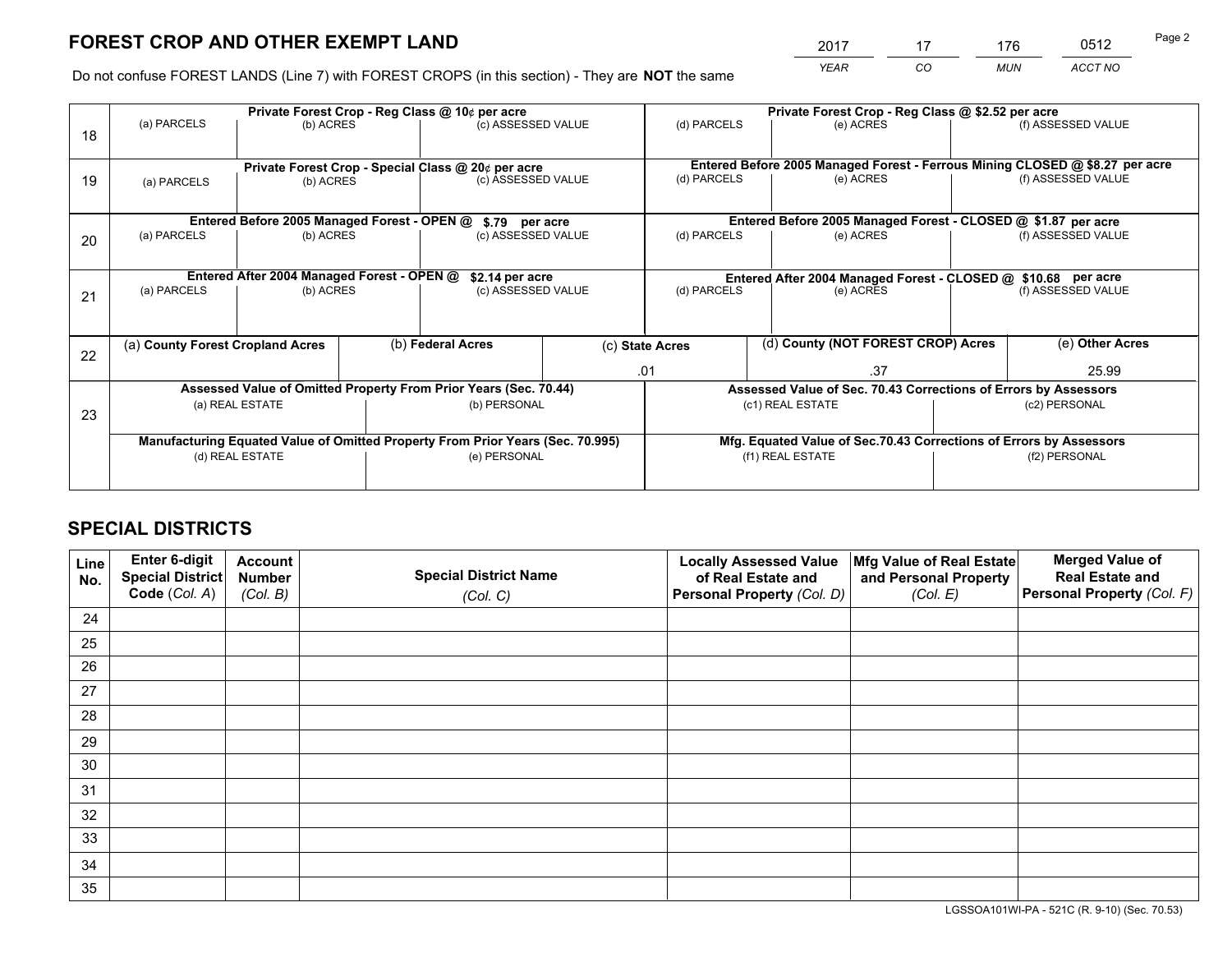# FOREST CROP AND OTHER EXEMPT LAND

| YEAR | CO | MUN | ACCT NO |
|---|---|---|---|
| 2017 | 17 | 176 | 0512 |

Do not confuse FOREST LANDS (Line 7) with FOREST CROPS (in this section) - They are **NOT** the same

| Line | Private Forest Crop - Reg Class @ 10¢ per acre | | | Private Forest Crop - Reg Class @ $2.52 per acre | | |
|---|---|---|---|---|---|---|
| 18 | (a) PARCELS | (b) ACRES | (c) ASSESSED VALUE | (d) PARCELS | (e) ACRES | (f) ASSESSED VALUE |
| | **Private Forest Crop - Special Class @ 20¢ per acre** | | | **Entered Before 2005 Managed Forest - Ferrous Mining CLOSED @ $8.27 per acre** | | |
| 19 | (a) PARCELS | (b) ACRES | (c) ASSESSED VALUE | (d) PARCELS | (e) ACRES | (f) ASSESSED VALUE |
| | **Entered Before 2005 Managed Forest - OPEN @ $.79 per acre** | | | **Entered Before 2005 Managed Forest - CLOSED @ $1.87 per acre** | | |
| 20 | (a) PARCELS | (b) ACRES | (c) ASSESSED VALUE | (d) PARCELS | (e) ACRES | (f) ASSESSED VALUE |
| | **Entered After 2004 Managed Forest - OPEN @ $2.14 per acre** | | | **Entered After 2004 Managed Forest - CLOSED @ $10.68 per acre** | | |
| 21 | (a) PARCELS | (b) ACRES | (c) ASSESSED VALUE | (d) PARCELS | (e) ACRES | (f) ASSESSED VALUE |

| Line | (a) County Forest Cropland Acres | (b) Federal Acres | (c) State Acres | (d) County (NOT FOREST CROP) Acres | (e) Other Acres |
|---|---|---|---|---|---|
| 22 | | | .01 | .37 | 25.99 |

| Line | Assessed Value of Omitted Property From Prior Years (Sec. 70.44) | | Assessed Value of Sec. 70.43 Corrections of Errors by Assessors | |
|---|---|---|---|---|
| 23 | (a) REAL ESTATE | (b) PERSONAL | (c1) REAL ESTATE | (c2) PERSONAL |
| | **Manufacturing Equated Value of Omitted Property From Prior Years (Sec. 70.995)** | | **Mfg. Equated Value of Sec.70.43 Corrections of Errors by Assessors** | |
| | (d) REAL ESTATE | (e) PERSONAL | (f1) REAL ESTATE | (f2) PERSONAL |

# SPECIAL DISTRICTS

| Line No. | Enter 6-digit Special District Code (Col. A) | Account Number (Col. B) | Special District Name (Col. C) | Locally Assessed Value of Real Estate and Personal Property (Col. D) | Mfg Value of Real Estate and Personal Property (Col. E) | Merged Value of Real Estate and Personal Property (Col. F) |
|---|---|---|---|---|---|---|
| 24 | | | | | | |
| 25 | | | | | | |
| 26 | | | | | | |
| 27 | | | | | | |
| 28 | | | | | | |
| 29 | | | | | | |
| 30 | | | | | | |
| 31 | | | | | | |
| 32 | | | | | | |
| 33 | | | | | | |
| 34 | | | | | | |
| 35 | | | | | | |

LGSSOA101WI-PA - 521C (R. 9-10) (Sec. 70.53)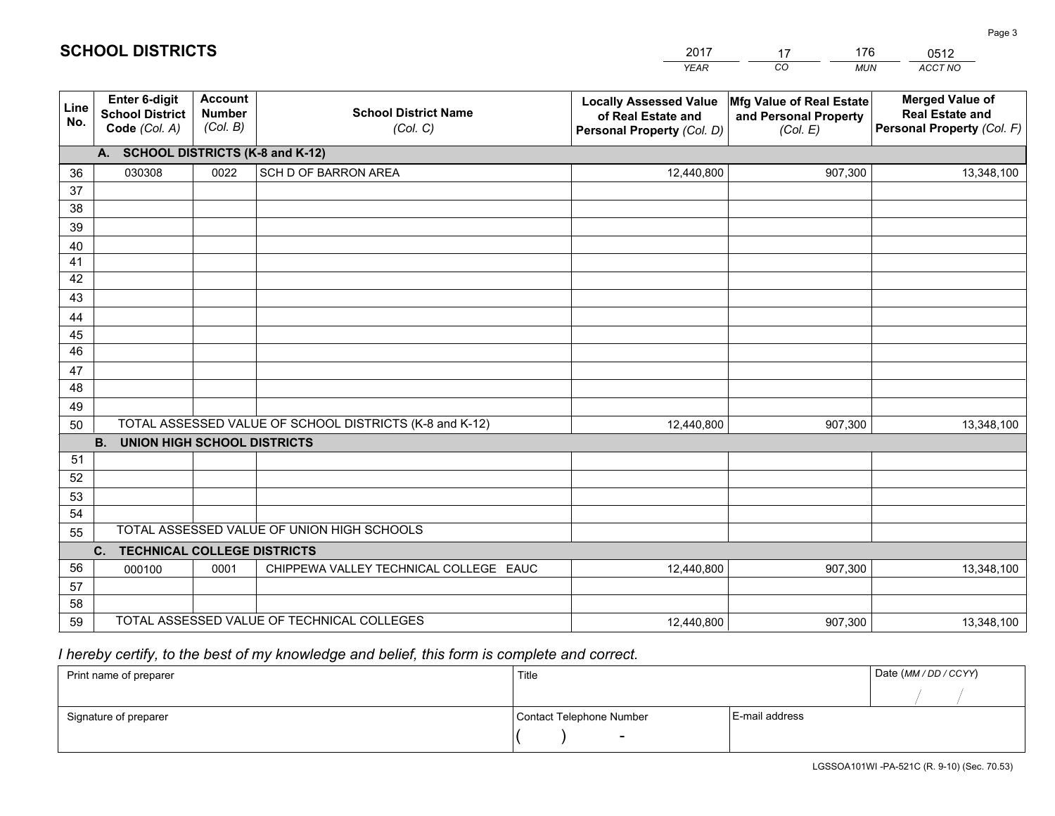# SCHOOL DISTRICTS

| 2017 | 17 | 176 | 0512 |
|---|---|---|---|
| *YEAR* | *CO* | *MUN* | *ACCT NO* |

| Line No. | Enter 6-digit School District Code *(Col. A)* | Account Number *(Col. B)* | School District Name *(Col. C)* | Locally Assessed Value of Real Estate and Personal Property *(Col. D)* | Mfg Value of Real Estate and Personal Property *(Col. E)* | Merged Value of Real Estate and Personal Property *(Col. F)* |
|---|---|---|---|---|---|---|
| **A. SCHOOL DISTRICTS (K-8 and K-12)** | | | | | | |
| 36 | 030308 | 0022 | SCH D OF BARRON AREA | 12,440,800 | 907,300 | 13,348,100 |
| 37 | | | | | | |
| 38 | | | | | | |
| 39 | | | | | | |
| 40 | | | | | | |
| 41 | | | | | | |
| 42 | | | | | | |
| 43 | | | | | | |
| 44 | | | | | | |
| 45 | | | | | | |
| 46 | | | | | | |
| 47 | | | | | | |
| 48 | | | | | | |
| 49 | | | | | | |
| 50 | TOTAL ASSESSED VALUE OF SCHOOL DISTRICTS (K-8 and K-12) | | | 12,440,800 | 907,300 | 13,348,100 |
| **B. UNION HIGH SCHOOL DISTRICTS** | | | | | | |
| 51 | | | | | | |
| 52 | | | | | | |
| 53 | | | | | | |
| 54 | | | | | | |
| 55 | TOTAL ASSESSED VALUE OF UNION HIGH SCHOOLS | | | | | |
| **C. TECHNICAL COLLEGE DISTRICTS** | | | | | | |
| 56 | 000100 | 0001 | CHIPPEWA VALLEY TECHNICAL COLLEGE EAUC | 12,440,800 | 907,300 | 13,348,100 |
| 57 | | | | | | |
| 58 | | | | | | |
| 59 | TOTAL ASSESSED VALUE OF TECHNICAL COLLEGES | | | 12,440,800 | 907,300 | 13,348,100 |

*I hereby certify, to the best of my knowledge and belief, this form is complete and correct.*

| Print name of preparer | Title | | Date *(MM / DD / CCYY)* |
|---|---|---|---|
| | | | / / |
| Signature of preparer | Contact Telephone Number | E-mail address | |
| | ( ) - | | |

LGSSOA101WI -PA-521C (R. 9-10) (Sec. 70.53)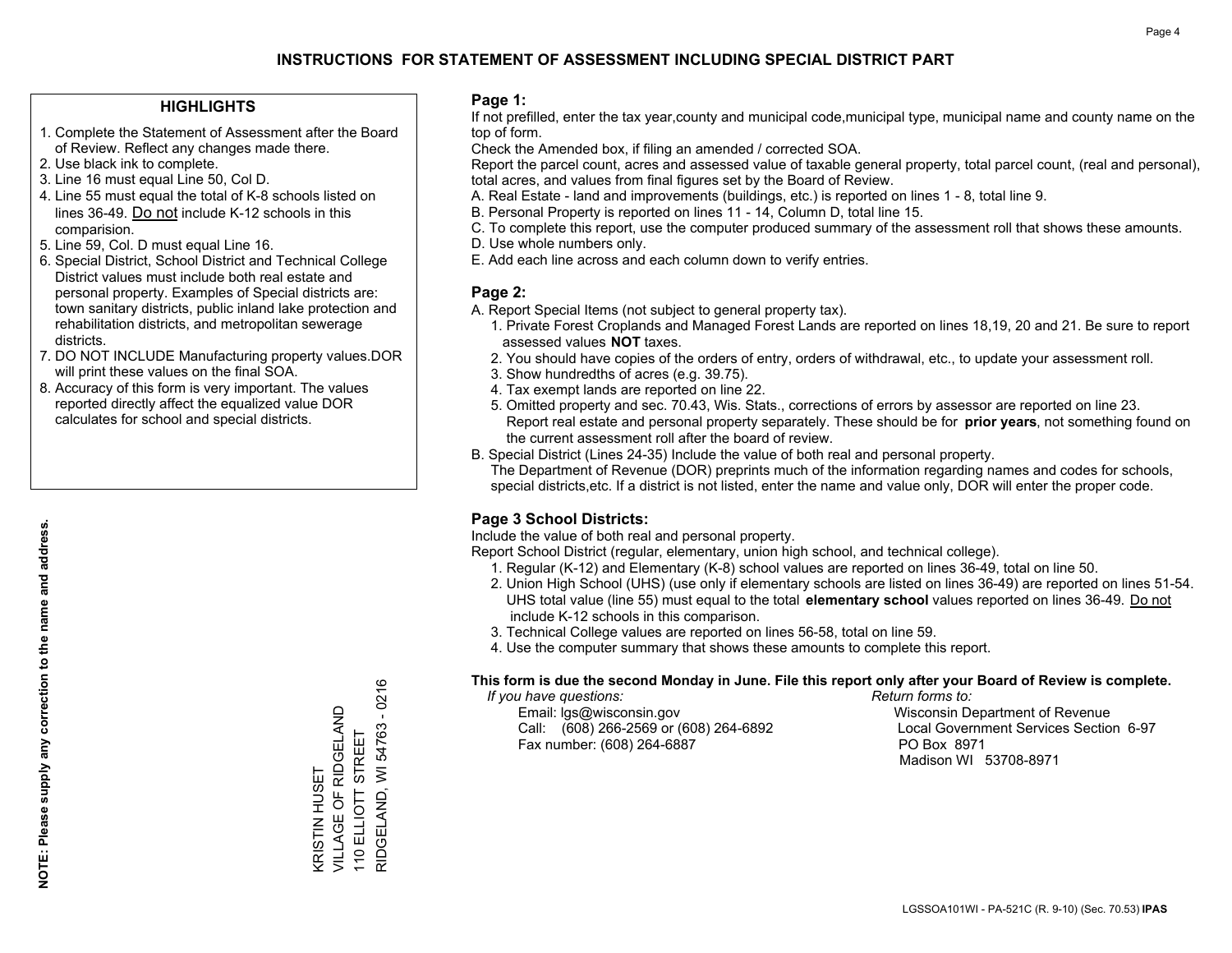# INSTRUCTIONS FOR STATEMENT OF ASSESSMENT INCLUDING SPECIAL DISTRICT PART

## HIGHLIGHTS

1. Complete the Statement of Assessment after the Board of Review. Reflect any changes made there.
2. Use black ink to complete.
3. Line 16 must equal Line 50, Col D.
4. Line 55 must equal the total of K-8 schools listed on lines 36-49. Do not include K-12 schools in this comparision.
5. Line 59, Col. D must equal Line 16.
6. Special District, School District and Technical College District values must include both real estate and personal property. Examples of Special districts are: town sanitary districts, public inland lake protection and rehabilitation districts, and metropolitan sewerage districts.
7. DO NOT INCLUDE Manufacturing property values.DOR will print these values on the final SOA.
8. Accuracy of this form is very important. The values reported directly affect the equalized value DOR calculates for school and special districts.

**NOTE: Please supply any correction to the name and address.**

KRISTIN HUSET
VILLAGE OF RIDGELAND
110 ELLIOTT STREET
RIDGELAND, WI 54763 - 0216

## Page 1:

If not prefilled, enter the tax year,county and municipal code,municipal type, municipal name and county name on the top of form.

Check the Amended box, if filing an amended / corrected SOA.

Report the parcel count, acres and assessed value of taxable general property, total parcel count, (real and personal), total acres, and values from final figures set by the Board of Review.

A. Real Estate - land and improvements (buildings, etc.) is reported on lines 1 - 8, total line 9.
B. Personal Property is reported on lines 11 - 14, Column D, total line 15.
C. To complete this report, use the computer produced summary of the assessment roll that shows these amounts.
D. Use whole numbers only.
E. Add each line across and each column down to verify entries.

## Page 2:

A. Report Special Items (not subject to general property tax).
   1. Private Forest Croplands and Managed Forest Lands are reported on lines 18,19, 20 and 21. Be sure to report assessed values **NOT** taxes.
   2. You should have copies of the orders of entry, orders of withdrawal, etc., to update your assessment roll.
   3. Show hundredths of acres (e.g. 39.75).
   4. Tax exempt lands are reported on line 22.
   5. Omitted property and sec. 70.43, Wis. Stats., corrections of errors by assessor are reported on line 23. Report real estate and personal property separately. These should be for **prior years**, not something found on the current assessment roll after the board of review.

B. Special District (Lines 24-35) Include the value of both real and personal property.
   The Department of Revenue (DOR) preprints much of the information regarding names and codes for schools, special districts,etc. If a district is not listed, enter the name and value only, DOR will enter the proper code.

## Page 3 School Districts:

Include the value of both real and personal property.

Report School District (regular, elementary, union high school, and technical college).

1. Regular (K-12) and Elementary (K-8) school values are reported on lines 36-49, total on line 50.
2. Union High School (UHS) (use only if elementary schools are listed on lines 36-49) are reported on lines 51-54. UHS total value (line 55) must equal to the total **elementary school** values reported on lines 36-49. Do not include K-12 schools in this comparison.
3. Technical College values are reported on lines 56-58, total on line 59.
4. Use the computer summary that shows these amounts to complete this report.

**This form is due the second Monday in June. File this report only after your Board of Review is complete.**

*If you have questions:*
Email: lgs@wisconsin.gov
Call: (608) 266-2569 or (608) 264-6892
Fax number: (608) 264-6887

*Return forms to:*
Wisconsin Department of Revenue
Local Government Services Section 6-97
PO Box 8971
Madison WI 53708-8971

LGSSOA101WI - PA-521C (R. 9-10) (Sec. 70.53) **IPAS**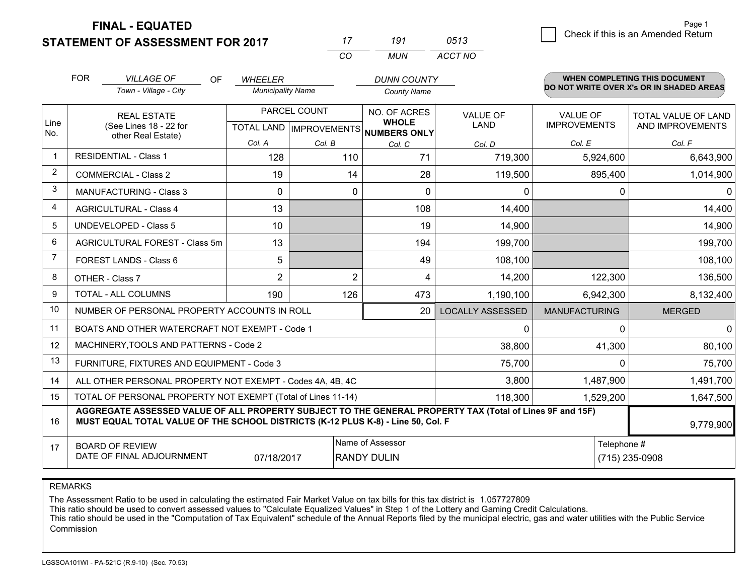**FINAL - EQUATED**
**STATEMENT OF ASSESSMENT FOR 2017**

| 17 | 191 | 0513 |
|---|---|---|
| CO | MUN | ACCT NO |

☐ Check if this is an Amended Return

FOR *VILLAGE OF* (Town - Village - City) OF *WHEELER* (Municipality Name) *DUNN COUNTY* (County Name)

**WHEN COMPLETING THIS DOCUMENT DO NOT WRITE OVER X's OR IN SHADED AREAS**

| Line No. | REAL ESTATE (See Lines 18 - 22 for other Real Estate) | PARCEL COUNT | | NO. OF ACRES WHOLE NUMBERS ONLY | VALUE OF LAND | VALUE OF IMPROVEMENTS | TOTAL VALUE OF LAND AND IMPROVEMENTS |
|---|---|---|---|---|---|---|---|
| | | TOTAL LAND Col. A | IMPROVEMENTS Col. B | Col. C | Col. D | Col. E | Col. F |
| 1 | RESIDENTIAL - Class 1 | 128 | 110 | 71 | 719,300 | 5,924,600 | 6,643,900 |
| 2 | COMMERCIAL - Class 2 | 19 | 14 | 28 | 119,500 | 895,400 | 1,014,900 |
| 3 | MANUFACTURING - Class 3 | 0 | 0 | 0 | 0 | 0 | 0 |
| 4 | AGRICULTURAL - Class 4 | 13 | | 108 | 14,400 | | 14,400 |
| 5 | UNDEVELOPED - Class 5 | 10 | | 19 | 14,900 | | 14,900 |
| 6 | AGRICULTURAL FOREST - Class 5m | 13 | | 194 | 199,700 | | 199,700 |
| 7 | FOREST LANDS - Class 6 | 5 | | 49 | 108,100 | | 108,100 |
| 8 | OTHER - Class 7 | 2 | 2 | 4 | 14,200 | 122,300 | 136,500 |
| 9 | TOTAL - ALL COLUMNS | 190 | 126 | 473 | 1,190,100 | 6,942,300 | 8,132,400 |
| 10 | NUMBER OF PERSONAL PROPERTY ACCOUNTS IN ROLL | | | 20 | LOCALLY ASSESSED | MANUFACTURING | MERGED |
| 11 | BOATS AND OTHER WATERCRAFT NOT EXEMPT - Code 1 | | | | 0 | 0 | 0 |
| 12 | MACHINERY,TOOLS AND PATTERNS - Code 2 | | | | 38,800 | 41,300 | 80,100 |
| 13 | FURNITURE, FIXTURES AND EQUIPMENT - Code 3 | | | | 75,700 | 0 | 75,700 |
| 14 | ALL OTHER PERSONAL PROPERTY NOT EXEMPT - Codes 4A, 4B, 4C | | | | 3,800 | 1,487,900 | 1,491,700 |
| 15 | TOTAL OF PERSONAL PROPERTY NOT EXEMPT (Total of Lines 11-14) | | | | 118,300 | 1,529,200 | 1,647,500 |
| 16 | **AGGREGATE ASSESSED VALUE OF ALL PROPERTY SUBJECT TO THE GENERAL PROPERTY TAX (Total of Lines 9F and 15F) MUST EQUAL TOTAL VALUE OF THE SCHOOL DISTRICTS (K-12 PLUS K-8) - Line 50, Col. F** | | | | | | 9,779,900 |
| 17 | BOARD OF REVIEW DATE OF FINAL ADJOURNMENT | 07/18/2017 | Name of Assessor: RANDY DULIN | | | Telephone #: (715) 235-0908 | |

REMARKS

The Assessment Ratio to be used in calculating the estimated Fair Market Value on tax bills for this tax district is 1.057727809
This ratio should be used to convert assessed values to "Calculate Equalized Values" in Step 1 of the Lottery and Gaming Credit Calculations.
This ratio should be used in the "Computation of Tax Equivalent" schedule of the Annual Reports filed by the municipal electric, gas and water utilities with the Public Service Commission

LGSSOA101WI - PA-521C (R.9-10) (Sec. 70.53)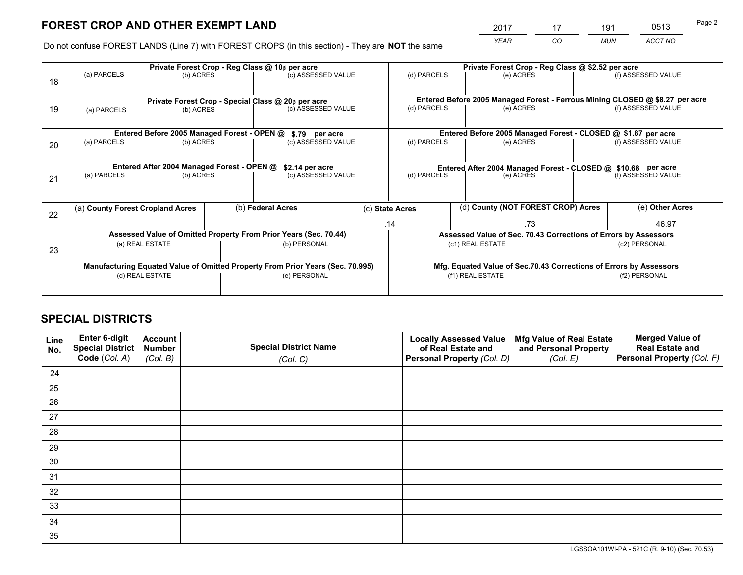# FOREST CROP AND OTHER EXEMPT LAND

| 2017 | 17 | 191 | 0513 |
|---|---|---|---|
| *YEAR* | *CO* | *MUN* | *ACCT NO* |

Do not confuse FOREST LANDS (Line 7) with FOREST CROPS (in this section) - They are **NOT** the same

| Line | Private Forest Crop - Reg Class @ 10¢ per acre | | | Private Forest Crop - Reg Class @ $2.52 per acre | | |
|---|---|---|---|---|---|---|
| 18 | (a) PARCELS | (b) ACRES | (c) ASSESSED VALUE | (d) PARCELS | (e) ACRES | (f) ASSESSED VALUE |
| | | | | | | |
| | **Private Forest Crop - Special Class @ 20¢ per acre** | | | **Entered Before 2005 Managed Forest - Ferrous Mining CLOSED @ $8.27 per acre** | | |
| 19 | (a) PARCELS | (b) ACRES | (c) ASSESSED VALUE | (d) PARCELS | (e) ACRES | (f) ASSESSED VALUE |
| | | | | | | |
| | **Entered Before 2005 Managed Forest - OPEN @ $.79 per acre** | | | **Entered Before 2005 Managed Forest - CLOSED @ $1.87 per acre** | | |
| 20 | (a) PARCELS | (b) ACRES | (c) ASSESSED VALUE | (d) PARCELS | (e) ACRES | (f) ASSESSED VALUE |
| | | | | | | |
| | **Entered After 2004 Managed Forest - OPEN @ $2.14 per acre** | | | **Entered After 2004 Managed Forest - CLOSED @ $10.68 per acre** | | |
| 21 | (a) PARCELS | (b) ACRES | (c) ASSESSED VALUE | (d) PARCELS | (e) ACRES | (f) ASSESSED VALUE |
| | | | | | | |

| Line | (a) County Forest Cropland Acres | (b) Federal Acres | (c) State Acres | (d) County (NOT FOREST CROP) Acres | (e) Other Acres |
|---|---|---|---|---|---|
| 22 | | | .14 | .73 | 46.97 |

| Line | Assessed Value of Omitted Property From Prior Years (Sec. 70.44) | | Assessed Value of Sec. 70.43 Corrections of Errors by Assessors | |
|---|---|---|---|---|
| 23 | (a) REAL ESTATE | (b) PERSONAL | (c1) REAL ESTATE | (c2) PERSONAL |
| | | | | |
| | **Manufacturing Equated Value of Omitted Property From Prior Years (Sec. 70.995)** | | **Mfg. Equated Value of Sec.70.43 Corrections of Errors by Assessors** | |
| | (d) REAL ESTATE | (e) PERSONAL | (f1) REAL ESTATE | (f2) PERSONAL |
| | | | | |

# SPECIAL DISTRICTS

| Line No. | Enter 6-digit Special District Code (*Col. A*) | Account Number (*Col. B*) | Special District Name (*Col. C*) | Locally Assessed Value of Real Estate and Personal Property (*Col. D*) | Mfg Value of Real Estate and Personal Property (*Col. E*) | Merged Value of Real Estate and Personal Property (*Col. F*) |
|---|---|---|---|---|---|---|
| 24 | | | | | | |
| 25 | | | | | | |
| 26 | | | | | | |
| 27 | | | | | | |
| 28 | | | | | | |
| 29 | | | | | | |
| 30 | | | | | | |
| 31 | | | | | | |
| 32 | | | | | | |
| 33 | | | | | | |
| 34 | | | | | | |
| 35 | | | | | | |

LGSSOA101WI-PA - 521C (R. 9-10) (Sec. 70.53)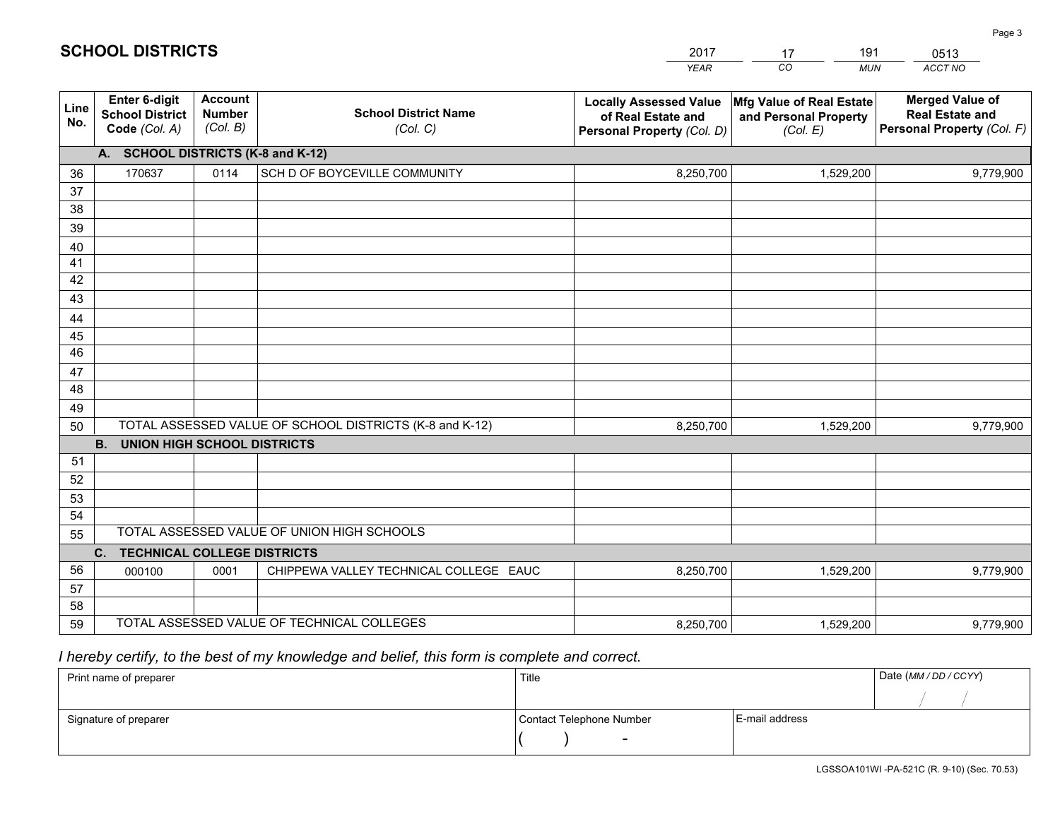# SCHOOL DISTRICTS

| 2017 | 17 | 191 | 0513 |
|---|---|---|---|
| *YEAR* | *CO* | *MUN* | *ACCT NO* |

| Line No. | Enter 6-digit School District Code *(Col. A)* | Account Number *(Col. B)* | School District Name *(Col. C)* | Locally Assessed Value of Real Estate and Personal Property *(Col. D)* | Mfg Value of Real Estate and Personal Property *(Col. E)* | Merged Value of Real Estate and Personal Property *(Col. F)* |
|---|---|---|---|---|---|---|
| | **A. SCHOOL DISTRICTS (K-8 and K-12)** | | | | | |
| 36 | 170637 | 0114 | SCH D OF BOYCEVILLE COMMUNITY | 8,250,700 | 1,529,200 | 9,779,900 |
| 37 | | | | | | |
| 38 | | | | | | |
| 39 | | | | | | |
| 40 | | | | | | |
| 41 | | | | | | |
| 42 | | | | | | |
| 43 | | | | | | |
| 44 | | | | | | |
| 45 | | | | | | |
| 46 | | | | | | |
| 47 | | | | | | |
| 48 | | | | | | |
| 49 | | | | | | |
| 50 | TOTAL ASSESSED VALUE OF SCHOOL DISTRICTS (K-8 and K-12) | | | 8,250,700 | 1,529,200 | 9,779,900 |
| | **B. UNION HIGH SCHOOL DISTRICTS** | | | | | |
| 51 | | | | | | |
| 52 | | | | | | |
| 53 | | | | | | |
| 54 | | | | | | |
| 55 | TOTAL ASSESSED VALUE OF UNION HIGH SCHOOLS | | | | | |
| | **C. TECHNICAL COLLEGE DISTRICTS** | | | | | |
| 56 | 000100 | 0001 | CHIPPEWA VALLEY TECHNICAL COLLEGE EAUC | 8,250,700 | 1,529,200 | 9,779,900 |
| 57 | | | | | | |
| 58 | | | | | | |
| 59 | TOTAL ASSESSED VALUE OF TECHNICAL COLLEGES | | | 8,250,700 | 1,529,200 | 9,779,900 |

*I hereby certify, to the best of my knowledge and belief, this form is complete and correct.*

| Print name of preparer | Title | | Date *(MM / DD / CCYY)* |
|---|---|---|---|
| | | | / / |
| Signature of preparer | Contact Telephone Number | E-mail address | |
| | ( ) - | | |

LGSSOA101WI -PA-521C (R. 9-10) (Sec. 70.53)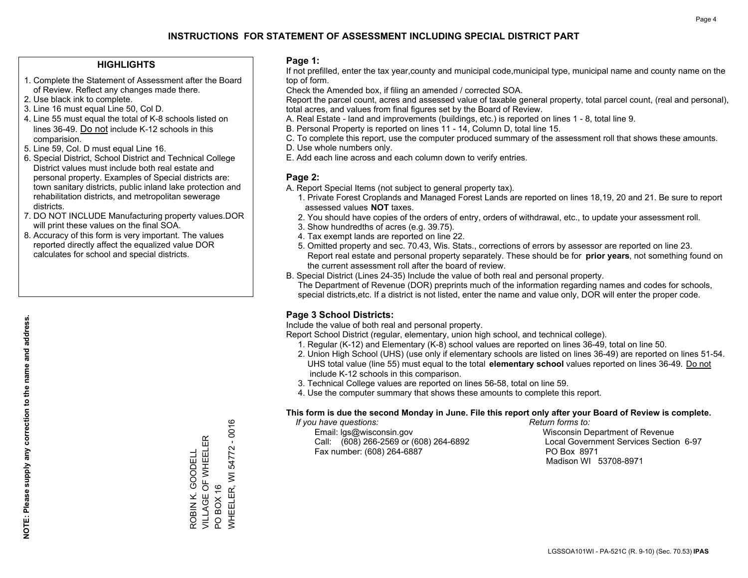# INSTRUCTIONS FOR STATEMENT OF ASSESSMENT INCLUDING SPECIAL DISTRICT PART

## HIGHLIGHTS

1. Complete the Statement of Assessment after the Board of Review. Reflect any changes made there.
2. Use black ink to complete.
3. Line 16 must equal Line 50, Col D.
4. Line 55 must equal the total of K-8 schools listed on lines 36-49. Do not include K-12 schools in this comparision.
5. Line 59, Col. D must equal Line 16.
6. Special District, School District and Technical College District values must include both real estate and personal property. Examples of Special districts are: town sanitary districts, public inland lake protection and rehabilitation districts, and metropolitan sewerage districts.
7. DO NOT INCLUDE Manufacturing property values.DOR will print these values on the final SOA.
8. Accuracy of this form is very important. The values reported directly affect the equalized value DOR calculates for school and special districts.

**NOTE: Please supply any correction to the name and address.**

ROBIN K. GOODELL
VILLAGE OF WHEELER
PO BOX 16
WHEELER, WI 54772 - 0016

## Page 1:

If not prefilled, enter the tax year,county and municipal code,municipal type, municipal name and county name on the top of form.

Check the Amended box, if filing an amended / corrected SOA.

Report the parcel count, acres and assessed value of taxable general property, total parcel count, (real and personal), total acres, and values from final figures set by the Board of Review.

A. Real Estate - land and improvements (buildings, etc.) is reported on lines 1 - 8, total line 9.
B. Personal Property is reported on lines 11 - 14, Column D, total line 15.
C. To complete this report, use the computer produced summary of the assessment roll that shows these amounts.
D. Use whole numbers only.
E. Add each line across and each column down to verify entries.

## Page 2:

A. Report Special Items (not subject to general property tax).
   1. Private Forest Croplands and Managed Forest Lands are reported on lines 18,19, 20 and 21. Be sure to report assessed values **NOT** taxes.
   2. You should have copies of the orders of entry, orders of withdrawal, etc., to update your assessment roll.
   3. Show hundredths of acres (e.g. 39.75).
   4. Tax exempt lands are reported on line 22.
   5. Omitted property and sec. 70.43, Wis. Stats., corrections of errors by assessor are reported on line 23. Report real estate and personal property separately. These should be for **prior years**, not something found on the current assessment roll after the board of review.
B. Special District (Lines 24-35) Include the value of both real and personal property.
   The Department of Revenue (DOR) preprints much of the information regarding names and codes for schools, special districts,etc. If a district is not listed, enter the name and value only, DOR will enter the proper code.

## Page 3 School Districts:

Include the value of both real and personal property.

Report School District (regular, elementary, union high school, and technical college).

1. Regular (K-12) and Elementary (K-8) school values are reported on lines 36-49, total on line 50.
2. Union High School (UHS) (use only if elementary schools are listed on lines 36-49) are reported on lines 51-54. UHS total value (line 55) must equal to the total **elementary school** values reported on lines 36-49. Do not include K-12 schools in this comparison.
3. Technical College values are reported on lines 56-58, total on line 59.
4. Use the computer summary that shows these amounts to complete this report.

**This form is due the second Monday in June. File this report only after your Board of Review is complete.**

*If you have questions:*
Email: lgs@wisconsin.gov
Call: (608) 266-2569 or (608) 264-6892
Fax number: (608) 264-6887

*Return forms to:*
Wisconsin Department of Revenue
Local Government Services Section 6-97
PO Box 8971
Madison WI 53708-8971

LGSSOA101WI - PA-521C (R. 9-10) (Sec. 70.53) **IPAS**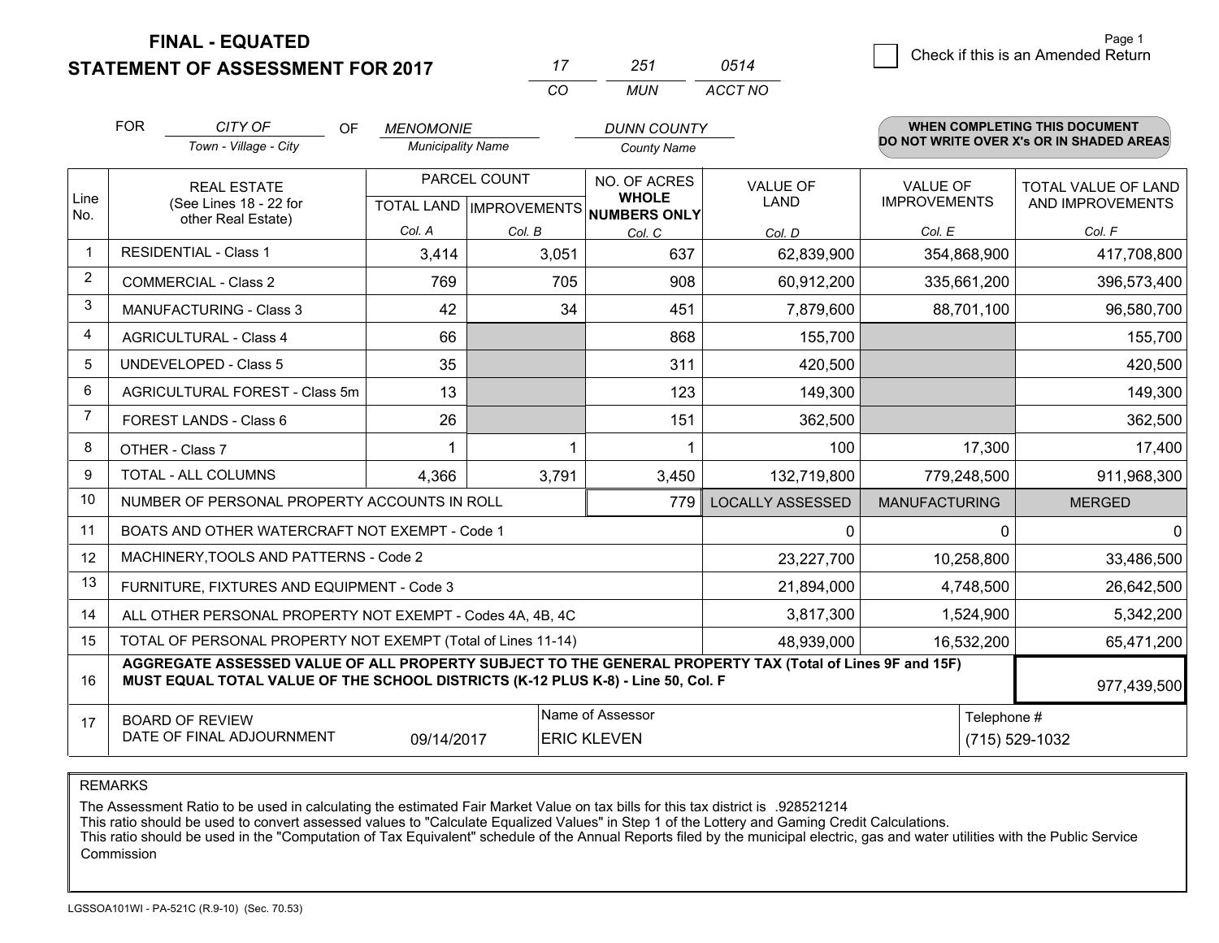**FINAL - EQUATED**
**STATEMENT OF ASSESSMENT FOR 2017**

| 17 | 251 | 0514 |
|---|---|---|
| CO | MUN | ACCT NO |

☐ Check if this is an Amended Return

FOR *CITY OF* (Town - Village - City) OF *MENOMONIE* (Municipality Name) *DUNN COUNTY* (County Name)

**WHEN COMPLETING THIS DOCUMENT DO NOT WRITE OVER X's OR IN SHADED AREAS**

| Line No. | REAL ESTATE (See Lines 18 - 22 for other Real Estate) | PARCEL COUNT | | NO. OF ACRES WHOLE NUMBERS ONLY | VALUE OF LAND | VALUE OF IMPROVEMENTS | TOTAL VALUE OF LAND AND IMPROVEMENTS |
|---|---|---|---|---|---|---|---|
| | | TOTAL LAND | IMPROVEMENTS | | | | |
| | | Col. A | Col. B | Col. C | Col. D | Col. E | Col. F |
| 1 | RESIDENTIAL - Class 1 | 3,414 | 3,051 | 637 | 62,839,900 | 354,868,900 | 417,708,800 |
| 2 | COMMERCIAL - Class 2 | 769 | 705 | 908 | 60,912,200 | 335,661,200 | 396,573,400 |
| 3 | MANUFACTURING - Class 3 | 42 | 34 | 451 | 7,879,600 | 88,701,100 | 96,580,700 |
| 4 | AGRICULTURAL - Class 4 | 66 | | 868 | 155,700 | | 155,700 |
| 5 | UNDEVELOPED - Class 5 | 35 | | 311 | 420,500 | | 420,500 |
| 6 | AGRICULTURAL FOREST - Class 5m | 13 | | 123 | 149,300 | | 149,300 |
| 7 | FOREST LANDS - Class 6 | 26 | | 151 | 362,500 | | 362,500 |
| 8 | OTHER - Class 7 | 1 | 1 | 1 | 100 | 17,300 | 17,400 |
| 9 | TOTAL - ALL COLUMNS | 4,366 | 3,791 | 3,450 | 132,719,800 | 779,248,500 | 911,968,300 |
| 10 | NUMBER OF PERSONAL PROPERTY ACCOUNTS IN ROLL | | | 779 | LOCALLY ASSESSED | MANUFACTURING | MERGED |
| 11 | BOATS AND OTHER WATERCRAFT NOT EXEMPT - Code 1 | | | | 0 | 0 | 0 |
| 12 | MACHINERY,TOOLS AND PATTERNS - Code 2 | | | | 23,227,700 | 10,258,800 | 33,486,500 |
| 13 | FURNITURE, FIXTURES AND EQUIPMENT - Code 3 | | | | 21,894,000 | 4,748,500 | 26,642,500 |
| 14 | ALL OTHER PERSONAL PROPERTY NOT EXEMPT - Codes 4A, 4B, 4C | | | | 3,817,300 | 1,524,900 | 5,342,200 |
| 15 | TOTAL OF PERSONAL PROPERTY NOT EXEMPT (Total of Lines 11-14) | | | | 48,939,000 | 16,532,200 | 65,471,200 |
| 16 | **AGGREGATE ASSESSED VALUE OF ALL PROPERTY SUBJECT TO THE GENERAL PROPERTY TAX (Total of Lines 9F and 15F) MUST EQUAL TOTAL VALUE OF THE SCHOOL DISTRICTS (K-12 PLUS K-8) - Line 50, Col. F** | | | | | | 977,439,500 |
| 17 | BOARD OF REVIEW DATE OF FINAL ADJOURNMENT | 09/14/2017 | Name of Assessor: ERIC KLEVEN | | | Telephone #: (715) 529-1032 | |

REMARKS

The Assessment Ratio to be used in calculating the estimated Fair Market Value on tax bills for this tax district is .928521214
This ratio should be used to convert assessed values to "Calculate Equalized Values" in Step 1 of the Lottery and Gaming Credit Calculations.
This ratio should be used in the "Computation of Tax Equivalent" schedule of the Annual Reports filed by the municipal electric, gas and water utilities with the Public Service Commission

LGSSOA101WI - PA-521C (R.9-10) (Sec. 70.53)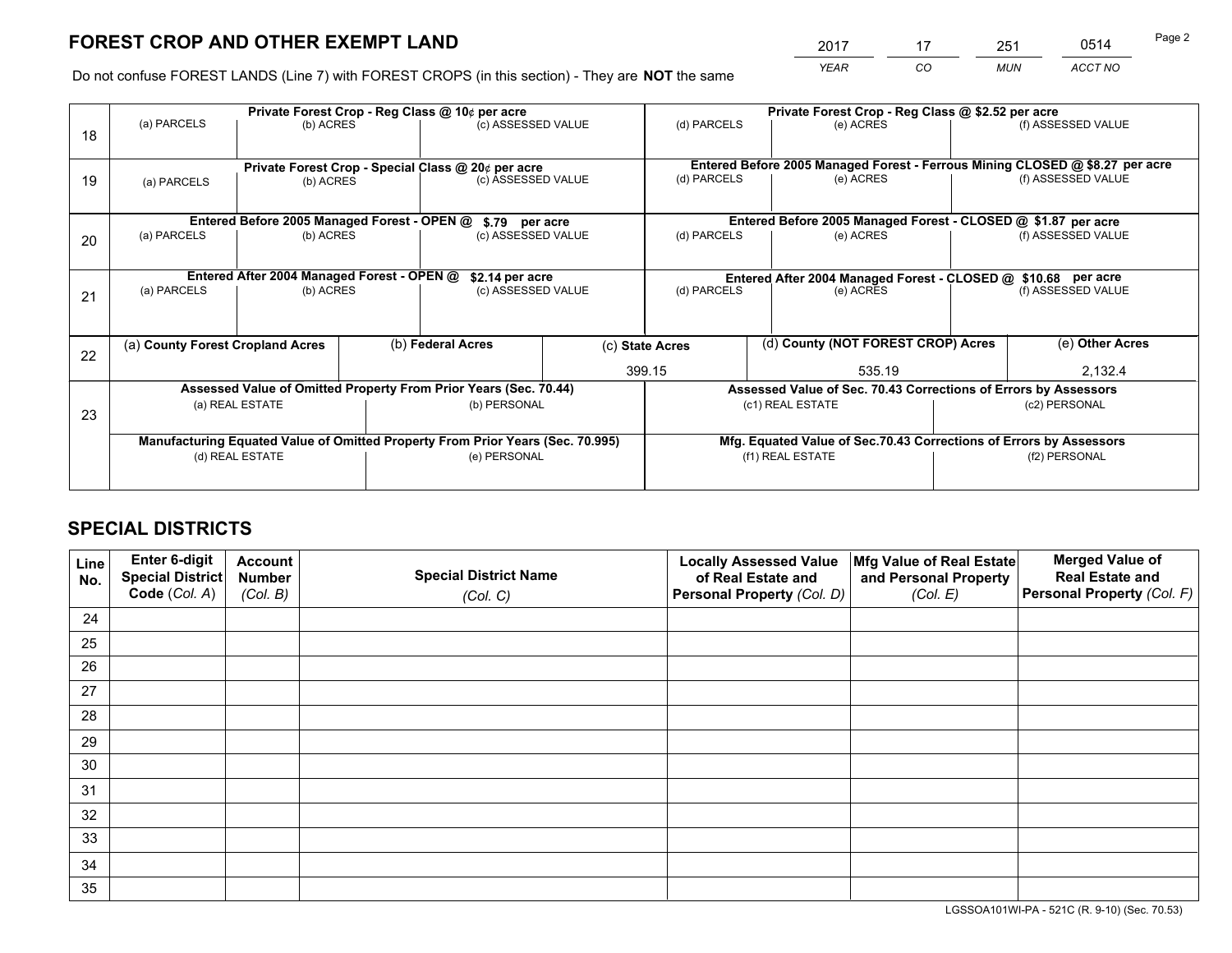# FOREST CROP AND OTHER EXEMPT LAND

| 2017 | 17 | 251 | 0514 |
|---|---|---|---|
| YEAR | CO | MUN | ACCT NO |

Do not confuse FOREST LANDS (Line 7) with FOREST CROPS (in this section) - They are **NOT** the same

| Line | Private Forest Crop - Reg Class @ 10¢ per acre | | | Private Forest Crop - Reg Class @ $2.52 per acre | | |
|---|---|---|---|---|---|---|
| 18 | (a) PARCELS | (b) ACRES | (c) ASSESSED VALUE | (d) PARCELS | (e) ACRES | (f) ASSESSED VALUE |
| | | | | | | |
| | **Private Forest Crop - Special Class @ 20¢ per acre** | | | **Entered Before 2005 Managed Forest - Ferrous Mining CLOSED @ $8.27 per acre** | | |
| 19 | (a) PARCELS | (b) ACRES | (c) ASSESSED VALUE | (d) PARCELS | (e) ACRES | (f) ASSESSED VALUE |
| | | | | | | |
| | **Entered Before 2005 Managed Forest - OPEN @ $.79 per acre** | | | **Entered Before 2005 Managed Forest - CLOSED @ $1.87 per acre** | | |
| 20 | (a) PARCELS | (b) ACRES | (c) ASSESSED VALUE | (d) PARCELS | (e) ACRES | (f) ASSESSED VALUE |
| | | | | | | |
| | **Entered After 2004 Managed Forest - OPEN @ $2.14 per acre** | | | **Entered After 2004 Managed Forest - CLOSED @ $10.68 per acre** | | |
| 21 | (a) PARCELS | (b) ACRES | (c) ASSESSED VALUE | (d) PARCELS | (e) ACRES | (f) ASSESSED VALUE |
| | | | | | | |

| Line | (a) County Forest Cropland Acres | (b) Federal Acres | (c) State Acres | (d) County (NOT FOREST CROP) Acres | (e) Other Acres |
|---|---|---|---|---|---|
| 22 | | | 399.15 | 535.19 | 2,132.4 |

| Line | Assessed Value of Omitted Property From Prior Years (Sec. 70.44) | | Assessed Value of Sec. 70.43 Corrections of Errors by Assessors | |
|---|---|---|---|---|
| 23 | (a) REAL ESTATE | (b) PERSONAL | (c1) REAL ESTATE | (c2) PERSONAL |
| | | | | |
| | **Manufacturing Equated Value of Omitted Property From Prior Years (Sec. 70.995)** | | **Mfg. Equated Value of Sec.70.43 Corrections of Errors by Assessors** | |
| | (d) REAL ESTATE | (e) PERSONAL | (f1) REAL ESTATE | (f2) PERSONAL |
| | | | | |

# SPECIAL DISTRICTS

| Line No. | Enter 6-digit Special District Code (Col. A) | Account Number (Col. B) | Special District Name (Col. C) | Locally Assessed Value of Real Estate and Personal Property (Col. D) | Mfg Value of Real Estate and Personal Property (Col. E) | Merged Value of Real Estate and Personal Property (Col. F) |
|---|---|---|---|---|---|---|
| 24 | | | | | | |
| 25 | | | | | | |
| 26 | | | | | | |
| 27 | | | | | | |
| 28 | | | | | | |
| 29 | | | | | | |
| 30 | | | | | | |
| 31 | | | | | | |
| 32 | | | | | | |
| 33 | | | | | | |
| 34 | | | | | | |
| 35 | | | | | | |

LGSSOA101WI-PA - 521C (R. 9-10) (Sec. 70.53)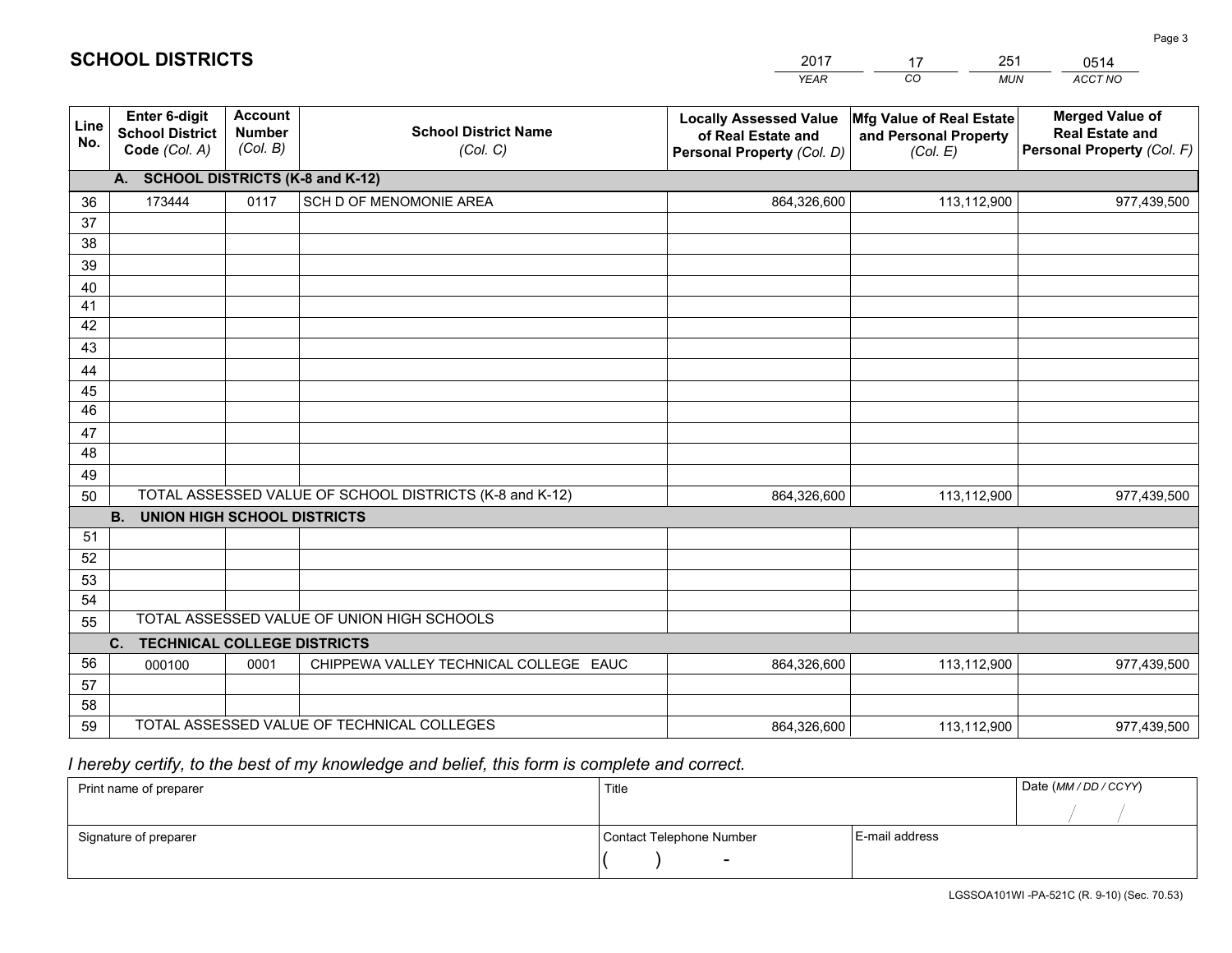# SCHOOL DISTRICTS

| 2017 | 17 | 251 | 0514 |
|---|---|---|---|
| *YEAR* | *CO* | *MUN* | *ACCT NO* |

| Line No. | Enter 6-digit School District Code *(Col. A)* | Account Number *(Col. B)* | School District Name *(Col. C)* | Locally Assessed Value of Real Estate and Personal Property *(Col. D)* | Mfg Value of Real Estate and Personal Property *(Col. E)* | Merged Value of Real Estate and Personal Property *(Col. F)* |
|---|---|---|---|---|---|---|
| | **A. SCHOOL DISTRICTS (K-8 and K-12)** | | | | | |
| 36 | 173444 | 0117 | SCH D OF MENOMONIE AREA | 864,326,600 | 113,112,900 | 977,439,500 |
| 37 | | | | | | |
| 38 | | | | | | |
| 39 | | | | | | |
| 40 | | | | | | |
| 41 | | | | | | |
| 42 | | | | | | |
| 43 | | | | | | |
| 44 | | | | | | |
| 45 | | | | | | |
| 46 | | | | | | |
| 47 | | | | | | |
| 48 | | | | | | |
| 49 | | | | | | |
| 50 | TOTAL ASSESSED VALUE OF SCHOOL DISTRICTS (K-8 and K-12) | | | 864,326,600 | 113,112,900 | 977,439,500 |
| | **B. UNION HIGH SCHOOL DISTRICTS** | | | | | |
| 51 | | | | | | |
| 52 | | | | | | |
| 53 | | | | | | |
| 54 | | | | | | |
| 55 | TOTAL ASSESSED VALUE OF UNION HIGH SCHOOLS | | | | | |
| | **C. TECHNICAL COLLEGE DISTRICTS** | | | | | |
| 56 | 000100 | 0001 | CHIPPEWA VALLEY TECHNICAL COLLEGE EAUC | 864,326,600 | 113,112,900 | 977,439,500 |
| 57 | | | | | | |
| 58 | | | | | | |
| 59 | TOTAL ASSESSED VALUE OF TECHNICAL COLLEGES | | | 864,326,600 | 113,112,900 | 977,439,500 |

*I hereby certify, to the best of my knowledge and belief, this form is complete and correct.*

| Print name of preparer | Title | | Date *(MM / DD / CCYY)* |
|---|---|---|---|
| | | | / / |
| Signature of preparer | Contact Telephone Number | E-mail address | |
| | ( ) - | | |

LGSSOA101WI -PA-521C (R. 9-10) (Sec. 70.53)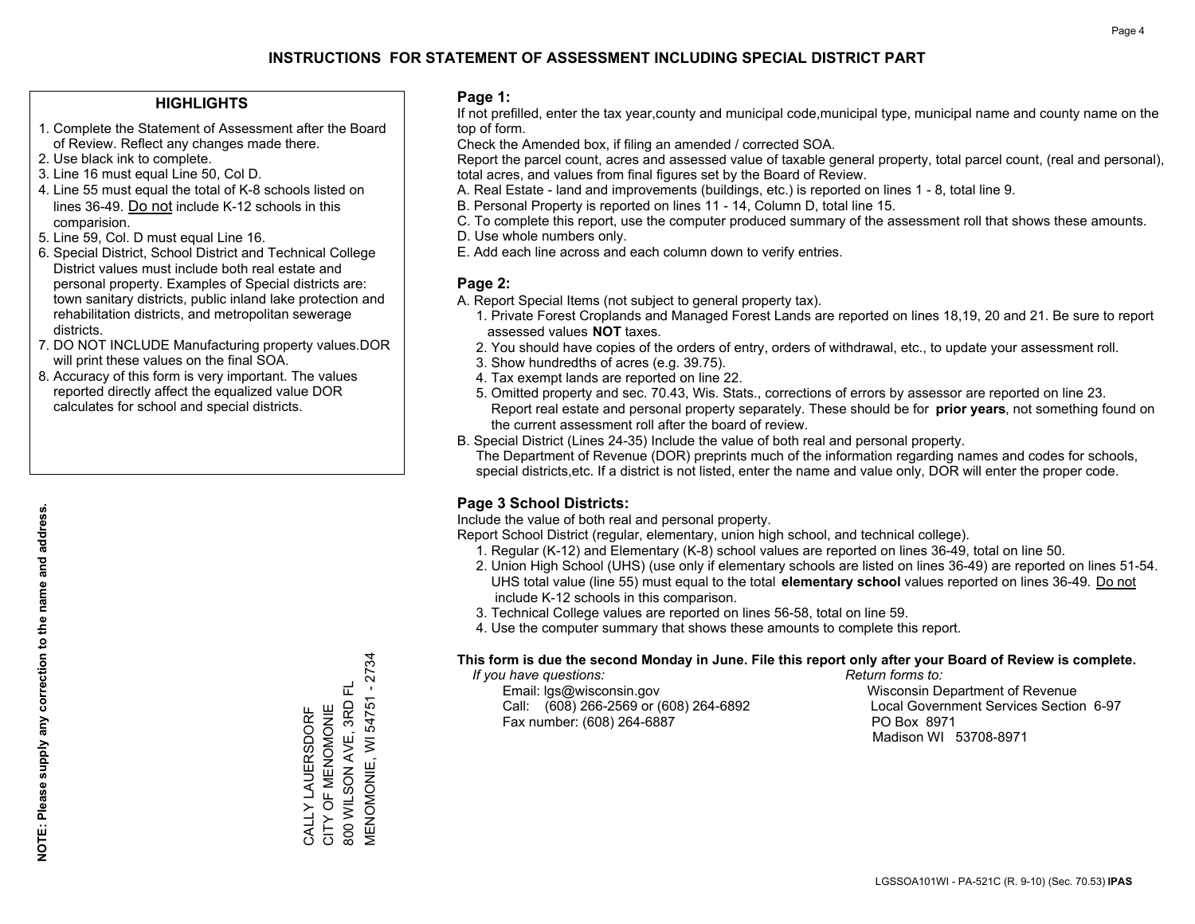# INSTRUCTIONS FOR STATEMENT OF ASSESSMENT INCLUDING SPECIAL DISTRICT PART

## HIGHLIGHTS

1. Complete the Statement of Assessment after the Board of Review. Reflect any changes made there.
2. Use black ink to complete.
3. Line 16 must equal Line 50, Col D.
4. Line 55 must equal the total of K-8 schools listed on lines 36-49. Do not include K-12 schools in this comparision.
5. Line 59, Col. D must equal Line 16.
6. Special District, School District and Technical College District values must include both real estate and personal property. Examples of Special districts are: town sanitary districts, public inland lake protection and rehabilitation districts, and metropolitan sewerage districts.
7. DO NOT INCLUDE Manufacturing property values.DOR will print these values on the final SOA.
8. Accuracy of this form is very important. The values reported directly affect the equalized value DOR calculates for school and special districts.

**NOTE: Please supply any correction to the name and address.**

CALLY LAUERSDORF
CITY OF MENOMONIE
800 WILSON AVE, 3RD FL
MENOMONIE, WI 54751 - 2734

## Page 1:

If not prefilled, enter the tax year,county and municipal code,municipal type, municipal name and county name on the top of form.

Check the Amended box, if filing an amended / corrected SOA.

Report the parcel count, acres and assessed value of taxable general property, total parcel count, (real and personal), total acres, and values from final figures set by the Board of Review.

A. Real Estate - land and improvements (buildings, etc.) is reported on lines 1 - 8, total line 9.
B. Personal Property is reported on lines 11 - 14, Column D, total line 15.
C. To complete this report, use the computer produced summary of the assessment roll that shows these amounts.
D. Use whole numbers only.
E. Add each line across and each column down to verify entries.

## Page 2:

A. Report Special Items (not subject to general property tax).
1. Private Forest Croplands and Managed Forest Lands are reported on lines 18,19, 20 and 21. Be sure to report assessed values **NOT** taxes.
2. You should have copies of the orders of entry, orders of withdrawal, etc., to update your assessment roll.
3. Show hundredths of acres (e.g. 39.75).
4. Tax exempt lands are reported on line 22.
5. Omitted property and sec. 70.43, Wis. Stats., corrections of errors by assessor are reported on line 23. Report real estate and personal property separately. These should be for **prior years**, not something found on the current assessment roll after the board of review.

B. Special District (Lines 24-35) Include the value of both real and personal property.
The Department of Revenue (DOR) preprints much of the information regarding names and codes for schools, special districts,etc. If a district is not listed, enter the name and value only, DOR will enter the proper code.

## Page 3 School Districts:

Include the value of both real and personal property.

Report School District (regular, elementary, union high school, and technical college).

1. Regular (K-12) and Elementary (K-8) school values are reported on lines 36-49, total on line 50.
2. Union High School (UHS) (use only if elementary schools are listed on lines 36-49) are reported on lines 51-54. UHS total value (line 55) must equal to the total **elementary school** values reported on lines 36-49. Do not include K-12 schools in this comparison.
3. Technical College values are reported on lines 56-58, total on line 59.
4. Use the computer summary that shows these amounts to complete this report.

**This form is due the second Monday in June. File this report only after your Board of Review is complete.**

*If you have questions:*
Email: lgs@wisconsin.gov
Call: (608) 266-2569 or (608) 264-6892
Fax number: (608) 264-6887

*Return forms to:*
Wisconsin Department of Revenue
Local Government Services Section 6-97
PO Box 8971
Madison WI 53708-8971

LGSSOA101WI - PA-521C (R. 9-10) (Sec. 70.53) **IPAS**